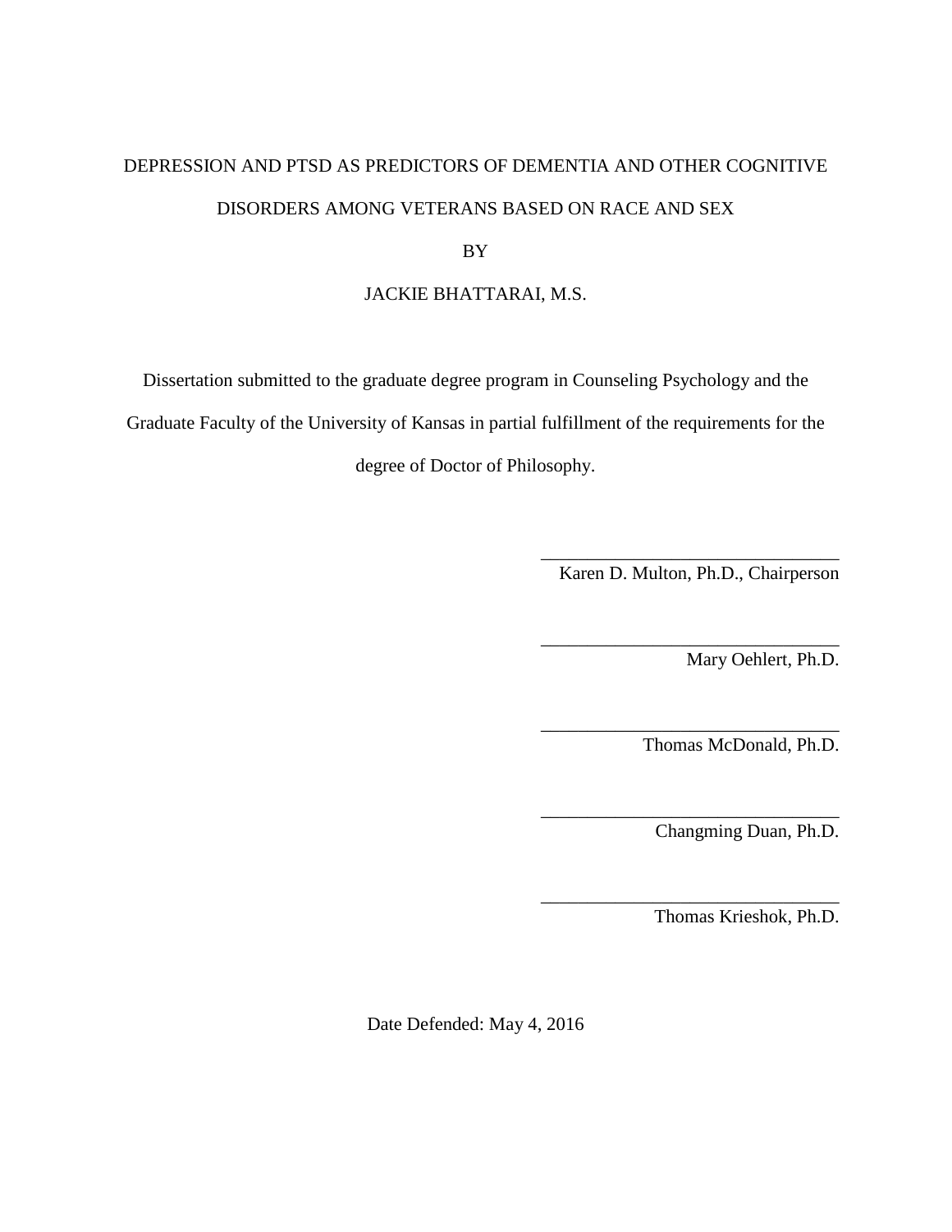# DEPRESSION AND PTSD AS PREDICTORS OF DEMENTIA AND OTHER COGNITIVE DISORDERS AMONG VETERANS BASED ON RACE AND SEX

BY

JACKIE BHATTARAI, M.S.

Dissertation submitted to the graduate degree program in Counseling Psychology and the Graduate Faculty of the University of Kansas in partial fulfillment of the requirements for the degree of Doctor of Philosophy.

________________________________
Karen D. Multon, Ph.D., Chairperson

________________________________
Mary Oehlert, Ph.D.

________________________________
Thomas McDonald, Ph.D.

________________________________
Changming Duan, Ph.D.

________________________________
Thomas Krieshok, Ph.D.

Date Defended: May 4, 2016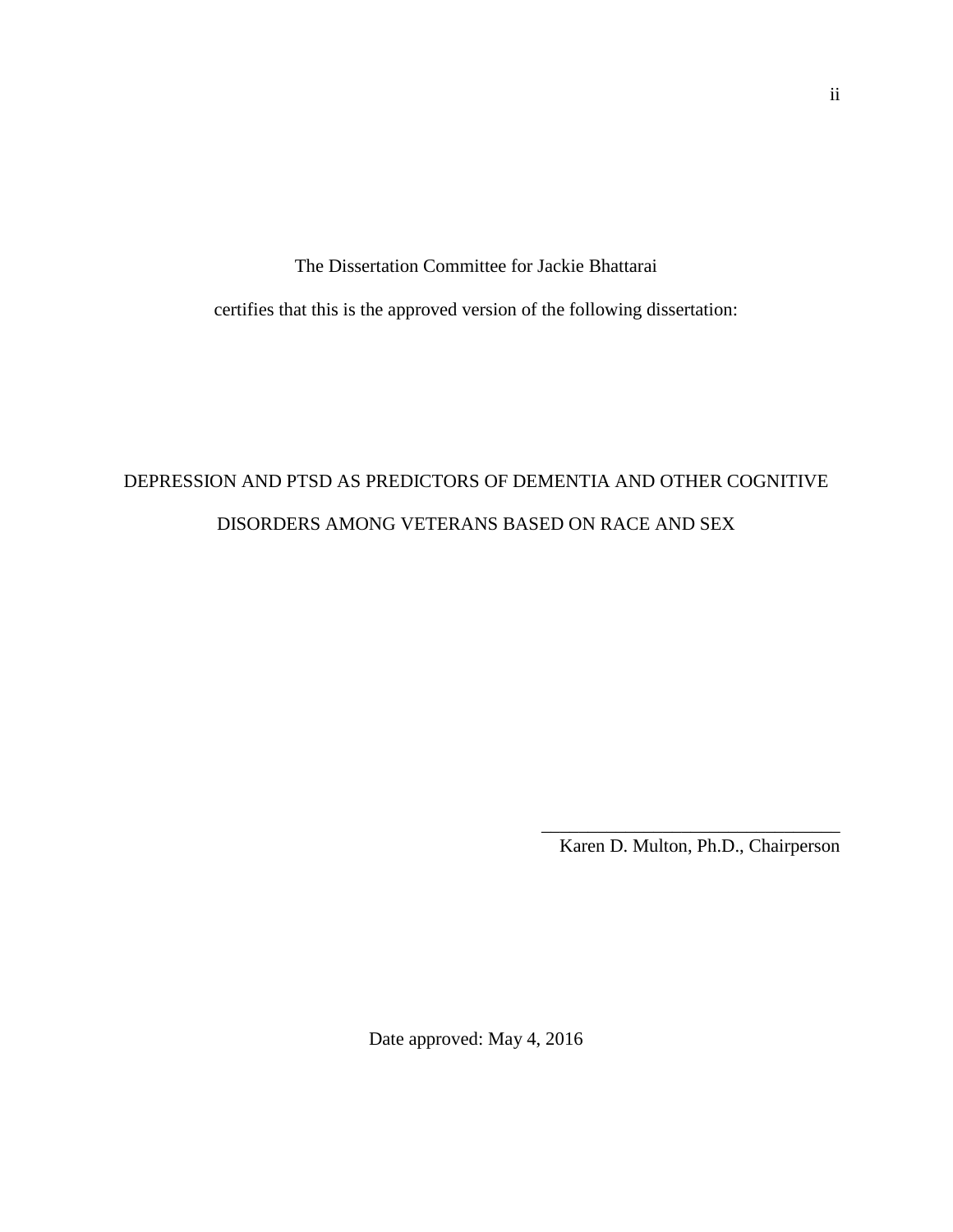The Dissertation Committee for Jackie Bhattarai

certifies that this is the approved version of the following dissertation:

DEPRESSION AND PTSD AS PREDICTORS OF DEMENTIA AND OTHER COGNITIVE DISORDERS AMONG VETERANS BASED ON RACE AND SEX

\_\_\_\_\_\_\_\_\_\_\_\_\_\_\_\_\_\_\_\_\_\_\_\_\_\_\_\_\_\_\_\_

Karen D. Multon, Ph.D., Chairperson

Date approved: May 4, 2016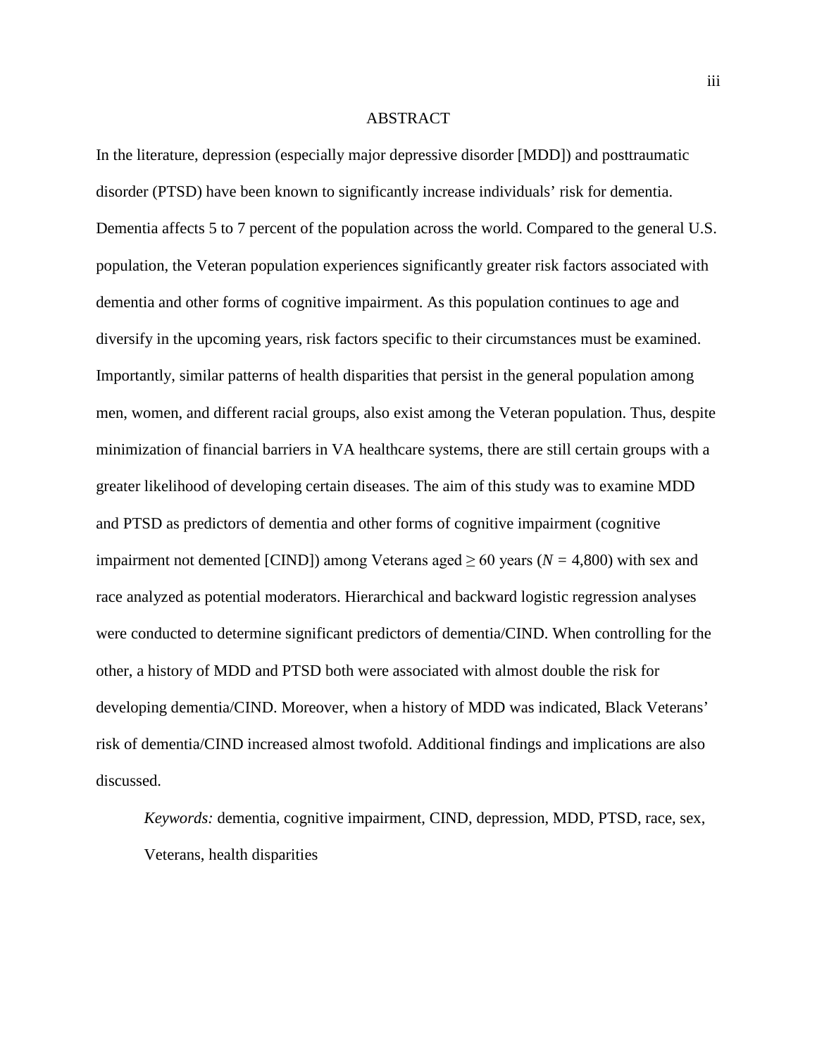# ABSTRACT

In the literature, depression (especially major depressive disorder [MDD]) and posttraumatic disorder (PTSD) have been known to significantly increase individuals' risk for dementia. Dementia affects 5 to 7 percent of the population across the world. Compared to the general U.S. population, the Veteran population experiences significantly greater risk factors associated with dementia and other forms of cognitive impairment. As this population continues to age and diversify in the upcoming years, risk factors specific to their circumstances must be examined. Importantly, similar patterns of health disparities that persist in the general population among men, women, and different racial groups, also exist among the Veteran population. Thus, despite minimization of financial barriers in VA healthcare systems, there are still certain groups with a greater likelihood of developing certain diseases. The aim of this study was to examine MDD and PTSD as predictors of dementia and other forms of cognitive impairment (cognitive impairment not demented [CIND]) among Veterans aged ≥ 60 years ($N$ = 4,800) with sex and race analyzed as potential moderators. Hierarchical and backward logistic regression analyses were conducted to determine significant predictors of dementia/CIND. When controlling for the other, a history of MDD and PTSD both were associated with almost double the risk for developing dementia/CIND. Moreover, when a history of MDD was indicated, Black Veterans' risk of dementia/CIND increased almost twofold. Additional findings and implications are also discussed.

*Keywords:* dementia, cognitive impairment, CIND, depression, MDD, PTSD, race, sex, Veterans, health disparities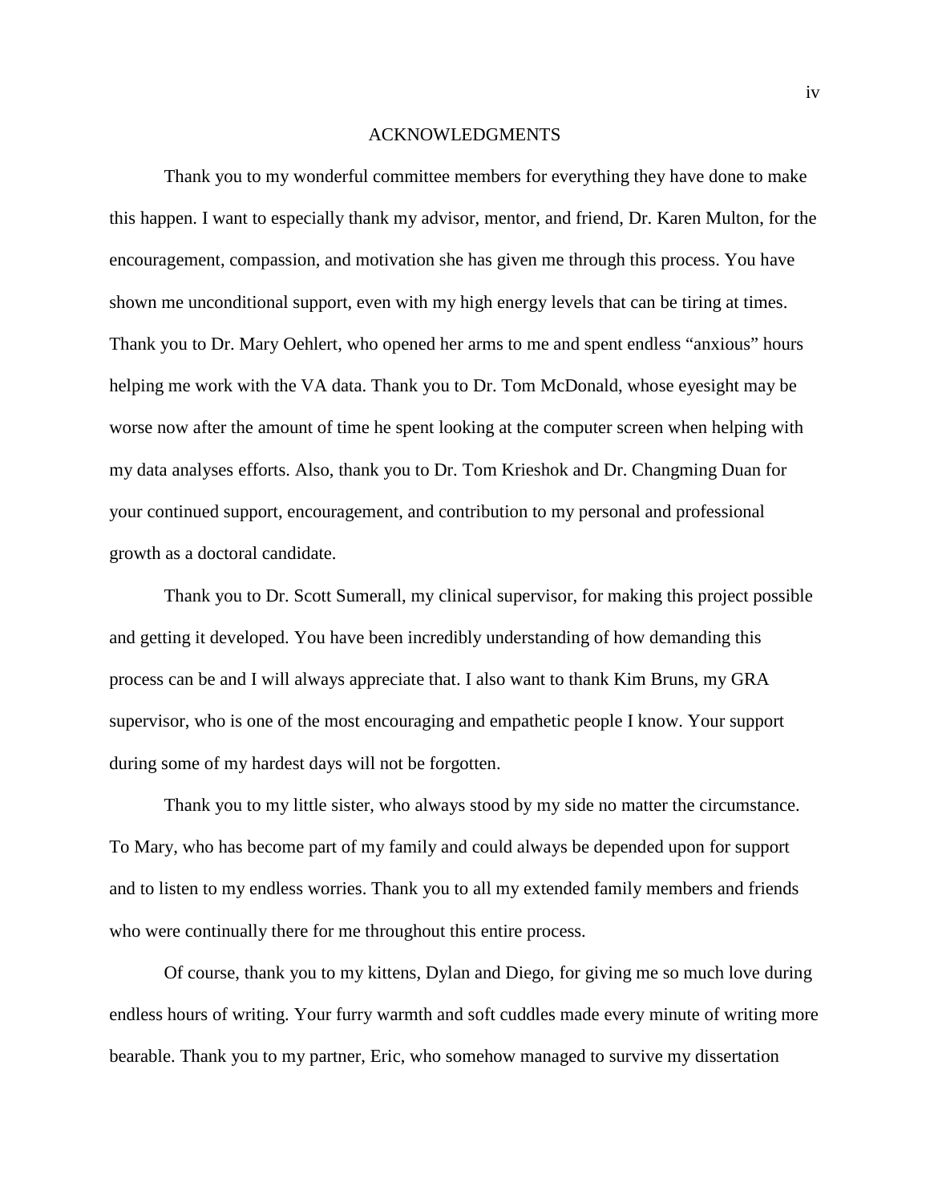# ACKNOWLEDGMENTS

Thank you to my wonderful committee members for everything they have done to make this happen. I want to especially thank my advisor, mentor, and friend, Dr. Karen Multon, for the encouragement, compassion, and motivation she has given me through this process. You have shown me unconditional support, even with my high energy levels that can be tiring at times. Thank you to Dr. Mary Oehlert, who opened her arms to me and spent endless "anxious" hours helping me work with the VA data. Thank you to Dr. Tom McDonald, whose eyesight may be worse now after the amount of time he spent looking at the computer screen when helping with my data analyses efforts. Also, thank you to Dr. Tom Krieshok and Dr. Changming Duan for your continued support, encouragement, and contribution to my personal and professional growth as a doctoral candidate.

Thank you to Dr. Scott Sumerall, my clinical supervisor, for making this project possible and getting it developed. You have been incredibly understanding of how demanding this process can be and I will always appreciate that. I also want to thank Kim Bruns, my GRA supervisor, who is one of the most encouraging and empathetic people I know. Your support during some of my hardest days will not be forgotten.

Thank you to my little sister, who always stood by my side no matter the circumstance. To Mary, who has become part of my family and could always be depended upon for support and to listen to my endless worries. Thank you to all my extended family members and friends who were continually there for me throughout this entire process.

Of course, thank you to my kittens, Dylan and Diego, for giving me so much love during endless hours of writing. Your furry warmth and soft cuddles made every minute of writing more bearable. Thank you to my partner, Eric, who somehow managed to survive my dissertation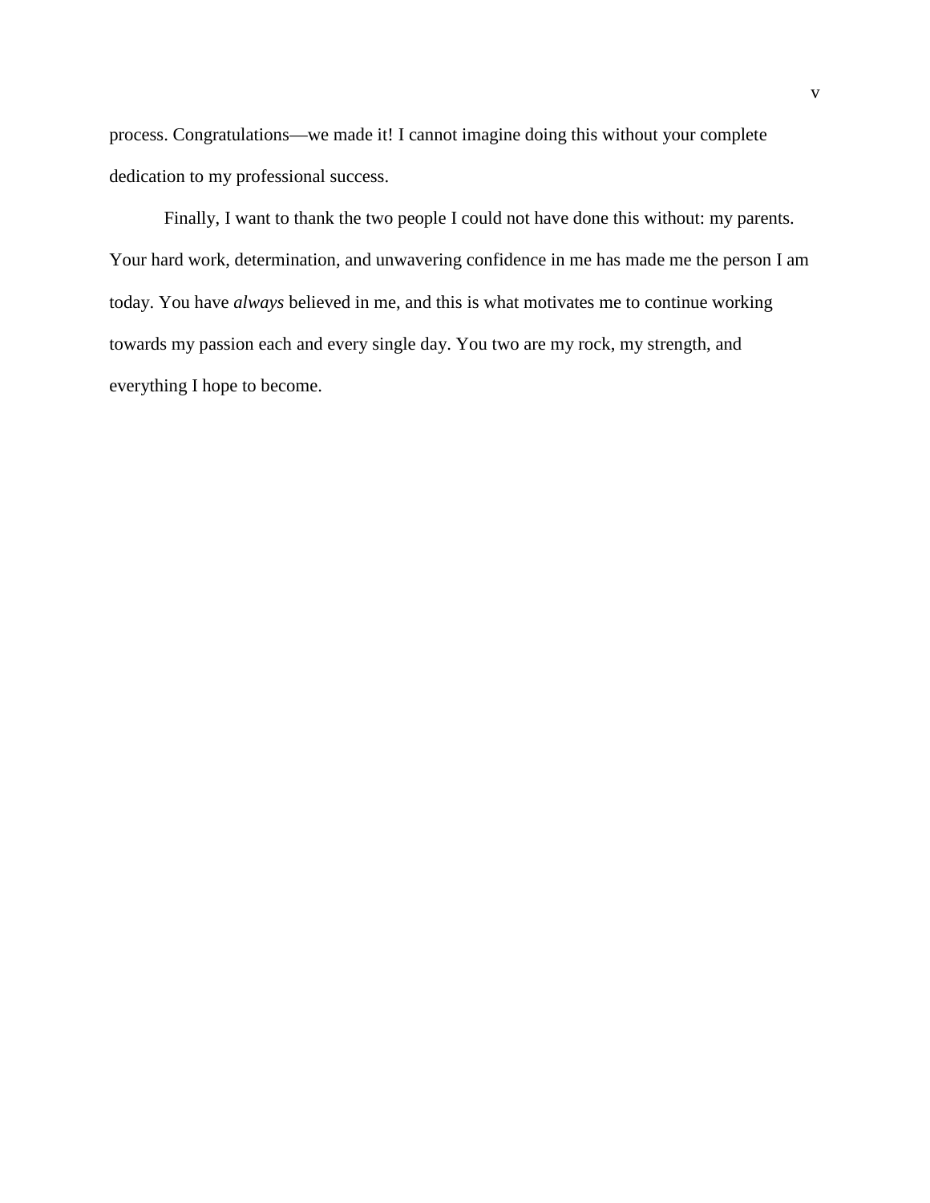process. Congratulations—we made it! I cannot imagine doing this without your complete dedication to my professional success.

Finally, I want to thank the two people I could not have done this without: my parents. Your hard work, determination, and unwavering confidence in me has made me the person I am today. You have *always* believed in me, and this is what motivates me to continue working towards my passion each and every single day. You two are my rock, my strength, and everything I hope to become.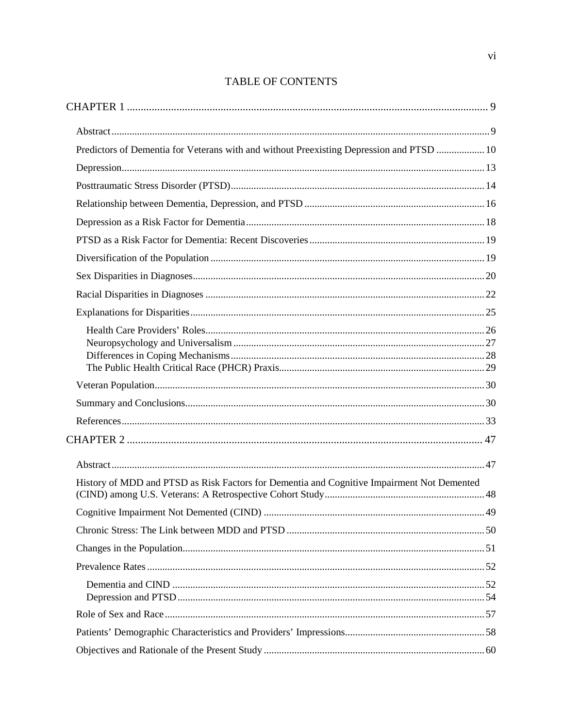# TABLE OF CONTENTS

CHAPTER 1 ..... 9

- Abstract ..... 9
- Predictors of Dementia for Veterans with and without Preexisting Depression and PTSD ..... 10
- Depression ..... 13
- Posttraumatic Stress Disorder (PTSD) ..... 14
- Relationship between Dementia, Depression, and PTSD ..... 16
- Depression as a Risk Factor for Dementia ..... 18
- PTSD as a Risk Factor for Dementia: Recent Discoveries ..... 19
- Diversification of the Population ..... 19
- Sex Disparities in Diagnoses ..... 20
- Racial Disparities in Diagnoses ..... 22
- Explanations for Disparities ..... 25
  - Health Care Providers' Roles ..... 26
  - Neuropsychology and Universalism ..... 27
  - Differences in Coping Mechanisms ..... 28
  - The Public Health Critical Race (PHCR) Praxis ..... 29
- Veteran Population ..... 30
- Summary and Conclusions ..... 30
- References ..... 33

CHAPTER 2 ..... 47

- Abstract ..... 47
- History of MDD and PTSD as Risk Factors for Dementia and Cognitive Impairment Not Demented (CIND) among U.S. Veterans: A Retrospective Cohort Study ..... 48
- Cognitive Impairment Not Demented (CIND) ..... 49
- Chronic Stress: The Link between MDD and PTSD ..... 50
- Changes in the Population ..... 51
- Prevalence Rates ..... 52
  - Dementia and CIND ..... 52
  - Depression and PTSD ..... 54
- Role of Sex and Race ..... 57
- Patients' Demographic Characteristics and Providers' Impressions ..... 58
- Objectives and Rationale of the Present Study ..... 60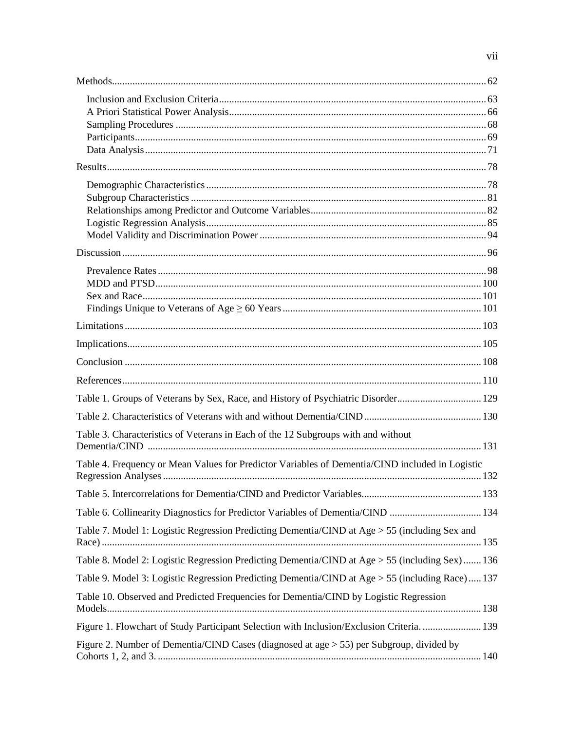Methods ... 62

- Inclusion and Exclusion Criteria ... 63
- A Priori Statistical Power Analysis ... 66
- Sampling Procedures ... 68
- Participants ... 69
- Data Analysis ... 71

Results ... 78

- Demographic Characteristics ... 78
- Subgroup Characteristics ... 81
- Relationships among Predictor and Outcome Variables ... 82
- Logistic Regression Analysis ... 85
- Model Validity and Discrimination Power ... 94

Discussion ... 96

- Prevalence Rates ... 98
- MDD and PTSD ... 100
- Sex and Race ... 101
- Findings Unique to Veterans of Age ≥ 60 Years ... 101

Limitations ... 103

Implications ... 105

Conclusion ... 108

References ... 110

Table 1. Groups of Veterans by Sex, Race, and History of Psychiatric Disorder ... 129

Table 2. Characteristics of Veterans with and without Dementia/CIND ... 130

Table 3. Characteristics of Veterans in Each of the 12 Subgroups with and without Dementia/CIND ... 131

Table 4. Frequency or Mean Values for Predictor Variables of Dementia/CIND included in Logistic Regression Analyses ... 132

Table 5. Intercorrelations for Dementia/CIND and Predictor Variables ... 133

Table 6. Collinearity Diagnostics for Predictor Variables of Dementia/CIND ... 134

Table 7. Model 1: Logistic Regression Predicting Dementia/CIND at Age > 55 (including Sex and Race) ... 135

Table 8. Model 2: Logistic Regression Predicting Dementia/CIND at Age > 55 (including Sex) ... 136

Table 9. Model 3: Logistic Regression Predicting Dementia/CIND at Age > 55 (including Race) ... 137

Table 10. Observed and Predicted Frequencies for Dementia/CIND by Logistic Regression Models ... 138

Figure 1. Flowchart of Study Participant Selection with Inclusion/Exclusion Criteria. ... 139

Figure 2. Number of Dementia/CIND Cases (diagnosed at age > 55) per Subgroup, divided by Cohorts 1, 2, and 3. ... 140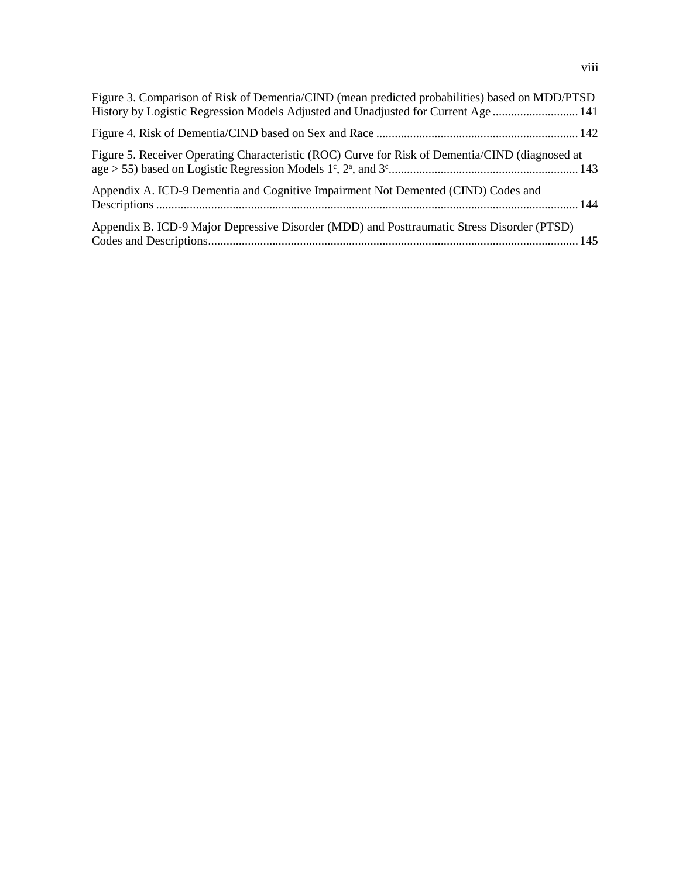Figure 3. Comparison of Risk of Dementia/CIND (mean predicted probabilities) based on MDD/PTSD History by Logistic Regression Models Adjusted and Unadjusted for Current Age ............................ 141

Figure 4. Risk of Dementia/CIND based on Sex and Race .................................................................. 142

Figure 5. Receiver Operating Characteristic (ROC) Curve for Risk of Dementia/CIND (diagnosed at age > 55) based on Logistic Regression Models 1[c], 2[a], and 3[c].............................................................. 143

Appendix A. ICD-9 Dementia and Cognitive Impairment Not Demented (CIND) Codes and Descriptions ......................................................................................................................................... 144

Appendix B. ICD-9 Major Depressive Disorder (MDD) and Posttraumatic Stress Disorder (PTSD) Codes and Descriptions......................................................................................................................... 145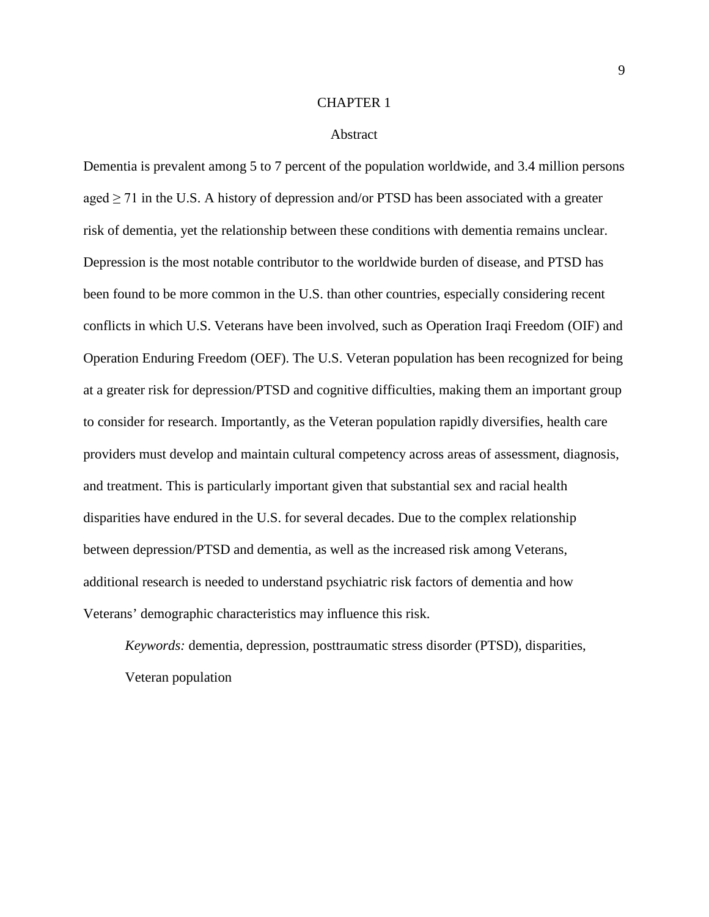# CHAPTER 1

## Abstract

Dementia is prevalent among 5 to 7 percent of the population worldwide, and 3.4 million persons aged ≥ 71 in the U.S. A history of depression and/or PTSD has been associated with a greater risk of dementia, yet the relationship between these conditions with dementia remains unclear. Depression is the most notable contributor to the worldwide burden of disease, and PTSD has been found to be more common in the U.S. than other countries, especially considering recent conflicts in which U.S. Veterans have been involved, such as Operation Iraqi Freedom (OIF) and Operation Enduring Freedom (OEF). The U.S. Veteran population has been recognized for being at a greater risk for depression/PTSD and cognitive difficulties, making them an important group to consider for research. Importantly, as the Veteran population rapidly diversifies, health care providers must develop and maintain cultural competency across areas of assessment, diagnosis, and treatment. This is particularly important given that substantial sex and racial health disparities have endured in the U.S. for several decades. Due to the complex relationship between depression/PTSD and dementia, as well as the increased risk among Veterans, additional research is needed to understand psychiatric risk factors of dementia and how Veterans' demographic characteristics may influence this risk.

*Keywords:* dementia, depression, posttraumatic stress disorder (PTSD), disparities, Veteran population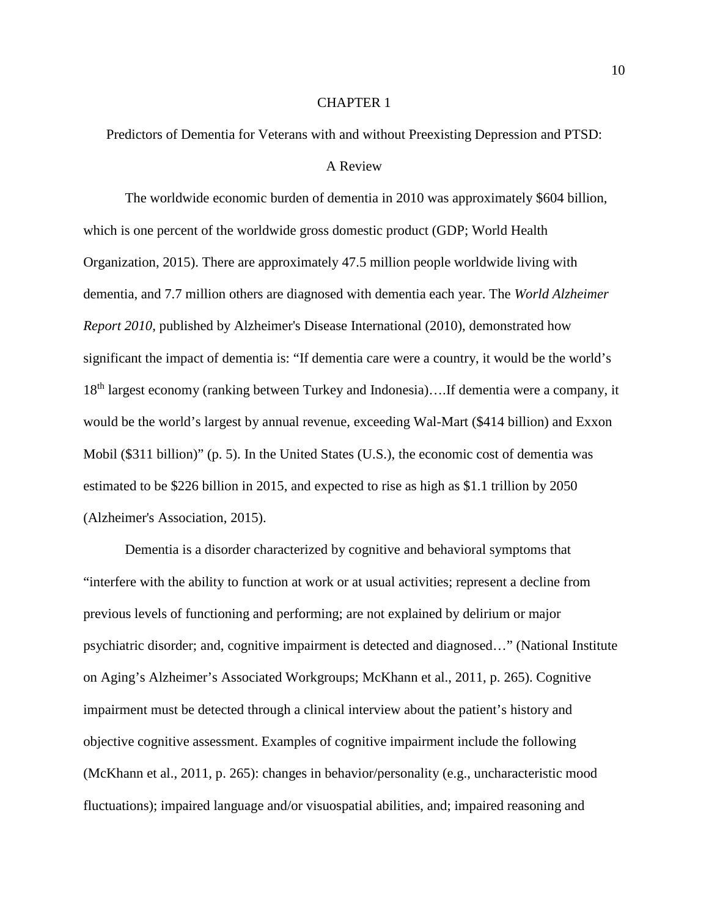# CHAPTER 1

## Predictors of Dementia for Veterans with and without Preexisting Depression and PTSD: A Review

The worldwide economic burden of dementia in 2010 was approximately $604 billion, which is one percent of the worldwide gross domestic product (GDP; World Health Organization, 2015). There are approximately 47.5 million people worldwide living with dementia, and 7.7 million others are diagnosed with dementia each year. The *World Alzheimer Report 2010*, published by Alzheimer's Disease International (2010), demonstrated how significant the impact of dementia is: "If dementia care were a country, it would be the world's 18th largest economy (ranking between Turkey and Indonesia)….If dementia were a company, it would be the world's largest by annual revenue, exceeding Wal-Mart ($414 billion) and Exxon Mobil ($311 billion)" (p. 5). In the United States (U.S.), the economic cost of dementia was estimated to be $226 billion in 2015, and expected to rise as high as $1.1 trillion by 2050 (Alzheimer's Association, 2015).

Dementia is a disorder characterized by cognitive and behavioral symptoms that "interfere with the ability to function at work or at usual activities; represent a decline from previous levels of functioning and performing; are not explained by delirium or major psychiatric disorder; and, cognitive impairment is detected and diagnosed…" (National Institute on Aging's Alzheimer's Associated Workgroups; McKhann et al., 2011, p. 265). Cognitive impairment must be detected through a clinical interview about the patient's history and objective cognitive assessment. Examples of cognitive impairment include the following (McKhann et al., 2011, p. 265): changes in behavior/personality (e.g., uncharacteristic mood fluctuations); impaired language and/or visuospatial abilities, and; impaired reasoning and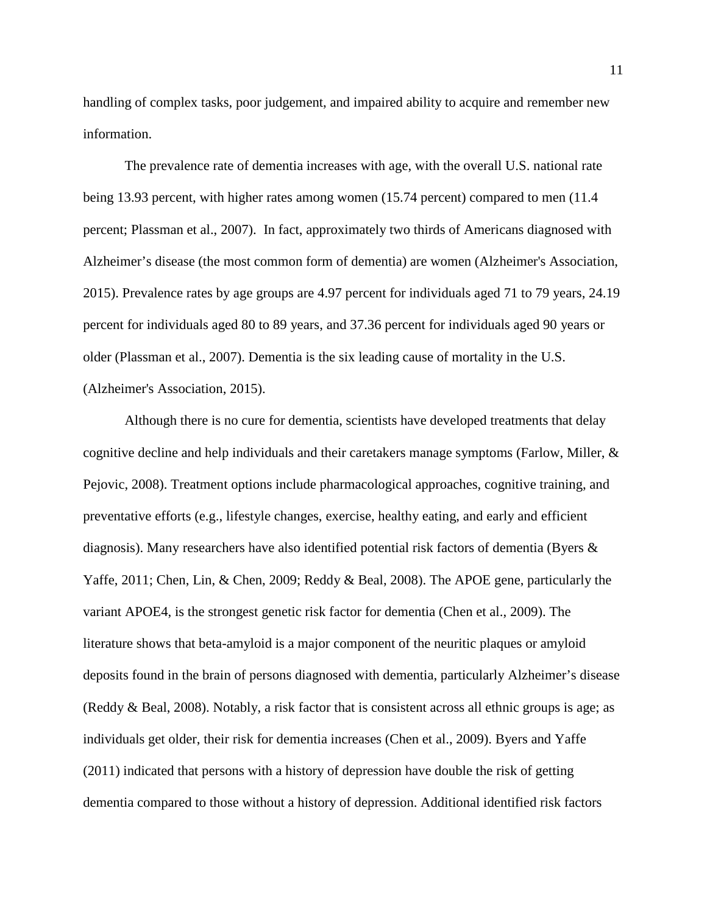handling of complex tasks, poor judgement, and impaired ability to acquire and remember new information.

The prevalence rate of dementia increases with age, with the overall U.S. national rate being 13.93 percent, with higher rates among women (15.74 percent) compared to men (11.4 percent; Plassman et al., 2007). In fact, approximately two thirds of Americans diagnosed with Alzheimer's disease (the most common form of dementia) are women (Alzheimer's Association, 2015). Prevalence rates by age groups are 4.97 percent for individuals aged 71 to 79 years, 24.19 percent for individuals aged 80 to 89 years, and 37.36 percent for individuals aged 90 years or older (Plassman et al., 2007). Dementia is the six leading cause of mortality in the U.S. (Alzheimer's Association, 2015).

Although there is no cure for dementia, scientists have developed treatments that delay cognitive decline and help individuals and their caretakers manage symptoms (Farlow, Miller, & Pejovic, 2008). Treatment options include pharmacological approaches, cognitive training, and preventative efforts (e.g., lifestyle changes, exercise, healthy eating, and early and efficient diagnosis). Many researchers have also identified potential risk factors of dementia (Byers & Yaffe, 2011; Chen, Lin, & Chen, 2009; Reddy & Beal, 2008). The APOE gene, particularly the variant APOE4, is the strongest genetic risk factor for dementia (Chen et al., 2009). The literature shows that beta-amyloid is a major component of the neuritic plaques or amyloid deposits found in the brain of persons diagnosed with dementia, particularly Alzheimer's disease (Reddy & Beal, 2008). Notably, a risk factor that is consistent across all ethnic groups is age; as individuals get older, their risk for dementia increases (Chen et al., 2009). Byers and Yaffe (2011) indicated that persons with a history of depression have double the risk of getting dementia compared to those without a history of depression. Additional identified risk factors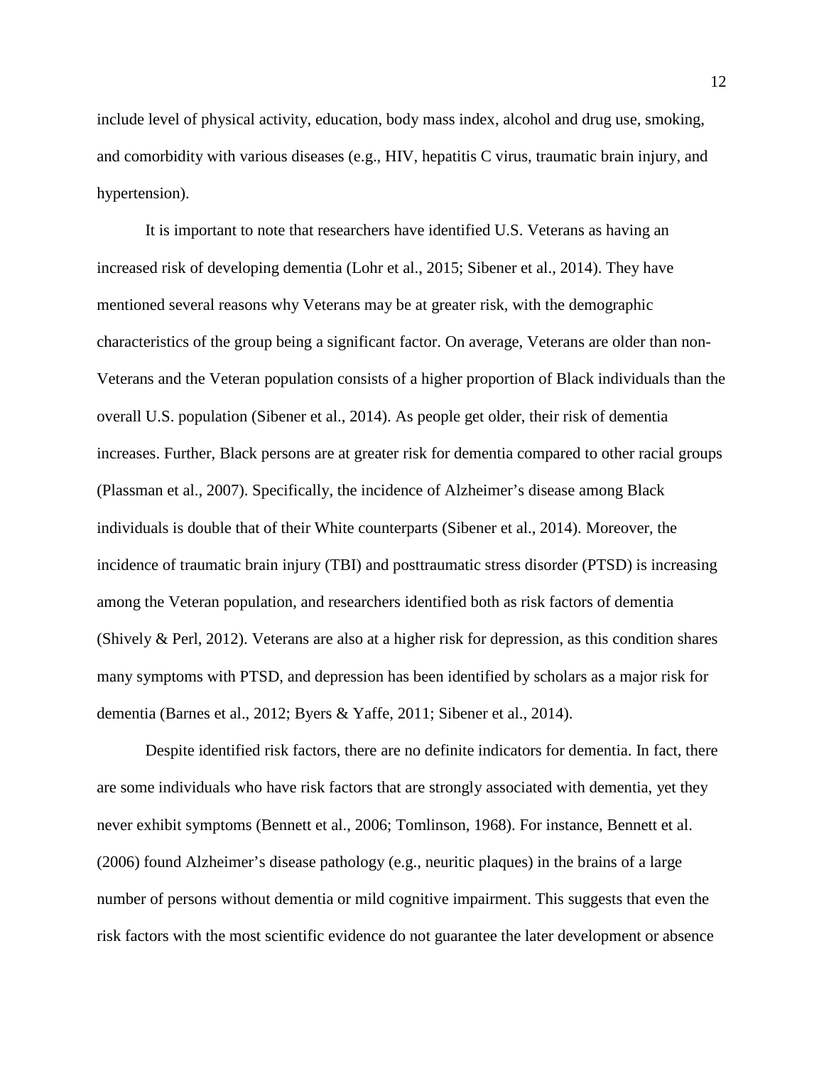include level of physical activity, education, body mass index, alcohol and drug use, smoking, and comorbidity with various diseases (e.g., HIV, hepatitis C virus, traumatic brain injury, and hypertension).

It is important to note that researchers have identified U.S. Veterans as having an increased risk of developing dementia (Lohr et al., 2015; Sibener et al., 2014). They have mentioned several reasons why Veterans may be at greater risk, with the demographic characteristics of the group being a significant factor. On average, Veterans are older than non-Veterans and the Veteran population consists of a higher proportion of Black individuals than the overall U.S. population (Sibener et al., 2014). As people get older, their risk of dementia increases. Further, Black persons are at greater risk for dementia compared to other racial groups (Plassman et al., 2007). Specifically, the incidence of Alzheimer's disease among Black individuals is double that of their White counterparts (Sibener et al., 2014). Moreover, the incidence of traumatic brain injury (TBI) and posttraumatic stress disorder (PTSD) is increasing among the Veteran population, and researchers identified both as risk factors of dementia (Shively & Perl, 2012). Veterans are also at a higher risk for depression, as this condition shares many symptoms with PTSD, and depression has been identified by scholars as a major risk for dementia (Barnes et al., 2012; Byers & Yaffe, 2011; Sibener et al., 2014).

Despite identified risk factors, there are no definite indicators for dementia. In fact, there are some individuals who have risk factors that are strongly associated with dementia, yet they never exhibit symptoms (Bennett et al., 2006; Tomlinson, 1968). For instance, Bennett et al. (2006) found Alzheimer's disease pathology (e.g., neuritic plaques) in the brains of a large number of persons without dementia or mild cognitive impairment. This suggests that even the risk factors with the most scientific evidence do not guarantee the later development or absence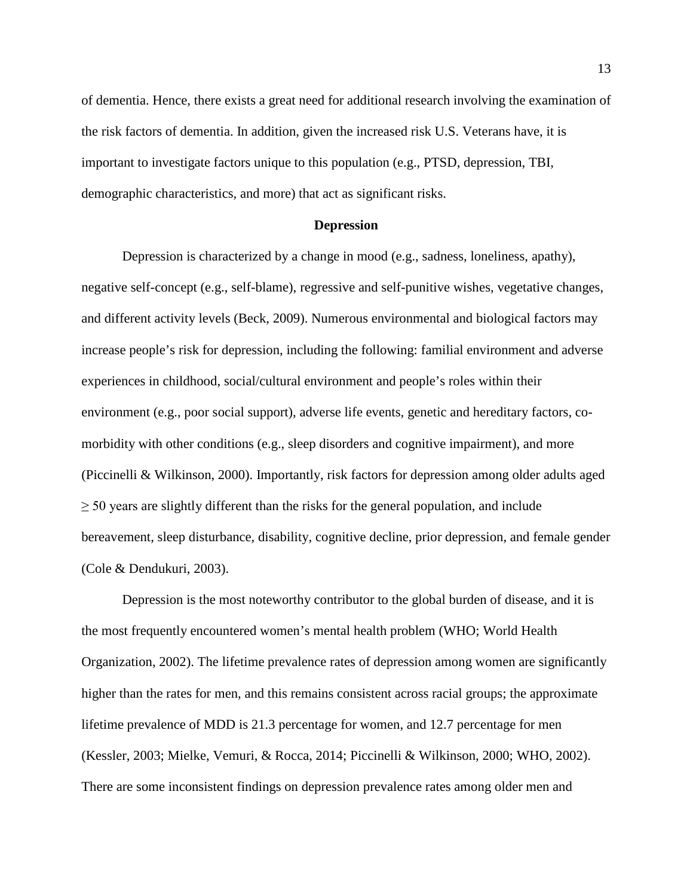of dementia. Hence, there exists a great need for additional research involving the examination of the risk factors of dementia. In addition, given the increased risk U.S. Veterans have, it is important to investigate factors unique to this population (e.g., PTSD, depression, TBI, demographic characteristics, and more) that act as significant risks.

## Depression

Depression is characterized by a change in mood (e.g., sadness, loneliness, apathy), negative self-concept (e.g., self-blame), regressive and self-punitive wishes, vegetative changes, and different activity levels (Beck, 2009). Numerous environmental and biological factors may increase people's risk for depression, including the following: familial environment and adverse experiences in childhood, social/cultural environment and people's roles within their environment (e.g., poor social support), adverse life events, genetic and hereditary factors, co-morbidity with other conditions (e.g., sleep disorders and cognitive impairment), and more (Piccinelli & Wilkinson, 2000). Importantly, risk factors for depression among older adults aged $\geq$ 50 years are slightly different than the risks for the general population, and include bereavement, sleep disturbance, disability, cognitive decline, prior depression, and female gender (Cole & Dendukuri, 2003).

Depression is the most noteworthy contributor to the global burden of disease, and it is the most frequently encountered women's mental health problem (WHO; World Health Organization, 2002). The lifetime prevalence rates of depression among women are significantly higher than the rates for men, and this remains consistent across racial groups; the approximate lifetime prevalence of MDD is 21.3 percentage for women, and 12.7 percentage for men (Kessler, 2003; Mielke, Vemuri, & Rocca, 2014; Piccinelli & Wilkinson, 2000; WHO, 2002). There are some inconsistent findings on depression prevalence rates among older men and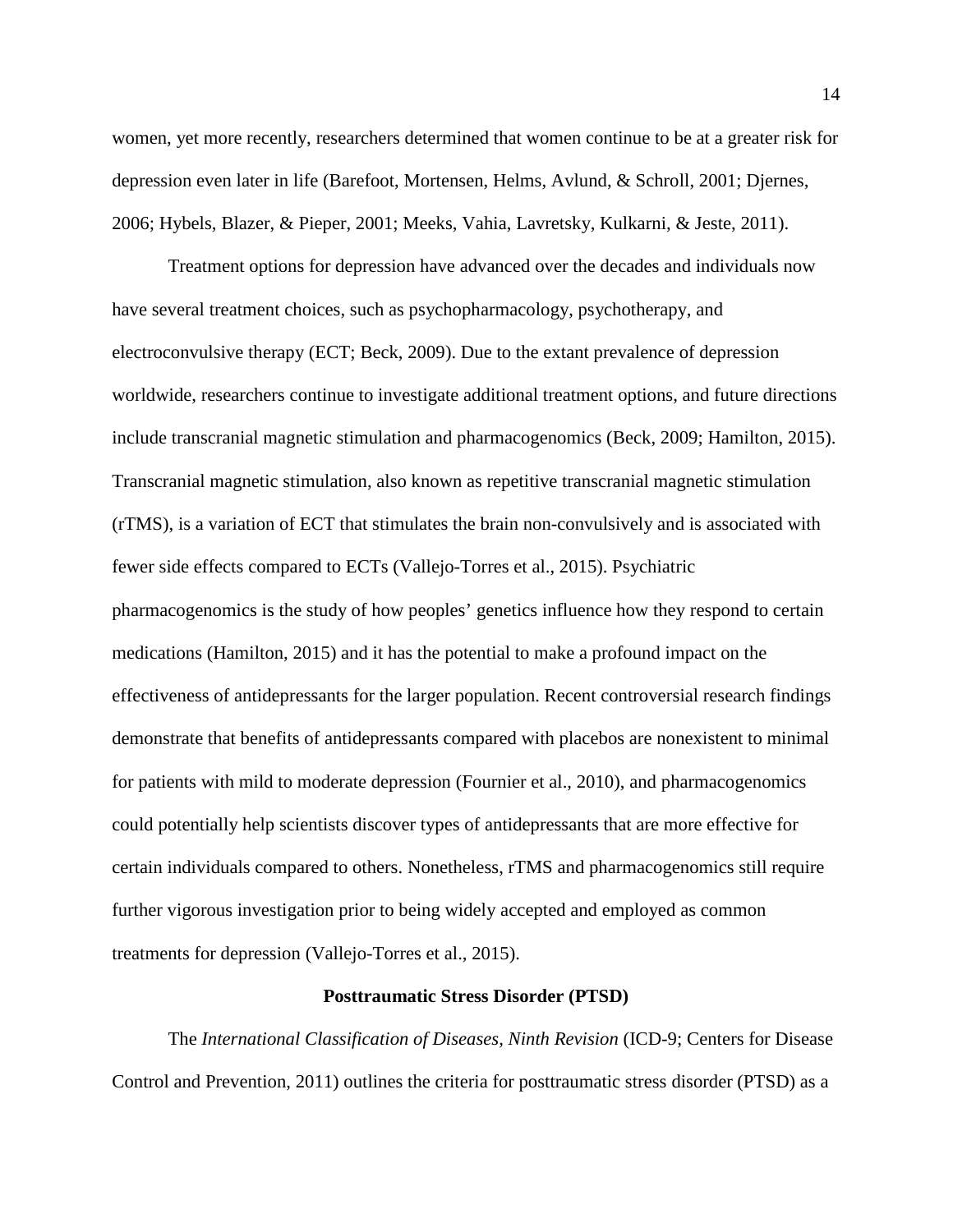women, yet more recently, researchers determined that women continue to be at a greater risk for depression even later in life (Barefoot, Mortensen, Helms, Avlund, & Schroll, 2001; Djernes, 2006; Hybels, Blazer, & Pieper, 2001; Meeks, Vahia, Lavretsky, Kulkarni, & Jeste, 2011).

Treatment options for depression have advanced over the decades and individuals now have several treatment choices, such as psychopharmacology, psychotherapy, and electroconvulsive therapy (ECT; Beck, 2009). Due to the extant prevalence of depression worldwide, researchers continue to investigate additional treatment options, and future directions include transcranial magnetic stimulation and pharmacogenomics (Beck, 2009; Hamilton, 2015). Transcranial magnetic stimulation, also known as repetitive transcranial magnetic stimulation (rTMS), is a variation of ECT that stimulates the brain non-convulsively and is associated with fewer side effects compared to ECTs (Vallejo-Torres et al., 2015). Psychiatric pharmacogenomics is the study of how peoples' genetics influence how they respond to certain medications (Hamilton, 2015) and it has the potential to make a profound impact on the effectiveness of antidepressants for the larger population. Recent controversial research findings demonstrate that benefits of antidepressants compared with placebos are nonexistent to minimal for patients with mild to moderate depression (Fournier et al., 2010), and pharmacogenomics could potentially help scientists discover types of antidepressants that are more effective for certain individuals compared to others. Nonetheless, rTMS and pharmacogenomics still require further vigorous investigation prior to being widely accepted and employed as common treatments for depression (Vallejo-Torres et al., 2015).

## Posttraumatic Stress Disorder (PTSD)

The *International Classification of Diseases, Ninth Revision* (ICD-9; Centers for Disease Control and Prevention, 2011) outlines the criteria for posttraumatic stress disorder (PTSD) as a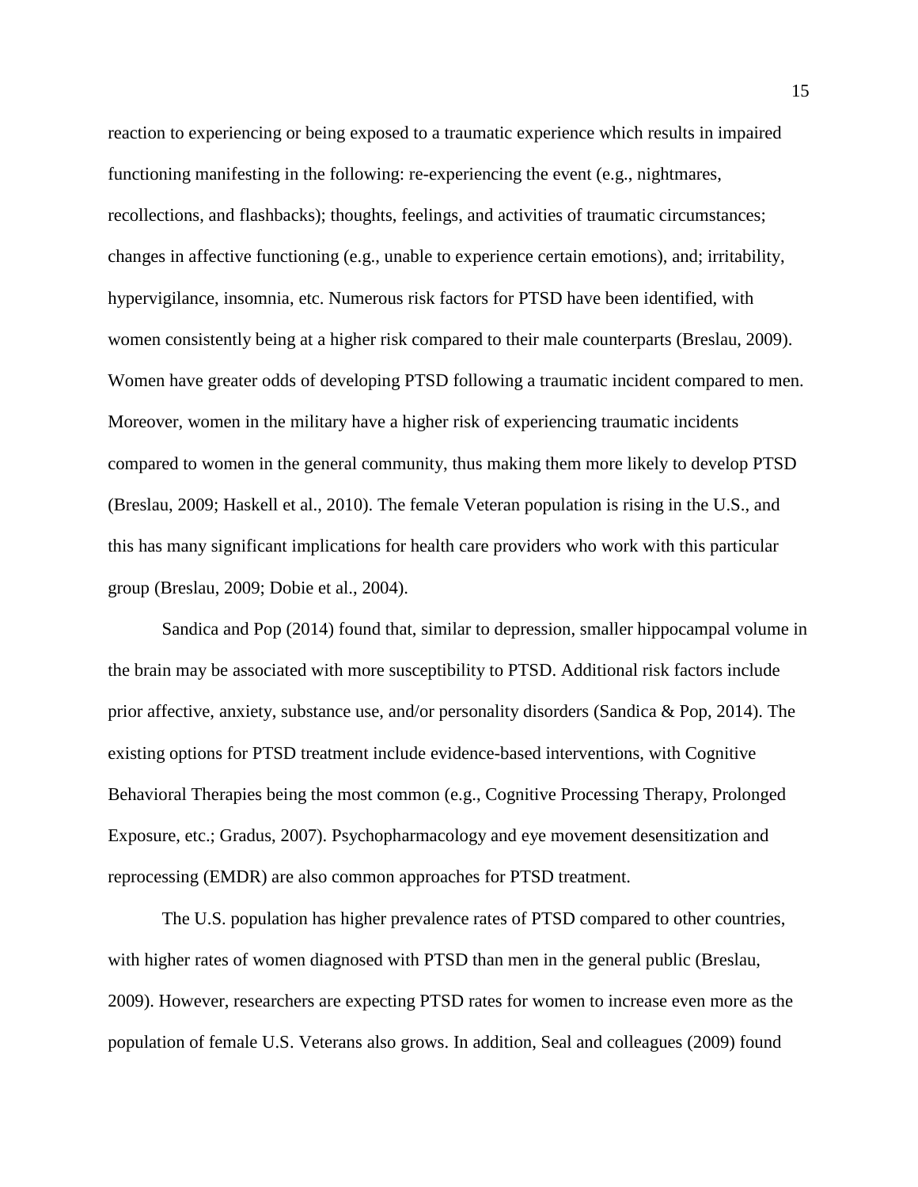reaction to experiencing or being exposed to a traumatic experience which results in impaired functioning manifesting in the following: re-experiencing the event (e.g., nightmares, recollections, and flashbacks); thoughts, feelings, and activities of traumatic circumstances; changes in affective functioning (e.g., unable to experience certain emotions), and; irritability, hypervigilance, insomnia, etc. Numerous risk factors for PTSD have been identified, with women consistently being at a higher risk compared to their male counterparts (Breslau, 2009). Women have greater odds of developing PTSD following a traumatic incident compared to men. Moreover, women in the military have a higher risk of experiencing traumatic incidents compared to women in the general community, thus making them more likely to develop PTSD (Breslau, 2009; Haskell et al., 2010). The female Veteran population is rising in the U.S., and this has many significant implications for health care providers who work with this particular group (Breslau, 2009; Dobie et al., 2004).

Sandica and Pop (2014) found that, similar to depression, smaller hippocampal volume in the brain may be associated with more susceptibility to PTSD. Additional risk factors include prior affective, anxiety, substance use, and/or personality disorders (Sandica & Pop, 2014). The existing options for PTSD treatment include evidence-based interventions, with Cognitive Behavioral Therapies being the most common (e.g., Cognitive Processing Therapy, Prolonged Exposure, etc.; Gradus, 2007). Psychopharmacology and eye movement desensitization and reprocessing (EMDR) are also common approaches for PTSD treatment.

The U.S. population has higher prevalence rates of PTSD compared to other countries, with higher rates of women diagnosed with PTSD than men in the general public (Breslau, 2009). However, researchers are expecting PTSD rates for women to increase even more as the population of female U.S. Veterans also grows. In addition, Seal and colleagues (2009) found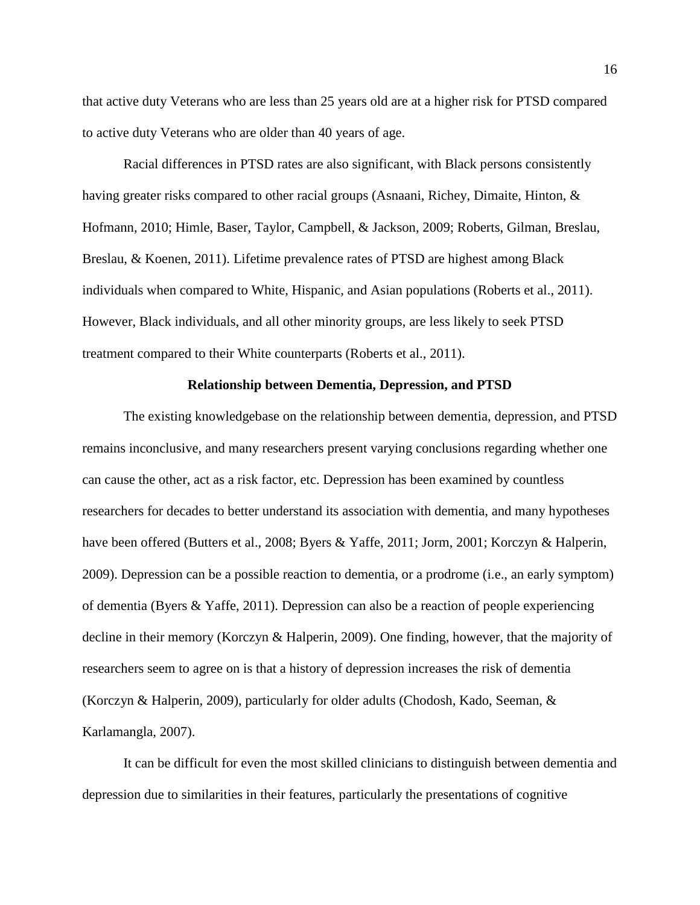that active duty Veterans who are less than 25 years old are at a higher risk for PTSD compared to active duty Veterans who are older than 40 years of age.

Racial differences in PTSD rates are also significant, with Black persons consistently having greater risks compared to other racial groups (Asnaani, Richey, Dimaite, Hinton, & Hofmann, 2010; Himle, Baser, Taylor, Campbell, & Jackson, 2009; Roberts, Gilman, Breslau, Breslau, & Koenen, 2011). Lifetime prevalence rates of PTSD are highest among Black individuals when compared to White, Hispanic, and Asian populations (Roberts et al., 2011). However, Black individuals, and all other minority groups, are less likely to seek PTSD treatment compared to their White counterparts (Roberts et al., 2011).

## Relationship between Dementia, Depression, and PTSD

The existing knowledgebase on the relationship between dementia, depression, and PTSD remains inconclusive, and many researchers present varying conclusions regarding whether one can cause the other, act as a risk factor, etc. Depression has been examined by countless researchers for decades to better understand its association with dementia, and many hypotheses have been offered (Butters et al., 2008; Byers & Yaffe, 2011; Jorm, 2001; Korczyn & Halperin, 2009). Depression can be a possible reaction to dementia, or a prodrome (i.e., an early symptom) of dementia (Byers & Yaffe, 2011). Depression can also be a reaction of people experiencing decline in their memory (Korczyn & Halperin, 2009). One finding, however, that the majority of researchers seem to agree on is that a history of depression increases the risk of dementia (Korczyn & Halperin, 2009), particularly for older adults (Chodosh, Kado, Seeman, & Karlamangla, 2007).

It can be difficult for even the most skilled clinicians to distinguish between dementia and depression due to similarities in their features, particularly the presentations of cognitive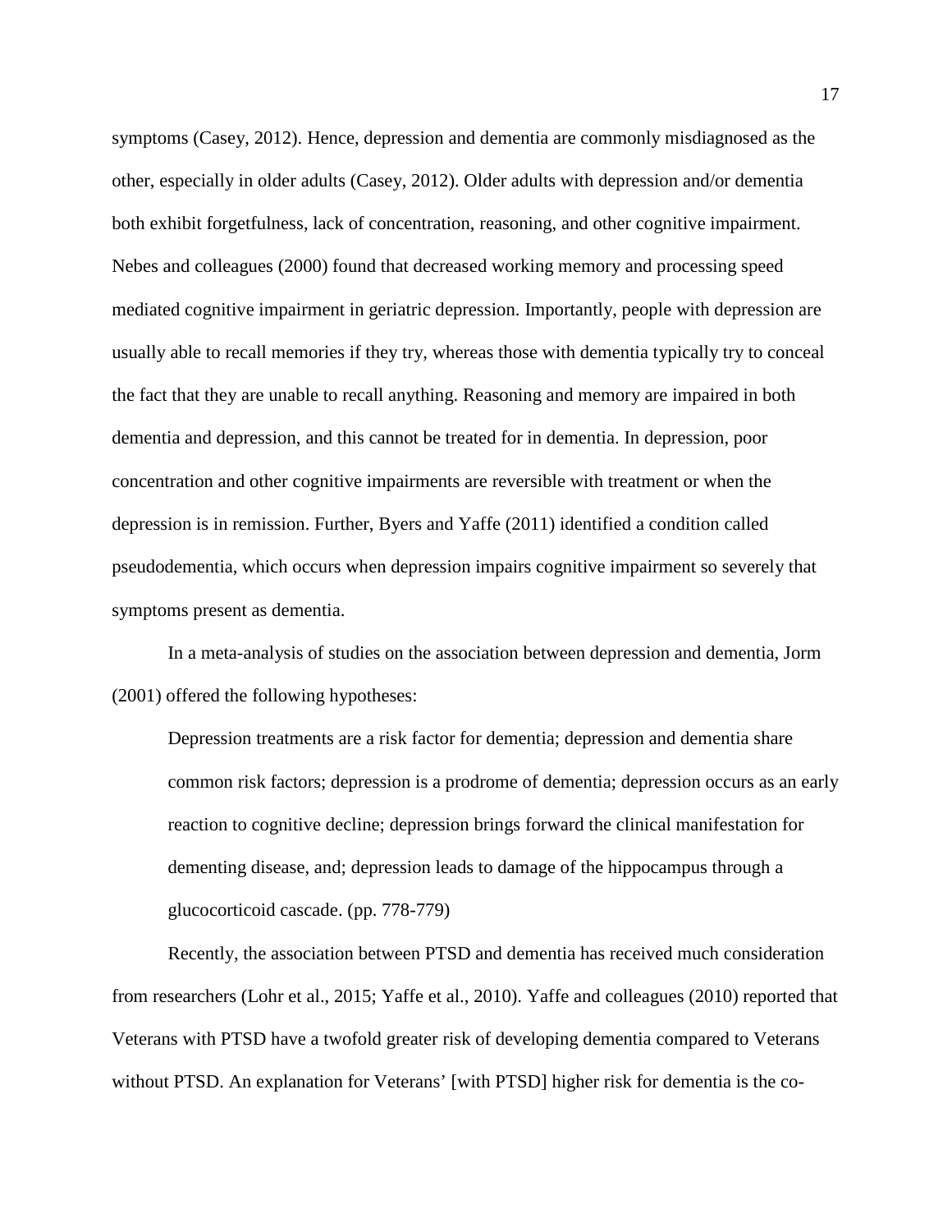symptoms (Casey, 2012). Hence, depression and dementia are commonly misdiagnosed as the other, especially in older adults (Casey, 2012). Older adults with depression and/or dementia both exhibit forgetfulness, lack of concentration, reasoning, and other cognitive impairment. Nebes and colleagues (2000) found that decreased working memory and processing speed mediated cognitive impairment in geriatric depression. Importantly, people with depression are usually able to recall memories if they try, whereas those with dementia typically try to conceal the fact that they are unable to recall anything. Reasoning and memory are impaired in both dementia and depression, and this cannot be treated for in dementia. In depression, poor concentration and other cognitive impairments are reversible with treatment or when the depression is in remission. Further, Byers and Yaffe (2011) identified a condition called pseudodementia, which occurs when depression impairs cognitive impairment so severely that symptoms present as dementia.

In a meta-analysis of studies on the association between depression and dementia, Jorm (2001) offered the following hypotheses:

> Depression treatments are a risk factor for dementia; depression and dementia share common risk factors; depression is a prodrome of dementia; depression occurs as an early reaction to cognitive decline; depression brings forward the clinical manifestation for dementing disease, and; depression leads to damage of the hippocampus through a glucocorticoid cascade. (pp. 778-779)

Recently, the association between PTSD and dementia has received much consideration from researchers (Lohr et al., 2015; Yaffe et al., 2010). Yaffe and colleagues (2010) reported that Veterans with PTSD have a twofold greater risk of developing dementia compared to Veterans without PTSD. An explanation for Veterans' [with PTSD] higher risk for dementia is the co-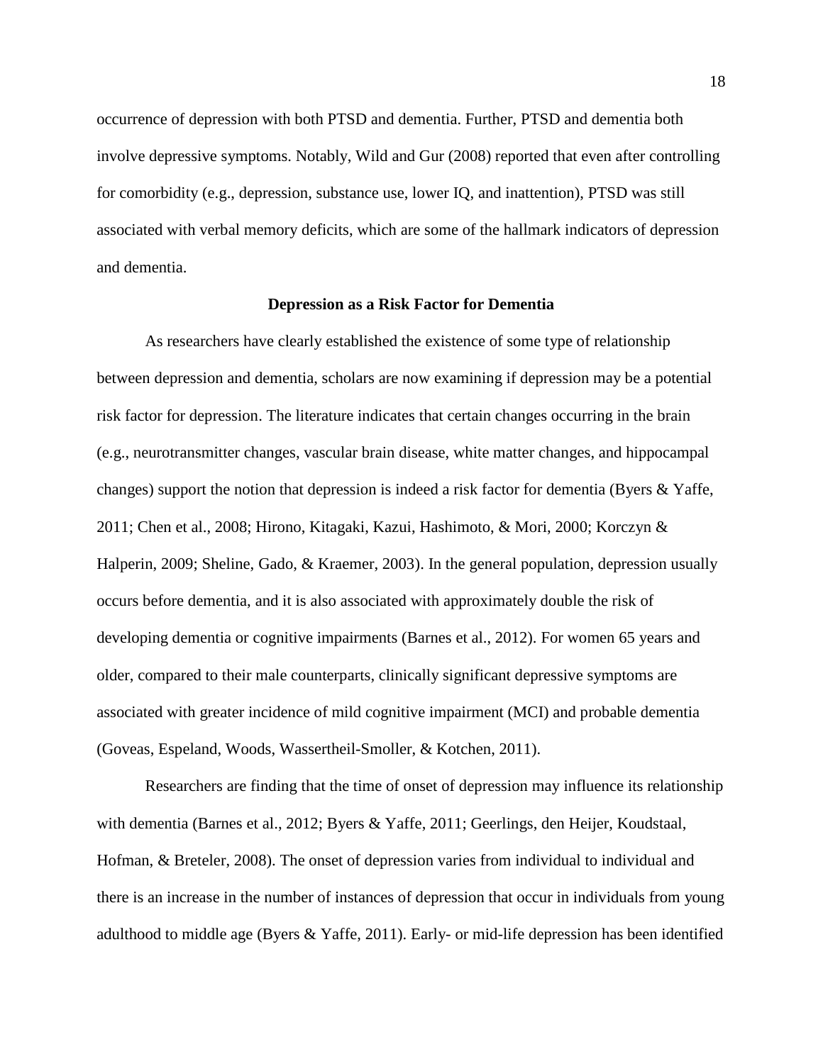occurrence of depression with both PTSD and dementia. Further, PTSD and dementia both involve depressive symptoms. Notably, Wild and Gur (2008) reported that even after controlling for comorbidity (e.g., depression, substance use, lower IQ, and inattention), PTSD was still associated with verbal memory deficits, which are some of the hallmark indicators of depression and dementia.

## Depression as a Risk Factor for Dementia

As researchers have clearly established the existence of some type of relationship between depression and dementia, scholars are now examining if depression may be a potential risk factor for depression. The literature indicates that certain changes occurring in the brain (e.g., neurotransmitter changes, vascular brain disease, white matter changes, and hippocampal changes) support the notion that depression is indeed a risk factor for dementia (Byers & Yaffe, 2011; Chen et al., 2008; Hirono, Kitagaki, Kazui, Hashimoto, & Mori, 2000; Korczyn & Halperin, 2009; Sheline, Gado, & Kraemer, 2003). In the general population, depression usually occurs before dementia, and it is also associated with approximately double the risk of developing dementia or cognitive impairments (Barnes et al., 2012). For women 65 years and older, compared to their male counterparts, clinically significant depressive symptoms are associated with greater incidence of mild cognitive impairment (MCI) and probable dementia (Goveas, Espeland, Woods, Wassertheil-Smoller, & Kotchen, 2011).

Researchers are finding that the time of onset of depression may influence its relationship with dementia (Barnes et al., 2012; Byers & Yaffe, 2011; Geerlings, den Heijer, Koudstaal, Hofman, & Breteler, 2008). The onset of depression varies from individual to individual and there is an increase in the number of instances of depression that occur in individuals from young adulthood to middle age (Byers & Yaffe, 2011). Early- or mid-life depression has been identified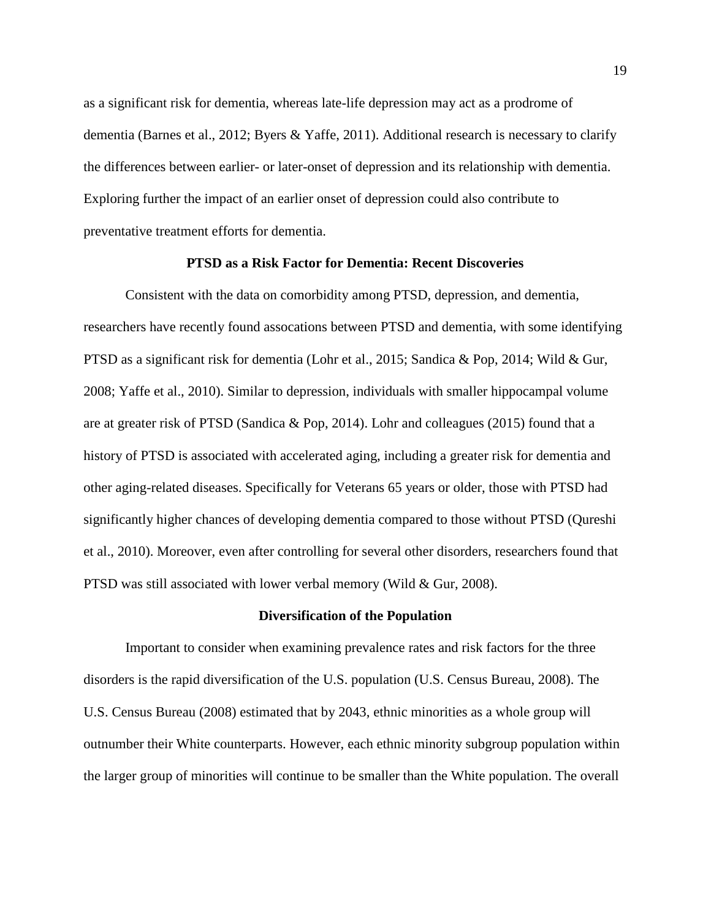as a significant risk for dementia, whereas late-life depression may act as a prodrome of dementia (Barnes et al., 2012; Byers & Yaffe, 2011). Additional research is necessary to clarify the differences between earlier- or later-onset of depression and its relationship with dementia. Exploring further the impact of an earlier onset of depression could also contribute to preventative treatment efforts for dementia.

## PTSD as a Risk Factor for Dementia: Recent Discoveries

Consistent with the data on comorbidity among PTSD, depression, and dementia, researchers have recently found assocations between PTSD and dementia, with some identifying PTSD as a significant risk for dementia (Lohr et al., 2015; Sandica & Pop, 2014; Wild & Gur, 2008; Yaffe et al., 2010). Similar to depression, individuals with smaller hippocampal volume are at greater risk of PTSD (Sandica & Pop, 2014). Lohr and colleagues (2015) found that a history of PTSD is associated with accelerated aging, including a greater risk for dementia and other aging-related diseases. Specifically for Veterans 65 years or older, those with PTSD had significantly higher chances of developing dementia compared to those without PTSD (Qureshi et al., 2010). Moreover, even after controlling for several other disorders, researchers found that PTSD was still associated with lower verbal memory (Wild & Gur, 2008).

## Diversification of the Population

Important to consider when examining prevalence rates and risk factors for the three disorders is the rapid diversification of the U.S. population (U.S. Census Bureau, 2008). The U.S. Census Bureau (2008) estimated that by 2043, ethnic minorities as a whole group will outnumber their White counterparts. However, each ethnic minority subgroup population within the larger group of minorities will continue to be smaller than the White population. The overall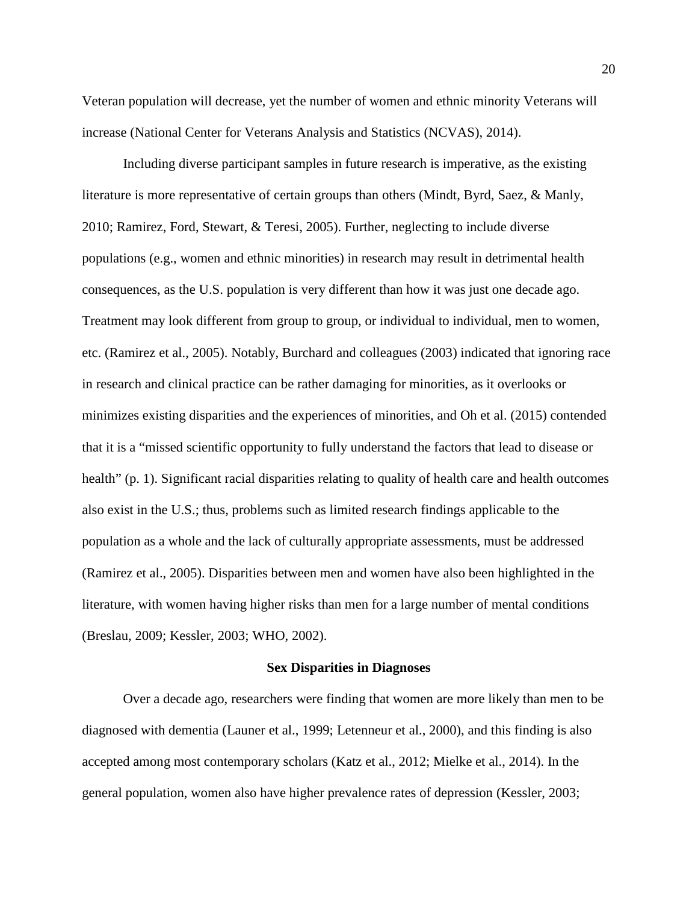Veteran population will decrease, yet the number of women and ethnic minority Veterans will increase (National Center for Veterans Analysis and Statistics (NCVAS), 2014).

Including diverse participant samples in future research is imperative, as the existing literature is more representative of certain groups than others (Mindt, Byrd, Saez, & Manly, 2010; Ramirez, Ford, Stewart, & Teresi, 2005). Further, neglecting to include diverse populations (e.g., women and ethnic minorities) in research may result in detrimental health consequences, as the U.S. population is very different than how it was just one decade ago. Treatment may look different from group to group, or individual to individual, men to women, etc. (Ramirez et al., 2005). Notably, Burchard and colleagues (2003) indicated that ignoring race in research and clinical practice can be rather damaging for minorities, as it overlooks or minimizes existing disparities and the experiences of minorities, and Oh et al. (2015) contended that it is a "missed scientific opportunity to fully understand the factors that lead to disease or health" (p. 1). Significant racial disparities relating to quality of health care and health outcomes also exist in the U.S.; thus, problems such as limited research findings applicable to the population as a whole and the lack of culturally appropriate assessments, must be addressed (Ramirez et al., 2005). Disparities between men and women have also been highlighted in the literature, with women having higher risks than men for a large number of mental conditions (Breslau, 2009; Kessler, 2003; WHO, 2002).

## Sex Disparities in Diagnoses

Over a decade ago, researchers were finding that women are more likely than men to be diagnosed with dementia (Launer et al., 1999; Letenneur et al., 2000), and this finding is also accepted among most contemporary scholars (Katz et al., 2012; Mielke et al., 2014). In the general population, women also have higher prevalence rates of depression (Kessler, 2003;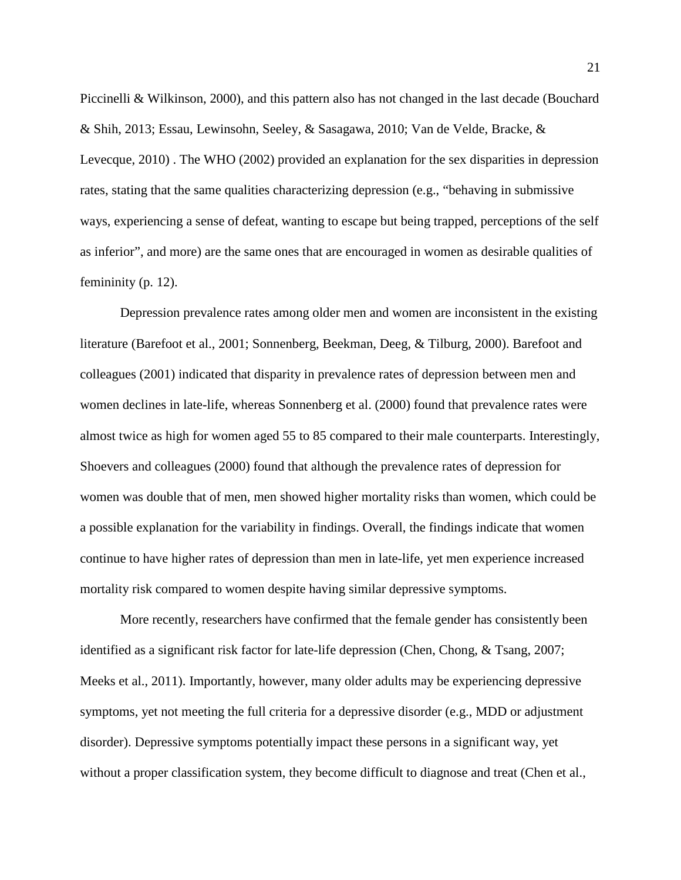Piccinelli & Wilkinson, 2000), and this pattern also has not changed in the last decade (Bouchard & Shih, 2013; Essau, Lewinsohn, Seeley, & Sasagawa, 2010; Van de Velde, Bracke, & Levecque, 2010) . The WHO (2002) provided an explanation for the sex disparities in depression rates, stating that the same qualities characterizing depression (e.g., "behaving in submissive ways, experiencing a sense of defeat, wanting to escape but being trapped, perceptions of the self as inferior", and more) are the same ones that are encouraged in women as desirable qualities of femininity (p. 12).

Depression prevalence rates among older men and women are inconsistent in the existing literature (Barefoot et al., 2001; Sonnenberg, Beekman, Deeg, & Tilburg, 2000). Barefoot and colleagues (2001) indicated that disparity in prevalence rates of depression between men and women declines in late-life, whereas Sonnenberg et al. (2000) found that prevalence rates were almost twice as high for women aged 55 to 85 compared to their male counterparts. Interestingly, Shoevers and colleagues (2000) found that although the prevalence rates of depression for women was double that of men, men showed higher mortality risks than women, which could be a possible explanation for the variability in findings. Overall, the findings indicate that women continue to have higher rates of depression than men in late-life, yet men experience increased mortality risk compared to women despite having similar depressive symptoms.

More recently, researchers have confirmed that the female gender has consistently been identified as a significant risk factor for late-life depression (Chen, Chong, & Tsang, 2007; Meeks et al., 2011). Importantly, however, many older adults may be experiencing depressive symptoms, yet not meeting the full criteria for a depressive disorder (e.g., MDD or adjustment disorder). Depressive symptoms potentially impact these persons in a significant way, yet without a proper classification system, they become difficult to diagnose and treat (Chen et al.,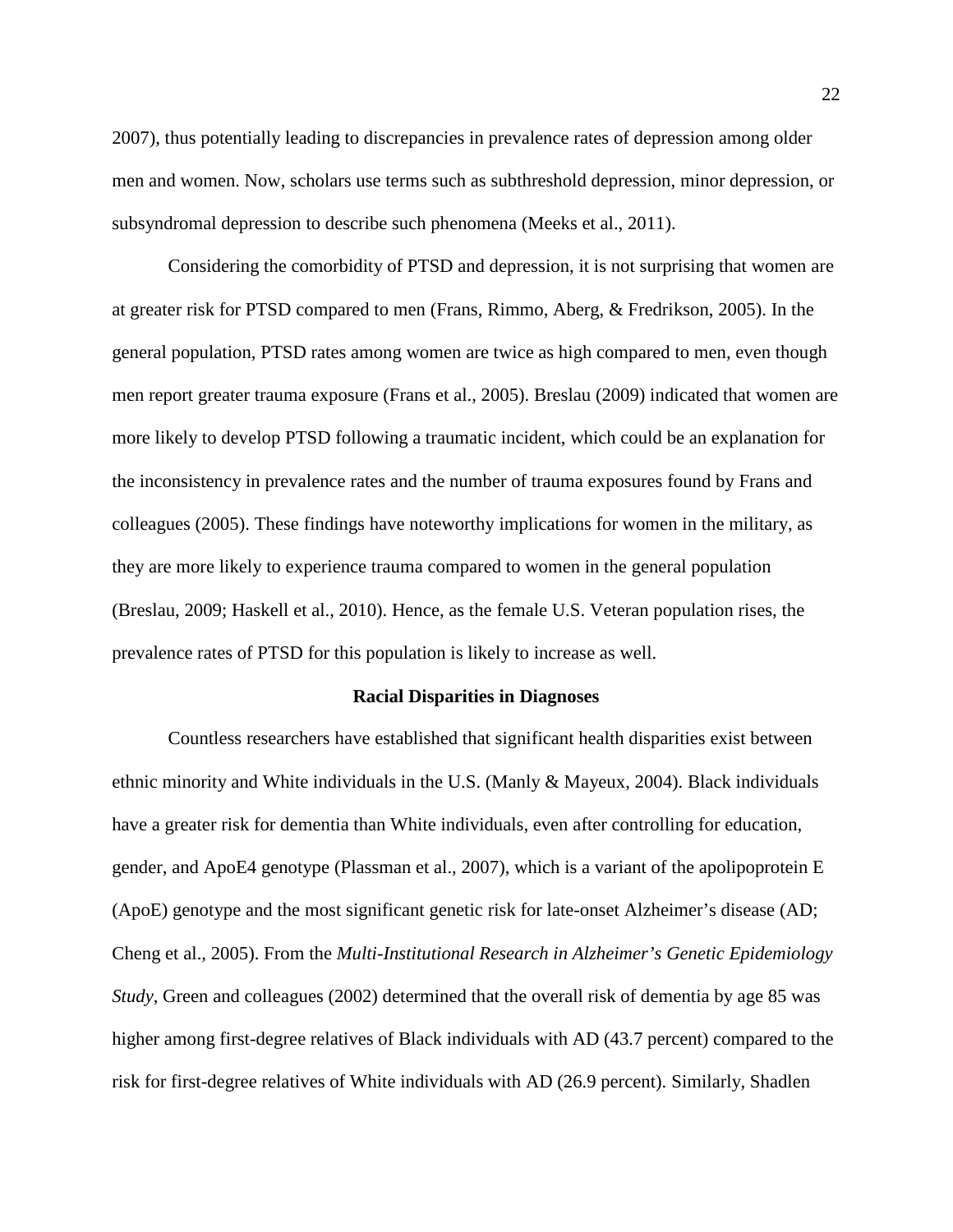2007), thus potentially leading to discrepancies in prevalence rates of depression among older men and women. Now, scholars use terms such as subthreshold depression, minor depression, or subsyndromal depression to describe such phenomena (Meeks et al., 2011).

Considering the comorbidity of PTSD and depression, it is not surprising that women are at greater risk for PTSD compared to men (Frans, Rimmo, Aberg, & Fredrikson, 2005). In the general population, PTSD rates among women are twice as high compared to men, even though men report greater trauma exposure (Frans et al., 2005). Breslau (2009) indicated that women are more likely to develop PTSD following a traumatic incident, which could be an explanation for the inconsistency in prevalence rates and the number of trauma exposures found by Frans and colleagues (2005). These findings have noteworthy implications for women in the military, as they are more likely to experience trauma compared to women in the general population (Breslau, 2009; Haskell et al., 2010). Hence, as the female U.S. Veteran population rises, the prevalence rates of PTSD for this population is likely to increase as well.

## Racial Disparities in Diagnoses

Countless researchers have established that significant health disparities exist between ethnic minority and White individuals in the U.S. (Manly & Mayeux, 2004). Black individuals have a greater risk for dementia than White individuals, even after controlling for education, gender, and ApoE4 genotype (Plassman et al., 2007), which is a variant of the apolipoprotein E (ApoE) genotype and the most significant genetic risk for late-onset Alzheimer's disease (AD; Cheng et al., 2005). From the *Multi-Institutional Research in Alzheimer's Genetic Epidemiology Study*, Green and colleagues (2002) determined that the overall risk of dementia by age 85 was higher among first-degree relatives of Black individuals with AD (43.7 percent) compared to the risk for first-degree relatives of White individuals with AD (26.9 percent). Similarly, Shadlen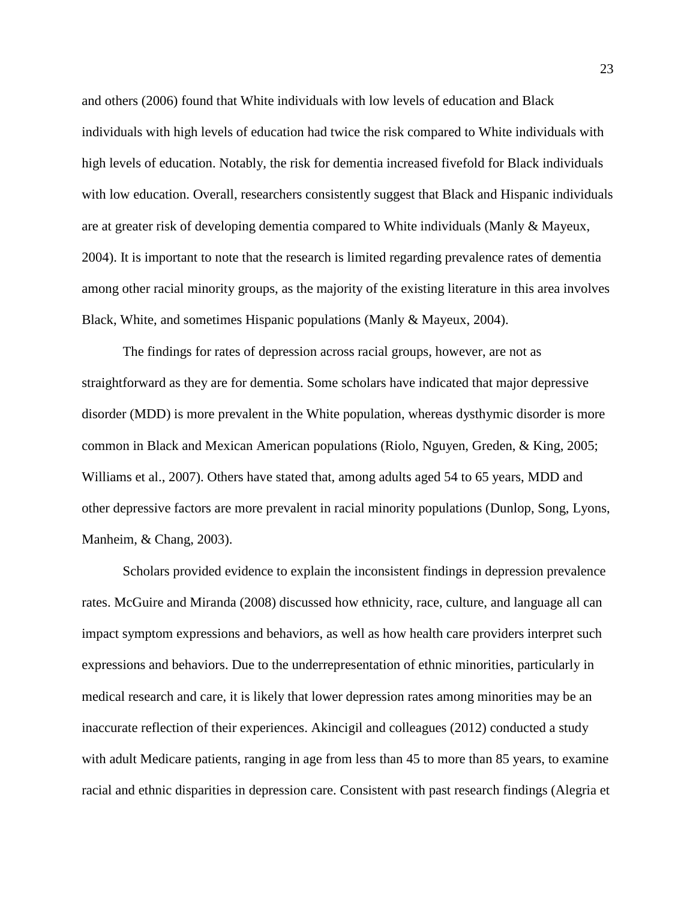and others (2006) found that White individuals with low levels of education and Black individuals with high levels of education had twice the risk compared to White individuals with high levels of education. Notably, the risk for dementia increased fivefold for Black individuals with low education. Overall, researchers consistently suggest that Black and Hispanic individuals are at greater risk of developing dementia compared to White individuals (Manly & Mayeux, 2004). It is important to note that the research is limited regarding prevalence rates of dementia among other racial minority groups, as the majority of the existing literature in this area involves Black, White, and sometimes Hispanic populations (Manly & Mayeux, 2004).

The findings for rates of depression across racial groups, however, are not as straightforward as they are for dementia. Some scholars have indicated that major depressive disorder (MDD) is more prevalent in the White population, whereas dysthymic disorder is more common in Black and Mexican American populations (Riolo, Nguyen, Greden, & King, 2005; Williams et al., 2007). Others have stated that, among adults aged 54 to 65 years, MDD and other depressive factors are more prevalent in racial minority populations (Dunlop, Song, Lyons, Manheim, & Chang, 2003).

Scholars provided evidence to explain the inconsistent findings in depression prevalence rates. McGuire and Miranda (2008) discussed how ethnicity, race, culture, and language all can impact symptom expressions and behaviors, as well as how health care providers interpret such expressions and behaviors. Due to the underrepresentation of ethnic minorities, particularly in medical research and care, it is likely that lower depression rates among minorities may be an inaccurate reflection of their experiences. Akincigil and colleagues (2012) conducted a study with adult Medicare patients, ranging in age from less than 45 to more than 85 years, to examine racial and ethnic disparities in depression care. Consistent with past research findings (Alegria et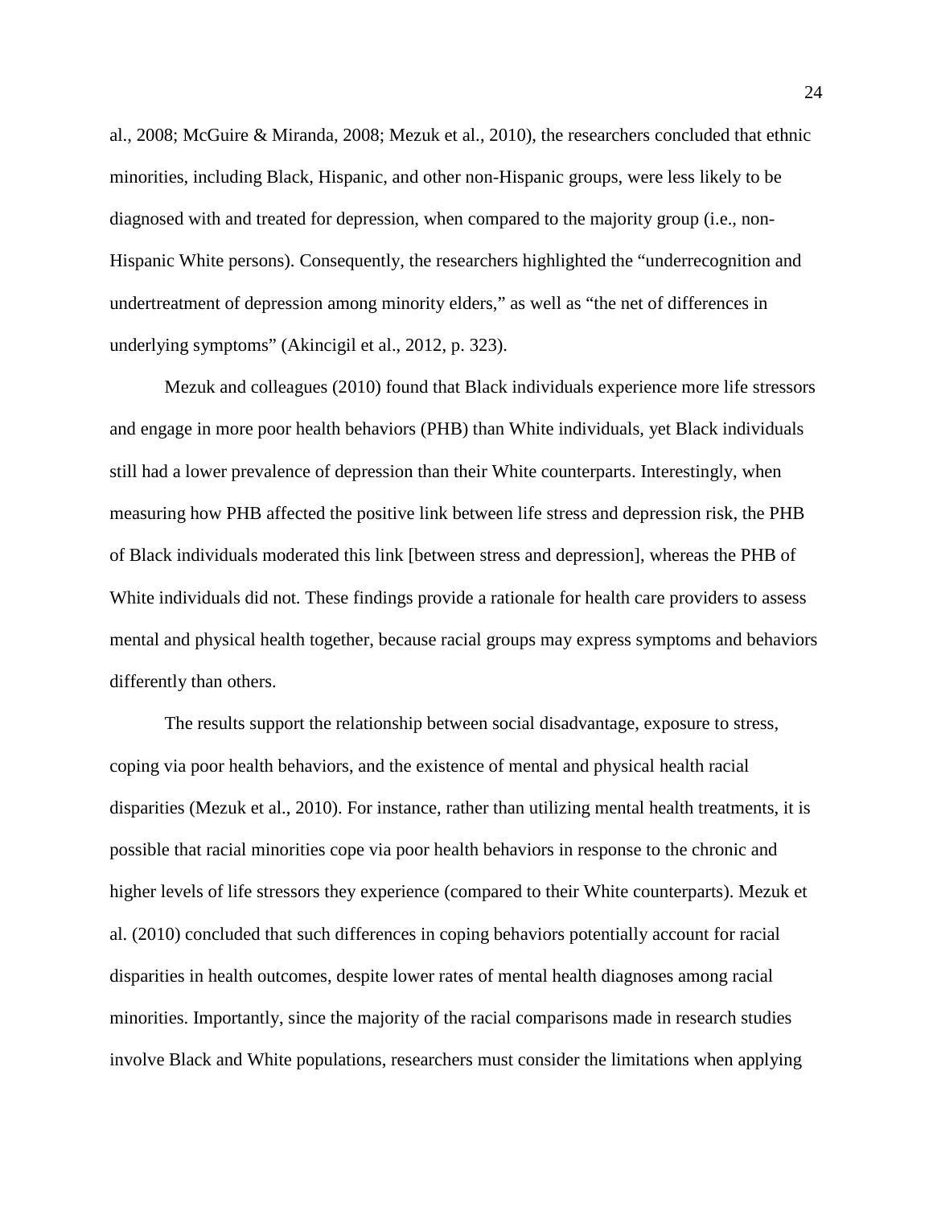al., 2008; McGuire & Miranda, 2008; Mezuk et al., 2010), the researchers concluded that ethnic minorities, including Black, Hispanic, and other non-Hispanic groups, were less likely to be diagnosed with and treated for depression, when compared to the majority group (i.e., non-Hispanic White persons). Consequently, the researchers highlighted the "underrecognition and undertreatment of depression among minority elders," as well as "the net of differences in underlying symptoms" (Akincigil et al., 2012, p. 323).

Mezuk and colleagues (2010) found that Black individuals experience more life stressors and engage in more poor health behaviors (PHB) than White individuals, yet Black individuals still had a lower prevalence of depression than their White counterparts. Interestingly, when measuring how PHB affected the positive link between life stress and depression risk, the PHB of Black individuals moderated this link [between stress and depression], whereas the PHB of White individuals did not. These findings provide a rationale for health care providers to assess mental and physical health together, because racial groups may express symptoms and behaviors differently than others.

The results support the relationship between social disadvantage, exposure to stress, coping via poor health behaviors, and the existence of mental and physical health racial disparities (Mezuk et al., 2010). For instance, rather than utilizing mental health treatments, it is possible that racial minorities cope via poor health behaviors in response to the chronic and higher levels of life stressors they experience (compared to their White counterparts). Mezuk et al. (2010) concluded that such differences in coping behaviors potentially account for racial disparities in health outcomes, despite lower rates of mental health diagnoses among racial minorities. Importantly, since the majority of the racial comparisons made in research studies involve Black and White populations, researchers must consider the limitations when applying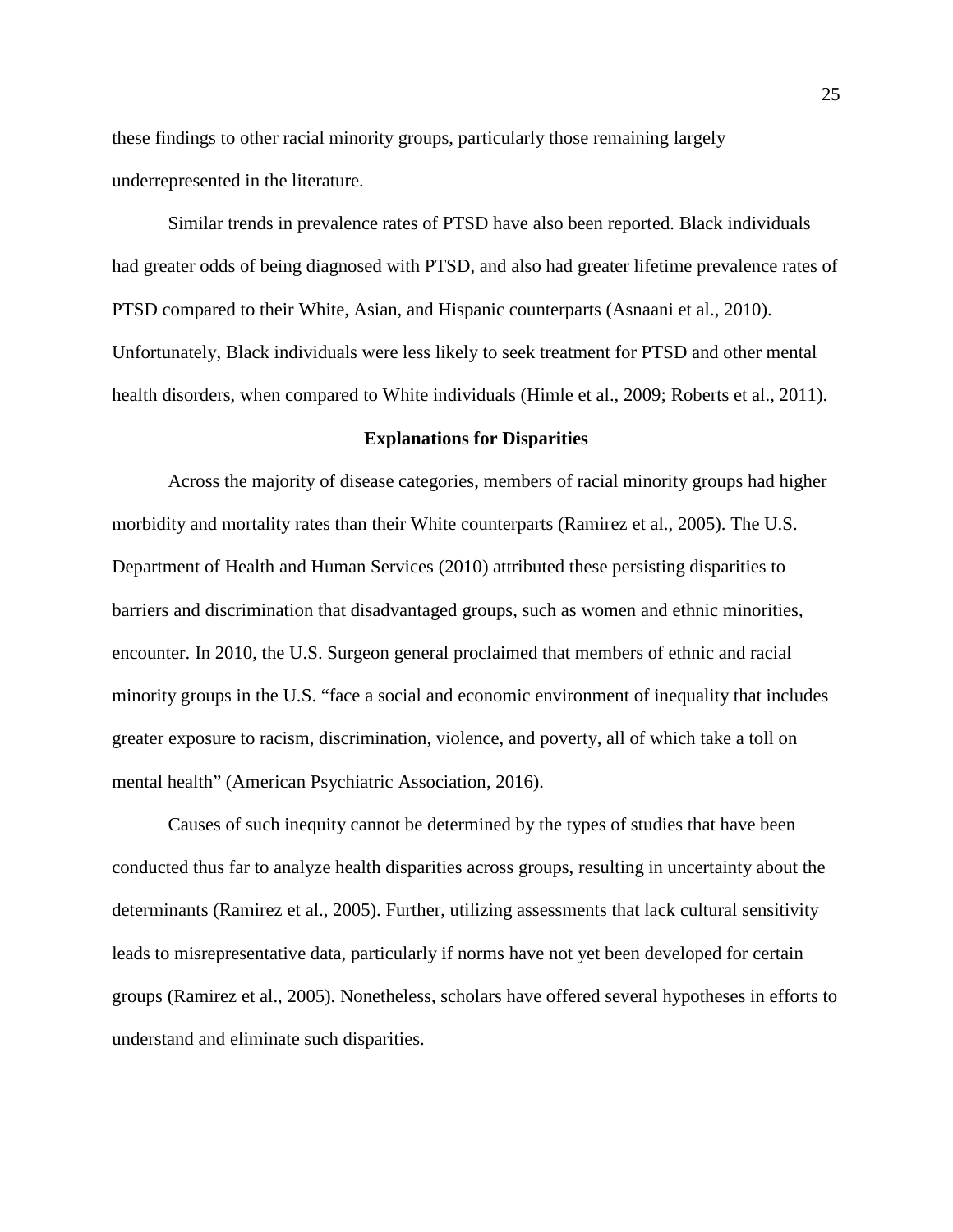these findings to other racial minority groups, particularly those remaining largely underrepresented in the literature.

Similar trends in prevalence rates of PTSD have also been reported. Black individuals had greater odds of being diagnosed with PTSD, and also had greater lifetime prevalence rates of PTSD compared to their White, Asian, and Hispanic counterparts (Asnaani et al., 2010). Unfortunately, Black individuals were less likely to seek treatment for PTSD and other mental health disorders, when compared to White individuals (Himle et al., 2009; Roberts et al., 2011).

## Explanations for Disparities

Across the majority of disease categories, members of racial minority groups had higher morbidity and mortality rates than their White counterparts (Ramirez et al., 2005). The U.S. Department of Health and Human Services (2010) attributed these persisting disparities to barriers and discrimination that disadvantaged groups, such as women and ethnic minorities, encounter. In 2010, the U.S. Surgeon general proclaimed that members of ethnic and racial minority groups in the U.S. "face a social and economic environment of inequality that includes greater exposure to racism, discrimination, violence, and poverty, all of which take a toll on mental health" (American Psychiatric Association, 2016).

Causes of such inequity cannot be determined by the types of studies that have been conducted thus far to analyze health disparities across groups, resulting in uncertainty about the determinants (Ramirez et al., 2005). Further, utilizing assessments that lack cultural sensitivity leads to misrepresentative data, particularly if norms have not yet been developed for certain groups (Ramirez et al., 2005). Nonetheless, scholars have offered several hypotheses in efforts to understand and eliminate such disparities.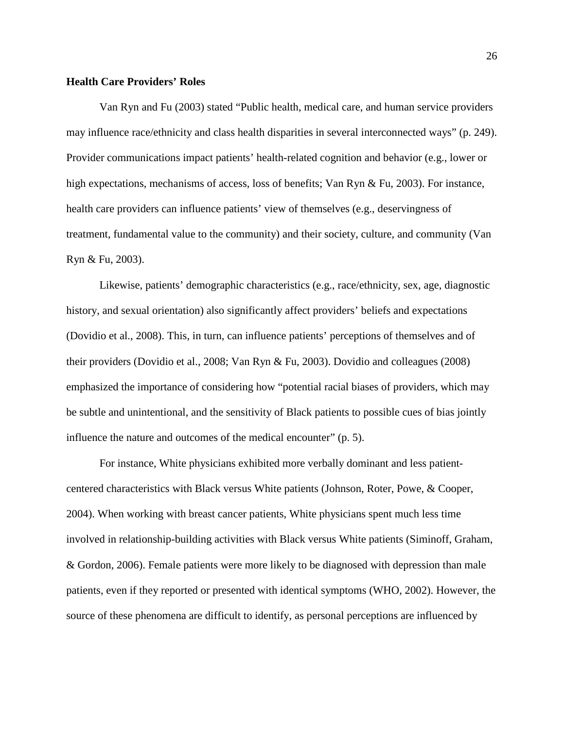**Health Care Providers' Roles**

Van Ryn and Fu (2003) stated "Public health, medical care, and human service providers may influence race/ethnicity and class health disparities in several interconnected ways" (p. 249). Provider communications impact patients' health-related cognition and behavior (e.g., lower or high expectations, mechanisms of access, loss of benefits; Van Ryn & Fu, 2003). For instance, health care providers can influence patients' view of themselves (e.g., deservingness of treatment, fundamental value to the community) and their society, culture, and community (Van Ryn & Fu, 2003).

Likewise, patients' demographic characteristics (e.g., race/ethnicity, sex, age, diagnostic history, and sexual orientation) also significantly affect providers' beliefs and expectations (Dovidio et al., 2008). This, in turn, can influence patients' perceptions of themselves and of their providers (Dovidio et al., 2008; Van Ryn & Fu, 2003). Dovidio and colleagues (2008) emphasized the importance of considering how "potential racial biases of providers, which may be subtle and unintentional, and the sensitivity of Black patients to possible cues of bias jointly influence the nature and outcomes of the medical encounter" (p. 5).

For instance, White physicians exhibited more verbally dominant and less patient-centered characteristics with Black versus White patients (Johnson, Roter, Powe, & Cooper, 2004). When working with breast cancer patients, White physicians spent much less time involved in relationship-building activities with Black versus White patients (Siminoff, Graham, & Gordon, 2006). Female patients were more likely to be diagnosed with depression than male patients, even if they reported or presented with identical symptoms (WHO, 2002). However, the source of these phenomena are difficult to identify, as personal perceptions are influenced by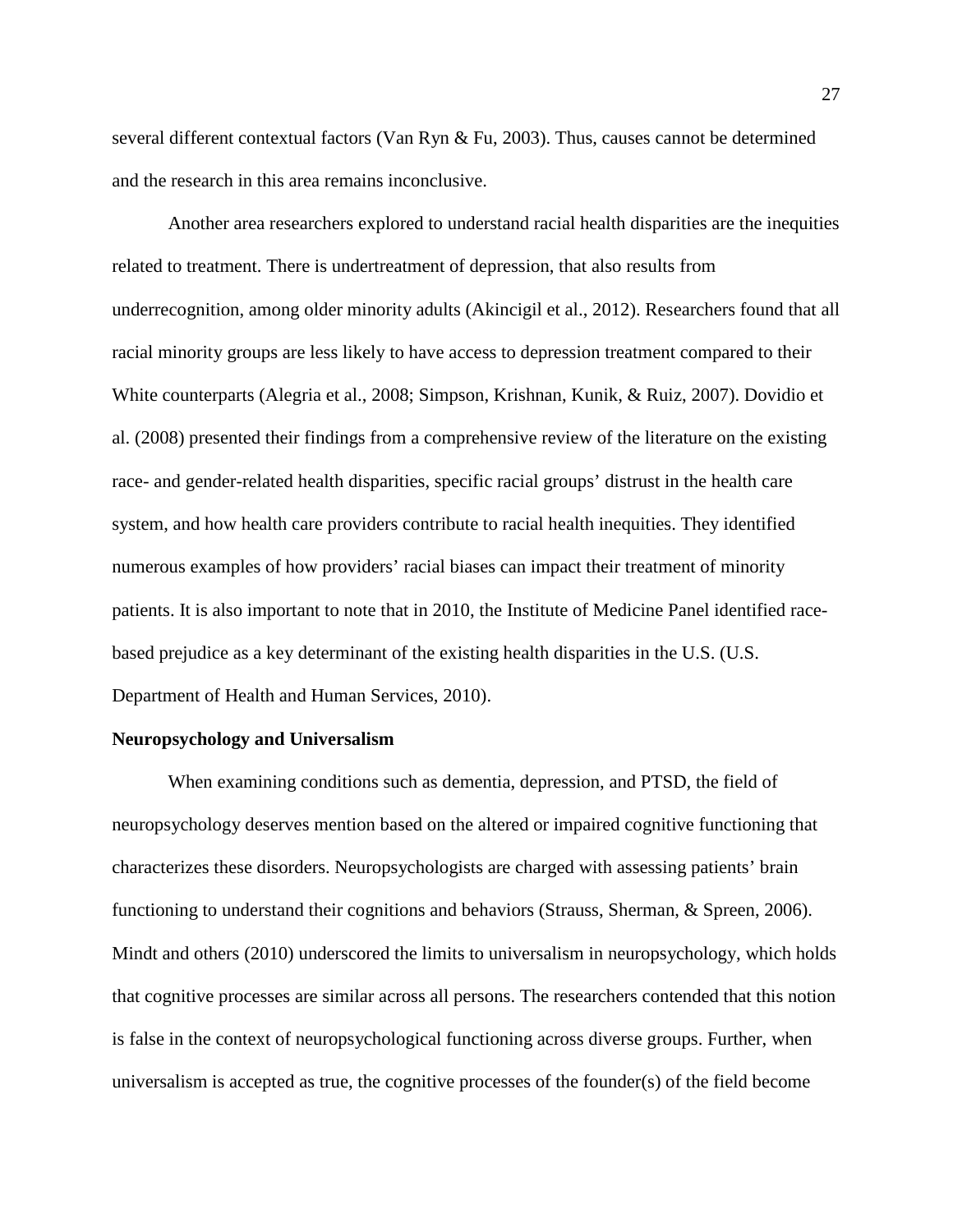several different contextual factors (Van Ryn & Fu, 2003). Thus, causes cannot be determined and the research in this area remains inconclusive.

Another area researchers explored to understand racial health disparities are the inequities related to treatment. There is undertreatment of depression, that also results from underrecognition, among older minority adults (Akincigil et al., 2012). Researchers found that all racial minority groups are less likely to have access to depression treatment compared to their White counterparts (Alegria et al., 2008; Simpson, Krishnan, Kunik, & Ruiz, 2007). Dovidio et al. (2008) presented their findings from a comprehensive review of the literature on the existing race- and gender-related health disparities, specific racial groups' distrust in the health care system, and how health care providers contribute to racial health inequities. They identified numerous examples of how providers' racial biases can impact their treatment of minority patients. It is also important to note that in 2010, the Institute of Medicine Panel identified race-based prejudice as a key determinant of the existing health disparities in the U.S. (U.S. Department of Health and Human Services, 2010).

**Neuropsychology and Universalism**

When examining conditions such as dementia, depression, and PTSD, the field of neuropsychology deserves mention based on the altered or impaired cognitive functioning that characterizes these disorders. Neuropsychologists are charged with assessing patients' brain functioning to understand their cognitions and behaviors (Strauss, Sherman, & Spreen, 2006). Mindt and others (2010) underscored the limits to universalism in neuropsychology, which holds that cognitive processes are similar across all persons. The researchers contended that this notion is false in the context of neuropsychological functioning across diverse groups. Further, when universalism is accepted as true, the cognitive processes of the founder(s) of the field become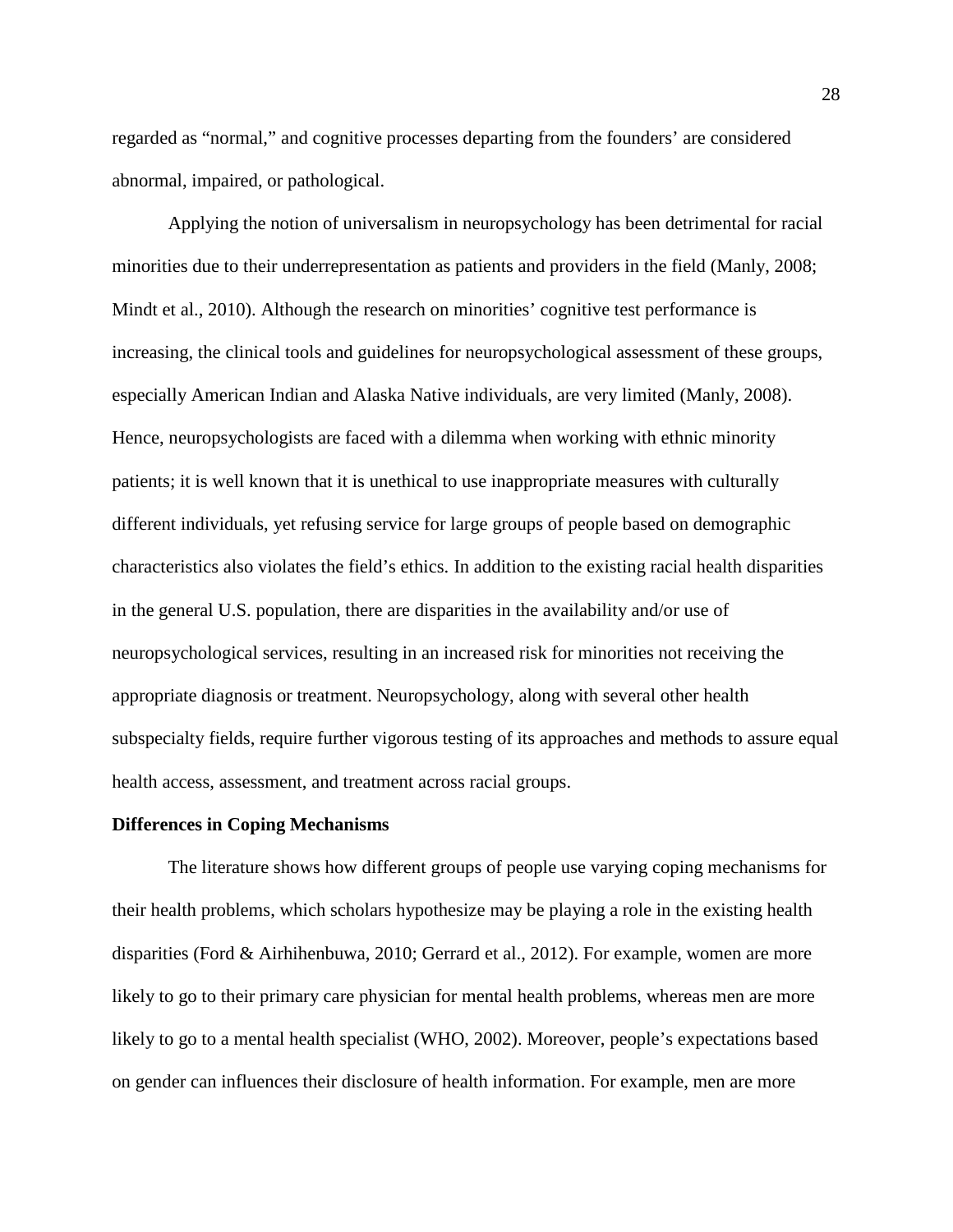regarded as "normal," and cognitive processes departing from the founders' are considered abnormal, impaired, or pathological.

Applying the notion of universalism in neuropsychology has been detrimental for racial minorities due to their underrepresentation as patients and providers in the field (Manly, 2008; Mindt et al., 2010). Although the research on minorities' cognitive test performance is increasing, the clinical tools and guidelines for neuropsychological assessment of these groups, especially American Indian and Alaska Native individuals, are very limited (Manly, 2008). Hence, neuropsychologists are faced with a dilemma when working with ethnic minority patients; it is well known that it is unethical to use inappropriate measures with culturally different individuals, yet refusing service for large groups of people based on demographic characteristics also violates the field's ethics. In addition to the existing racial health disparities in the general U.S. population, there are disparities in the availability and/or use of neuropsychological services, resulting in an increased risk for minorities not receiving the appropriate diagnosis or treatment. Neuropsychology, along with several other health subspecialty fields, require further vigorous testing of its approaches and methods to assure equal health access, assessment, and treatment across racial groups.

**Differences in Coping Mechanisms**

The literature shows how different groups of people use varying coping mechanisms for their health problems, which scholars hypothesize may be playing a role in the existing health disparities (Ford & Airhihenbuwa, 2010; Gerrard et al., 2012). For example, women are more likely to go to their primary care physician for mental health problems, whereas men are more likely to go to a mental health specialist (WHO, 2002). Moreover, people's expectations based on gender can influences their disclosure of health information. For example, men are more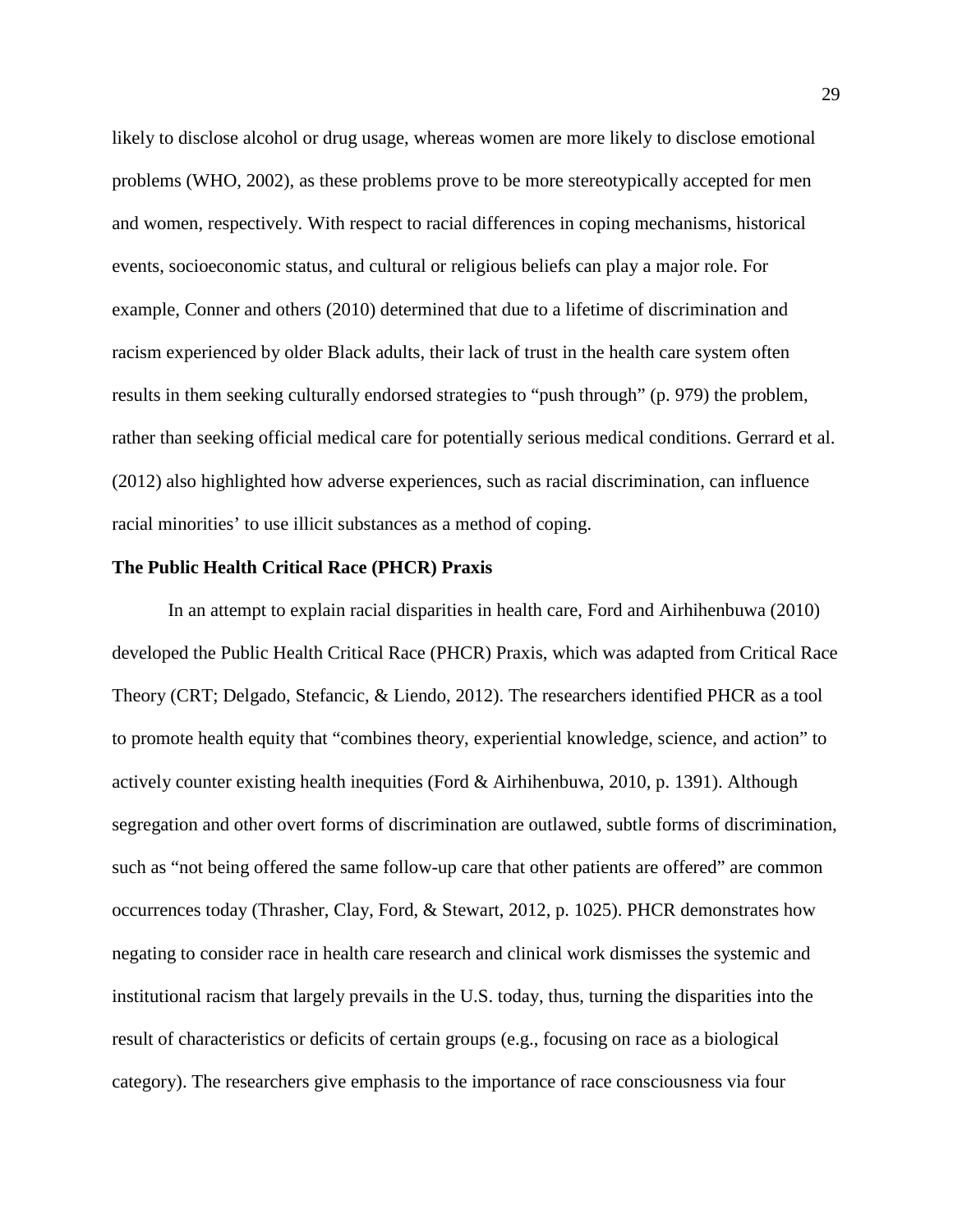likely to disclose alcohol or drug usage, whereas women are more likely to disclose emotional problems (WHO, 2002), as these problems prove to be more stereotypically accepted for men and women, respectively. With respect to racial differences in coping mechanisms, historical events, socioeconomic status, and cultural or religious beliefs can play a major role. For example, Conner and others (2010) determined that due to a lifetime of discrimination and racism experienced by older Black adults, their lack of trust in the health care system often results in them seeking culturally endorsed strategies to "push through" (p. 979) the problem, rather than seeking official medical care for potentially serious medical conditions. Gerrard et al. (2012) also highlighted how adverse experiences, such as racial discrimination, can influence racial minorities' to use illicit substances as a method of coping.

**The Public Health Critical Race (PHCR) Praxis**

In an attempt to explain racial disparities in health care, Ford and Airhihenbuwa (2010) developed the Public Health Critical Race (PHCR) Praxis, which was adapted from Critical Race Theory (CRT; Delgado, Stefancic, & Liendo, 2012). The researchers identified PHCR as a tool to promote health equity that "combines theory, experiential knowledge, science, and action" to actively counter existing health inequities (Ford & Airhihenbuwa, 2010, p. 1391). Although segregation and other overt forms of discrimination are outlawed, subtle forms of discrimination, such as "not being offered the same follow-up care that other patients are offered" are common occurrences today (Thrasher, Clay, Ford, & Stewart, 2012, p. 1025). PHCR demonstrates how negating to consider race in health care research and clinical work dismisses the systemic and institutional racism that largely prevails in the U.S. today, thus, turning the disparities into the result of characteristics or deficits of certain groups (e.g., focusing on race as a biological category). The researchers give emphasis to the importance of race consciousness via four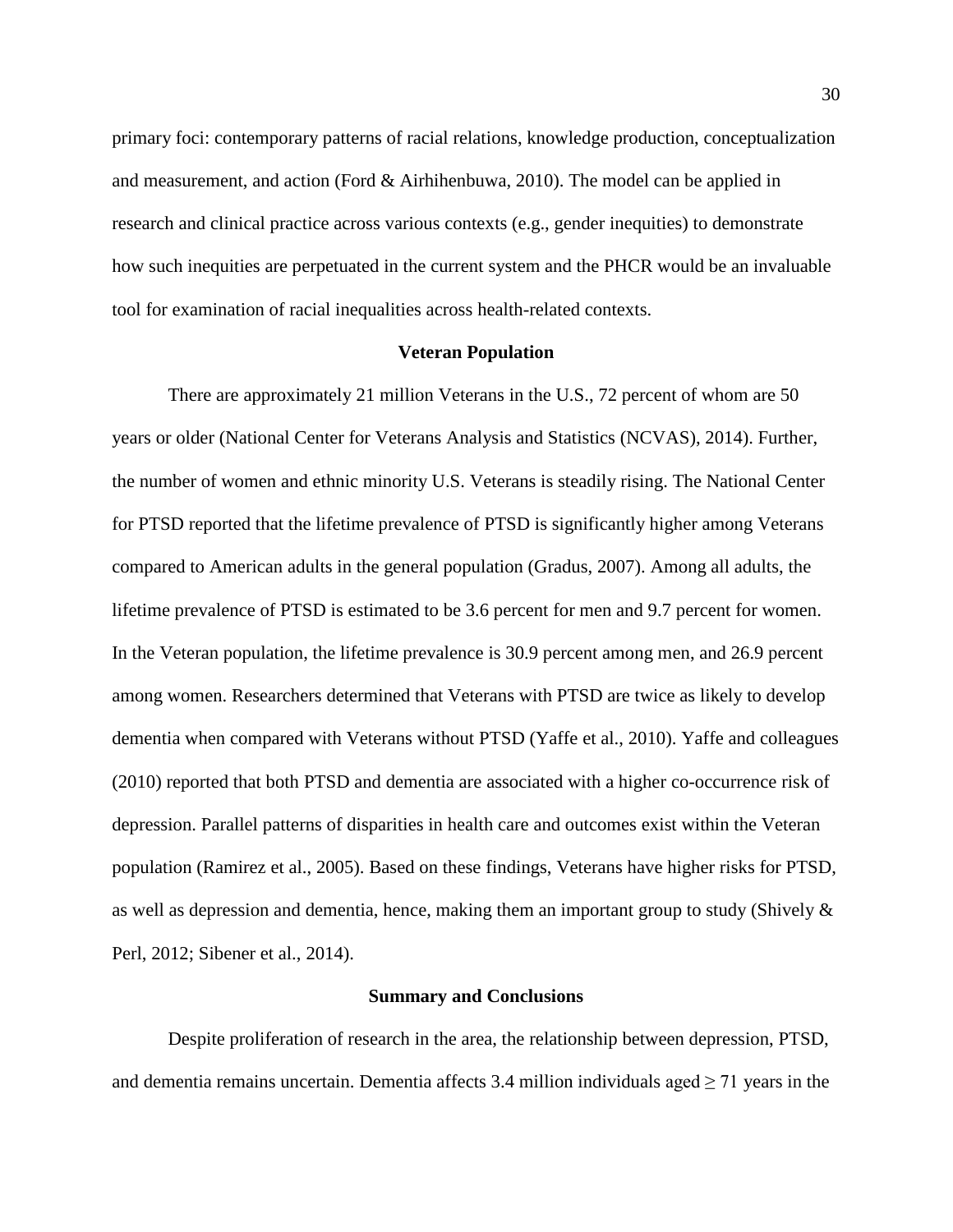primary foci: contemporary patterns of racial relations, knowledge production, conceptualization and measurement, and action (Ford & Airhihenbuwa, 2010). The model can be applied in research and clinical practice across various contexts (e.g., gender inequities) to demonstrate how such inequities are perpetuated in the current system and the PHCR would be an invaluable tool for examination of racial inequalities across health-related contexts.

## Veteran Population

There are approximately 21 million Veterans in the U.S., 72 percent of whom are 50 years or older (National Center for Veterans Analysis and Statistics (NCVAS), 2014). Further, the number of women and ethnic minority U.S. Veterans is steadily rising. The National Center for PTSD reported that the lifetime prevalence of PTSD is significantly higher among Veterans compared to American adults in the general population (Gradus, 2007). Among all adults, the lifetime prevalence of PTSD is estimated to be 3.6 percent for men and 9.7 percent for women. In the Veteran population, the lifetime prevalence is 30.9 percent among men, and 26.9 percent among women. Researchers determined that Veterans with PTSD are twice as likely to develop dementia when compared with Veterans without PTSD (Yaffe et al., 2010). Yaffe and colleagues (2010) reported that both PTSD and dementia are associated with a higher co-occurrence risk of depression. Parallel patterns of disparities in health care and outcomes exist within the Veteran population (Ramirez et al., 2005). Based on these findings, Veterans have higher risks for PTSD, as well as depression and dementia, hence, making them an important group to study (Shively & Perl, 2012; Sibener et al., 2014).

## Summary and Conclusions

Despite proliferation of research in the area, the relationship between depression, PTSD, and dementia remains uncertain. Dementia affects 3.4 million individuals aged ≥ 71 years in the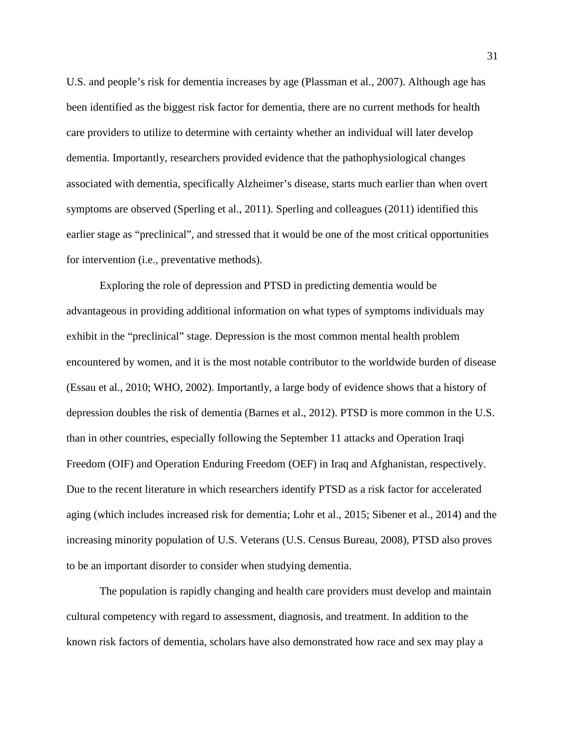U.S. and people's risk for dementia increases by age (Plassman et al., 2007). Although age has been identified as the biggest risk factor for dementia, there are no current methods for health care providers to utilize to determine with certainty whether an individual will later develop dementia. Importantly, researchers provided evidence that the pathophysiological changes associated with dementia, specifically Alzheimer's disease, starts much earlier than when overt symptoms are observed (Sperling et al., 2011). Sperling and colleagues (2011) identified this earlier stage as "preclinical", and stressed that it would be one of the most critical opportunities for intervention (i.e., preventative methods).

Exploring the role of depression and PTSD in predicting dementia would be advantageous in providing additional information on what types of symptoms individuals may exhibit in the "preclinical" stage. Depression is the most common mental health problem encountered by women, and it is the most notable contributor to the worldwide burden of disease (Essau et al., 2010; WHO, 2002). Importantly, a large body of evidence shows that a history of depression doubles the risk of dementia (Barnes et al., 2012). PTSD is more common in the U.S. than in other countries, especially following the September 11 attacks and Operation Iraqi Freedom (OIF) and Operation Enduring Freedom (OEF) in Iraq and Afghanistan, respectively. Due to the recent literature in which researchers identify PTSD as a risk factor for accelerated aging (which includes increased risk for dementia; Lohr et al., 2015; Sibener et al., 2014) and the increasing minority population of U.S. Veterans (U.S. Census Bureau, 2008), PTSD also proves to be an important disorder to consider when studying dementia.

The population is rapidly changing and health care providers must develop and maintain cultural competency with regard to assessment, diagnosis, and treatment. In addition to the known risk factors of dementia, scholars have also demonstrated how race and sex may play a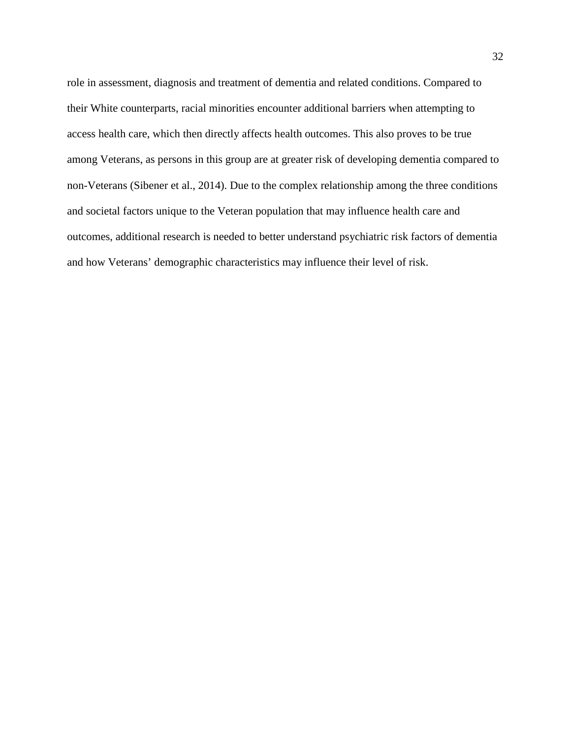role in assessment, diagnosis and treatment of dementia and related conditions. Compared to their White counterparts, racial minorities encounter additional barriers when attempting to access health care, which then directly affects health outcomes. This also proves to be true among Veterans, as persons in this group are at greater risk of developing dementia compared to non-Veterans (Sibener et al., 2014). Due to the complex relationship among the three conditions and societal factors unique to the Veteran population that may influence health care and outcomes, additional research is needed to better understand psychiatric risk factors of dementia and how Veterans' demographic characteristics may influence their level of risk.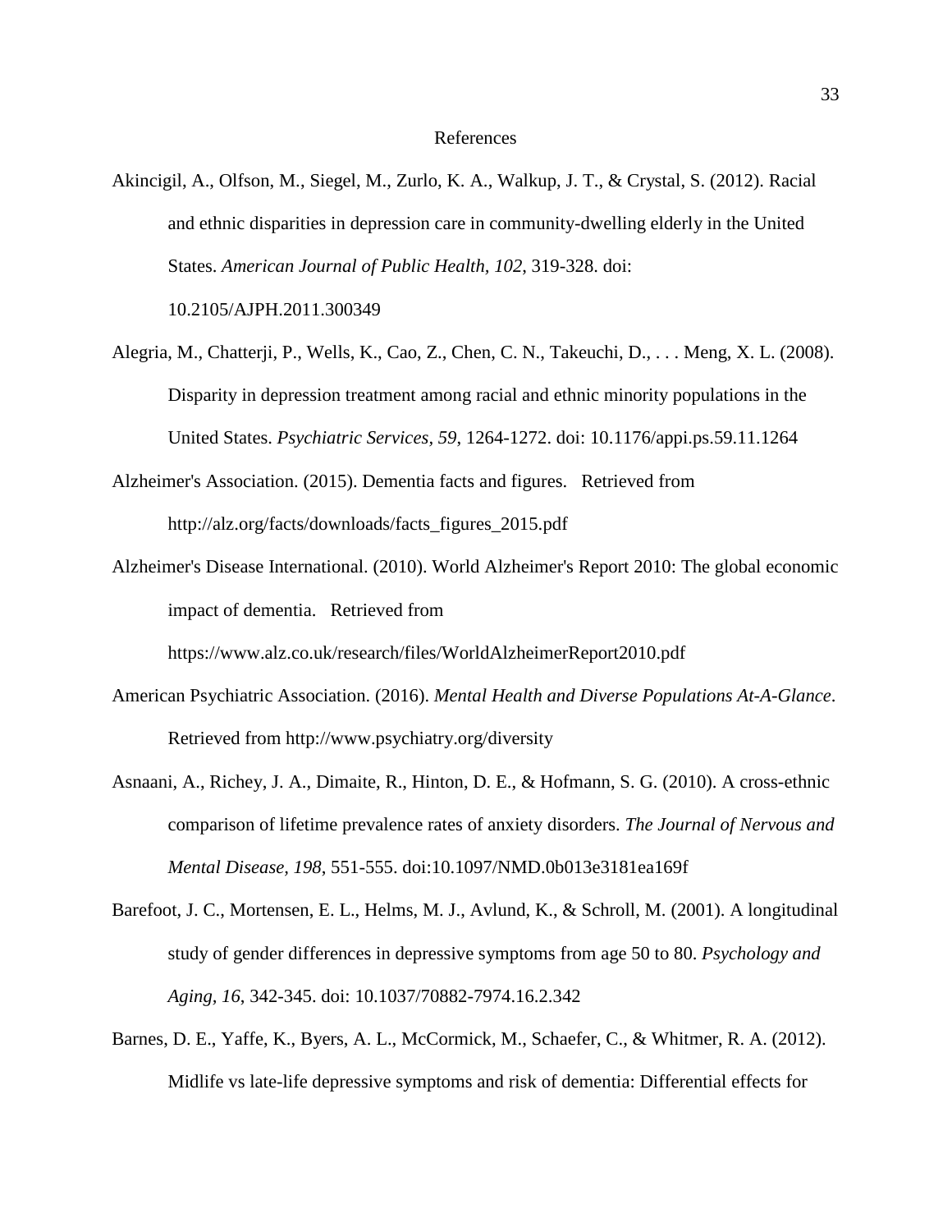# References

Akincigil, A., Olfson, M., Siegel, M., Zurlo, K. A., Walkup, J. T., & Crystal, S. (2012). Racial and ethnic disparities in depression care in community-dwelling elderly in the United States. *American Journal of Public Health, 102*, 319-328. doi: 10.2105/AJPH.2011.300349

Alegria, M., Chatterji, P., Wells, K., Cao, Z., Chen, C. N., Takeuchi, D., . . . Meng, X. L. (2008). Disparity in depression treatment among racial and ethnic minority populations in the United States. *Psychiatric Services, 59*, 1264-1272. doi: 10.1176/appi.ps.59.11.1264

Alzheimer's Association. (2015). Dementia facts and figures. Retrieved from http://alz.org/facts/downloads/facts_figures_2015.pdf

Alzheimer's Disease International. (2010). World Alzheimer's Report 2010: The global economic impact of dementia. Retrieved from https://www.alz.co.uk/research/files/WorldAlzheimerReport2010.pdf

American Psychiatric Association. (2016). *Mental Health and Diverse Populations At-A-Glance*. Retrieved from http://www.psychiatry.org/diversity

Asnaani, A., Richey, J. A., Dimaite, R., Hinton, D. E., & Hofmann, S. G. (2010). A cross-ethnic comparison of lifetime prevalence rates of anxiety disorders. *The Journal of Nervous and Mental Disease, 198*, 551-555. doi:10.1097/NMD.0b013e3181ea169f

Barefoot, J. C., Mortensen, E. L., Helms, M. J., Avlund, K., & Schroll, M. (2001). A longitudinal study of gender differences in depressive symptoms from age 50 to 80. *Psychology and Aging, 16*, 342-345. doi: 10.1037/70882-7974.16.2.342

Barnes, D. E., Yaffe, K., Byers, A. L., McCormick, M., Schaefer, C., & Whitmer, R. A. (2012). Midlife vs late-life depressive symptoms and risk of dementia: Differential effects for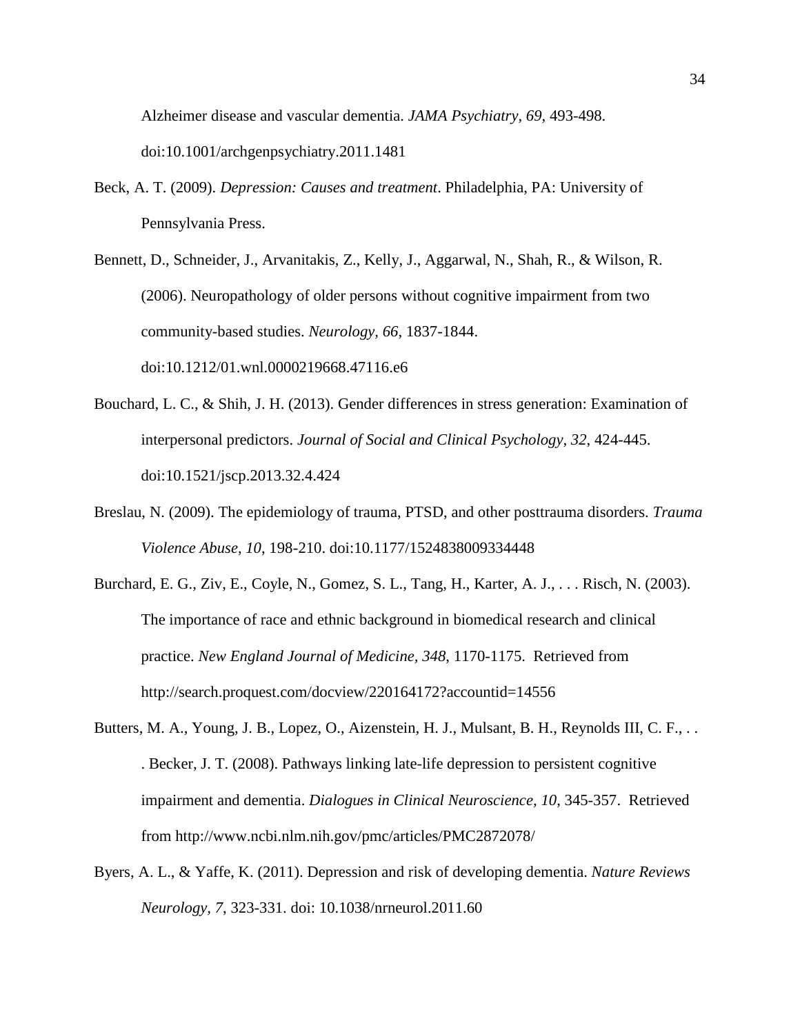Alzheimer disease and vascular dementia. *JAMA Psychiatry, 69*, 493-498. doi:10.1001/archgenpsychiatry.2011.1481

Beck, A. T. (2009). *Depression: Causes and treatment*. Philadelphia, PA: University of Pennsylvania Press.

Bennett, D., Schneider, J., Arvanitakis, Z., Kelly, J., Aggarwal, N., Shah, R., & Wilson, R. (2006). Neuropathology of older persons without cognitive impairment from two community-based studies. *Neurology, 66*, 1837-1844. doi:10.1212/01.wnl.0000219668.47116.e6

Bouchard, L. C., & Shih, J. H. (2013). Gender differences in stress generation: Examination of interpersonal predictors. *Journal of Social and Clinical Psychology, 32*, 424-445. doi:10.1521/jscp.2013.32.4.424

Breslau, N. (2009). The epidemiology of trauma, PTSD, and other posttrauma disorders. *Trauma Violence Abuse, 10*, 198-210. doi:10.1177/1524838009334448

Burchard, E. G., Ziv, E., Coyle, N., Gomez, S. L., Tang, H., Karter, A. J., . . . Risch, N. (2003). The importance of race and ethnic background in biomedical research and clinical practice. *New England Journal of Medicine, 348*, 1170-1175. Retrieved from http://search.proquest.com/docview/220164172?accountid=14556

Butters, M. A., Young, J. B., Lopez, O., Aizenstein, H. J., Mulsant, B. H., Reynolds III, C. F., . . . Becker, J. T. (2008). Pathways linking late-life depression to persistent cognitive impairment and dementia. *Dialogues in Clinical Neuroscience, 10*, 345-357. Retrieved from http://www.ncbi.nlm.nih.gov/pmc/articles/PMC2872078/

Byers, A. L., & Yaffe, K. (2011). Depression and risk of developing dementia. *Nature Reviews Neurology, 7*, 323-331. doi: 10.1038/nrneurol.2011.60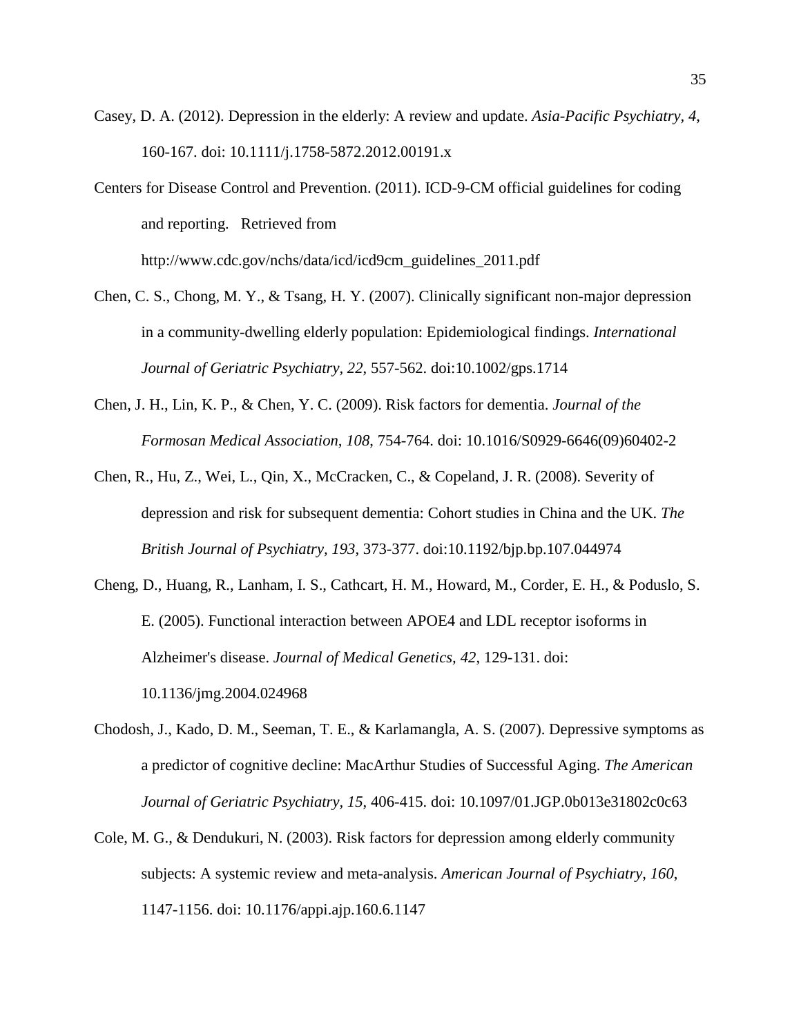Casey, D. A. (2012). Depression in the elderly: A review and update. *Asia-Pacific Psychiatry*, *4*, 160-167. doi: 10.1111/j.1758-5872.2012.00191.x

Centers for Disease Control and Prevention. (2011). ICD-9-CM official guidelines for coding and reporting. Retrieved from http://www.cdc.gov/nchs/data/icd/icd9cm_guidelines_2011.pdf

Chen, C. S., Chong, M. Y., & Tsang, H. Y. (2007). Clinically significant non-major depression in a community-dwelling elderly population: Epidemiological findings. *International Journal of Geriatric Psychiatry, 22*, 557-562. doi:10.1002/gps.1714

Chen, J. H., Lin, K. P., & Chen, Y. C. (2009). Risk factors for dementia. *Journal of the Formosan Medical Association, 108*, 754-764. doi: 10.1016/S0929-6646(09)60402-2

Chen, R., Hu, Z., Wei, L., Qin, X., McCracken, C., & Copeland, J. R. (2008). Severity of depression and risk for subsequent dementia: Cohort studies in China and the UK. *The British Journal of Psychiatry, 193*, 373-377. doi:10.1192/bjp.bp.107.044974

Cheng, D., Huang, R., Lanham, I. S., Cathcart, H. M., Howard, M., Corder, E. H., & Poduslo, S. E. (2005). Functional interaction between APOE4 and LDL receptor isoforms in Alzheimer's disease. *Journal of Medical Genetics, 42*, 129-131. doi: 10.1136/jmg.2004.024968

Chodosh, J., Kado, D. M., Seeman, T. E., & Karlamangla, A. S. (2007). Depressive symptoms as a predictor of cognitive decline: MacArthur Studies of Successful Aging. *The American Journal of Geriatric Psychiatry, 15*, 406-415. doi: 10.1097/01.JGP.0b013e31802c0c63

Cole, M. G., & Dendukuri, N. (2003). Risk factors for depression among elderly community subjects: A systemic review and meta-analysis. *American Journal of Psychiatry*, *160*, 1147-1156. doi: 10.1176/appi.ajp.160.6.1147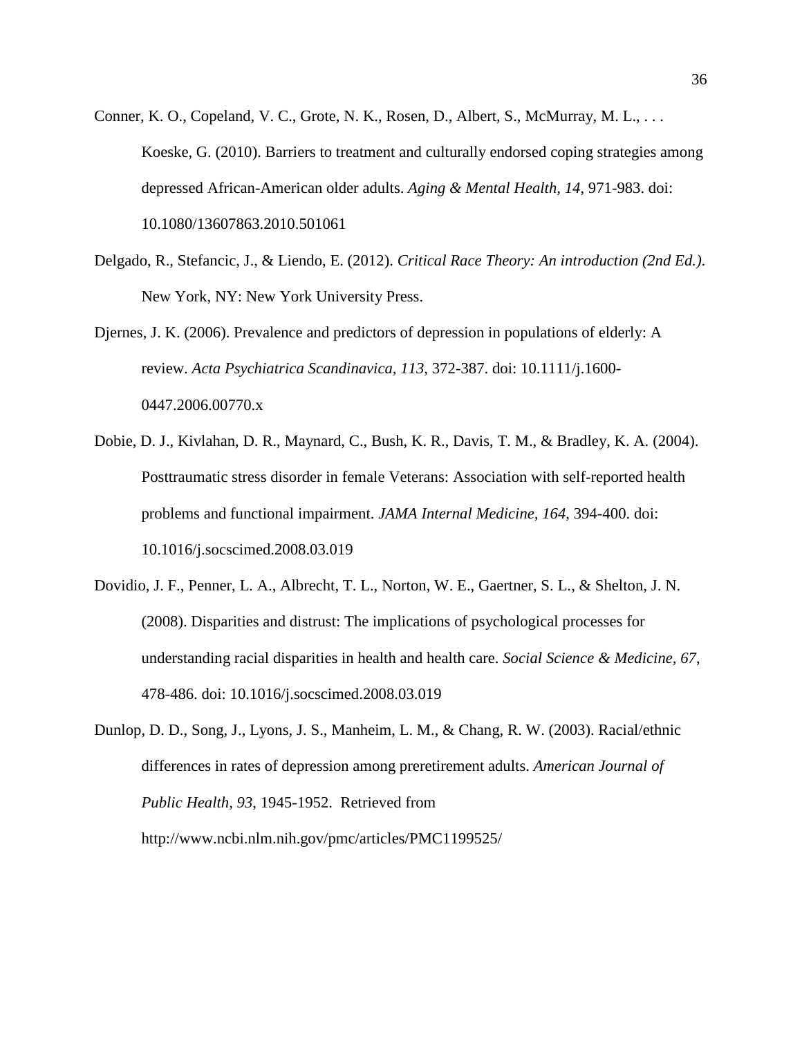Conner, K. O., Copeland, V. C., Grote, N. K., Rosen, D., Albert, S., McMurray, M. L., . . . Koeske, G. (2010). Barriers to treatment and culturally endorsed coping strategies among depressed African-American older adults. *Aging & Mental Health, 14*, 971-983. doi: 10.1080/13607863.2010.501061

Delgado, R., Stefancic, J., & Liendo, E. (2012). *Critical Race Theory: An introduction (2nd Ed.)*. New York, NY: New York University Press.

Djernes, J. K. (2006). Prevalence and predictors of depression in populations of elderly: A review. *Acta Psychiatrica Scandinavica, 113*, 372-387. doi: 10.1111/j.1600-0447.2006.00770.x

Dobie, D. J., Kivlahan, D. R., Maynard, C., Bush, K. R., Davis, T. M., & Bradley, K. A. (2004). Posttraumatic stress disorder in female Veterans: Association with self-reported health problems and functional impairment. *JAMA Internal Medicine, 164*, 394-400. doi: 10.1016/j.socscimed.2008.03.019

Dovidio, J. F., Penner, L. A., Albrecht, T. L., Norton, W. E., Gaertner, S. L., & Shelton, J. N. (2008). Disparities and distrust: The implications of psychological processes for understanding racial disparities in health and health care. *Social Science & Medicine, 67*, 478-486. doi: 10.1016/j.socscimed.2008.03.019

Dunlop, D. D., Song, J., Lyons, J. S., Manheim, L. M., & Chang, R. W. (2003). Racial/ethnic differences in rates of depression among preretirement adults. *American Journal of Public Health, 93*, 1945-1952. Retrieved from http://www.ncbi.nlm.nih.gov/pmc/articles/PMC1199525/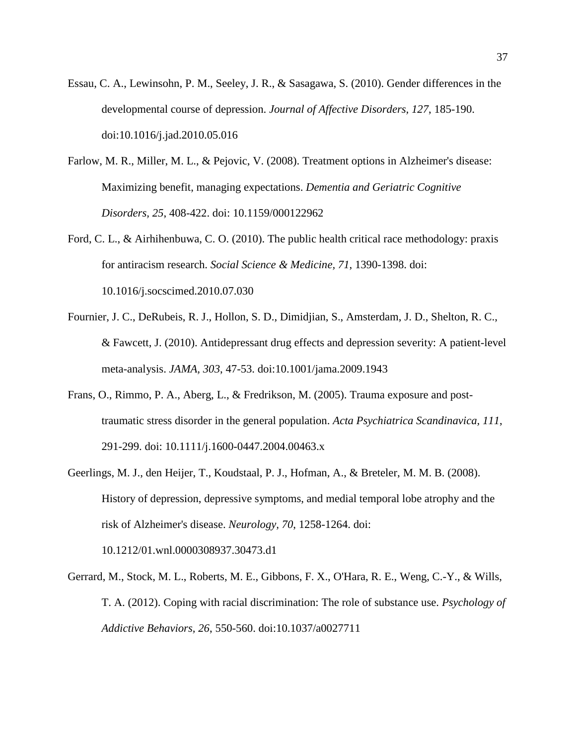Essau, C. A., Lewinsohn, P. M., Seeley, J. R., & Sasagawa, S. (2010). Gender differences in the developmental course of depression. *Journal of Affective Disorders, 127*, 185-190. doi:10.1016/j.jad.2010.05.016

Farlow, M. R., Miller, M. L., & Pejovic, V. (2008). Treatment options in Alzheimer's disease: Maximizing benefit, managing expectations. *Dementia and Geriatric Cognitive Disorders, 25*, 408-422. doi: 10.1159/000122962

Ford, C. L., & Airhihenbuwa, C. O. (2010). The public health critical race methodology: praxis for antiracism research. *Social Science & Medicine, 71*, 1390-1398. doi: 10.1016/j.socscimed.2010.07.030

Fournier, J. C., DeRubeis, R. J., Hollon, S. D., Dimidjian, S., Amsterdam, J. D., Shelton, R. C., & Fawcett, J. (2010). Antidepressant drug effects and depression severity: A patient-level meta-analysis. *JAMA, 303*, 47-53. doi:10.1001/jama.2009.1943

Frans, O., Rimmo, P. A., Aberg, L., & Fredrikson, M. (2005). Trauma exposure and post-traumatic stress disorder in the general population. *Acta Psychiatrica Scandinavica, 111*, 291-299. doi: 10.1111/j.1600-0447.2004.00463.x

Geerlings, M. J., den Heijer, T., Koudstaal, P. J., Hofman, A., & Breteler, M. M. B. (2008). History of depression, depressive symptoms, and medial temporal lobe atrophy and the risk of Alzheimer's disease. *Neurology, 70*, 1258-1264. doi: 10.1212/01.wnl.0000308937.30473.d1

Gerrard, M., Stock, M. L., Roberts, M. E., Gibbons, F. X., O'Hara, R. E., Weng, C.-Y., & Wills, T. A. (2012). Coping with racial discrimination: The role of substance use. *Psychology of Addictive Behaviors, 26*, 550-560. doi:10.1037/a0027711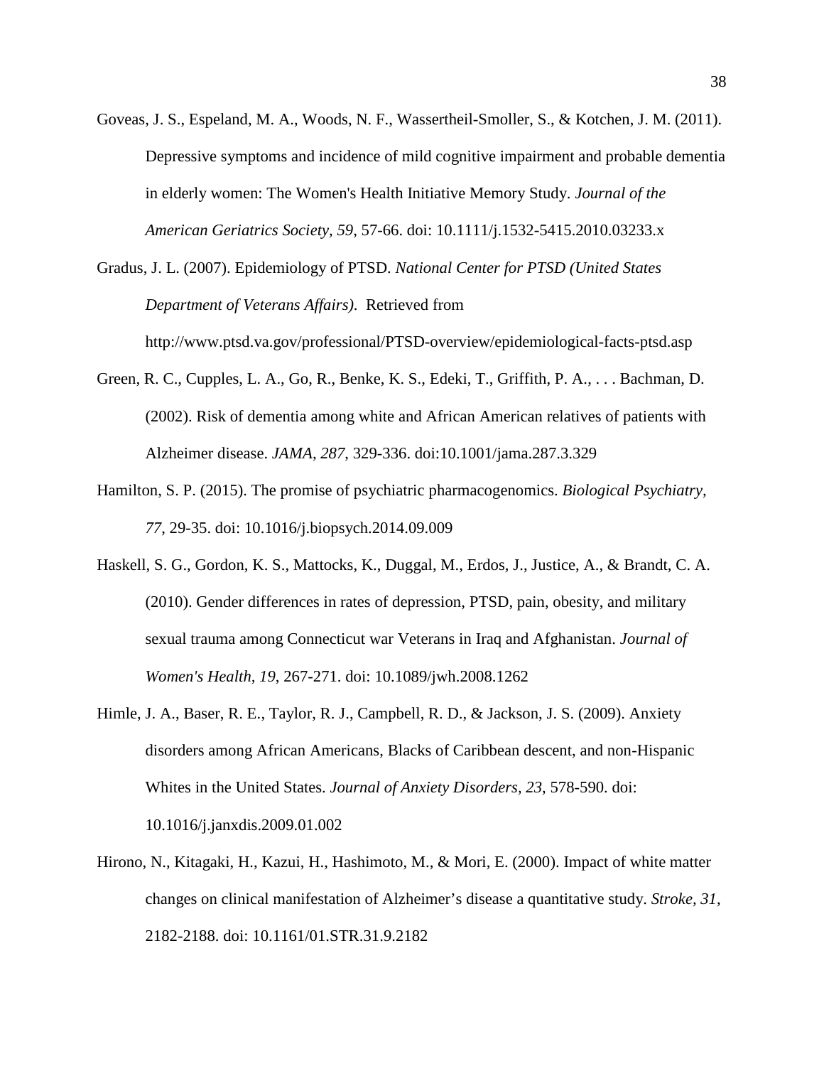Goveas, J. S., Espeland, M. A., Woods, N. F., Wassertheil-Smoller, S., & Kotchen, J. M. (2011). Depressive symptoms and incidence of mild cognitive impairment and probable dementia in elderly women: The Women's Health Initiative Memory Study. *Journal of the American Geriatrics Society, 59*, 57-66. doi: 10.1111/j.1532-5415.2010.03233.x

Gradus, J. L. (2007). Epidemiology of PTSD. *National Center for PTSD (United States Department of Veterans Affairs).* Retrieved from http://www.ptsd.va.gov/professional/PTSD-overview/epidemiological-facts-ptsd.asp

Green, R. C., Cupples, L. A., Go, R., Benke, K. S., Edeki, T., Griffith, P. A., . . . Bachman, D. (2002). Risk of dementia among white and African American relatives of patients with Alzheimer disease. *JAMA, 287*, 329-336. doi:10.1001/jama.287.3.329

Hamilton, S. P. (2015). The promise of psychiatric pharmacogenomics. *Biological Psychiatry, 77*, 29-35. doi: 10.1016/j.biopsych.2014.09.009

Haskell, S. G., Gordon, K. S., Mattocks, K., Duggal, M., Erdos, J., Justice, A., & Brandt, C. A. (2010). Gender differences in rates of depression, PTSD, pain, obesity, and military sexual trauma among Connecticut war Veterans in Iraq and Afghanistan. *Journal of Women's Health, 19*, 267-271. doi: 10.1089/jwh.2008.1262

Himle, J. A., Baser, R. E., Taylor, R. J., Campbell, R. D., & Jackson, J. S. (2009). Anxiety disorders among African Americans, Blacks of Caribbean descent, and non-Hispanic Whites in the United States. *Journal of Anxiety Disorders, 23*, 578-590. doi: 10.1016/j.janxdis.2009.01.002

Hirono, N., Kitagaki, H., Kazui, H., Hashimoto, M., & Mori, E. (2000). Impact of white matter changes on clinical manifestation of Alzheimer's disease a quantitative study. *Stroke, 31*, 2182-2188. doi: 10.1161/01.STR.31.9.2182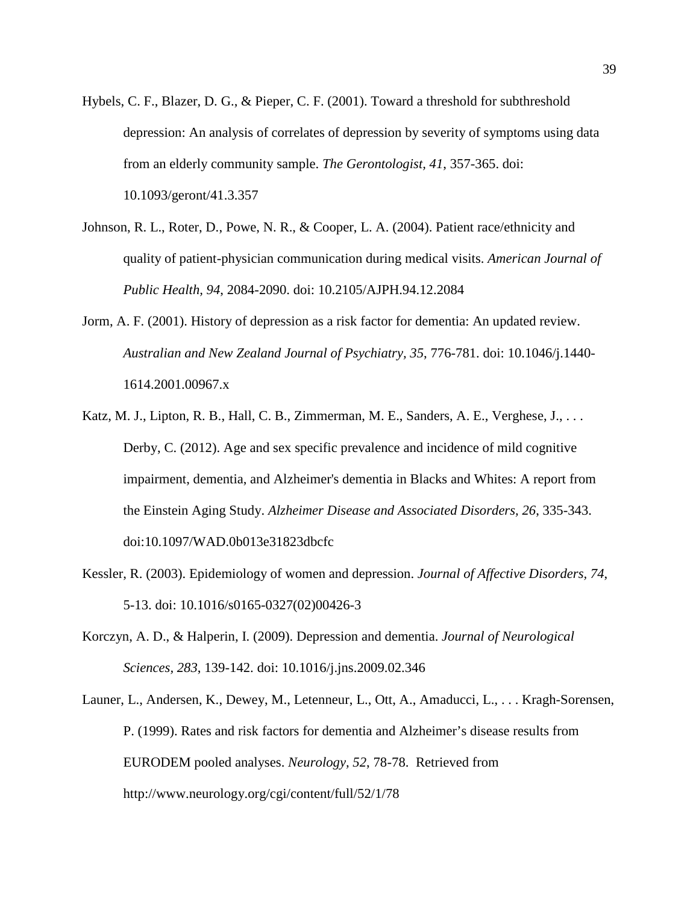Hybels, C. F., Blazer, D. G., & Pieper, C. F. (2001). Toward a threshold for subthreshold depression: An analysis of correlates of depression by severity of symptoms using data from an elderly community sample. *The Gerontologist, 41*, 357-365. doi: 10.1093/geront/41.3.357

Johnson, R. L., Roter, D., Powe, N. R., & Cooper, L. A. (2004). Patient race/ethnicity and quality of patient-physician communication during medical visits. *American Journal of Public Health*, *94*, 2084-2090. doi: 10.2105/AJPH.94.12.2084

Jorm, A. F. (2001). History of depression as a risk factor for dementia: An updated review. *Australian and New Zealand Journal of Psychiatry*, *35*, 776-781. doi: 10.1046/j.1440-1614.2001.00967.x

Katz, M. J., Lipton, R. B., Hall, C. B., Zimmerman, M. E., Sanders, A. E., Verghese, J., . . . Derby, C. (2012). Age and sex specific prevalence and incidence of mild cognitive impairment, dementia, and Alzheimer's dementia in Blacks and Whites: A report from the Einstein Aging Study. *Alzheimer Disease and Associated Disorders*, *26*, 335-343. doi:10.1097/WAD.0b013e31823dbcfc

Kessler, R. (2003). Epidemiology of women and depression. *Journal of Affective Disorders*, *74*, 5-13. doi: 10.1016/s0165-0327(02)00426-3

Korczyn, A. D., & Halperin, I. (2009). Depression and dementia. *Journal of Neurological Sciences*, *283*, 139-142. doi: 10.1016/j.jns.2009.02.346

Launer, L., Andersen, K., Dewey, M., Letenneur, L., Ott, A., Amaducci, L., . . . Kragh-Sorensen, P. (1999). Rates and risk factors for dementia and Alzheimer's disease results from EURODEM pooled analyses. *Neurology*, *52*, 78-78. Retrieved from http://www.neurology.org/cgi/content/full/52/1/78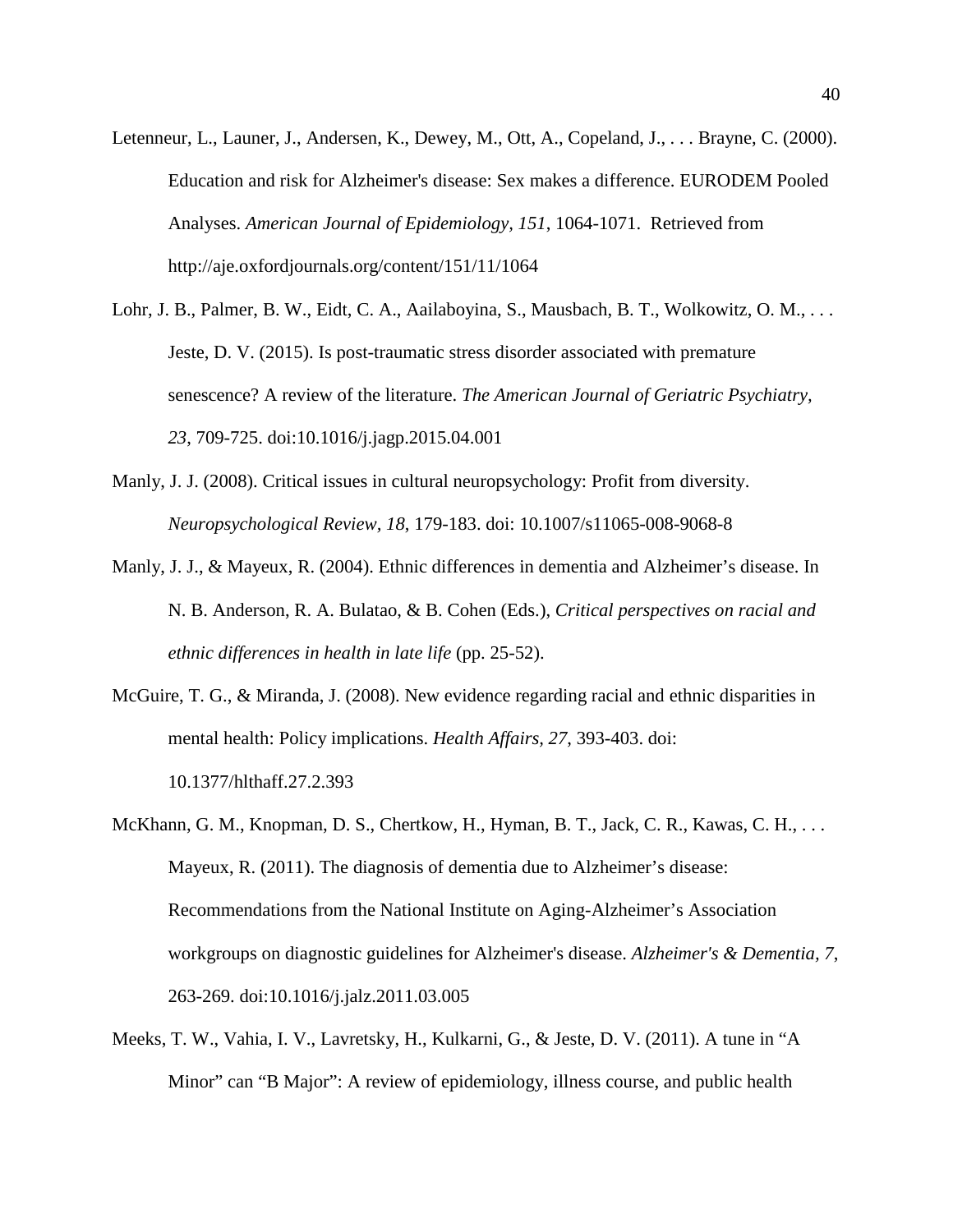Letenneur, L., Launer, J., Andersen, K., Dewey, M., Ott, A., Copeland, J., . . . Brayne, C. (2000). Education and risk for Alzheimer's disease: Sex makes a difference. EURODEM Pooled Analyses. *American Journal of Epidemiology, 151*, 1064-1071. Retrieved from http://aje.oxfordjournals.org/content/151/11/1064

Lohr, J. B., Palmer, B. W., Eidt, C. A., Aailaboyina, S., Mausbach, B. T., Wolkowitz, O. M., . . . Jeste, D. V. (2015). Is post-traumatic stress disorder associated with premature senescence? A review of the literature. *The American Journal of Geriatric Psychiatry, 23*, 709-725. doi:10.1016/j.jagp.2015.04.001

Manly, J. J. (2008). Critical issues in cultural neuropsychology: Profit from diversity. *Neuropsychological Review, 18*, 179-183. doi: 10.1007/s11065-008-9068-8

Manly, J. J., & Mayeux, R. (2004). Ethnic differences in dementia and Alzheimer's disease. In N. B. Anderson, R. A. Bulatao, & B. Cohen (Eds.), *Critical perspectives on racial and ethnic differences in health in late life* (pp. 25-52).

McGuire, T. G., & Miranda, J. (2008). New evidence regarding racial and ethnic disparities in mental health: Policy implications. *Health Affairs, 27*, 393-403. doi: 10.1377/hlthaff.27.2.393

McKhann, G. M., Knopman, D. S., Chertkow, H., Hyman, B. T., Jack, C. R., Kawas, C. H., . . . Mayeux, R. (2011). The diagnosis of dementia due to Alzheimer's disease: Recommendations from the National Institute on Aging-Alzheimer's Association workgroups on diagnostic guidelines for Alzheimer's disease. *Alzheimer's & Dementia, 7*, 263-269. doi:10.1016/j.jalz.2011.03.005

Meeks, T. W., Vahia, I. V., Lavretsky, H., Kulkarni, G., & Jeste, D. V. (2011). A tune in "A Minor" can "B Major": A review of epidemiology, illness course, and public health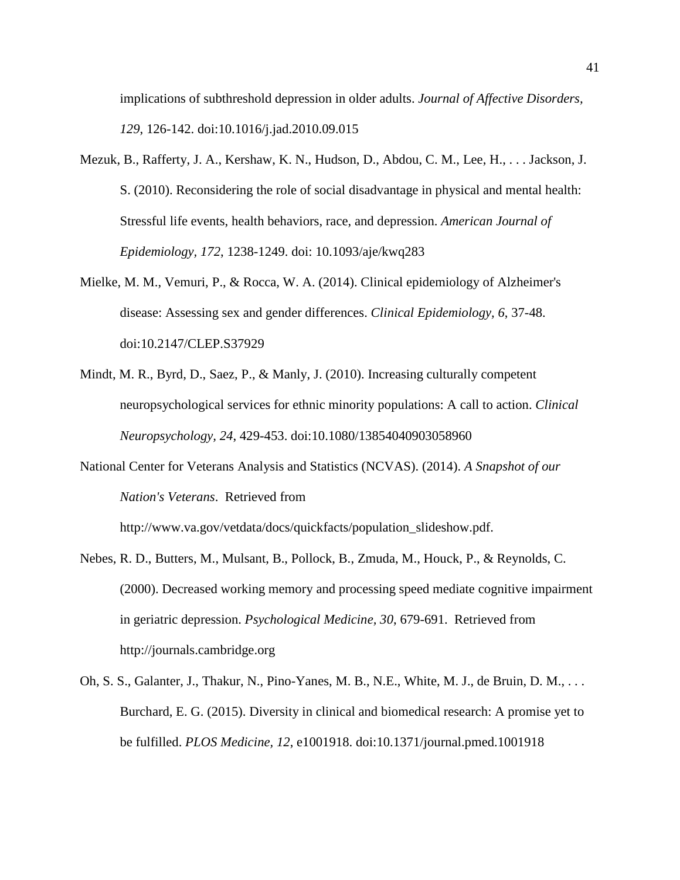implications of subthreshold depression in older adults. *Journal of Affective Disorders, 129*, 126-142. doi:10.1016/j.jad.2010.09.015

Mezuk, B., Rafferty, J. A., Kershaw, K. N., Hudson, D., Abdou, C. M., Lee, H., . . . Jackson, J. S. (2010). Reconsidering the role of social disadvantage in physical and mental health: Stressful life events, health behaviors, race, and depression. *American Journal of Epidemiology, 172*, 1238-1249. doi: 10.1093/aje/kwq283

Mielke, M. M., Vemuri, P., & Rocca, W. A. (2014). Clinical epidemiology of Alzheimer's disease: Assessing sex and gender differences. *Clinical Epidemiology, 6*, 37-48. doi:10.2147/CLEP.S37929

Mindt, M. R., Byrd, D., Saez, P., & Manly, J. (2010). Increasing culturally competent neuropsychological services for ethnic minority populations: A call to action. *Clinical Neuropsychology, 24*, 429-453. doi:10.1080/13854040903058960

National Center for Veterans Analysis and Statistics (NCVAS). (2014). *A Snapshot of our Nation's Veterans*. Retrieved from http://www.va.gov/vetdata/docs/quickfacts/population_slideshow.pdf.

Nebes, R. D., Butters, M., Mulsant, B., Pollock, B., Zmuda, M., Houck, P., & Reynolds, C. (2000). Decreased working memory and processing speed mediate cognitive impairment in geriatric depression. *Psychological Medicine, 30*, 679-691. Retrieved from http://journals.cambridge.org

Oh, S. S., Galanter, J., Thakur, N., Pino-Yanes, M. B., N.E., White, M. J., de Bruin, D. M., . . . Burchard, E. G. (2015). Diversity in clinical and biomedical research: A promise yet to be fulfilled. *PLOS Medicine, 12*, e1001918. doi:10.1371/journal.pmed.1001918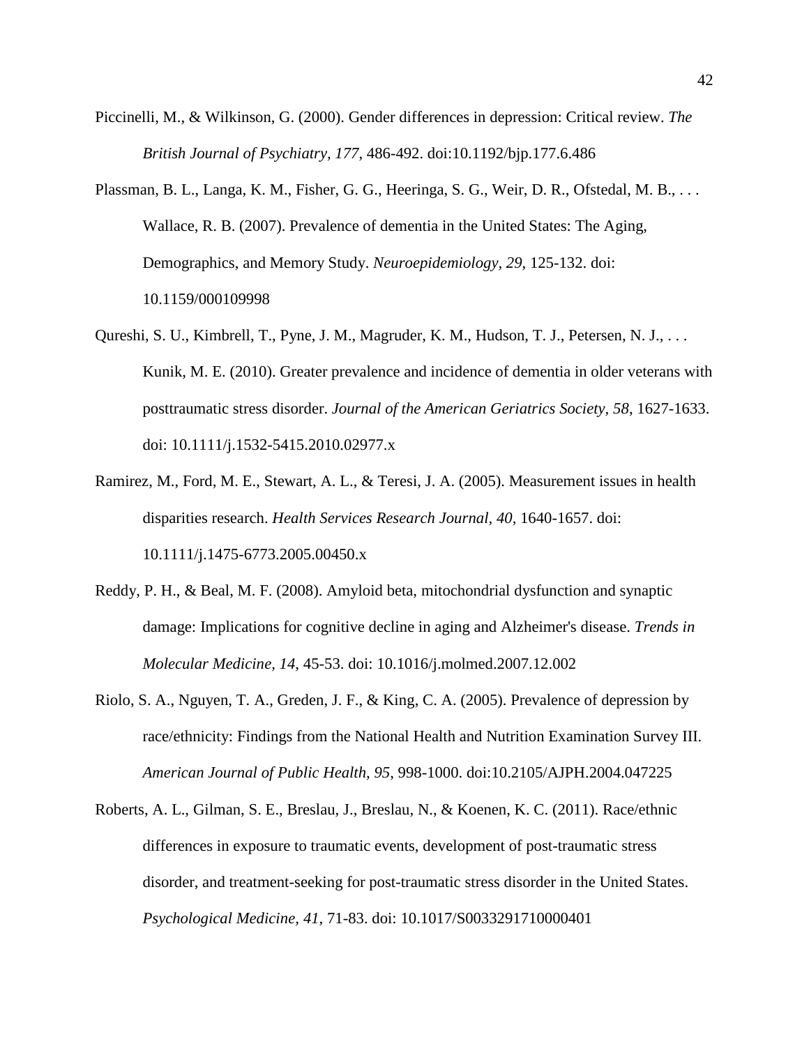Piccinelli, M., & Wilkinson, G. (2000). Gender differences in depression: Critical review. *The British Journal of Psychiatry, 177*, 486-492. doi:10.1192/bjp.177.6.486

Plassman, B. L., Langa, K. M., Fisher, G. G., Heeringa, S. G., Weir, D. R., Ofstedal, M. B., . . . Wallace, R. B. (2007). Prevalence of dementia in the United States: The Aging, Demographics, and Memory Study. *Neuroepidemiology, 29*, 125-132. doi: 10.1159/000109998

Qureshi, S. U., Kimbrell, T., Pyne, J. M., Magruder, K. M., Hudson, T. J., Petersen, N. J., . . . Kunik, M. E. (2010). Greater prevalence and incidence of dementia in older veterans with posttraumatic stress disorder. *Journal of the American Geriatrics Society, 58*, 1627-1633. doi: 10.1111/j.1532-5415.2010.02977.x

Ramirez, M., Ford, M. E., Stewart, A. L., & Teresi, J. A. (2005). Measurement issues in health disparities research. *Health Services Research Journal, 40*, 1640-1657. doi: 10.1111/j.1475-6773.2005.00450.x

Reddy, P. H., & Beal, M. F. (2008). Amyloid beta, mitochondrial dysfunction and synaptic damage: Implications for cognitive decline in aging and Alzheimer's disease. *Trends in Molecular Medicine, 14*, 45-53. doi: 10.1016/j.molmed.2007.12.002

Riolo, S. A., Nguyen, T. A., Greden, J. F., & King, C. A. (2005). Prevalence of depression by race/ethnicity: Findings from the National Health and Nutrition Examination Survey III. *American Journal of Public Health, 95*, 998-1000. doi:10.2105/AJPH.2004.047225

Roberts, A. L., Gilman, S. E., Breslau, J., Breslau, N., & Koenen, K. C. (2011). Race/ethnic differences in exposure to traumatic events, development of post-traumatic stress disorder, and treatment-seeking for post-traumatic stress disorder in the United States. *Psychological Medicine, 41*, 71-83. doi: 10.1017/S0033291710000401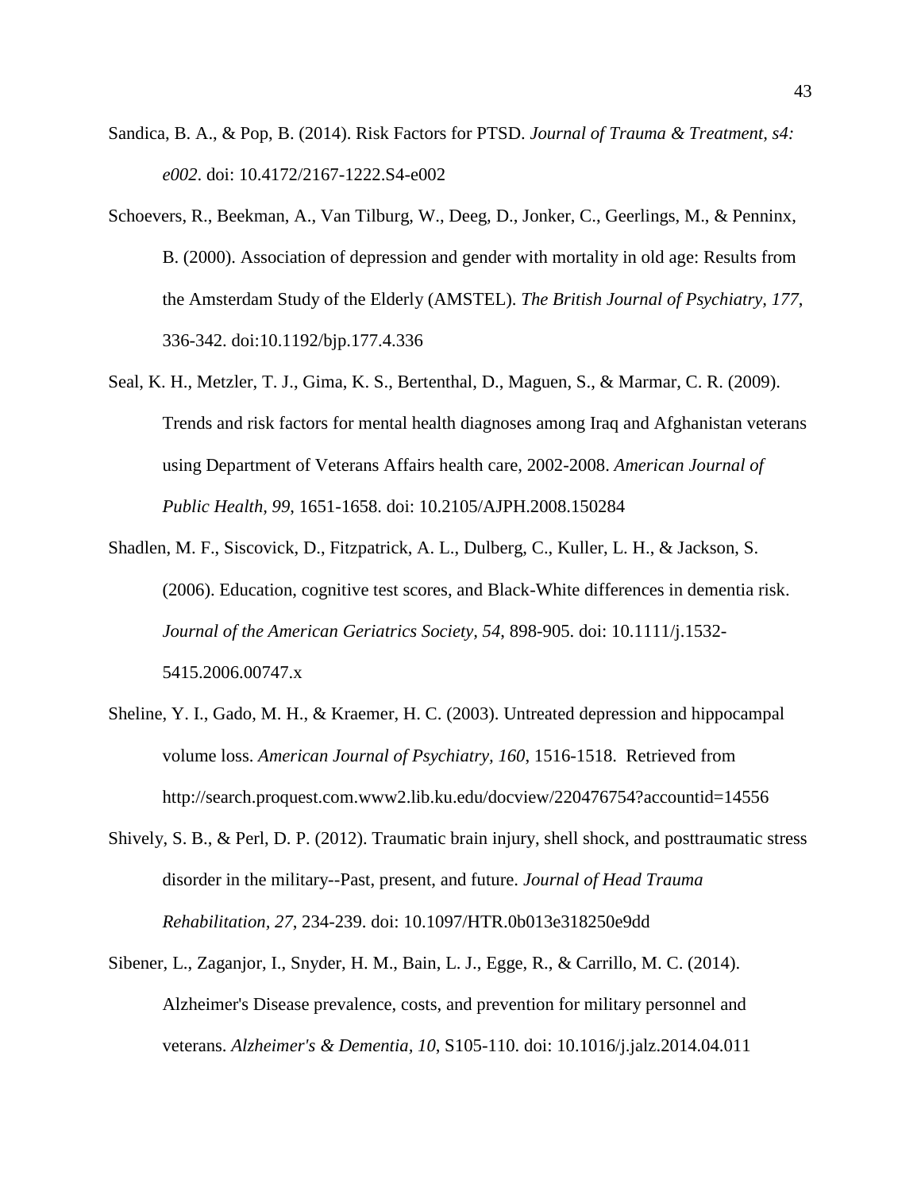Sandica, B. A., & Pop, B. (2014). Risk Factors for PTSD. *Journal of Trauma & Treatment, s4: e002*. doi: 10.4172/2167-1222.S4-e002

Schoevers, R., Beekman, A., Van Tilburg, W., Deeg, D., Jonker, C., Geerlings, M., & Penninx, B. (2000). Association of depression and gender with mortality in old age: Results from the Amsterdam Study of the Elderly (AMSTEL). *The British Journal of Psychiatry, 177*, 336-342. doi:10.1192/bjp.177.4.336

Seal, K. H., Metzler, T. J., Gima, K. S., Bertenthal, D., Maguen, S., & Marmar, C. R. (2009). Trends and risk factors for mental health diagnoses among Iraq and Afghanistan veterans using Department of Veterans Affairs health care, 2002-2008. *American Journal of Public Health, 99*, 1651-1658. doi: 10.2105/AJPH.2008.150284

Shadlen, M. F., Siscovick, D., Fitzpatrick, A. L., Dulberg, C., Kuller, L. H., & Jackson, S. (2006). Education, cognitive test scores, and Black-White differences in dementia risk. *Journal of the American Geriatrics Society, 54*, 898-905. doi: 10.1111/j.1532-5415.2006.00747.x

Sheline, Y. I., Gado, M. H., & Kraemer, H. C. (2003). Untreated depression and hippocampal volume loss. *American Journal of Psychiatry, 160*, 1516-1518. Retrieved from http://search.proquest.com.www2.lib.ku.edu/docview/220476754?accountid=14556

Shively, S. B., & Perl, D. P. (2012). Traumatic brain injury, shell shock, and posttraumatic stress disorder in the military--Past, present, and future. *Journal of Head Trauma Rehabilitation, 27*, 234-239. doi: 10.1097/HTR.0b013e318250e9dd

Sibener, L., Zaganjor, I., Snyder, H. M., Bain, L. J., Egge, R., & Carrillo, M. C. (2014). Alzheimer's Disease prevalence, costs, and prevention for military personnel and veterans. *Alzheimer's & Dementia, 10*, S105-110. doi: 10.1016/j.jalz.2014.04.011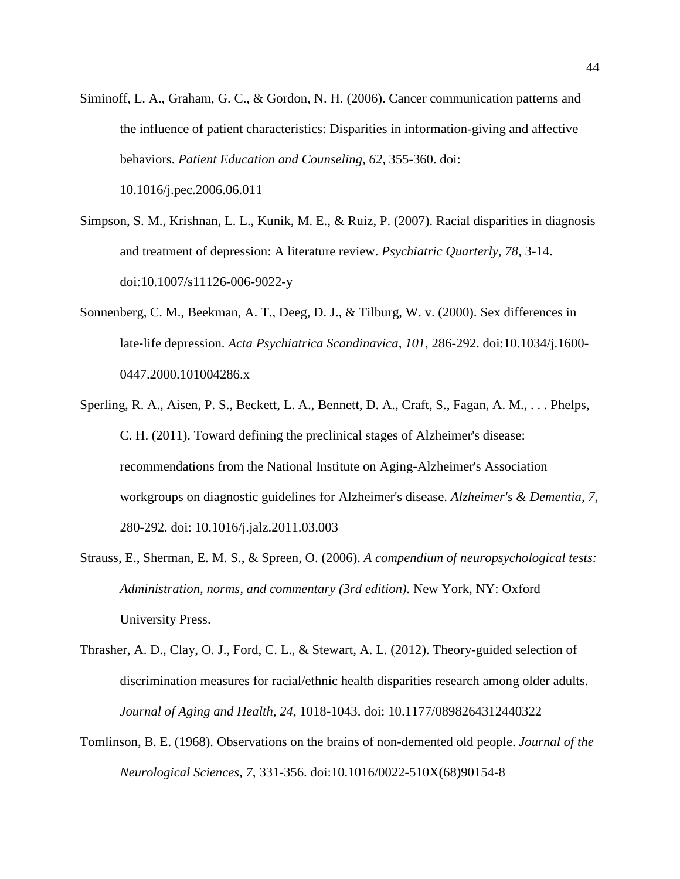Siminoff, L. A., Graham, G. C., & Gordon, N. H. (2006). Cancer communication patterns and the influence of patient characteristics: Disparities in information-giving and affective behaviors. *Patient Education and Counseling, 62*, 355-360. doi: 10.1016/j.pec.2006.06.011

Simpson, S. M., Krishnan, L. L., Kunik, M. E., & Ruiz, P. (2007). Racial disparities in diagnosis and treatment of depression: A literature review. *Psychiatric Quarterly, 78*, 3-14. doi:10.1007/s11126-006-9022-y

Sonnenberg, C. M., Beekman, A. T., Deeg, D. J., & Tilburg, W. v. (2000). Sex differences in late-life depression. *Acta Psychiatrica Scandinavica, 101*, 286-292. doi:10.1034/j.1600-0447.2000.101004286.x

Sperling, R. A., Aisen, P. S., Beckett, L. A., Bennett, D. A., Craft, S., Fagan, A. M., . . . Phelps, C. H. (2011). Toward defining the preclinical stages of Alzheimer's disease: recommendations from the National Institute on Aging-Alzheimer's Association workgroups on diagnostic guidelines for Alzheimer's disease. *Alzheimer's & Dementia, 7*, 280-292. doi: 10.1016/j.jalz.2011.03.003

Strauss, E., Sherman, E. M. S., & Spreen, O. (2006). *A compendium of neuropsychological tests: Administration, norms, and commentary (3rd edition)*. New York, NY: Oxford University Press.

Thrasher, A. D., Clay, O. J., Ford, C. L., & Stewart, A. L. (2012). Theory-guided selection of discrimination measures for racial/ethnic health disparities research among older adults. *Journal of Aging and Health, 24*, 1018-1043. doi: 10.1177/0898264312440322

Tomlinson, B. E. (1968). Observations on the brains of non-demented old people. *Journal of the Neurological Sciences, 7*, 331-356. doi:10.1016/0022-510X(68)90154-8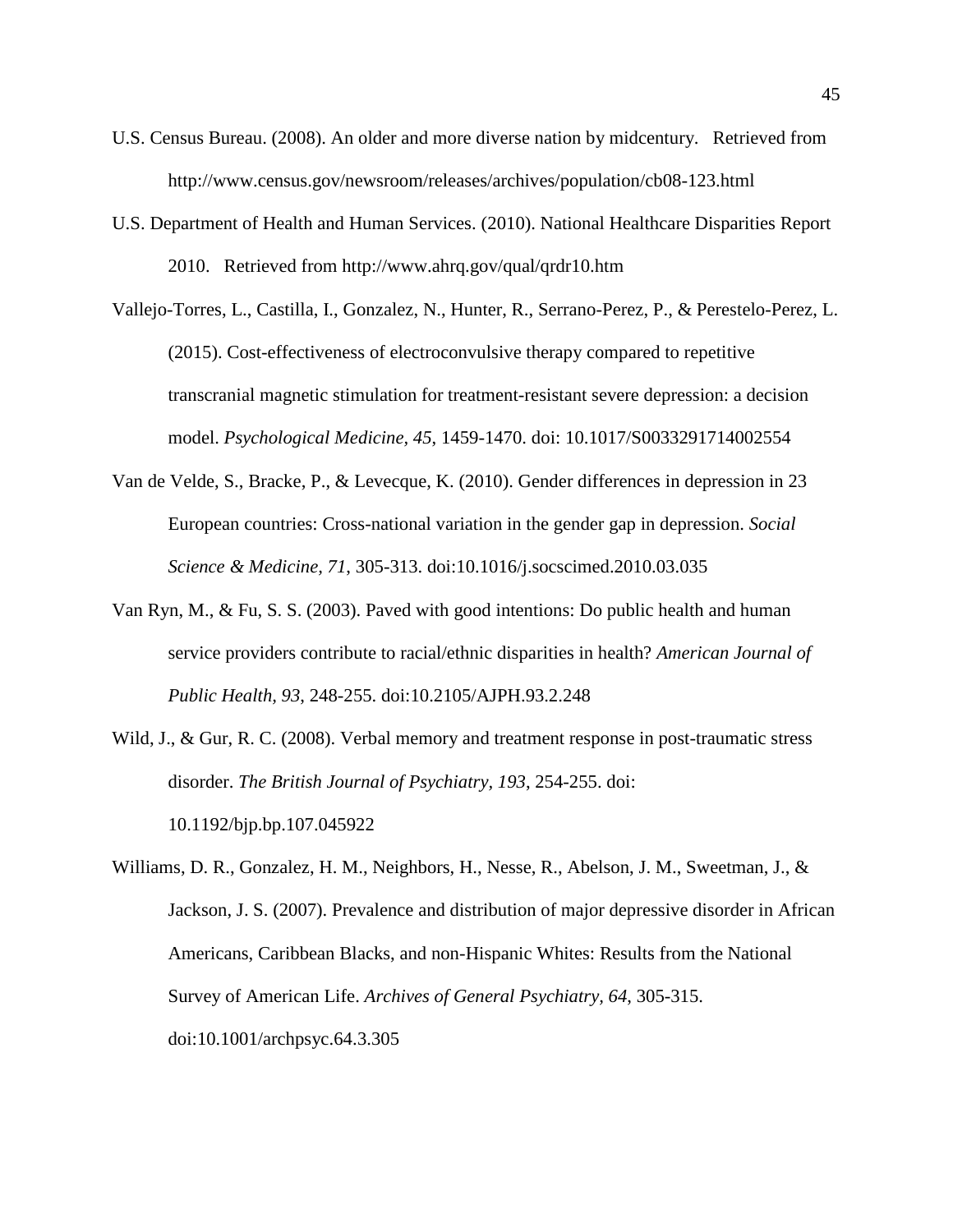U.S. Census Bureau. (2008). An older and more diverse nation by midcentury. Retrieved from http://www.census.gov/newsroom/releases/archives/population/cb08-123.html

U.S. Department of Health and Human Services. (2010). National Healthcare Disparities Report 2010. Retrieved from http://www.ahrq.gov/qual/qrdr10.htm

Vallejo-Torres, L., Castilla, I., Gonzalez, N., Hunter, R., Serrano-Perez, P., & Perestelo-Perez, L. (2015). Cost-effectiveness of electroconvulsive therapy compared to repetitive transcranial magnetic stimulation for treatment-resistant severe depression: a decision model. *Psychological Medicine, 45*, 1459-1470. doi: 10.1017/S0033291714002554

Van de Velde, S., Bracke, P., & Levecque, K. (2010). Gender differences in depression in 23 European countries: Cross-national variation in the gender gap in depression. *Social Science & Medicine, 71*, 305-313. doi:10.1016/j.socscimed.2010.03.035

Van Ryn, M., & Fu, S. S. (2003). Paved with good intentions: Do public health and human service providers contribute to racial/ethnic disparities in health? *American Journal of Public Health, 93*, 248-255. doi:10.2105/AJPH.93.2.248

Wild, J., & Gur, R. C. (2008). Verbal memory and treatment response in post-traumatic stress disorder. *The British Journal of Psychiatry, 193*, 254-255. doi: 10.1192/bjp.bp.107.045922

Williams, D. R., Gonzalez, H. M., Neighbors, H., Nesse, R., Abelson, J. M., Sweetman, J., & Jackson, J. S. (2007). Prevalence and distribution of major depressive disorder in African Americans, Caribbean Blacks, and non-Hispanic Whites: Results from the National Survey of American Life. *Archives of General Psychiatry, 64*, 305-315. doi:10.1001/archpsyc.64.3.305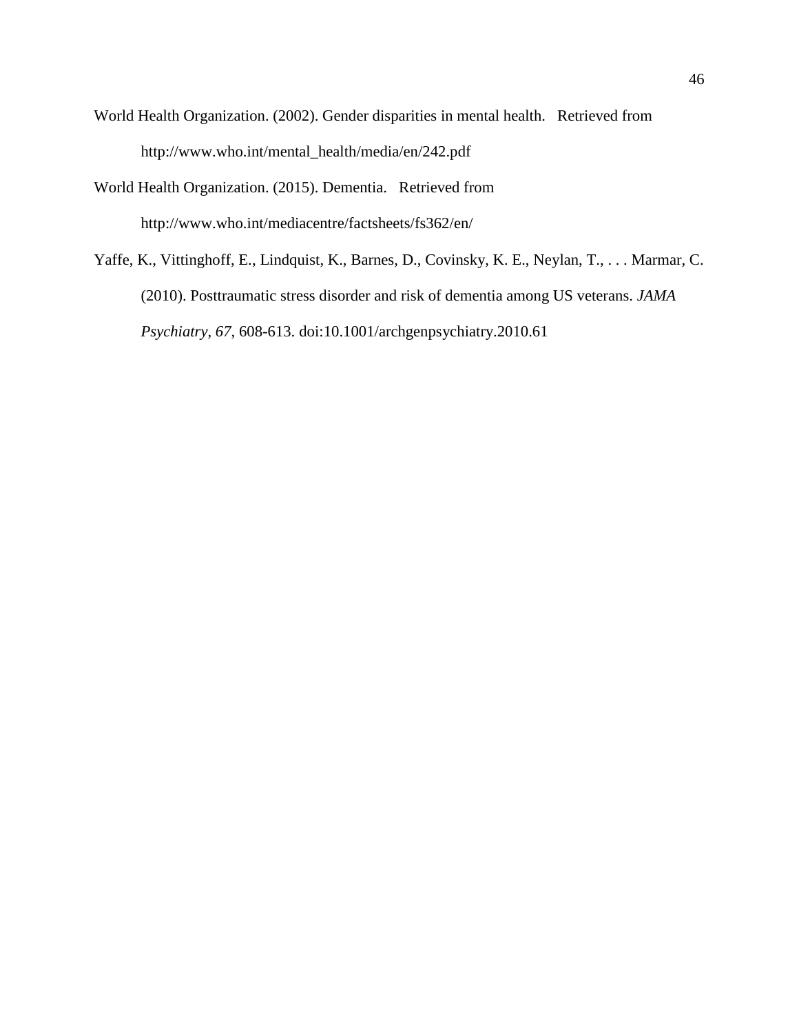World Health Organization. (2002). Gender disparities in mental health. Retrieved from http://www.who.int/mental_health/media/en/242.pdf

World Health Organization. (2015). Dementia. Retrieved from http://www.who.int/mediacentre/factsheets/fs362/en/

Yaffe, K., Vittinghoff, E., Lindquist, K., Barnes, D., Covinsky, K. E., Neylan, T., . . . Marmar, C. (2010). Posttraumatic stress disorder and risk of dementia among US veterans. *JAMA Psychiatry, 67*, 608-613. doi:10.1001/archgenpsychiatry.2010.61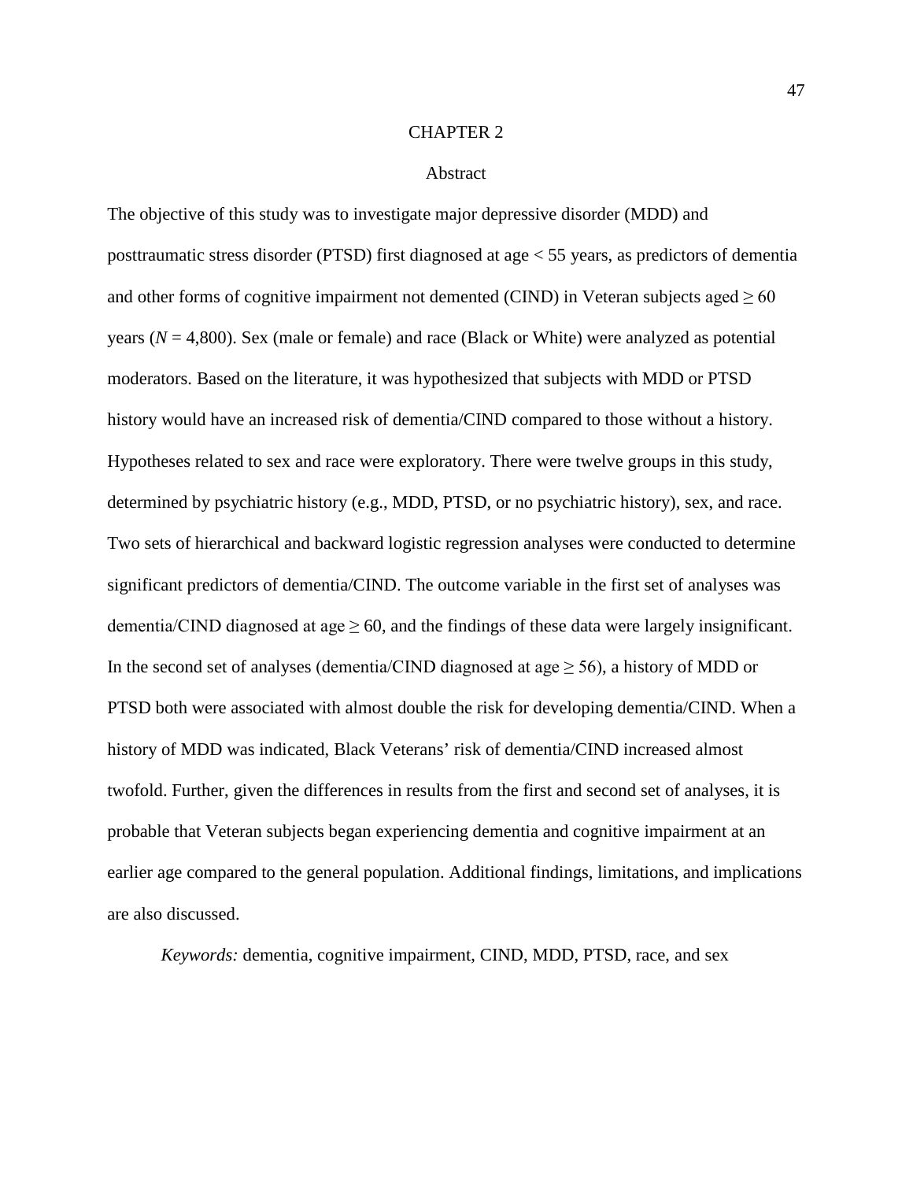# CHAPTER 2

## Abstract

The objective of this study was to investigate major depressive disorder (MDD) and posttraumatic stress disorder (PTSD) first diagnosed at age < 55 years, as predictors of dementia and other forms of cognitive impairment not demented (CIND) in Veteran subjects aged ≥ 60 years (*N* = 4,800). Sex (male or female) and race (Black or White) were analyzed as potential moderators. Based on the literature, it was hypothesized that subjects with MDD or PTSD history would have an increased risk of dementia/CIND compared to those without a history. Hypotheses related to sex and race were exploratory. There were twelve groups in this study, determined by psychiatric history (e.g., MDD, PTSD, or no psychiatric history), sex, and race. Two sets of hierarchical and backward logistic regression analyses were conducted to determine significant predictors of dementia/CIND. The outcome variable in the first set of analyses was dementia/CIND diagnosed at age ≥ 60, and the findings of these data were largely insignificant. In the second set of analyses (dementia/CIND diagnosed at age ≥ 56), a history of MDD or PTSD both were associated with almost double the risk for developing dementia/CIND. When a history of MDD was indicated, Black Veterans' risk of dementia/CIND increased almost twofold. Further, given the differences in results from the first and second set of analyses, it is probable that Veteran subjects began experiencing dementia and cognitive impairment at an earlier age compared to the general population. Additional findings, limitations, and implications are also discussed.

*Keywords:* dementia, cognitive impairment, CIND, MDD, PTSD, race, and sex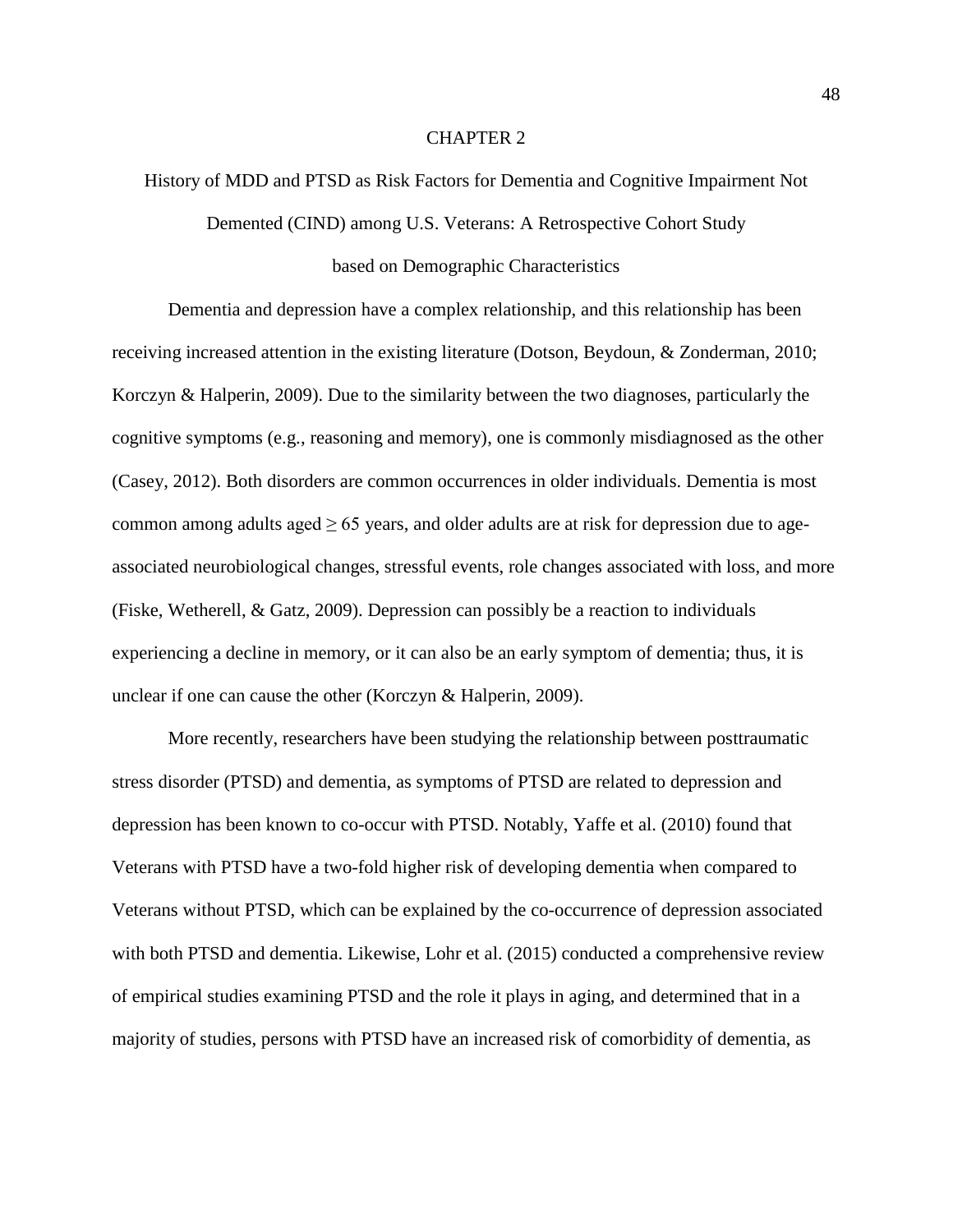# CHAPTER 2

## History of MDD and PTSD as Risk Factors for Dementia and Cognitive Impairment Not Demented (CIND) among U.S. Veterans: A Retrospective Cohort Study based on Demographic Characteristics

Dementia and depression have a complex relationship, and this relationship has been receiving increased attention in the existing literature (Dotson, Beydoun, & Zonderman, 2010; Korczyn & Halperin, 2009). Due to the similarity between the two diagnoses, particularly the cognitive symptoms (e.g., reasoning and memory), one is commonly misdiagnosed as the other (Casey, 2012). Both disorders are common occurrences in older individuals. Dementia is most common among adults aged $\geq 65$ years, and older adults are at risk for depression due to age-associated neurobiological changes, stressful events, role changes associated with loss, and more (Fiske, Wetherell, & Gatz, 2009). Depression can possibly be a reaction to individuals experiencing a decline in memory, or it can also be an early symptom of dementia; thus, it is unclear if one can cause the other (Korczyn & Halperin, 2009).

More recently, researchers have been studying the relationship between posttraumatic stress disorder (PTSD) and dementia, as symptoms of PTSD are related to depression and depression has been known to co-occur with PTSD. Notably, Yaffe et al. (2010) found that Veterans with PTSD have a two-fold higher risk of developing dementia when compared to Veterans without PTSD, which can be explained by the co-occurrence of depression associated with both PTSD and dementia. Likewise, Lohr et al. (2015) conducted a comprehensive review of empirical studies examining PTSD and the role it plays in aging, and determined that in a majority of studies, persons with PTSD have an increased risk of comorbidity of dementia, as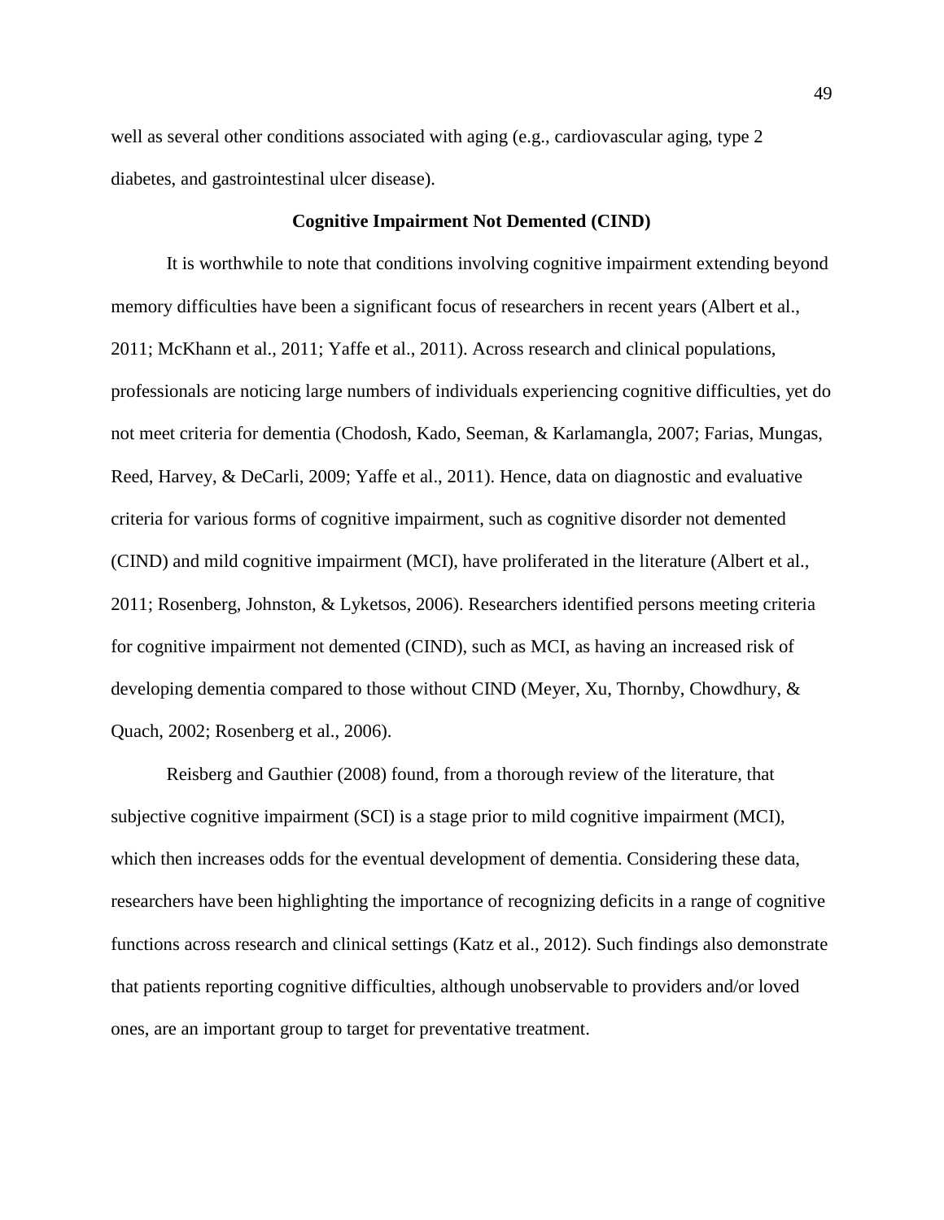well as several other conditions associated with aging (e.g., cardiovascular aging, type 2 diabetes, and gastrointestinal ulcer disease).

## Cognitive Impairment Not Demented (CIND)

It is worthwhile to note that conditions involving cognitive impairment extending beyond memory difficulties have been a significant focus of researchers in recent years (Albert et al., 2011; McKhann et al., 2011; Yaffe et al., 2011). Across research and clinical populations, professionals are noticing large numbers of individuals experiencing cognitive difficulties, yet do not meet criteria for dementia (Chodosh, Kado, Seeman, & Karlamangla, 2007; Farias, Mungas, Reed, Harvey, & DeCarli, 2009; Yaffe et al., 2011). Hence, data on diagnostic and evaluative criteria for various forms of cognitive impairment, such as cognitive disorder not demented (CIND) and mild cognitive impairment (MCI), have proliferated in the literature (Albert et al., 2011; Rosenberg, Johnston, & Lyketsos, 2006). Researchers identified persons meeting criteria for cognitive impairment not demented (CIND), such as MCI, as having an increased risk of developing dementia compared to those without CIND (Meyer, Xu, Thornby, Chowdhury, & Quach, 2002; Rosenberg et al., 2006).

Reisberg and Gauthier (2008) found, from a thorough review of the literature, that subjective cognitive impairment (SCI) is a stage prior to mild cognitive impairment (MCI), which then increases odds for the eventual development of dementia. Considering these data, researchers have been highlighting the importance of recognizing deficits in a range of cognitive functions across research and clinical settings (Katz et al., 2012). Such findings also demonstrate that patients reporting cognitive difficulties, although unobservable to providers and/or loved ones, are an important group to target for preventative treatment.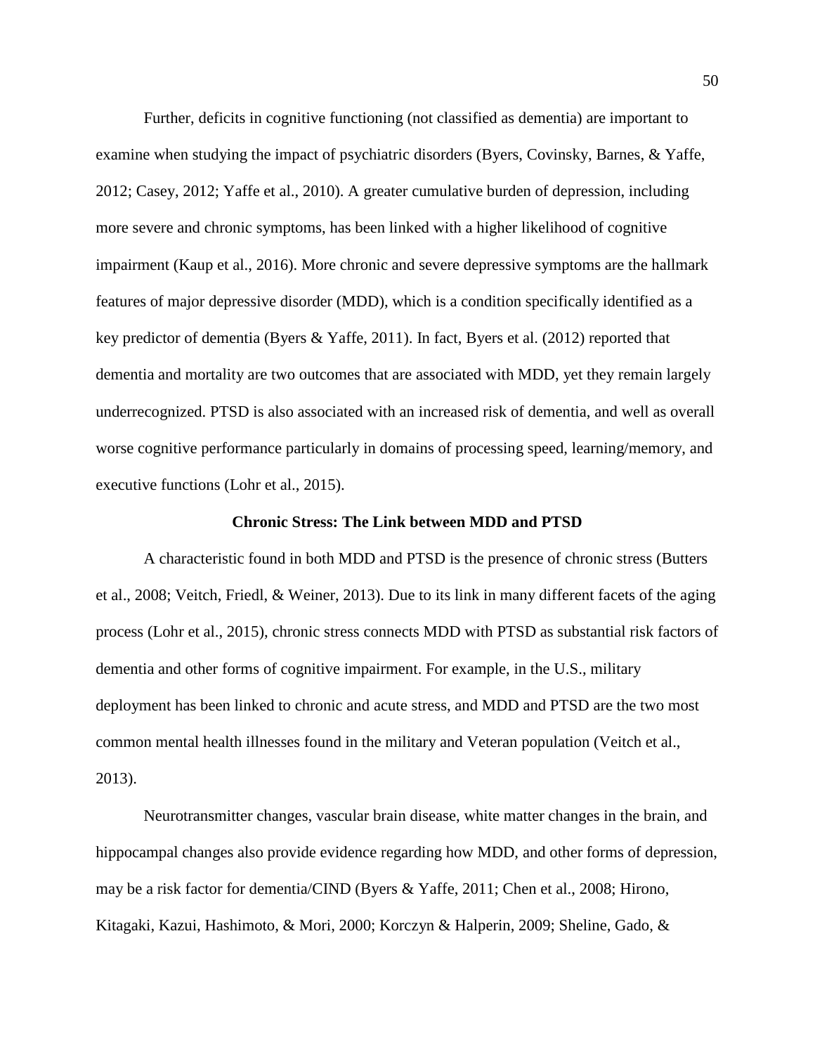Further, deficits in cognitive functioning (not classified as dementia) are important to examine when studying the impact of psychiatric disorders (Byers, Covinsky, Barnes, & Yaffe, 2012; Casey, 2012; Yaffe et al., 2010). A greater cumulative burden of depression, including more severe and chronic symptoms, has been linked with a higher likelihood of cognitive impairment (Kaup et al., 2016). More chronic and severe depressive symptoms are the hallmark features of major depressive disorder (MDD), which is a condition specifically identified as a key predictor of dementia (Byers & Yaffe, 2011). In fact, Byers et al. (2012) reported that dementia and mortality are two outcomes that are associated with MDD, yet they remain largely underrecognized. PTSD is also associated with an increased risk of dementia, and well as overall worse cognitive performance particularly in domains of processing speed, learning/memory, and executive functions (Lohr et al., 2015).

## Chronic Stress: The Link between MDD and PTSD

A characteristic found in both MDD and PTSD is the presence of chronic stress (Butters et al., 2008; Veitch, Friedl, & Weiner, 2013). Due to its link in many different facets of the aging process (Lohr et al., 2015), chronic stress connects MDD with PTSD as substantial risk factors of dementia and other forms of cognitive impairment. For example, in the U.S., military deployment has been linked to chronic and acute stress, and MDD and PTSD are the two most common mental health illnesses found in the military and Veteran population (Veitch et al., 2013).

Neurotransmitter changes, vascular brain disease, white matter changes in the brain, and hippocampal changes also provide evidence regarding how MDD, and other forms of depression, may be a risk factor for dementia/CIND (Byers & Yaffe, 2011; Chen et al., 2008; Hirono, Kitagaki, Kazui, Hashimoto, & Mori, 2000; Korczyn & Halperin, 2009; Sheline, Gado, &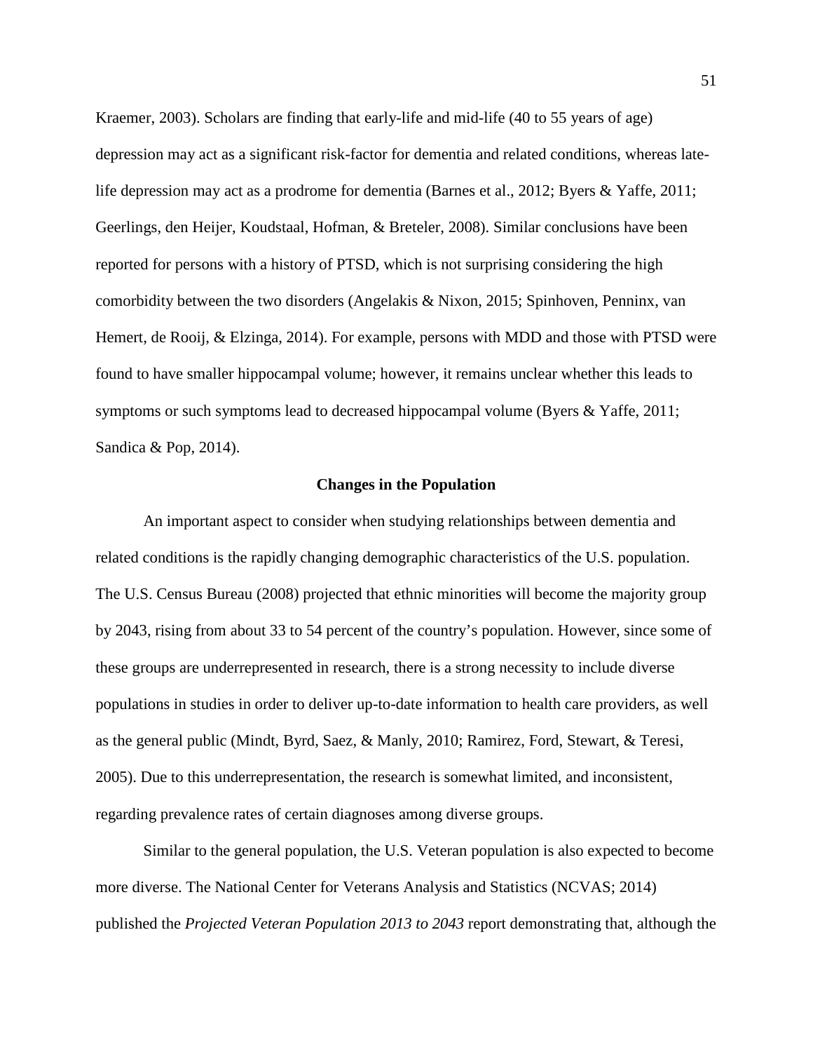Kraemer, 2003). Scholars are finding that early-life and mid-life (40 to 55 years of age) depression may act as a significant risk-factor for dementia and related conditions, whereas late-life depression may act as a prodrome for dementia (Barnes et al., 2012; Byers & Yaffe, 2011; Geerlings, den Heijer, Koudstaal, Hofman, & Breteler, 2008). Similar conclusions have been reported for persons with a history of PTSD, which is not surprising considering the high comorbidity between the two disorders (Angelakis & Nixon, 2015; Spinhoven, Penninx, van Hemert, de Rooij, & Elzinga, 2014). For example, persons with MDD and those with PTSD were found to have smaller hippocampal volume; however, it remains unclear whether this leads to symptoms or such symptoms lead to decreased hippocampal volume (Byers & Yaffe, 2011; Sandica & Pop, 2014).

## Changes in the Population

An important aspect to consider when studying relationships between dementia and related conditions is the rapidly changing demographic characteristics of the U.S. population. The U.S. Census Bureau (2008) projected that ethnic minorities will become the majority group by 2043, rising from about 33 to 54 percent of the country's population. However, since some of these groups are underrepresented in research, there is a strong necessity to include diverse populations in studies in order to deliver up-to-date information to health care providers, as well as the general public (Mindt, Byrd, Saez, & Manly, 2010; Ramirez, Ford, Stewart, & Teresi, 2005). Due to this underrepresentation, the research is somewhat limited, and inconsistent, regarding prevalence rates of certain diagnoses among diverse groups.

Similar to the general population, the U.S. Veteran population is also expected to become more diverse. The National Center for Veterans Analysis and Statistics (NCVAS; 2014) published the *Projected Veteran Population 2013 to 2043* report demonstrating that, although the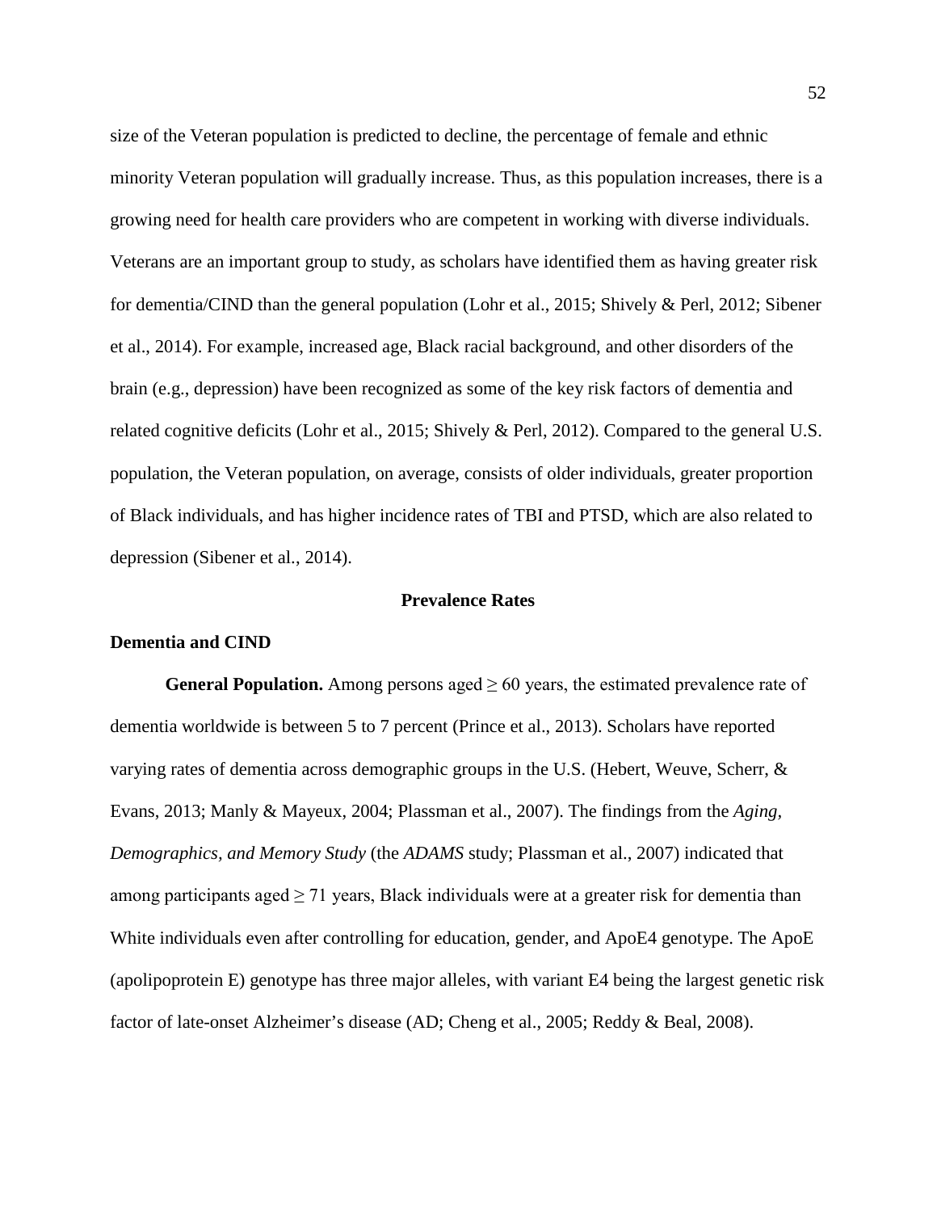size of the Veteran population is predicted to decline, the percentage of female and ethnic minority Veteran population will gradually increase. Thus, as this population increases, there is a growing need for health care providers who are competent in working with diverse individuals. Veterans are an important group to study, as scholars have identified them as having greater risk for dementia/CIND than the general population (Lohr et al., 2015; Shively & Perl, 2012; Sibener et al., 2014). For example, increased age, Black racial background, and other disorders of the brain (e.g., depression) have been recognized as some of the key risk factors of dementia and related cognitive deficits (Lohr et al., 2015; Shively & Perl, 2012). Compared to the general U.S. population, the Veteran population, on average, consists of older individuals, greater proportion of Black individuals, and has higher incidence rates of TBI and PTSD, which are also related to depression (Sibener et al., 2014).

## Prevalence Rates

### Dementia and CIND

**General Population.** Among persons aged $\geq 60$ years, the estimated prevalence rate of dementia worldwide is between 5 to 7 percent (Prince et al., 2013). Scholars have reported varying rates of dementia across demographic groups in the U.S. (Hebert, Weuve, Scherr, & Evans, 2013; Manly & Mayeux, 2004; Plassman et al., 2007). The findings from the *Aging, Demographics, and Memory Study* (the *ADAMS* study; Plassman et al., 2007) indicated that among participants aged $\geq 71$ years, Black individuals were at a greater risk for dementia than White individuals even after controlling for education, gender, and ApoE4 genotype. The ApoE (apolipoprotein E) genotype has three major alleles, with variant E4 being the largest genetic risk factor of late-onset Alzheimer's disease (AD; Cheng et al., 2005; Reddy & Beal, 2008).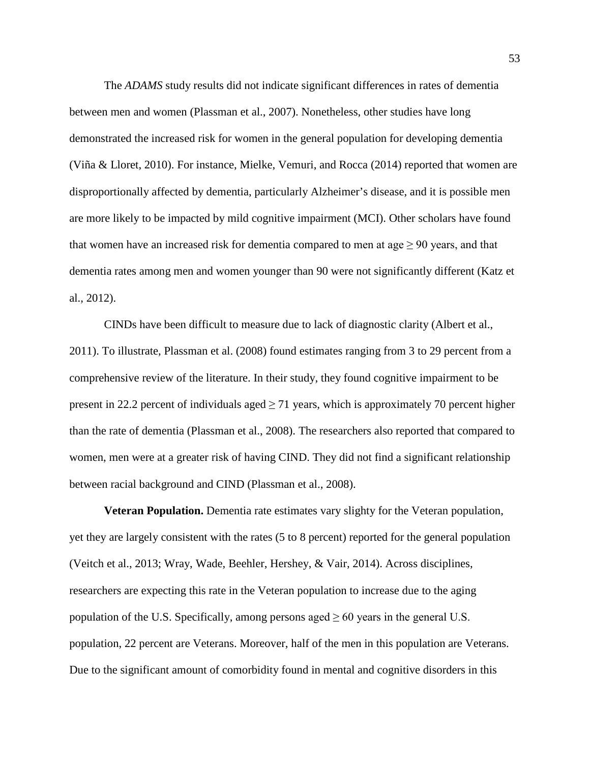The *ADAMS* study results did not indicate significant differences in rates of dementia between men and women (Plassman et al., 2007). Nonetheless, other studies have long demonstrated the increased risk for women in the general population for developing dementia (Viña & Lloret, 2010). For instance, Mielke, Vemuri, and Rocca (2014) reported that women are disproportionally affected by dementia, particularly Alzheimer's disease, and it is possible men are more likely to be impacted by mild cognitive impairment (MCI). Other scholars have found that women have an increased risk for dementia compared to men at age $\geq$ 90 years, and that dementia rates among men and women younger than 90 were not significantly different (Katz et al., 2012).

CINDs have been difficult to measure due to lack of diagnostic clarity (Albert et al., 2011). To illustrate, Plassman et al. (2008) found estimates ranging from 3 to 29 percent from a comprehensive review of the literature. In their study, they found cognitive impairment to be present in 22.2 percent of individuals aged $\geq$ 71 years, which is approximately 70 percent higher than the rate of dementia (Plassman et al., 2008). The researchers also reported that compared to women, men were at a greater risk of having CIND. They did not find a significant relationship between racial background and CIND (Plassman et al., 2008).

**Veteran Population.** Dementia rate estimates vary slighty for the Veteran population, yet they are largely consistent with the rates (5 to 8 percent) reported for the general population (Veitch et al., 2013; Wray, Wade, Beehler, Hershey, & Vair, 2014). Across disciplines, researchers are expecting this rate in the Veteran population to increase due to the aging population of the U.S. Specifically, among persons aged $\geq$ 60 years in the general U.S. population, 22 percent are Veterans. Moreover, half of the men in this population are Veterans. Due to the significant amount of comorbidity found in mental and cognitive disorders in this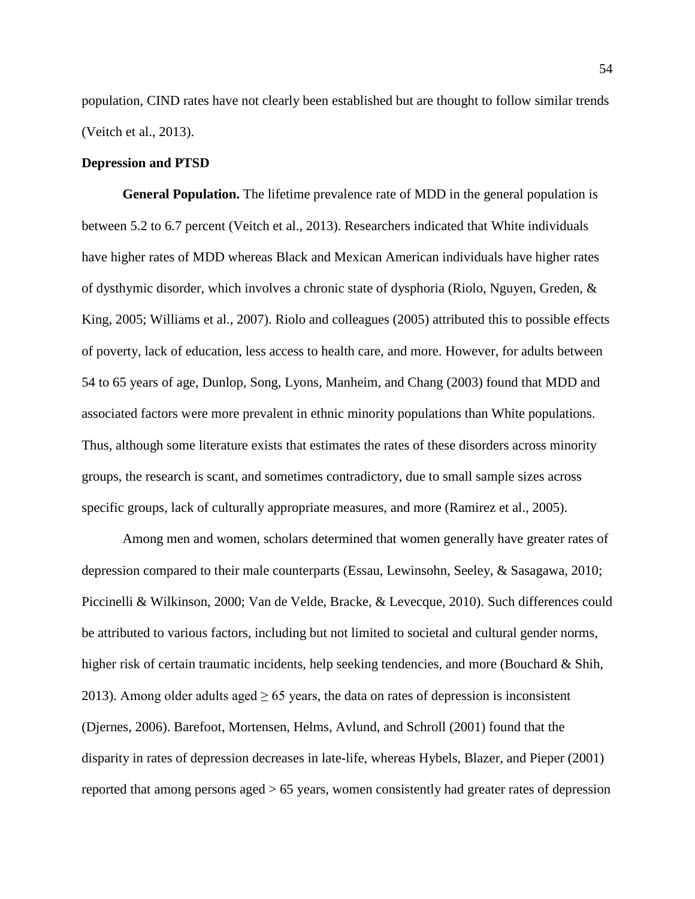population, CIND rates have not clearly been established but are thought to follow similar trends (Veitch et al., 2013).

**Depression and PTSD**

**General Population.** The lifetime prevalence rate of MDD in the general population is between 5.2 to 6.7 percent (Veitch et al., 2013). Researchers indicated that White individuals have higher rates of MDD whereas Black and Mexican American individuals have higher rates of dysthymic disorder, which involves a chronic state of dysphoria (Riolo, Nguyen, Greden, & King, 2005; Williams et al., 2007). Riolo and colleagues (2005) attributed this to possible effects of poverty, lack of education, less access to health care, and more. However, for adults between 54 to 65 years of age, Dunlop, Song, Lyons, Manheim, and Chang (2003) found that MDD and associated factors were more prevalent in ethnic minority populations than White populations. Thus, although some literature exists that estimates the rates of these disorders across minority groups, the research is scant, and sometimes contradictory, due to small sample sizes across specific groups, lack of culturally appropriate measures, and more (Ramirez et al., 2005).

Among men and women, scholars determined that women generally have greater rates of depression compared to their male counterparts (Essau, Lewinsohn, Seeley, & Sasagawa, 2010; Piccinelli & Wilkinson, 2000; Van de Velde, Bracke, & Levecque, 2010). Such differences could be attributed to various factors, including but not limited to societal and cultural gender norms, higher risk of certain traumatic incidents, help seeking tendencies, and more (Bouchard & Shih, 2013). Among older adults aged $\geq$ 65 years, the data on rates of depression is inconsistent (Djernes, 2006). Barefoot, Mortensen, Helms, Avlund, and Schroll (2001) found that the disparity in rates of depression decreases in late-life, whereas Hybels, Blazer, and Pieper (2001) reported that among persons aged > 65 years, women consistently had greater rates of depression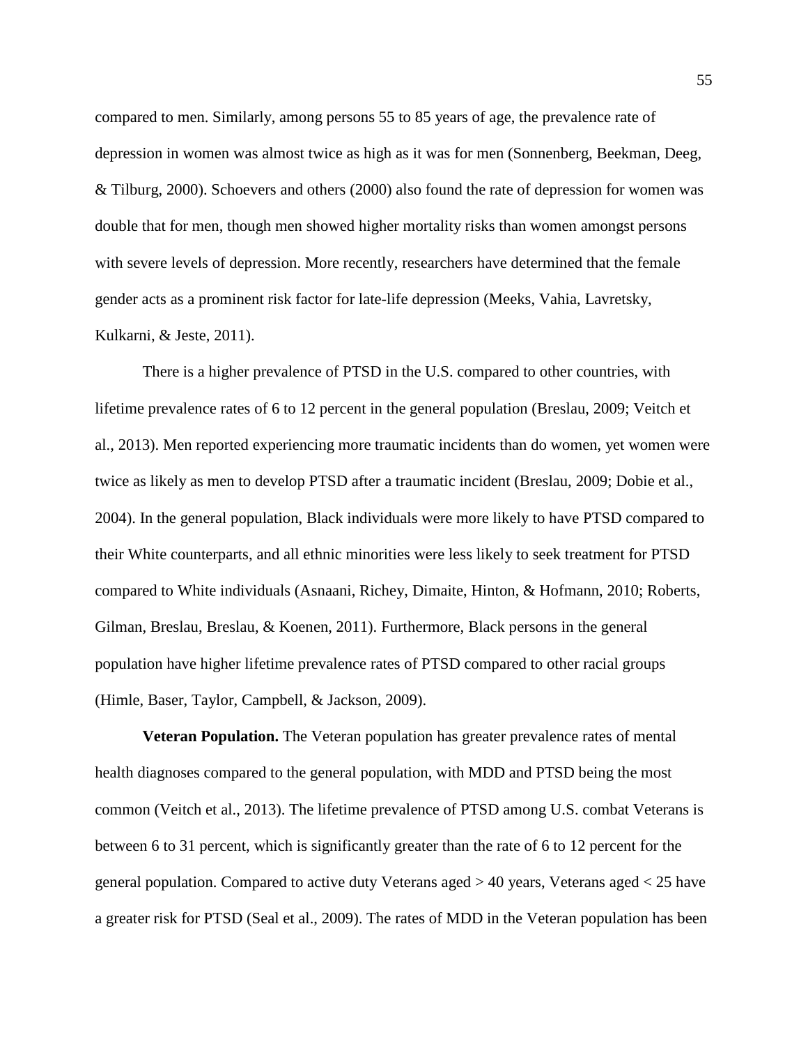compared to men. Similarly, among persons 55 to 85 years of age, the prevalence rate of depression in women was almost twice as high as it was for men (Sonnenberg, Beekman, Deeg, & Tilburg, 2000). Schoevers and others (2000) also found the rate of depression for women was double that for men, though men showed higher mortality risks than women amongst persons with severe levels of depression. More recently, researchers have determined that the female gender acts as a prominent risk factor for late-life depression (Meeks, Vahia, Lavretsky, Kulkarni, & Jeste, 2011).

There is a higher prevalence of PTSD in the U.S. compared to other countries, with lifetime prevalence rates of 6 to 12 percent in the general population (Breslau, 2009; Veitch et al., 2013). Men reported experiencing more traumatic incidents than do women, yet women were twice as likely as men to develop PTSD after a traumatic incident (Breslau, 2009; Dobie et al., 2004). In the general population, Black individuals were more likely to have PTSD compared to their White counterparts, and all ethnic minorities were less likely to seek treatment for PTSD compared to White individuals (Asnaani, Richey, Dimaite, Hinton, & Hofmann, 2010; Roberts, Gilman, Breslau, Breslau, & Koenen, 2011). Furthermore, Black persons in the general population have higher lifetime prevalence rates of PTSD compared to other racial groups (Himle, Baser, Taylor, Campbell, & Jackson, 2009).

**Veteran Population.** The Veteran population has greater prevalence rates of mental health diagnoses compared to the general population, with MDD and PTSD being the most common (Veitch et al., 2013). The lifetime prevalence of PTSD among U.S. combat Veterans is between 6 to 31 percent, which is significantly greater than the rate of 6 to 12 percent for the general population. Compared to active duty Veterans aged > 40 years, Veterans aged < 25 have a greater risk for PTSD (Seal et al., 2009). The rates of MDD in the Veteran population has been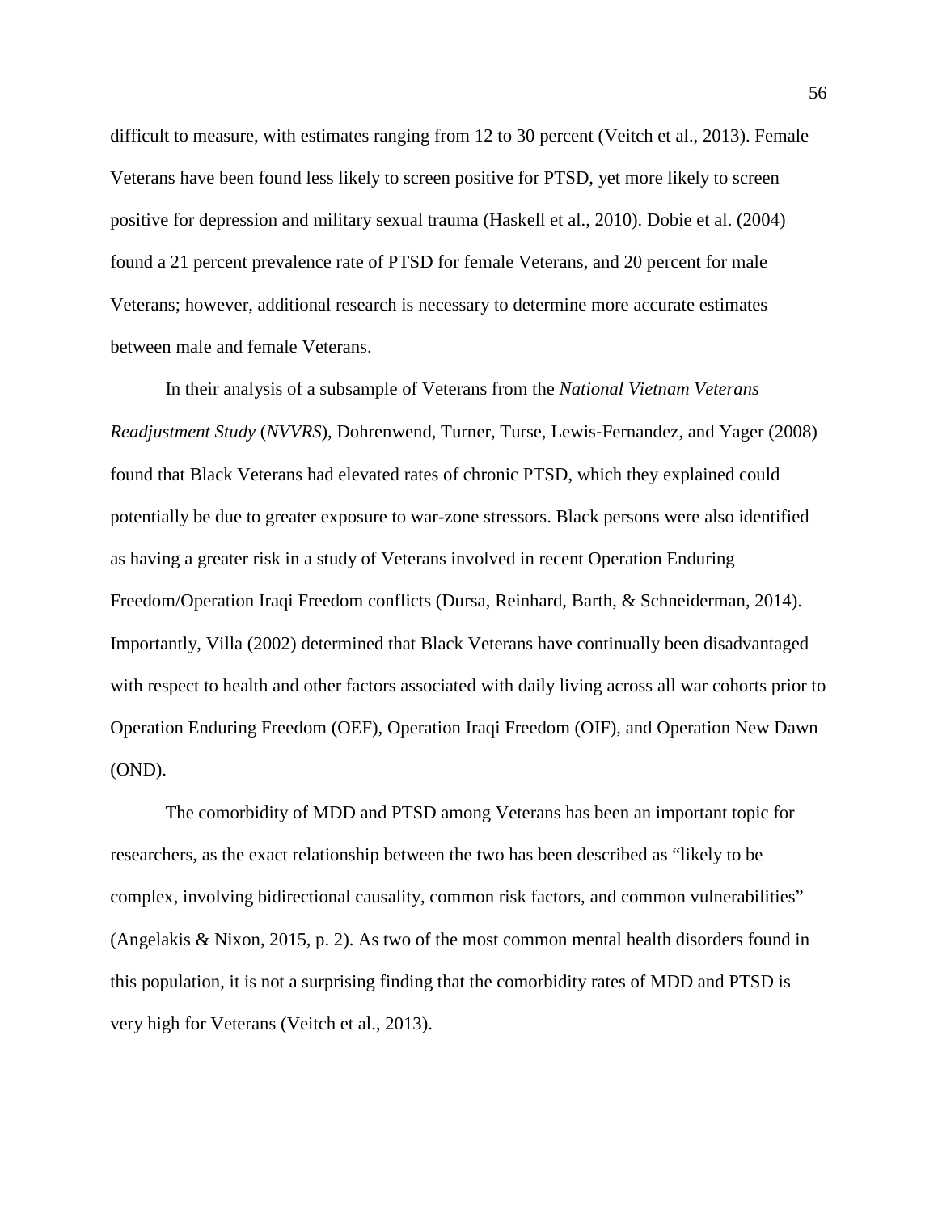difficult to measure, with estimates ranging from 12 to 30 percent (Veitch et al., 2013). Female Veterans have been found less likely to screen positive for PTSD, yet more likely to screen positive for depression and military sexual trauma (Haskell et al., 2010). Dobie et al. (2004) found a 21 percent prevalence rate of PTSD for female Veterans, and 20 percent for male Veterans; however, additional research is necessary to determine more accurate estimates between male and female Veterans.

In their analysis of a subsample of Veterans from the *National Vietnam Veterans Readjustment Study* (*NVVRS*), Dohrenwend, Turner, Turse, Lewis-Fernandez, and Yager (2008) found that Black Veterans had elevated rates of chronic PTSD, which they explained could potentially be due to greater exposure to war-zone stressors. Black persons were also identified as having a greater risk in a study of Veterans involved in recent Operation Enduring Freedom/Operation Iraqi Freedom conflicts (Dursa, Reinhard, Barth, & Schneiderman, 2014). Importantly, Villa (2002) determined that Black Veterans have continually been disadvantaged with respect to health and other factors associated with daily living across all war cohorts prior to Operation Enduring Freedom (OEF), Operation Iraqi Freedom (OIF), and Operation New Dawn (OND).

The comorbidity of MDD and PTSD among Veterans has been an important topic for researchers, as the exact relationship between the two has been described as "likely to be complex, involving bidirectional causality, common risk factors, and common vulnerabilities" (Angelakis & Nixon, 2015, p. 2). As two of the most common mental health disorders found in this population, it is not a surprising finding that the comorbidity rates of MDD and PTSD is very high for Veterans (Veitch et al., 2013).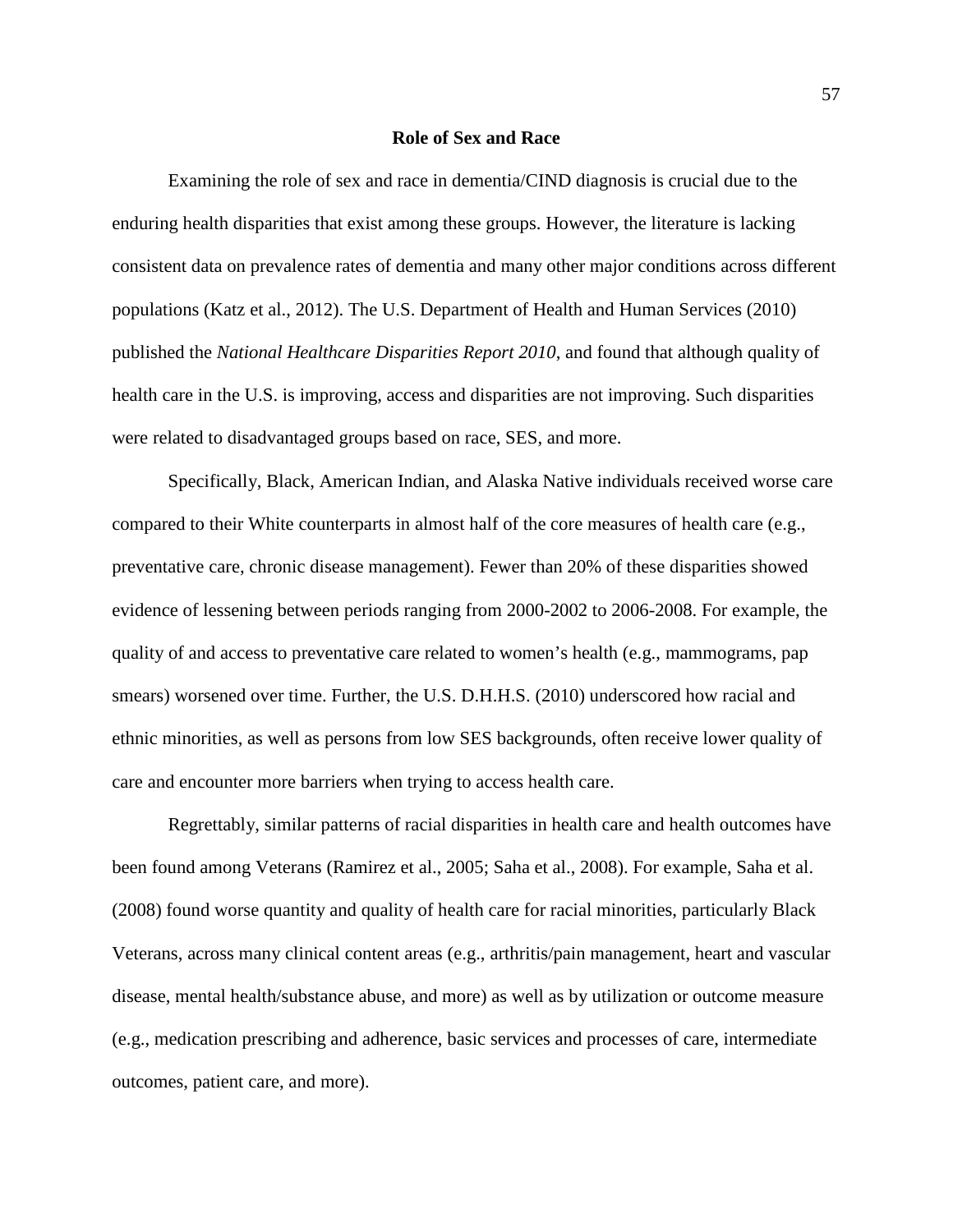## Role of Sex and Race

Examining the role of sex and race in dementia/CIND diagnosis is crucial due to the enduring health disparities that exist among these groups. However, the literature is lacking consistent data on prevalence rates of dementia and many other major conditions across different populations (Katz et al., 2012). The U.S. Department of Health and Human Services (2010) published the *National Healthcare Disparities Report 2010*, and found that although quality of health care in the U.S. is improving, access and disparities are not improving. Such disparities were related to disadvantaged groups based on race, SES, and more.

Specifically, Black, American Indian, and Alaska Native individuals received worse care compared to their White counterparts in almost half of the core measures of health care (e.g., preventative care, chronic disease management). Fewer than 20% of these disparities showed evidence of lessening between periods ranging from 2000-2002 to 2006-2008. For example, the quality of and access to preventative care related to women's health (e.g., mammograms, pap smears) worsened over time. Further, the U.S. D.H.H.S. (2010) underscored how racial and ethnic minorities, as well as persons from low SES backgrounds, often receive lower quality of care and encounter more barriers when trying to access health care.

Regrettably, similar patterns of racial disparities in health care and health outcomes have been found among Veterans (Ramirez et al., 2005; Saha et al., 2008). For example, Saha et al. (2008) found worse quantity and quality of health care for racial minorities, particularly Black Veterans, across many clinical content areas (e.g., arthritis/pain management, heart and vascular disease, mental health/substance abuse, and more) as well as by utilization or outcome measure (e.g., medication prescribing and adherence, basic services and processes of care, intermediate outcomes, patient care, and more).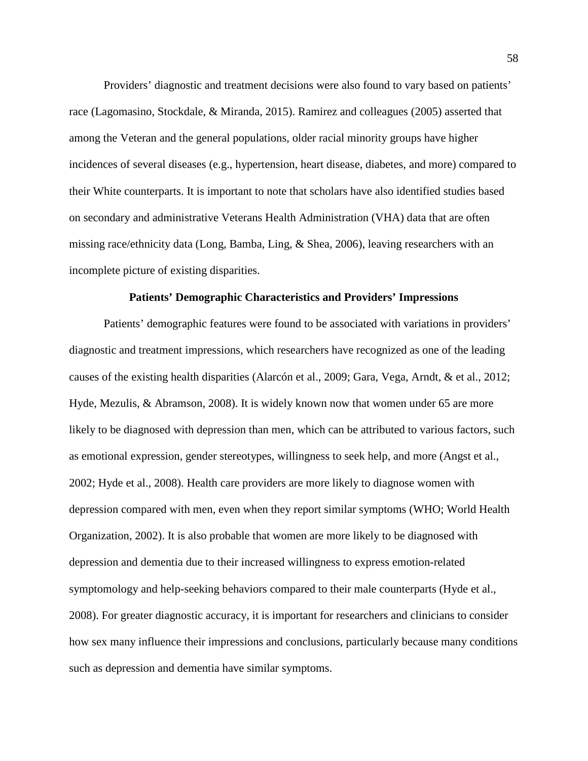Providers' diagnostic and treatment decisions were also found to vary based on patients' race (Lagomasino, Stockdale, & Miranda, 2015). Ramirez and colleagues (2005) asserted that among the Veteran and the general populations, older racial minority groups have higher incidences of several diseases (e.g., hypertension, heart disease, diabetes, and more) compared to their White counterparts. It is important to note that scholars have also identified studies based on secondary and administrative Veterans Health Administration (VHA) data that are often missing race/ethnicity data (Long, Bamba, Ling, & Shea, 2006), leaving researchers with an incomplete picture of existing disparities.

## Patients' Demographic Characteristics and Providers' Impressions

Patients' demographic features were found to be associated with variations in providers' diagnostic and treatment impressions, which researchers have recognized as one of the leading causes of the existing health disparities (Alarcón et al., 2009; Gara, Vega, Arndt, & et al., 2012; Hyde, Mezulis, & Abramson, 2008). It is widely known now that women under 65 are more likely to be diagnosed with depression than men, which can be attributed to various factors, such as emotional expression, gender stereotypes, willingness to seek help, and more (Angst et al., 2002; Hyde et al., 2008). Health care providers are more likely to diagnose women with depression compared with men, even when they report similar symptoms (WHO; World Health Organization, 2002). It is also probable that women are more likely to be diagnosed with depression and dementia due to their increased willingness to express emotion-related symptomology and help-seeking behaviors compared to their male counterparts (Hyde et al., 2008). For greater diagnostic accuracy, it is important for researchers and clinicians to consider how sex many influence their impressions and conclusions, particularly because many conditions such as depression and dementia have similar symptoms.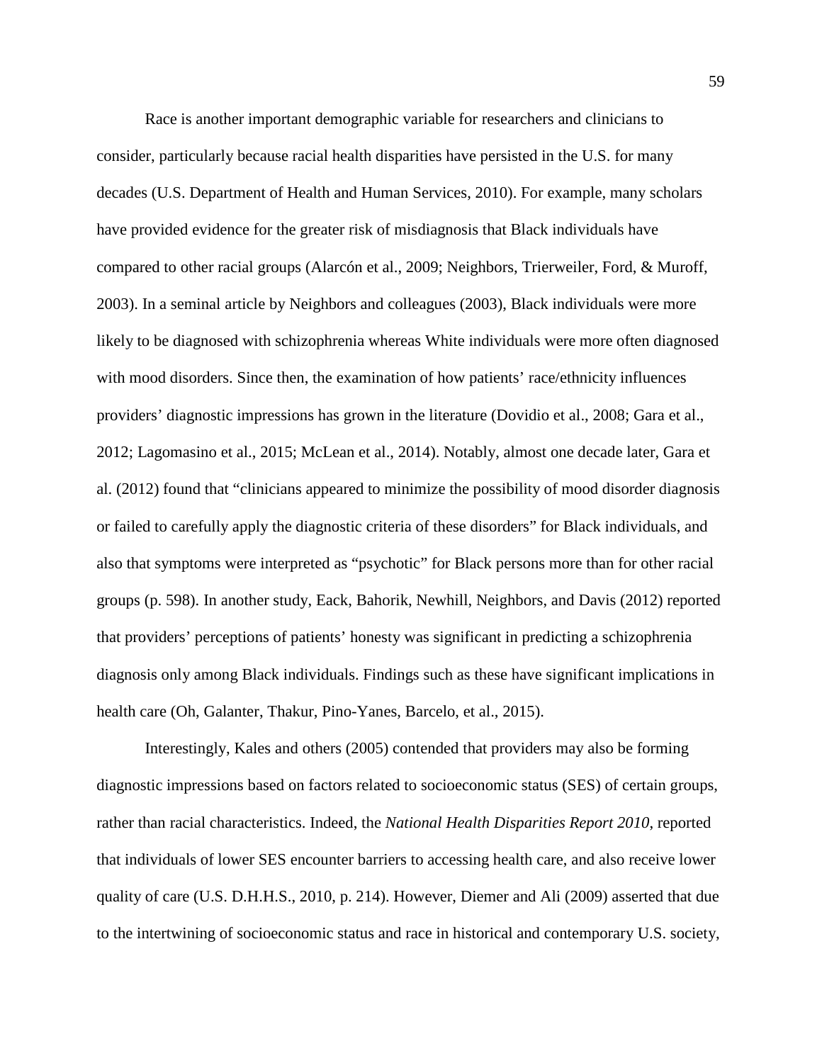Race is another important demographic variable for researchers and clinicians to consider, particularly because racial health disparities have persisted in the U.S. for many decades (U.S. Department of Health and Human Services, 2010). For example, many scholars have provided evidence for the greater risk of misdiagnosis that Black individuals have compared to other racial groups (Alarcón et al., 2009; Neighbors, Trierweiler, Ford, & Muroff, 2003). In a seminal article by Neighbors and colleagues (2003), Black individuals were more likely to be diagnosed with schizophrenia whereas White individuals were more often diagnosed with mood disorders. Since then, the examination of how patients' race/ethnicity influences providers' diagnostic impressions has grown in the literature (Dovidio et al., 2008; Gara et al., 2012; Lagomasino et al., 2015; McLean et al., 2014). Notably, almost one decade later, Gara et al. (2012) found that "clinicians appeared to minimize the possibility of mood disorder diagnosis or failed to carefully apply the diagnostic criteria of these disorders" for Black individuals, and also that symptoms were interpreted as "psychotic" for Black persons more than for other racial groups (p. 598). In another study, Eack, Bahorik, Newhill, Neighbors, and Davis (2012) reported that providers' perceptions of patients' honesty was significant in predicting a schizophrenia diagnosis only among Black individuals. Findings such as these have significant implications in health care (Oh, Galanter, Thakur, Pino-Yanes, Barcelo, et al., 2015).

Interestingly, Kales and others (2005) contended that providers may also be forming diagnostic impressions based on factors related to socioeconomic status (SES) of certain groups, rather than racial characteristics. Indeed, the *National Health Disparities Report 2010*, reported that individuals of lower SES encounter barriers to accessing health care, and also receive lower quality of care (U.S. D.H.H.S., 2010, p. 214). However, Diemer and Ali (2009) asserted that due to the intertwining of socioeconomic status and race in historical and contemporary U.S. society,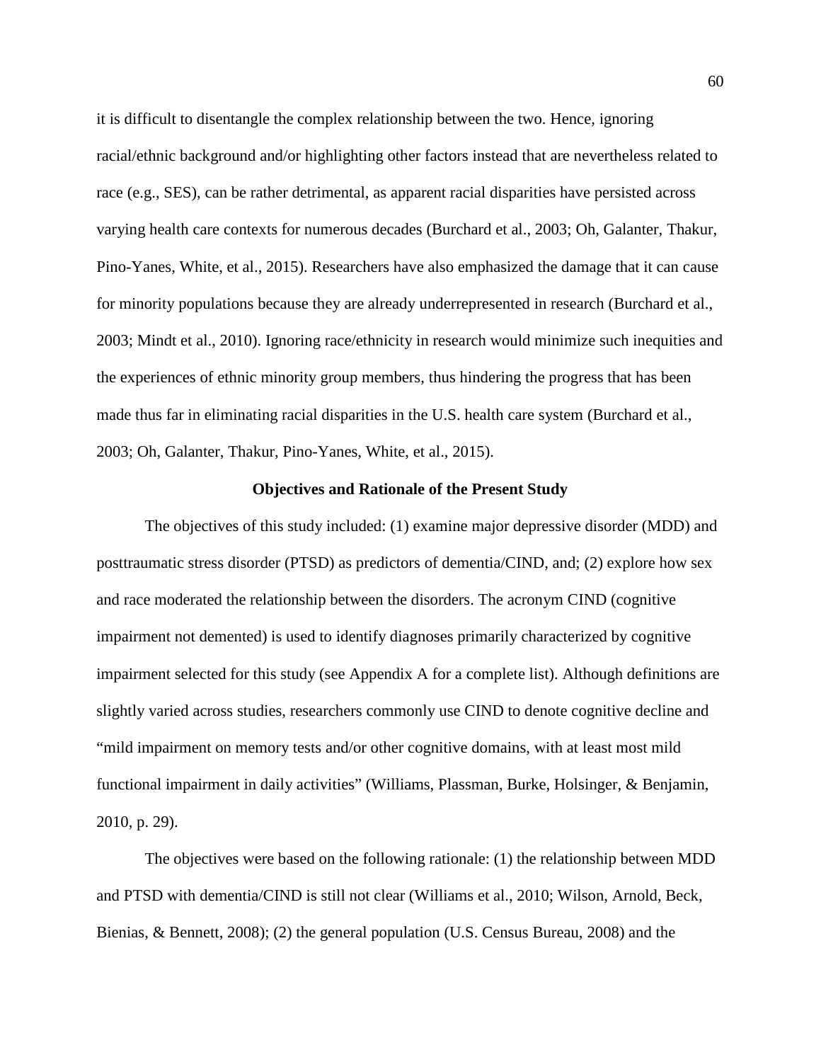it is difficult to disentangle the complex relationship between the two. Hence, ignoring racial/ethnic background and/or highlighting other factors instead that are nevertheless related to race (e.g., SES), can be rather detrimental, as apparent racial disparities have persisted across varying health care contexts for numerous decades (Burchard et al., 2003; Oh, Galanter, Thakur, Pino-Yanes, White, et al., 2015). Researchers have also emphasized the damage that it can cause for minority populations because they are already underrepresented in research (Burchard et al., 2003; Mindt et al., 2010). Ignoring race/ethnicity in research would minimize such inequities and the experiences of ethnic minority group members, thus hindering the progress that has been made thus far in eliminating racial disparities in the U.S. health care system (Burchard et al., 2003; Oh, Galanter, Thakur, Pino-Yanes, White, et al., 2015).

## Objectives and Rationale of the Present Study

The objectives of this study included: (1) examine major depressive disorder (MDD) and posttraumatic stress disorder (PTSD) as predictors of dementia/CIND, and; (2) explore how sex and race moderated the relationship between the disorders. The acronym CIND (cognitive impairment not demented) is used to identify diagnoses primarily characterized by cognitive impairment selected for this study (see Appendix A for a complete list). Although definitions are slightly varied across studies, researchers commonly use CIND to denote cognitive decline and "mild impairment on memory tests and/or other cognitive domains, with at least most mild functional impairment in daily activities" (Williams, Plassman, Burke, Holsinger, & Benjamin, 2010, p. 29).

The objectives were based on the following rationale: (1) the relationship between MDD and PTSD with dementia/CIND is still not clear (Williams et al., 2010; Wilson, Arnold, Beck, Bienias, & Bennett, 2008); (2) the general population (U.S. Census Bureau, 2008) and the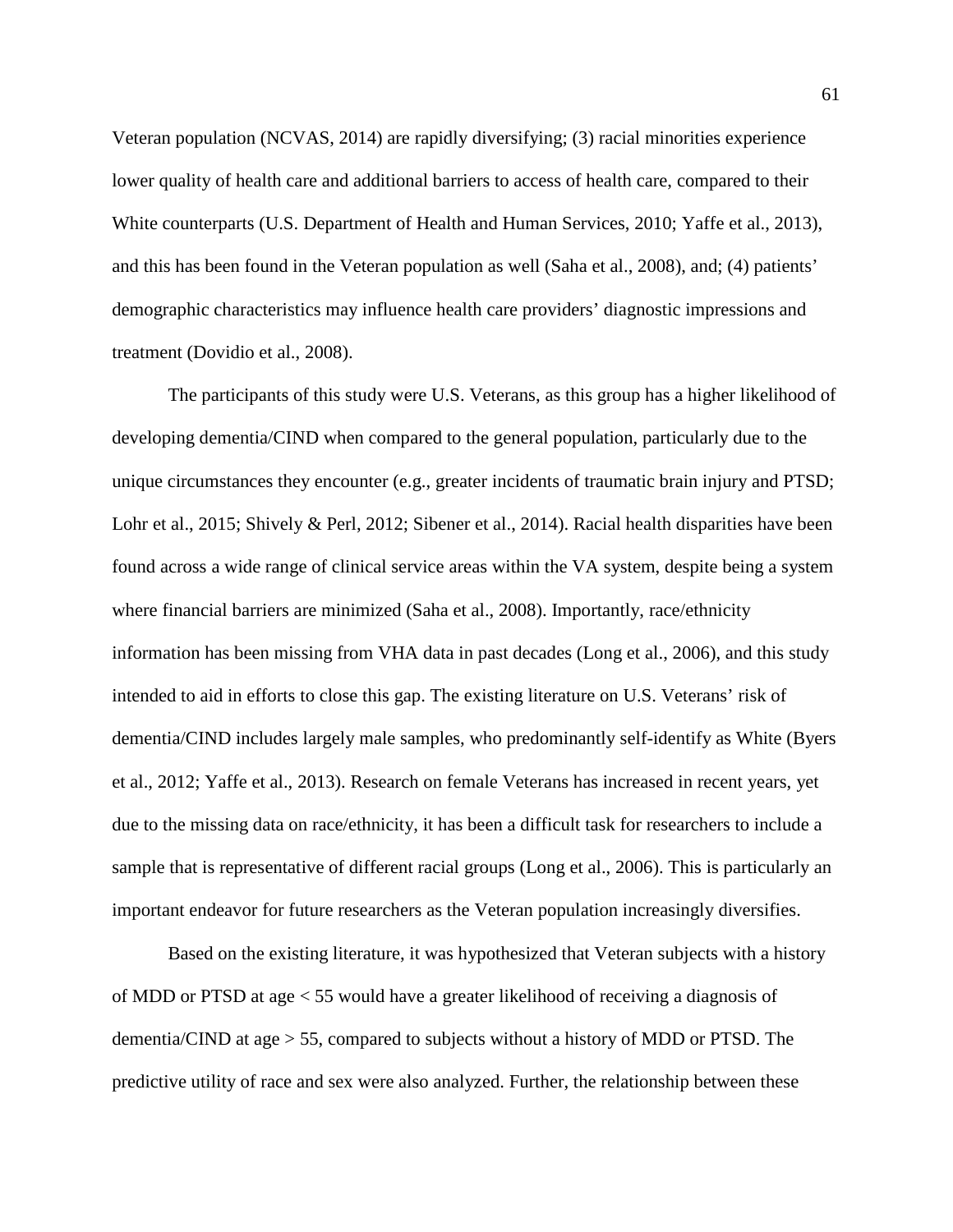Veteran population (NCVAS, 2014) are rapidly diversifying; (3) racial minorities experience lower quality of health care and additional barriers to access of health care, compared to their White counterparts (U.S. Department of Health and Human Services, 2010; Yaffe et al., 2013), and this has been found in the Veteran population as well (Saha et al., 2008), and; (4) patients' demographic characteristics may influence health care providers' diagnostic impressions and treatment (Dovidio et al., 2008).

The participants of this study were U.S. Veterans, as this group has a higher likelihood of developing dementia/CIND when compared to the general population, particularly due to the unique circumstances they encounter (e.g., greater incidents of traumatic brain injury and PTSD; Lohr et al., 2015; Shively & Perl, 2012; Sibener et al., 2014). Racial health disparities have been found across a wide range of clinical service areas within the VA system, despite being a system where financial barriers are minimized (Saha et al., 2008). Importantly, race/ethnicity information has been missing from VHA data in past decades (Long et al., 2006), and this study intended to aid in efforts to close this gap. The existing literature on U.S. Veterans' risk of dementia/CIND includes largely male samples, who predominantly self-identify as White (Byers et al., 2012; Yaffe et al., 2013). Research on female Veterans has increased in recent years, yet due to the missing data on race/ethnicity, it has been a difficult task for researchers to include a sample that is representative of different racial groups (Long et al., 2006). This is particularly an important endeavor for future researchers as the Veteran population increasingly diversifies.

Based on the existing literature, it was hypothesized that Veteran subjects with a history of MDD or PTSD at age < 55 would have a greater likelihood of receiving a diagnosis of dementia/CIND at age > 55, compared to subjects without a history of MDD or PTSD. The predictive utility of race and sex were also analyzed. Further, the relationship between these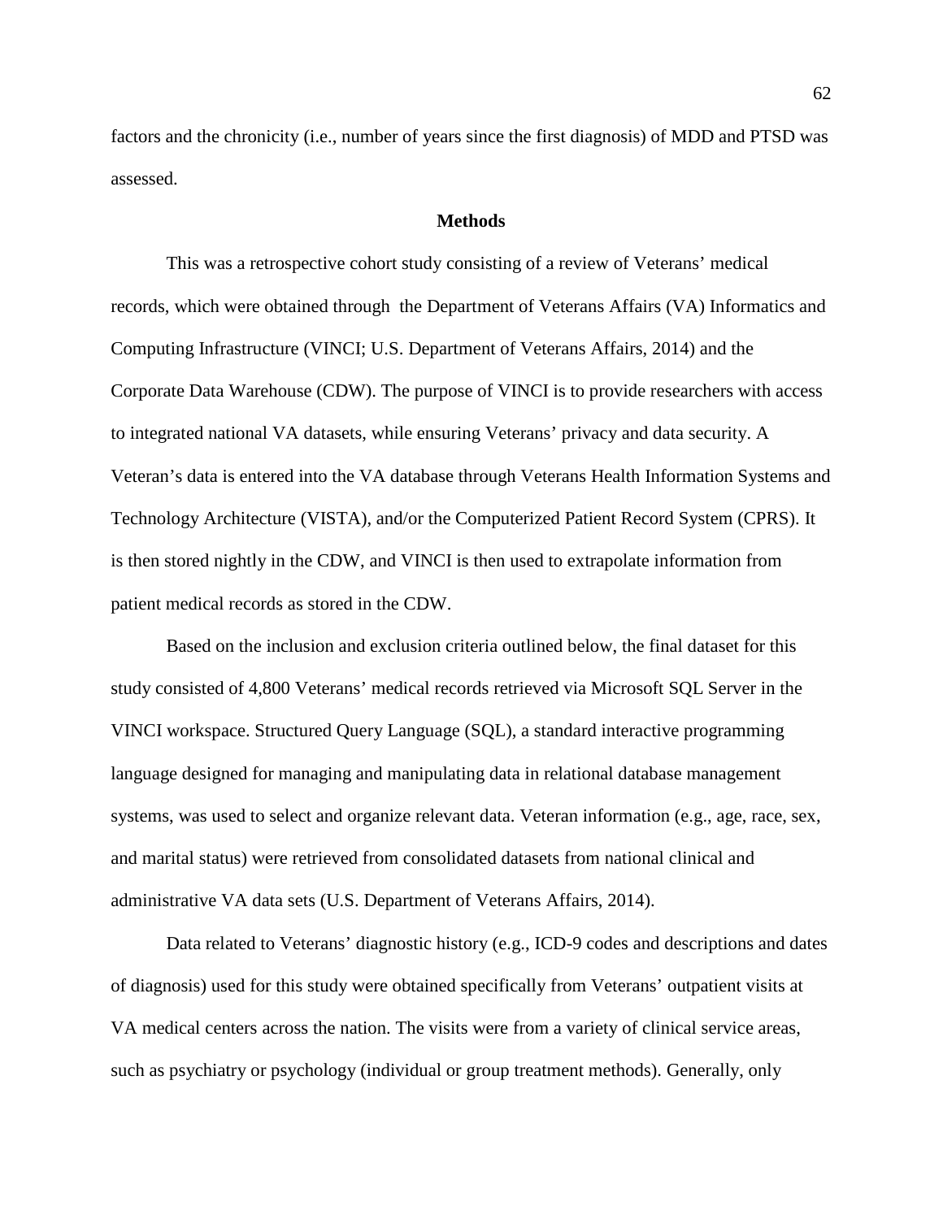factors and the chronicity (i.e., number of years since the first diagnosis) of MDD and PTSD was assessed.

## Methods

This was a retrospective cohort study consisting of a review of Veterans' medical records, which were obtained through the Department of Veterans Affairs (VA) Informatics and Computing Infrastructure (VINCI; U.S. Department of Veterans Affairs, 2014) and the Corporate Data Warehouse (CDW). The purpose of VINCI is to provide researchers with access to integrated national VA datasets, while ensuring Veterans' privacy and data security. A Veteran's data is entered into the VA database through Veterans Health Information Systems and Technology Architecture (VISTA), and/or the Computerized Patient Record System (CPRS). It is then stored nightly in the CDW, and VINCI is then used to extrapolate information from patient medical records as stored in the CDW.

Based on the inclusion and exclusion criteria outlined below, the final dataset for this study consisted of 4,800 Veterans' medical records retrieved via Microsoft SQL Server in the VINCI workspace. Structured Query Language (SQL), a standard interactive programming language designed for managing and manipulating data in relational database management systems, was used to select and organize relevant data. Veteran information (e.g., age, race, sex, and marital status) were retrieved from consolidated datasets from national clinical and administrative VA data sets (U.S. Department of Veterans Affairs, 2014).

Data related to Veterans' diagnostic history (e.g., ICD-9 codes and descriptions and dates of diagnosis) used for this study were obtained specifically from Veterans' outpatient visits at VA medical centers across the nation. The visits were from a variety of clinical service areas, such as psychiatry or psychology (individual or group treatment methods). Generally, only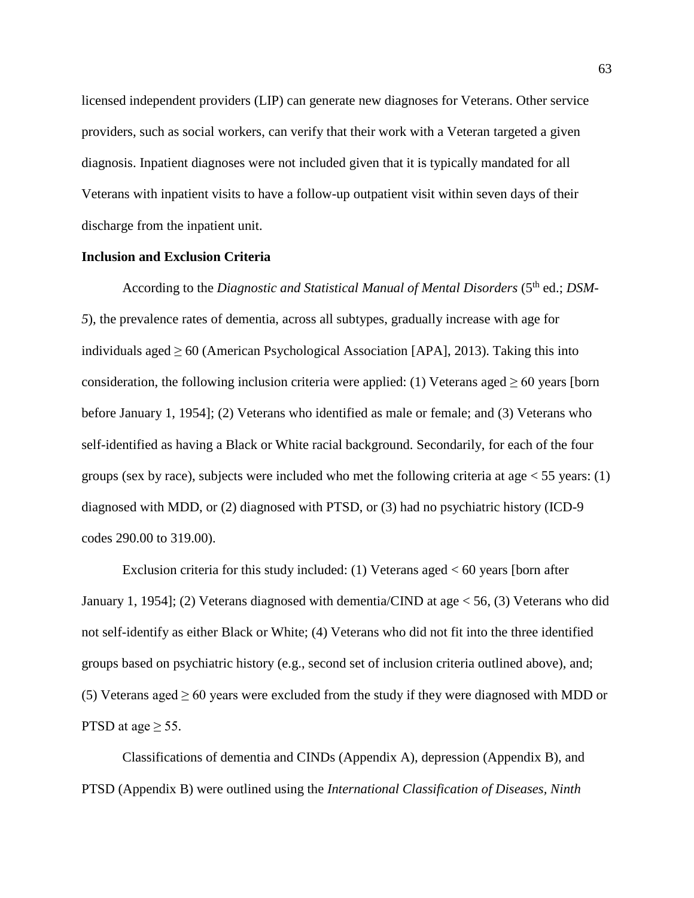licensed independent providers (LIP) can generate new diagnoses for Veterans. Other service providers, such as social workers, can verify that their work with a Veteran targeted a given diagnosis. Inpatient diagnoses were not included given that it is typically mandated for all Veterans with inpatient visits to have a follow-up outpatient visit within seven days of their discharge from the inpatient unit.

**Inclusion and Exclusion Criteria**

According to the *Diagnostic and Statistical Manual of Mental Disorders* (5th ed.; *DSM-5*), the prevalence rates of dementia, across all subtypes, gradually increase with age for individuals aged ≥ 60 (American Psychological Association [APA], 2013). Taking this into consideration, the following inclusion criteria were applied: (1) Veterans aged ≥ 60 years [born before January 1, 1954]; (2) Veterans who identified as male or female; and (3) Veterans who self-identified as having a Black or White racial background. Secondarily, for each of the four groups (sex by race), subjects were included who met the following criteria at age < 55 years: (1) diagnosed with MDD, or (2) diagnosed with PTSD, or (3) had no psychiatric history (ICD-9 codes 290.00 to 319.00).

Exclusion criteria for this study included: (1) Veterans aged < 60 years [born after January 1, 1954]; (2) Veterans diagnosed with dementia/CIND at age < 56, (3) Veterans who did not self-identify as either Black or White; (4) Veterans who did not fit into the three identified groups based on psychiatric history (e.g., second set of inclusion criteria outlined above), and; (5) Veterans aged ≥ 60 years were excluded from the study if they were diagnosed with MDD or PTSD at age ≥ 55.

Classifications of dementia and CINDs (Appendix A), depression (Appendix B), and PTSD (Appendix B) were outlined using the *International Classification of Diseases, Ninth*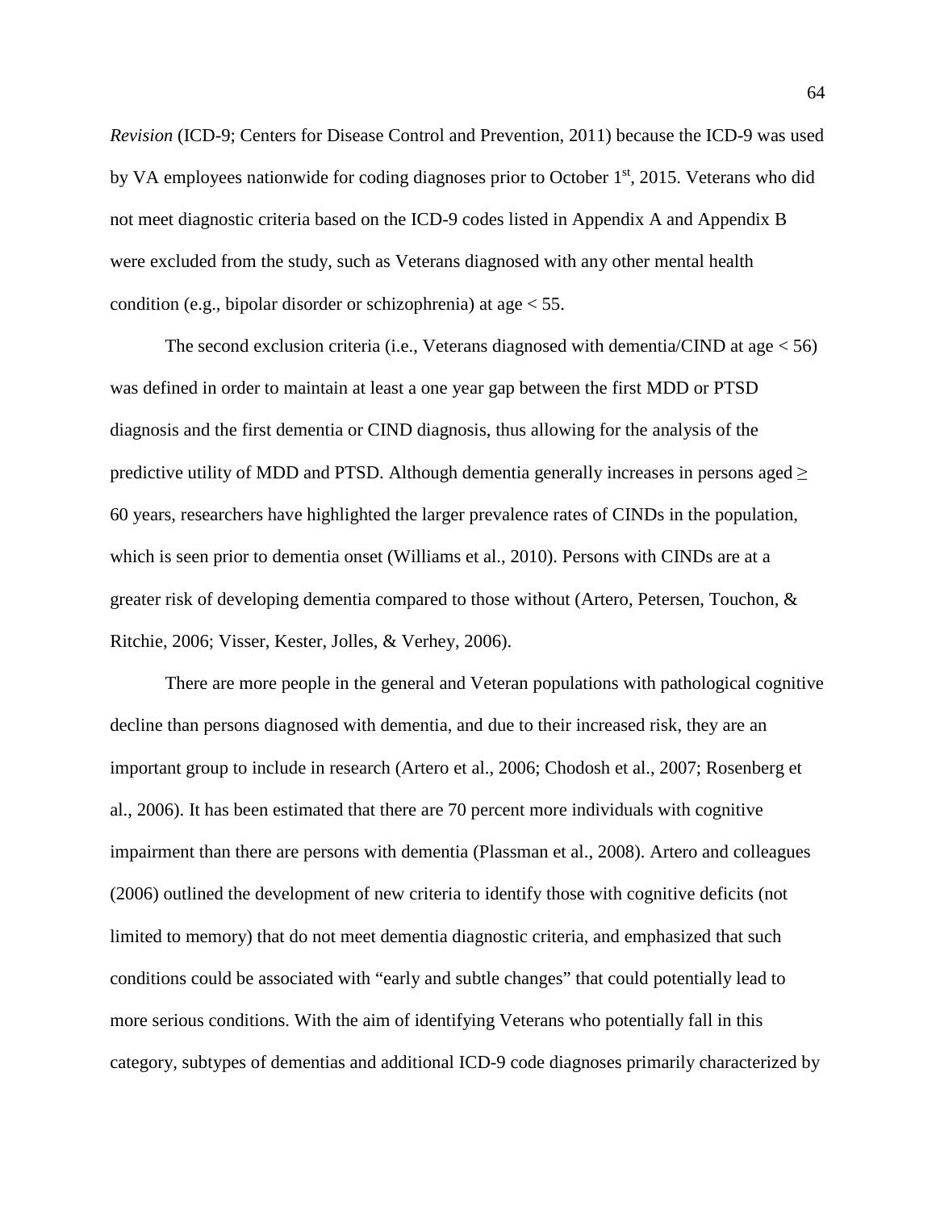*Revision* (ICD-9; Centers for Disease Control and Prevention, 2011) because the ICD-9 was used by VA employees nationwide for coding diagnoses prior to October 1st, 2015. Veterans who did not meet diagnostic criteria based on the ICD-9 codes listed in Appendix A and Appendix B were excluded from the study, such as Veterans diagnosed with any other mental health condition (e.g., bipolar disorder or schizophrenia) at age < 55.

The second exclusion criteria (i.e., Veterans diagnosed with dementia/CIND at age < 56) was defined in order to maintain at least a one year gap between the first MDD or PTSD diagnosis and the first dementia or CIND diagnosis, thus allowing for the analysis of the predictive utility of MDD and PTSD. Although dementia generally increases in persons aged ≥ 60 years, researchers have highlighted the larger prevalence rates of CINDs in the population, which is seen prior to dementia onset (Williams et al., 2010). Persons with CINDs are at a greater risk of developing dementia compared to those without (Artero, Petersen, Touchon, & Ritchie, 2006; Visser, Kester, Jolles, & Verhey, 2006).

There are more people in the general and Veteran populations with pathological cognitive decline than persons diagnosed with dementia, and due to their increased risk, they are an important group to include in research (Artero et al., 2006; Chodosh et al., 2007; Rosenberg et al., 2006). It has been estimated that there are 70 percent more individuals with cognitive impairment than there are persons with dementia (Plassman et al., 2008). Artero and colleagues (2006) outlined the development of new criteria to identify those with cognitive deficits (not limited to memory) that do not meet dementia diagnostic criteria, and emphasized that such conditions could be associated with "early and subtle changes" that could potentially lead to more serious conditions. With the aim of identifying Veterans who potentially fall in this category, subtypes of dementias and additional ICD-9 code diagnoses primarily characterized by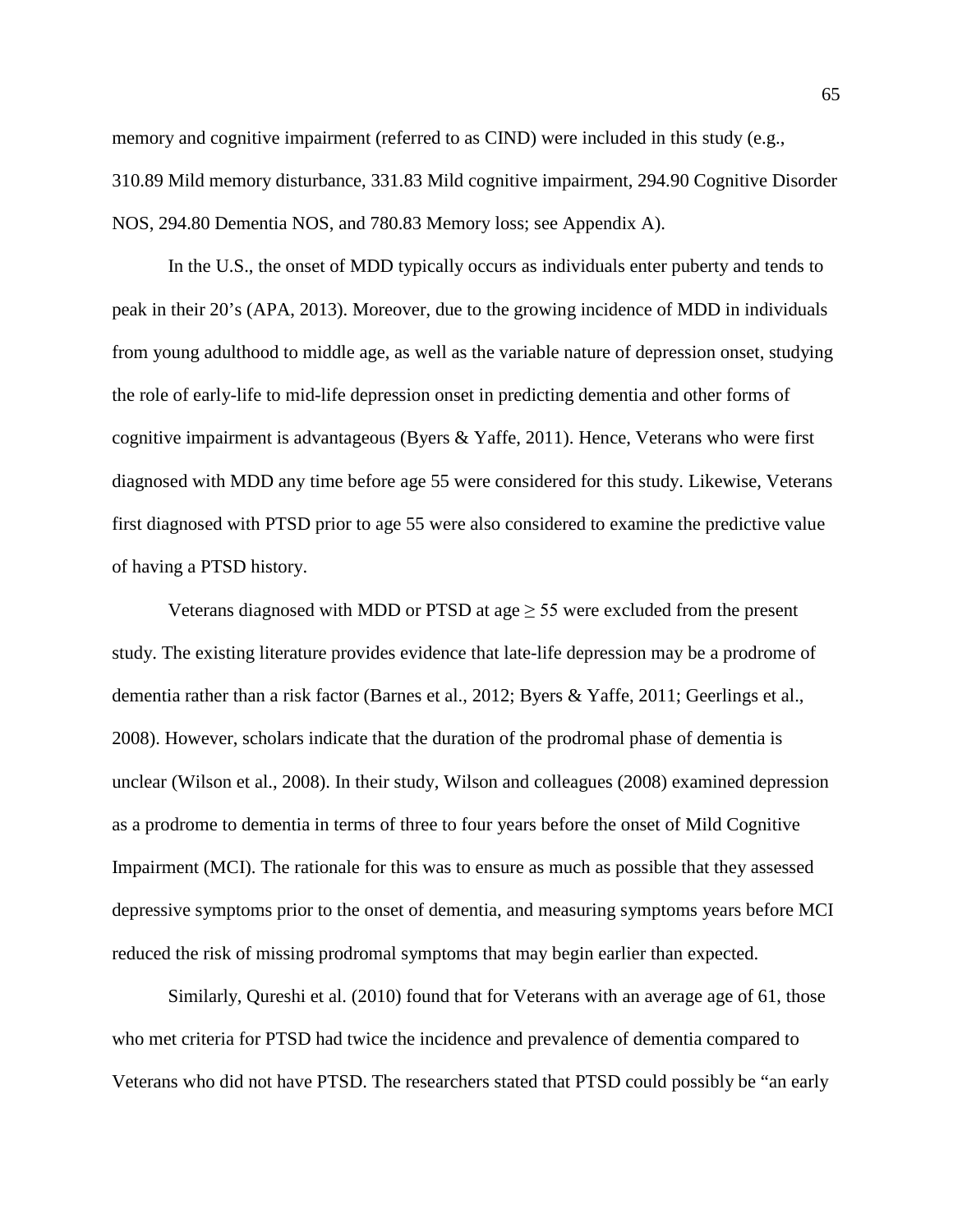memory and cognitive impairment (referred to as CIND) were included in this study (e.g., 310.89 Mild memory disturbance, 331.83 Mild cognitive impairment, 294.90 Cognitive Disorder NOS, 294.80 Dementia NOS, and 780.83 Memory loss; see Appendix A).

In the U.S., the onset of MDD typically occurs as individuals enter puberty and tends to peak in their 20's (APA, 2013). Moreover, due to the growing incidence of MDD in individuals from young adulthood to middle age, as well as the variable nature of depression onset, studying the role of early-life to mid-life depression onset in predicting dementia and other forms of cognitive impairment is advantageous (Byers & Yaffe, 2011). Hence, Veterans who were first diagnosed with MDD any time before age 55 were considered for this study. Likewise, Veterans first diagnosed with PTSD prior to age 55 were also considered to examine the predictive value of having a PTSD history.

Veterans diagnosed with MDD or PTSD at age $\geq$ 55 were excluded from the present study. The existing literature provides evidence that late-life depression may be a prodrome of dementia rather than a risk factor (Barnes et al., 2012; Byers & Yaffe, 2011; Geerlings et al., 2008). However, scholars indicate that the duration of the prodromal phase of dementia is unclear (Wilson et al., 2008). In their study, Wilson and colleagues (2008) examined depression as a prodrome to dementia in terms of three to four years before the onset of Mild Cognitive Impairment (MCI). The rationale for this was to ensure as much as possible that they assessed depressive symptoms prior to the onset of dementia, and measuring symptoms years before MCI reduced the risk of missing prodromal symptoms that may begin earlier than expected.

Similarly, Qureshi et al. (2010) found that for Veterans with an average age of 61, those who met criteria for PTSD had twice the incidence and prevalence of dementia compared to Veterans who did not have PTSD. The researchers stated that PTSD could possibly be "an early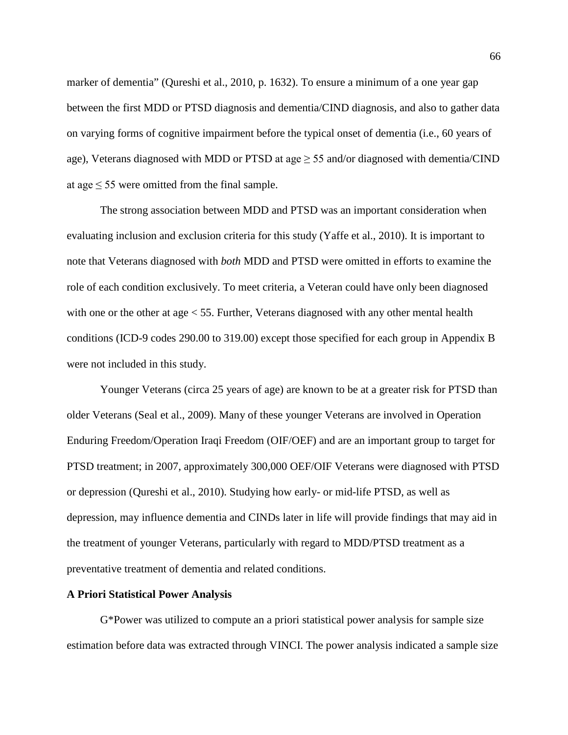marker of dementia" (Qureshi et al., 2010, p. 1632). To ensure a minimum of a one year gap between the first MDD or PTSD diagnosis and dementia/CIND diagnosis, and also to gather data on varying forms of cognitive impairment before the typical onset of dementia (i.e., 60 years of age), Veterans diagnosed with MDD or PTSD at age $\geq 55$ and/or diagnosed with dementia/CIND at age $\leq 55$ were omitted from the final sample.

The strong association between MDD and PTSD was an important consideration when evaluating inclusion and exclusion criteria for this study (Yaffe et al., 2010). It is important to note that Veterans diagnosed with *both* MDD and PTSD were omitted in efforts to examine the role of each condition exclusively. To meet criteria, a Veteran could have only been diagnosed with one or the other at age $< 55$. Further, Veterans diagnosed with any other mental health conditions (ICD-9 codes 290.00 to 319.00) except those specified for each group in Appendix B were not included in this study.

Younger Veterans (circa 25 years of age) are known to be at a greater risk for PTSD than older Veterans (Seal et al., 2009). Many of these younger Veterans are involved in Operation Enduring Freedom/Operation Iraqi Freedom (OIF/OEF) and are an important group to target for PTSD treatment; in 2007, approximately 300,000 OEF/OIF Veterans were diagnosed with PTSD or depression (Qureshi et al., 2010). Studying how early- or mid-life PTSD, as well as depression, may influence dementia and CINDs later in life will provide findings that may aid in the treatment of younger Veterans, particularly with regard to MDD/PTSD treatment as a preventative treatment of dementia and related conditions.

**A Priori Statistical Power Analysis**

G*Power was utilized to compute an a priori statistical power analysis for sample size estimation before data was extracted through VINCI. The power analysis indicated a sample size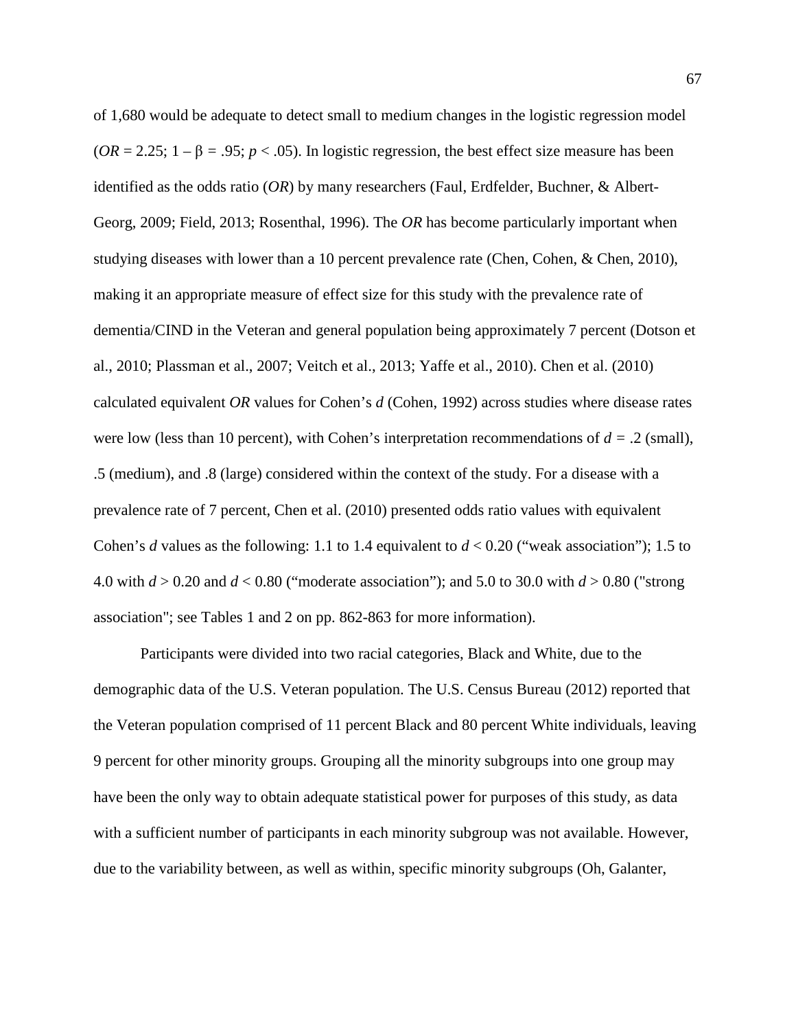of 1,680 would be adequate to detect small to medium changes in the logistic regression model ($OR = 2.25$; $1 - \beta = .95$; $p < .05$). In logistic regression, the best effect size measure has been identified as the odds ratio (*OR*) by many researchers (Faul, Erdfelder, Buchner, & Albert-Georg, 2009; Field, 2013; Rosenthal, 1996). The *OR* has become particularly important when studying diseases with lower than a 10 percent prevalence rate (Chen, Cohen, & Chen, 2010), making it an appropriate measure of effect size for this study with the prevalence rate of dementia/CIND in the Veteran and general population being approximately 7 percent (Dotson et al., 2010; Plassman et al., 2007; Veitch et al., 2013; Yaffe et al., 2010). Chen et al. (2010) calculated equivalent *OR* values for Cohen's *d* (Cohen, 1992) across studies where disease rates were low (less than 10 percent), with Cohen's interpretation recommendations of $d = .2$ (small), .5 (medium), and .8 (large) considered within the context of the study. For a disease with a prevalence rate of 7 percent, Chen et al. (2010) presented odds ratio values with equivalent Cohen's *d* values as the following: 1.1 to 1.4 equivalent to $d < 0.20$ ("weak association"); 1.5 to 4.0 with $d > 0.20$ and $d < 0.80$ ("moderate association"); and 5.0 to 30.0 with $d > 0.80$ ("strong association"; see Tables 1 and 2 on pp. 862-863 for more information).

Participants were divided into two racial categories, Black and White, due to the demographic data of the U.S. Veteran population. The U.S. Census Bureau (2012) reported that the Veteran population comprised of 11 percent Black and 80 percent White individuals, leaving 9 percent for other minority groups. Grouping all the minority subgroups into one group may have been the only way to obtain adequate statistical power for purposes of this study, as data with a sufficient number of participants in each minority subgroup was not available. However, due to the variability between, as well as within, specific minority subgroups (Oh, Galanter,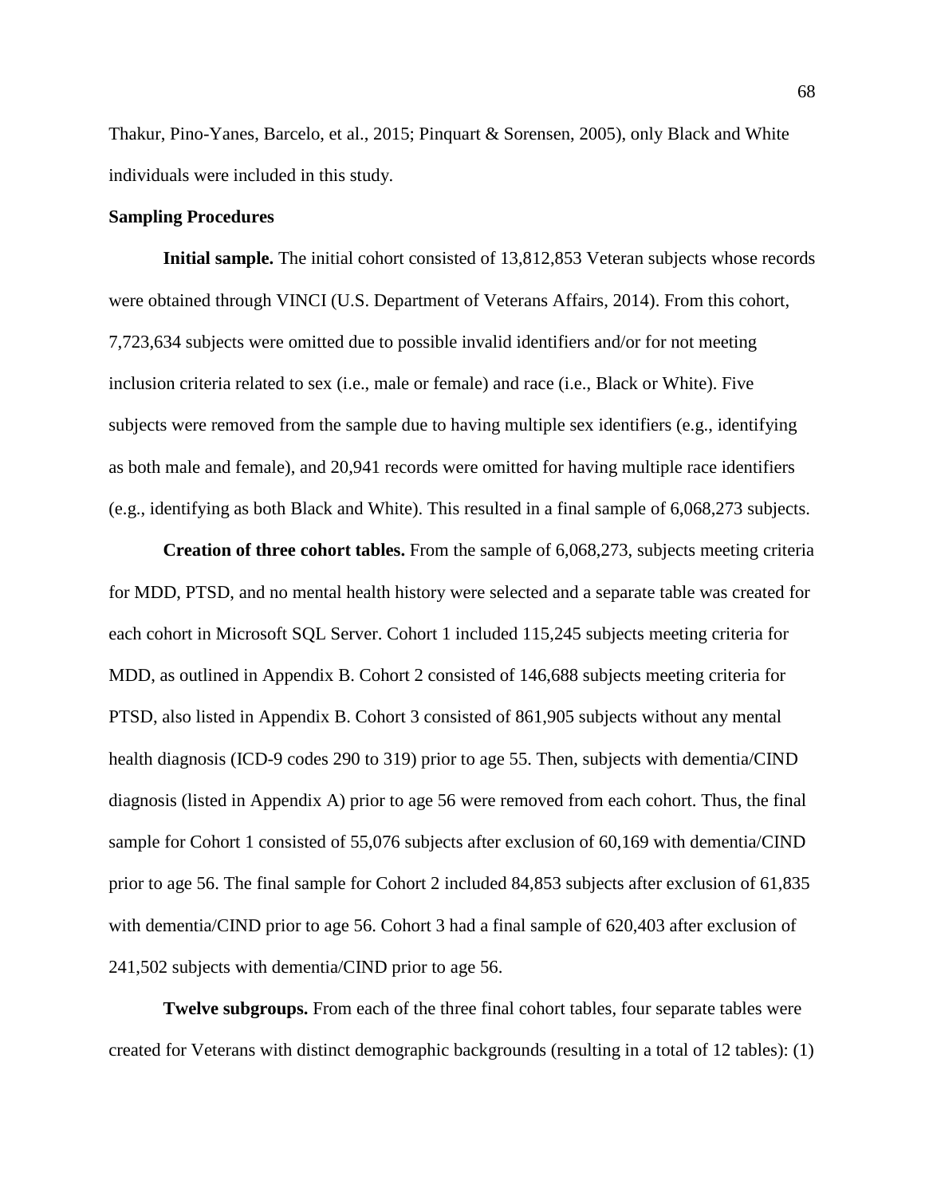Thakur, Pino-Yanes, Barcelo, et al., 2015; Pinquart & Sorensen, 2005), only Black and White individuals were included in this study.

**Sampling Procedures**

**Initial sample.** The initial cohort consisted of 13,812,853 Veteran subjects whose records were obtained through VINCI (U.S. Department of Veterans Affairs, 2014). From this cohort, 7,723,634 subjects were omitted due to possible invalid identifiers and/or for not meeting inclusion criteria related to sex (i.e., male or female) and race (i.e., Black or White). Five subjects were removed from the sample due to having multiple sex identifiers (e.g., identifying as both male and female), and 20,941 records were omitted for having multiple race identifiers (e.g., identifying as both Black and White). This resulted in a final sample of 6,068,273 subjects.

**Creation of three cohort tables.** From the sample of 6,068,273, subjects meeting criteria for MDD, PTSD, and no mental health history were selected and a separate table was created for each cohort in Microsoft SQL Server. Cohort 1 included 115,245 subjects meeting criteria for MDD, as outlined in Appendix B. Cohort 2 consisted of 146,688 subjects meeting criteria for PTSD, also listed in Appendix B. Cohort 3 consisted of 861,905 subjects without any mental health diagnosis (ICD-9 codes 290 to 319) prior to age 55. Then, subjects with dementia/CIND diagnosis (listed in Appendix A) prior to age 56 were removed from each cohort. Thus, the final sample for Cohort 1 consisted of 55,076 subjects after exclusion of 60,169 with dementia/CIND prior to age 56. The final sample for Cohort 2 included 84,853 subjects after exclusion of 61,835 with dementia/CIND prior to age 56. Cohort 3 had a final sample of 620,403 after exclusion of 241,502 subjects with dementia/CIND prior to age 56.

**Twelve subgroups.** From each of the three final cohort tables, four separate tables were created for Veterans with distinct demographic backgrounds (resulting in a total of 12 tables): (1)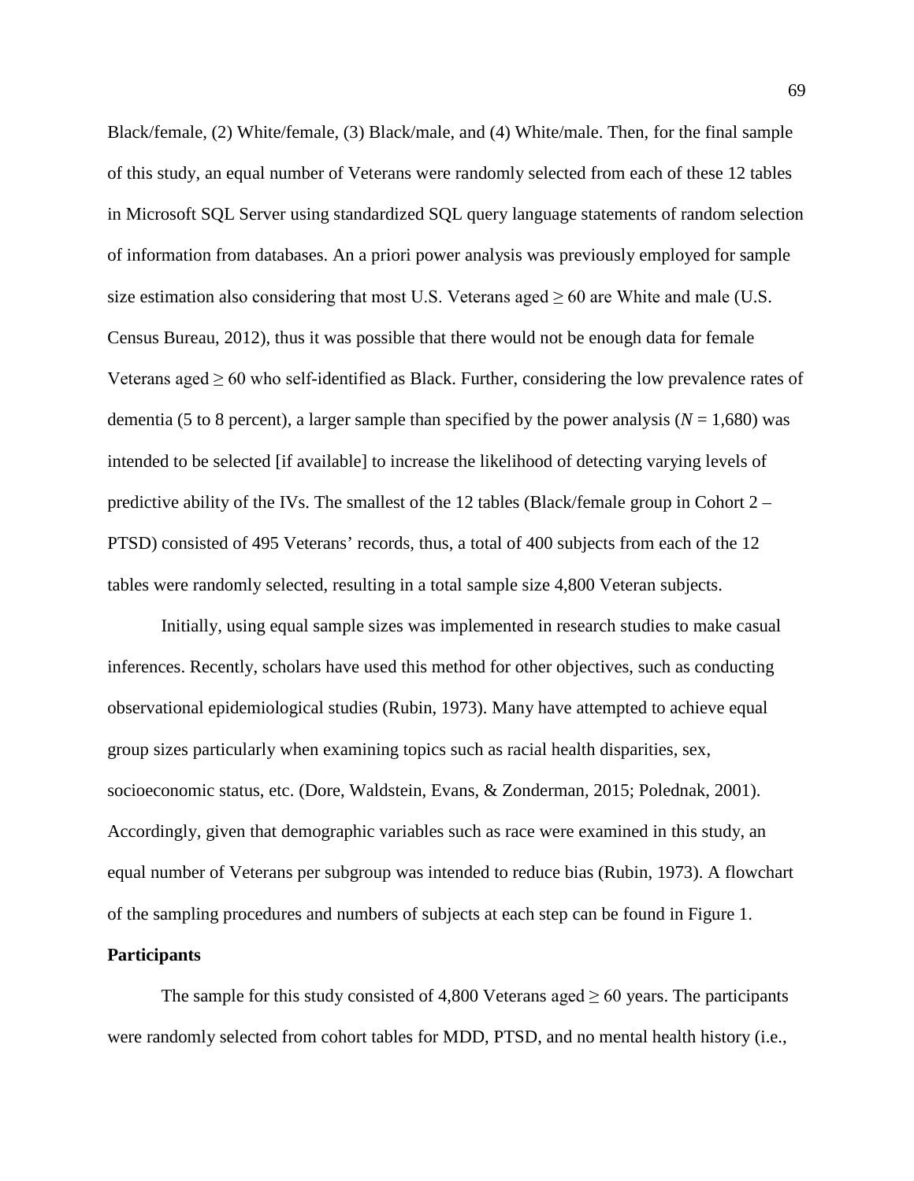Black/female, (2) White/female, (3) Black/male, and (4) White/male. Then, for the final sample of this study, an equal number of Veterans were randomly selected from each of these 12 tables in Microsoft SQL Server using standardized SQL query language statements of random selection of information from databases. An a priori power analysis was previously employed for sample size estimation also considering that most U.S. Veterans aged ≥ 60 are White and male (U.S. Census Bureau, 2012), thus it was possible that there would not be enough data for female Veterans aged ≥ 60 who self-identified as Black. Further, considering the low prevalence rates of dementia (5 to 8 percent), a larger sample than specified by the power analysis (*N* = 1,680) was intended to be selected [if available] to increase the likelihood of detecting varying levels of predictive ability of the IVs. The smallest of the 12 tables (Black/female group in Cohort 2 – PTSD) consisted of 495 Veterans' records, thus, a total of 400 subjects from each of the 12 tables were randomly selected, resulting in a total sample size 4,800 Veteran subjects.

Initially, using equal sample sizes was implemented in research studies to make casual inferences. Recently, scholars have used this method for other objectives, such as conducting observational epidemiological studies (Rubin, 1973). Many have attempted to achieve equal group sizes particularly when examining topics such as racial health disparities, sex, socioeconomic status, etc. (Dore, Waldstein, Evans, & Zonderman, 2015; Polednak, 2001). Accordingly, given that demographic variables such as race were examined in this study, an equal number of Veterans per subgroup was intended to reduce bias (Rubin, 1973). A flowchart of the sampling procedures and numbers of subjects at each step can be found in Figure 1.

**Participants**

The sample for this study consisted of 4,800 Veterans aged ≥ 60 years. The participants were randomly selected from cohort tables for MDD, PTSD, and no mental health history (i.e.,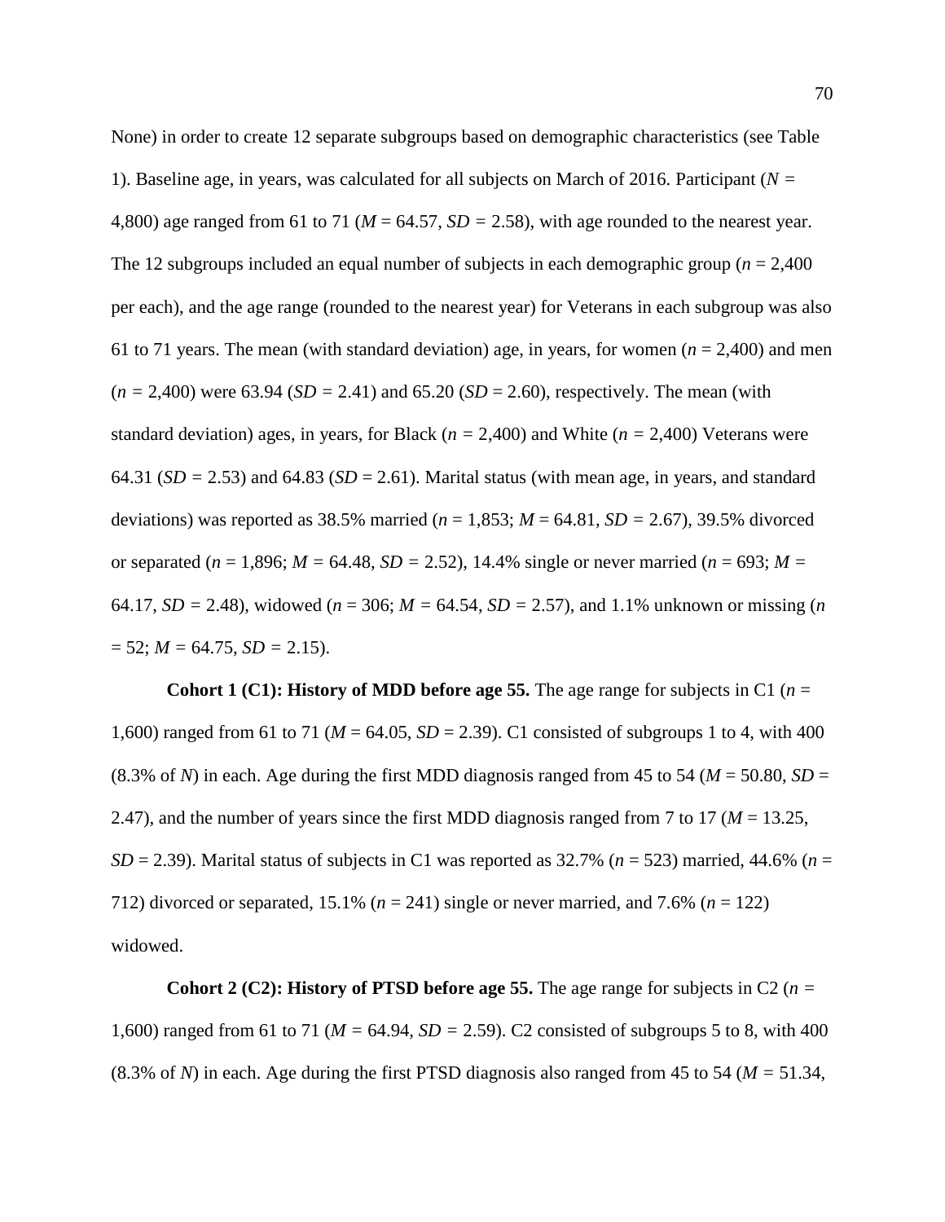None) in order to create 12 separate subgroups based on demographic characteristics (see Table 1). Baseline age, in years, was calculated for all subjects on March of 2016. Participant (*N* = 4,800) age ranged from 61 to 71 (*M* = 64.57, *SD* = 2.58), with age rounded to the nearest year. The 12 subgroups included an equal number of subjects in each demographic group (*n* = 2,400 per each), and the age range (rounded to the nearest year) for Veterans in each subgroup was also 61 to 71 years. The mean (with standard deviation) age, in years, for women (*n* = 2,400) and men (*n* = 2,400) were 63.94 (*SD* = 2.41) and 65.20 (*SD* = 2.60), respectively. The mean (with standard deviation) ages, in years, for Black (*n* = 2,400) and White (*n* = 2,400) Veterans were 64.31 (*SD* = 2.53) and 64.83 (*SD* = 2.61). Marital status (with mean age, in years, and standard deviations) was reported as 38.5% married (*n* = 1,853; *M* = 64.81, *SD* = 2.67), 39.5% divorced or separated (*n* = 1,896; *M* = 64.48, *SD* = 2.52), 14.4% single or never married (*n* = 693; *M* = 64.17, *SD* = 2.48), widowed (*n* = 306; *M* = 64.54, *SD* = 2.57), and 1.1% unknown or missing (*n* = 52; *M* = 64.75, *SD* = 2.15).

**Cohort 1 (C1): History of MDD before age 55.** The age range for subjects in C1 (*n* = 1,600) ranged from 61 to 71 (*M* = 64.05, *SD* = 2.39). C1 consisted of subgroups 1 to 4, with 400 (8.3% of *N*) in each. Age during the first MDD diagnosis ranged from 45 to 54 (*M* = 50.80, *SD* = 2.47), and the number of years since the first MDD diagnosis ranged from 7 to 17 (*M* = 13.25, *SD* = 2.39). Marital status of subjects in C1 was reported as 32.7% (*n* = 523) married, 44.6% (*n* = 712) divorced or separated, 15.1% (*n* = 241) single or never married, and 7.6% (*n* = 122) widowed.

**Cohort 2 (C2): History of PTSD before age 55.** The age range for subjects in C2 (*n* = 1,600) ranged from 61 to 71 (*M* = 64.94, *SD* = 2.59). C2 consisted of subgroups 5 to 8, with 400 (8.3% of *N*) in each. Age during the first PTSD diagnosis also ranged from 45 to 54 (*M* = 51.34,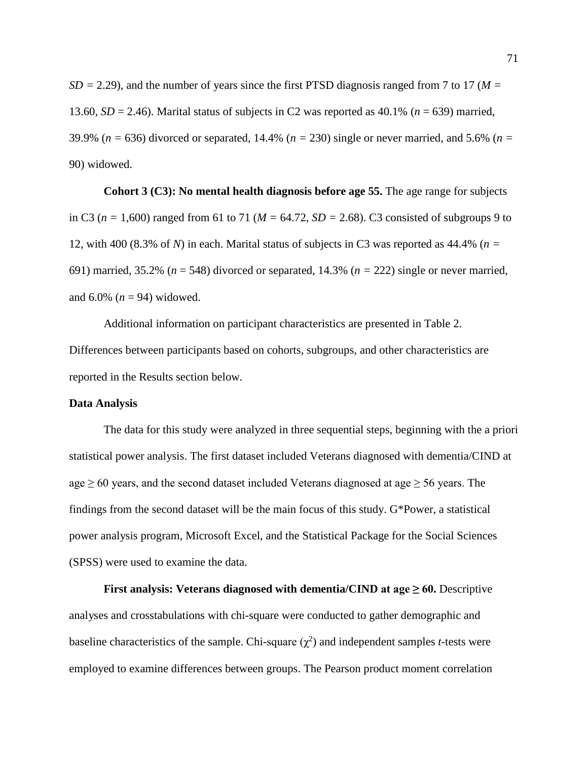*SD* = 2.29), and the number of years since the first PTSD diagnosis ranged from 7 to 17 (*M* = 13.60, *SD* = 2.46). Marital status of subjects in C2 was reported as 40.1% (*n* = 639) married, 39.9% (*n* = 636) divorced or separated, 14.4% (*n* = 230) single or never married, and 5.6% (*n* = 90) widowed.

**Cohort 3 (C3): No mental health diagnosis before age 55.** The age range for subjects in C3 (*n* = 1,600) ranged from 61 to 71 (*M* = 64.72, *SD* = 2.68). C3 consisted of subgroups 9 to 12, with 400 (8.3% of *N*) in each. Marital status of subjects in C3 was reported as 44.4% (*n* = 691) married, 35.2% (*n* = 548) divorced or separated, 14.3% (*n* = 222) single or never married, and 6.0% (*n* = 94) widowed.

Additional information on participant characteristics are presented in Table 2. Differences between participants based on cohorts, subgroups, and other characteristics are reported in the Results section below.

**Data Analysis**

The data for this study were analyzed in three sequential steps, beginning with the a priori statistical power analysis. The first dataset included Veterans diagnosed with dementia/CIND at age ≥ 60 years, and the second dataset included Veterans diagnosed at age ≥ 56 years. The findings from the second dataset will be the main focus of this study. G*Power, a statistical power analysis program, Microsoft Excel, and the Statistical Package for the Social Sciences (SPSS) were used to examine the data.

**First analysis: Veterans diagnosed with dementia/CIND at age ≥ 60.** Descriptive analyses and crosstabulations with chi-square were conducted to gather demographic and baseline characteristics of the sample. Chi-square ($\chi^2$) and independent samples *t*-tests were employed to examine differences between groups. The Pearson product moment correlation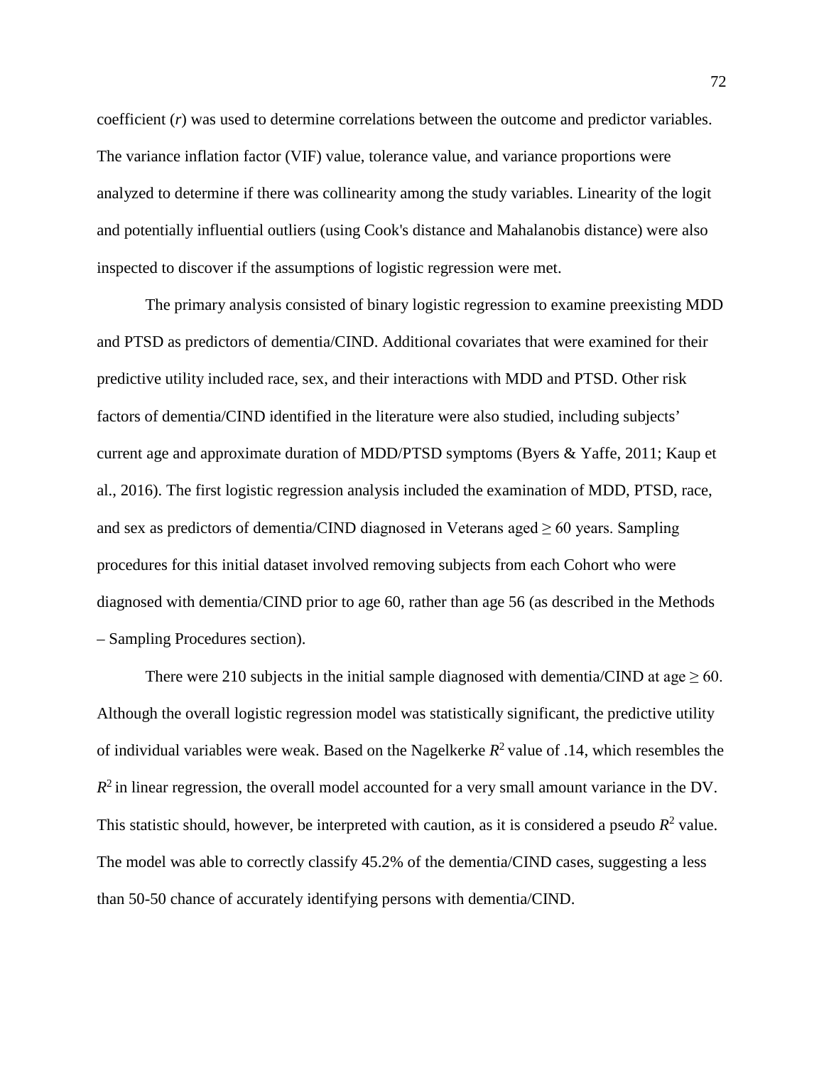coefficient (*r*) was used to determine correlations between the outcome and predictor variables. The variance inflation factor (VIF) value, tolerance value, and variance proportions were analyzed to determine if there was collinearity among the study variables. Linearity of the logit and potentially influential outliers (using Cook's distance and Mahalanobis distance) were also inspected to discover if the assumptions of logistic regression were met.

The primary analysis consisted of binary logistic regression to examine preexisting MDD and PTSD as predictors of dementia/CIND. Additional covariates that were examined for their predictive utility included race, sex, and their interactions with MDD and PTSD. Other risk factors of dementia/CIND identified in the literature were also studied, including subjects' current age and approximate duration of MDD/PTSD symptoms (Byers & Yaffe, 2011; Kaup et al., 2016). The first logistic regression analysis included the examination of MDD, PTSD, race, and sex as predictors of dementia/CIND diagnosed in Veterans aged ≥ 60 years. Sampling procedures for this initial dataset involved removing subjects from each Cohort who were diagnosed with dementia/CIND prior to age 60, rather than age 56 (as described in the Methods – Sampling Procedures section).

There were 210 subjects in the initial sample diagnosed with dementia/CIND at age ≥ 60. Although the overall logistic regression model was statistically significant, the predictive utility of individual variables were weak. Based on the Nagelkerke $R^2$ value of .14, which resembles the $R^2$ in linear regression, the overall model accounted for a very small amount variance in the DV. This statistic should, however, be interpreted with caution, as it is considered a pseudo $R^2$ value. The model was able to correctly classify 45.2% of the dementia/CIND cases, suggesting a less than 50-50 chance of accurately identifying persons with dementia/CIND.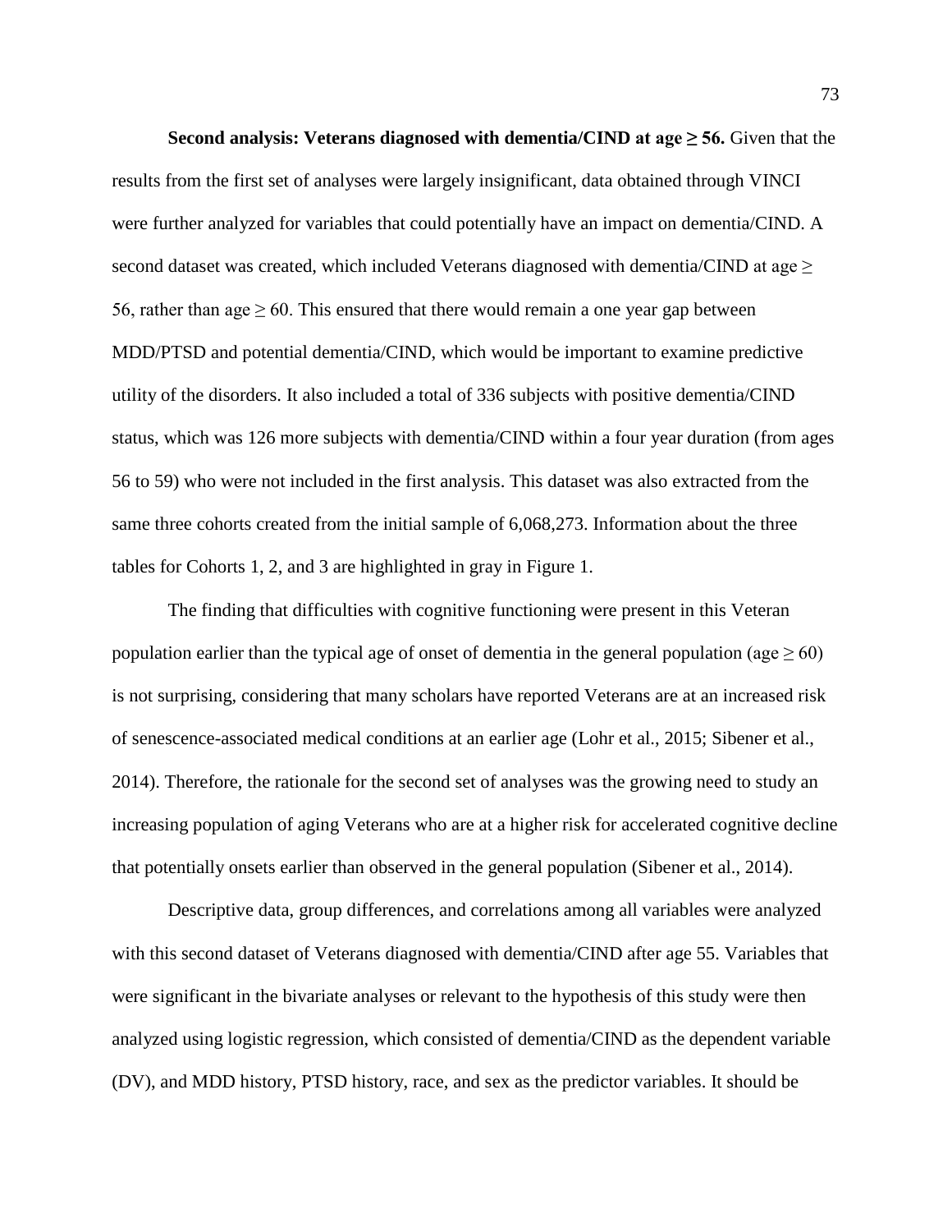**Second analysis: Veterans diagnosed with dementia/CIND at age ≥ 56.** Given that the results from the first set of analyses were largely insignificant, data obtained through VINCI were further analyzed for variables that could potentially have an impact on dementia/CIND. A second dataset was created, which included Veterans diagnosed with dementia/CIND at age ≥ 56, rather than age ≥ 60. This ensured that there would remain a one year gap between MDD/PTSD and potential dementia/CIND, which would be important to examine predictive utility of the disorders. It also included a total of 336 subjects with positive dementia/CIND status, which was 126 more subjects with dementia/CIND within a four year duration (from ages 56 to 59) who were not included in the first analysis. This dataset was also extracted from the same three cohorts created from the initial sample of 6,068,273. Information about the three tables for Cohorts 1, 2, and 3 are highlighted in gray in Figure 1.

The finding that difficulties with cognitive functioning were present in this Veteran population earlier than the typical age of onset of dementia in the general population (age ≥ 60) is not surprising, considering that many scholars have reported Veterans are at an increased risk of senescence-associated medical conditions at an earlier age (Lohr et al., 2015; Sibener et al., 2014). Therefore, the rationale for the second set of analyses was the growing need to study an increasing population of aging Veterans who are at a higher risk for accelerated cognitive decline that potentially onsets earlier than observed in the general population (Sibener et al., 2014).

Descriptive data, group differences, and correlations among all variables were analyzed with this second dataset of Veterans diagnosed with dementia/CIND after age 55. Variables that were significant in the bivariate analyses or relevant to the hypothesis of this study were then analyzed using logistic regression, which consisted of dementia/CIND as the dependent variable (DV), and MDD history, PTSD history, race, and sex as the predictor variables. It should be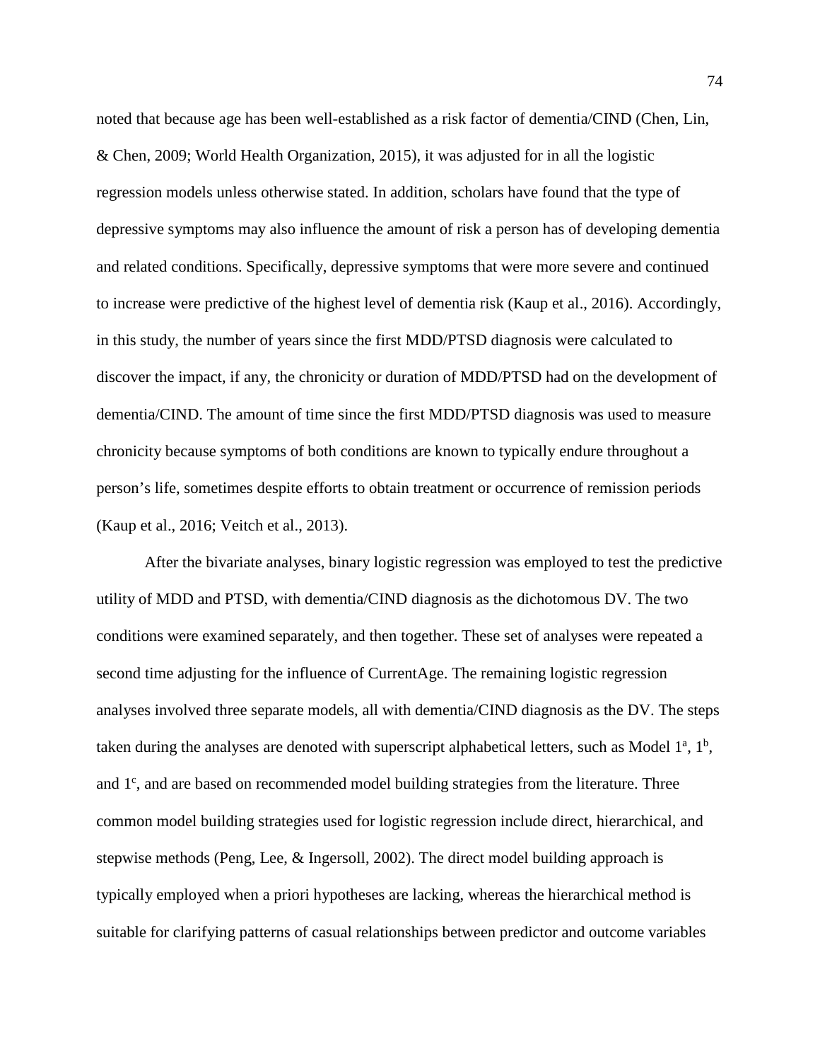noted that because age has been well-established as a risk factor of dementia/CIND (Chen, Lin, & Chen, 2009; World Health Organization, 2015), it was adjusted for in all the logistic regression models unless otherwise stated. In addition, scholars have found that the type of depressive symptoms may also influence the amount of risk a person has of developing dementia and related conditions. Specifically, depressive symptoms that were more severe and continued to increase were predictive of the highest level of dementia risk (Kaup et al., 2016). Accordingly, in this study, the number of years since the first MDD/PTSD diagnosis were calculated to discover the impact, if any, the chronicity or duration of MDD/PTSD had on the development of dementia/CIND. The amount of time since the first MDD/PTSD diagnosis was used to measure chronicity because symptoms of both conditions are known to typically endure throughout a person's life, sometimes despite efforts to obtain treatment or occurrence of remission periods (Kaup et al., 2016; Veitch et al., 2013).

After the bivariate analyses, binary logistic regression was employed to test the predictive utility of MDD and PTSD, with dementia/CIND diagnosis as the dichotomous DV. The two conditions were examined separately, and then together. These set of analyses were repeated a second time adjusting for the influence of CurrentAge. The remaining logistic regression analyses involved three separate models, all with dementia/CIND diagnosis as the DV. The steps taken during the analyses are denoted with superscript alphabetical letters, such as Model $1^a$, $1^b$, and $1^c$, and are based on recommended model building strategies from the literature. Three common model building strategies used for logistic regression include direct, hierarchical, and stepwise methods (Peng, Lee, & Ingersoll, 2002). The direct model building approach is typically employed when a priori hypotheses are lacking, whereas the hierarchical method is suitable for clarifying patterns of casual relationships between predictor and outcome variables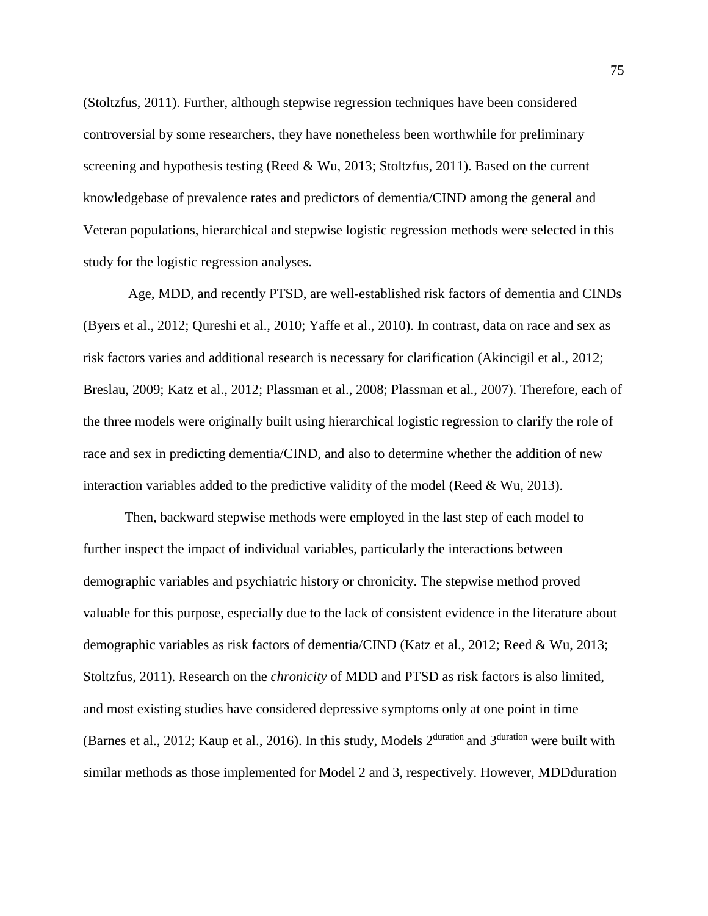(Stoltzfus, 2011). Further, although stepwise regression techniques have been considered controversial by some researchers, they have nonetheless been worthwhile for preliminary screening and hypothesis testing (Reed & Wu, 2013; Stoltzfus, 2011). Based on the current knowledgebase of prevalence rates and predictors of dementia/CIND among the general and Veteran populations, hierarchical and stepwise logistic regression methods were selected in this study for the logistic regression analyses.

Age, MDD, and recently PTSD, are well-established risk factors of dementia and CINDs (Byers et al., 2012; Qureshi et al., 2010; Yaffe et al., 2010). In contrast, data on race and sex as risk factors varies and additional research is necessary for clarification (Akincigil et al., 2012; Breslau, 2009; Katz et al., 2012; Plassman et al., 2008; Plassman et al., 2007). Therefore, each of the three models were originally built using hierarchical logistic regression to clarify the role of race and sex in predicting dementia/CIND, and also to determine whether the addition of new interaction variables added to the predictive validity of the model (Reed & Wu, 2013).

Then, backward stepwise methods were employed in the last step of each model to further inspect the impact of individual variables, particularly the interactions between demographic variables and psychiatric history or chronicity. The stepwise method proved valuable for this purpose, especially due to the lack of consistent evidence in the literature about demographic variables as risk factors of dementia/CIND (Katz et al., 2012; Reed & Wu, 2013; Stoltzfus, 2011). Research on the *chronicity* of MDD and PTSD as risk factors is also limited, and most existing studies have considered depressive symptoms only at one point in time (Barnes et al., 2012; Kaup et al., 2016). In this study, Models $2^{duration}$ and $3^{duration}$ were built with similar methods as those implemented for Model 2 and 3, respectively. However, MDDduration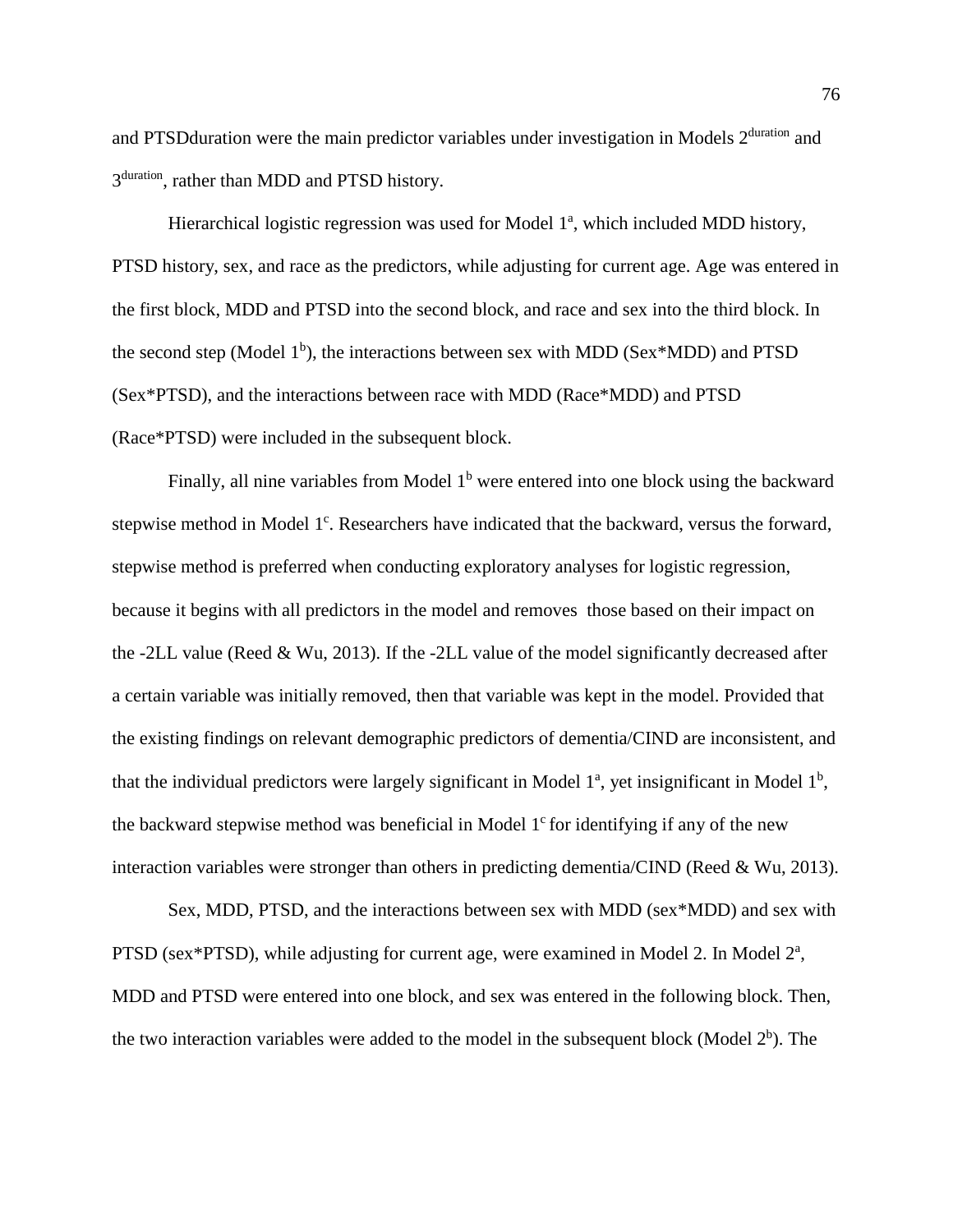and PTSDduration were the main predictor variables under investigation in Models $2^{duration}$ and $3^{duration}$, rather than MDD and PTSD history.

Hierarchical logistic regression was used for Model $1^a$, which included MDD history, PTSD history, sex, and race as the predictors, while adjusting for current age. Age was entered in the first block, MDD and PTSD into the second block, and race and sex into the third block. In the second step (Model $1^b$), the interactions between sex with MDD (Sex*MDD) and PTSD (Sex*PTSD), and the interactions between race with MDD (Race*MDD) and PTSD (Race*PTSD) were included in the subsequent block.

Finally, all nine variables from Model $1^b$ were entered into one block using the backward stepwise method in Model $1^c$. Researchers have indicated that the backward, versus the forward, stepwise method is preferred when conducting exploratory analyses for logistic regression, because it begins with all predictors in the model and removes those based on their impact on the -2LL value (Reed & Wu, 2013). If the -2LL value of the model significantly decreased after a certain variable was initially removed, then that variable was kept in the model. Provided that the existing findings on relevant demographic predictors of dementia/CIND are inconsistent, and that the individual predictors were largely significant in Model $1^a$, yet insignificant in Model $1^b$, the backward stepwise method was beneficial in Model $1^c$ for identifying if any of the new interaction variables were stronger than others in predicting dementia/CIND (Reed & Wu, 2013).

Sex, MDD, PTSD, and the interactions between sex with MDD (sex*MDD) and sex with PTSD (sex*PTSD), while adjusting for current age, were examined in Model 2. In Model $2^a$, MDD and PTSD were entered into one block, and sex was entered in the following block. Then, the two interaction variables were added to the model in the subsequent block (Model $2^b$). The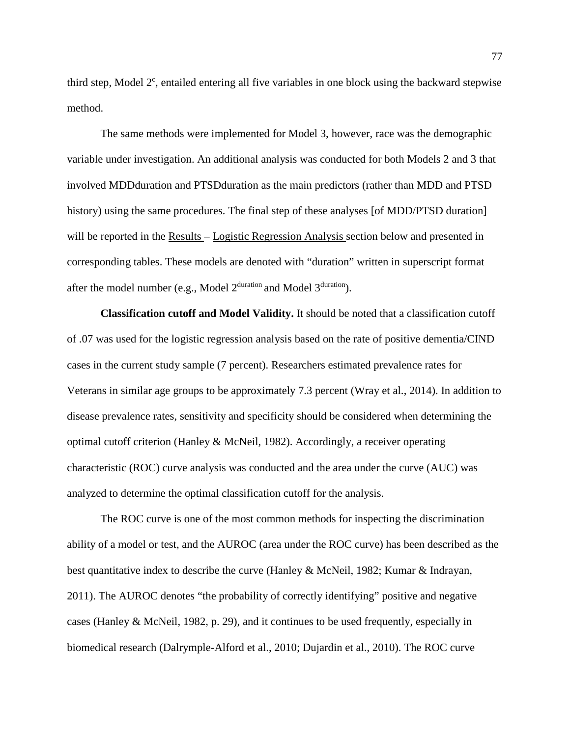third step, Model $2^c$, entailed entering all five variables in one block using the backward stepwise method.

The same methods were implemented for Model 3, however, race was the demographic variable under investigation. An additional analysis was conducted for both Models 2 and 3 that involved MDDduration and PTSDduration as the main predictors (rather than MDD and PTSD history) using the same procedures. The final step of these analyses [of MDD/PTSD duration] will be reported in the Results – Logistic Regression Analysis section below and presented in corresponding tables. These models are denoted with "duration" written in superscript format after the model number (e.g., Model $2^{duration}$ and Model $3^{duration}$).

**Classification cutoff and Model Validity.** It should be noted that a classification cutoff of .07 was used for the logistic regression analysis based on the rate of positive dementia/CIND cases in the current study sample (7 percent). Researchers estimated prevalence rates for Veterans in similar age groups to be approximately 7.3 percent (Wray et al., 2014). In addition to disease prevalence rates, sensitivity and specificity should be considered when determining the optimal cutoff criterion (Hanley & McNeil, 1982). Accordingly, a receiver operating characteristic (ROC) curve analysis was conducted and the area under the curve (AUC) was analyzed to determine the optimal classification cutoff for the analysis.

The ROC curve is one of the most common methods for inspecting the discrimination ability of a model or test, and the AUROC (area under the ROC curve) has been described as the best quantitative index to describe the curve (Hanley & McNeil, 1982; Kumar & Indrayan, 2011). The AUROC denotes "the probability of correctly identifying" positive and negative cases (Hanley & McNeil, 1982, p. 29), and it continues to be used frequently, especially in biomedical research (Dalrymple-Alford et al., 2010; Dujardin et al., 2010). The ROC curve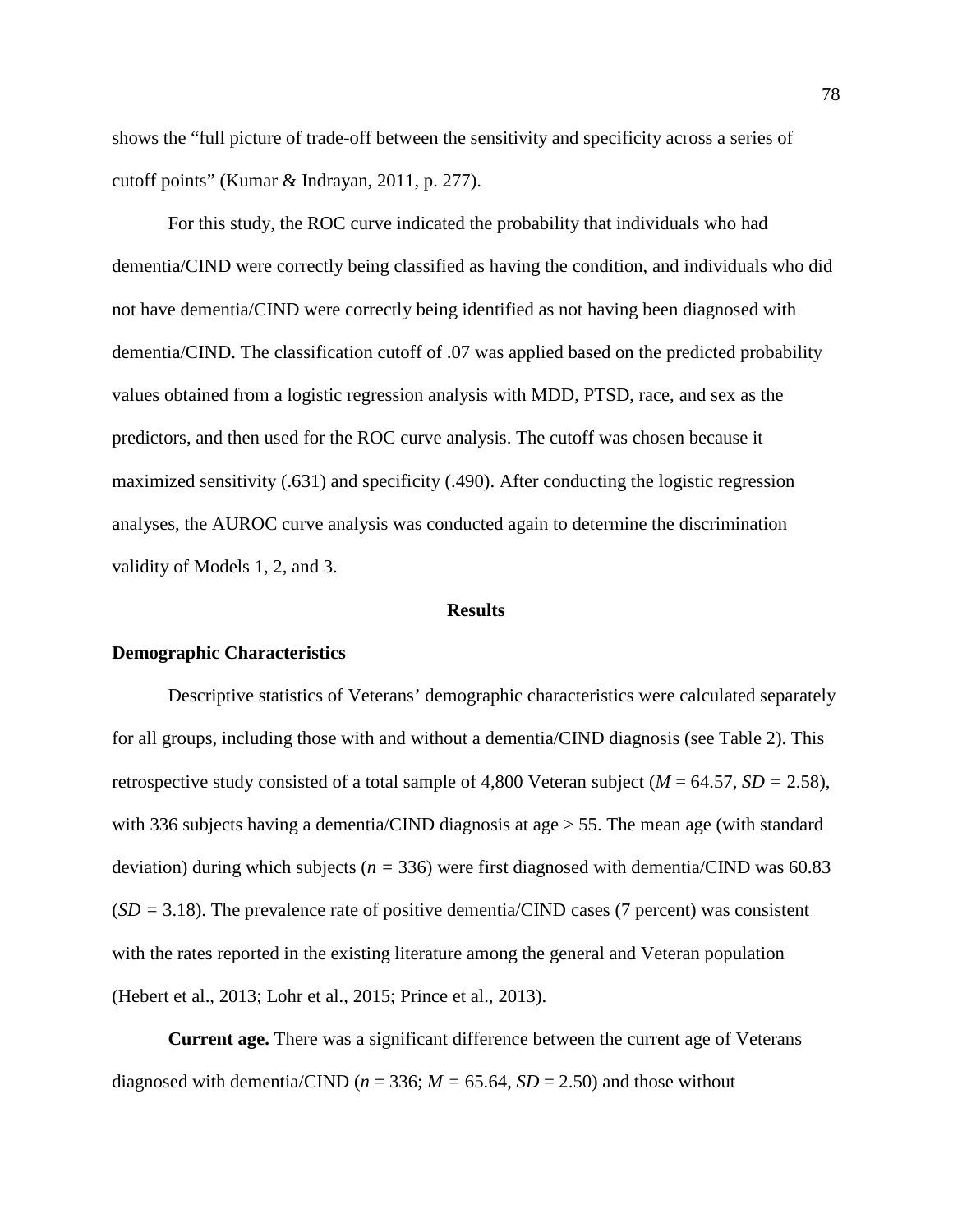shows the "full picture of trade-off between the sensitivity and specificity across a series of cutoff points" (Kumar & Indrayan, 2011, p. 277).

For this study, the ROC curve indicated the probability that individuals who had dementia/CIND were correctly being classified as having the condition, and individuals who did not have dementia/CIND were correctly being identified as not having been diagnosed with dementia/CIND. The classification cutoff of .07 was applied based on the predicted probability values obtained from a logistic regression analysis with MDD, PTSD, race, and sex as the predictors, and then used for the ROC curve analysis. The cutoff was chosen because it maximized sensitivity (.631) and specificity (.490). After conducting the logistic regression analyses, the AUROC curve analysis was conducted again to determine the discrimination validity of Models 1, 2, and 3.

## Results

### Demographic Characteristics

Descriptive statistics of Veterans' demographic characteristics were calculated separately for all groups, including those with and without a dementia/CIND diagnosis (see Table 2). This retrospective study consisted of a total sample of 4,800 Veteran subject ($M$ = 64.57, $SD$ = 2.58), with 336 subjects having a dementia/CIND diagnosis at age > 55. The mean age (with standard deviation) during which subjects ($n$ = 336) were first diagnosed with dementia/CIND was 60.83 ($SD$ = 3.18). The prevalence rate of positive dementia/CIND cases (7 percent) was consistent with the rates reported in the existing literature among the general and Veteran population (Hebert et al., 2013; Lohr et al., 2015; Prince et al., 2013).

**Current age.** There was a significant difference between the current age of Veterans diagnosed with dementia/CIND ($n$ = 336; $M$ = 65.64, $SD$ = 2.50) and those without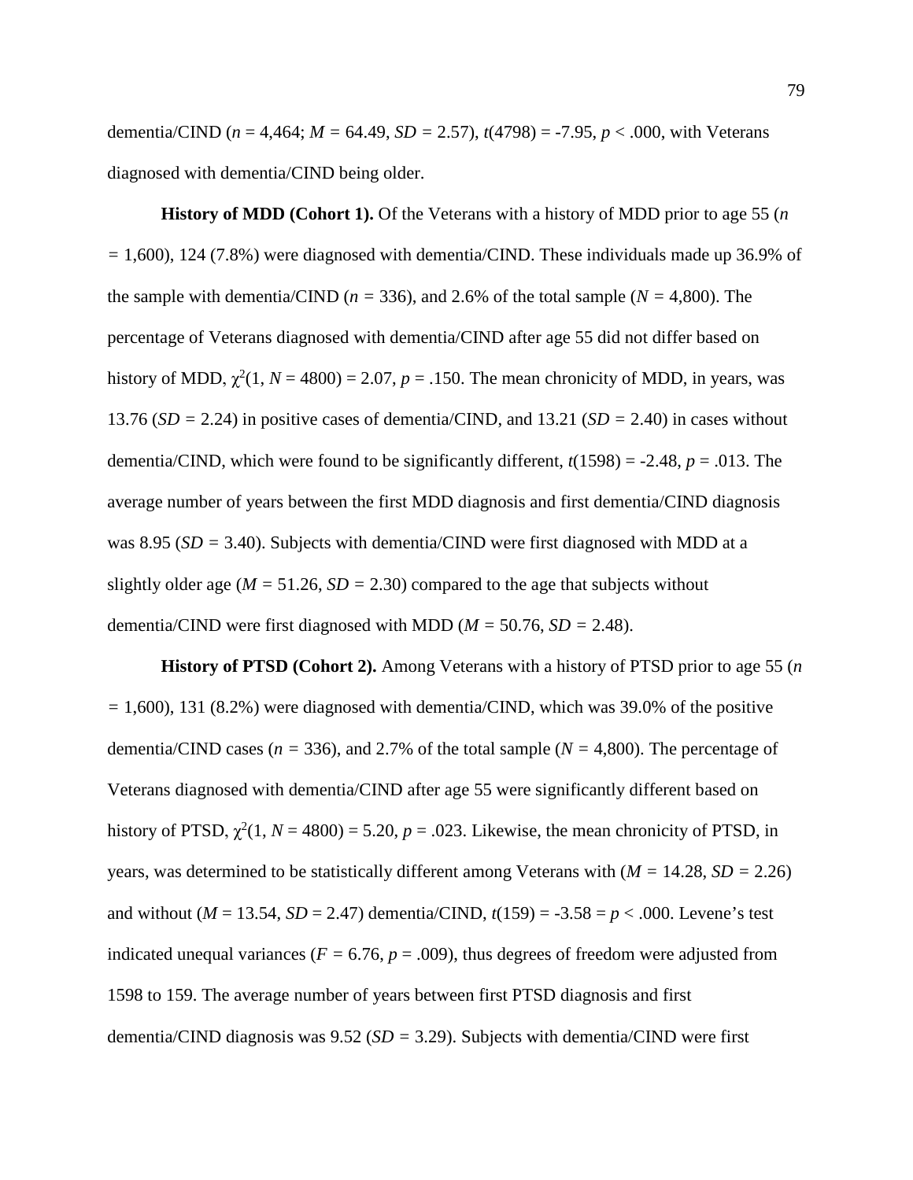dementia/CIND (*n* = 4,464; *M* = 64.49, *SD* = 2.57), $t(4798) = -7.95$, $p < .000$, with Veterans diagnosed with dementia/CIND being older.

**History of MDD (Cohort 1).** Of the Veterans with a history of MDD prior to age 55 (*n* = 1,600), 124 (7.8%) were diagnosed with dementia/CIND. These individuals made up 36.9% of the sample with dementia/CIND (*n* = 336), and 2.6% of the total sample (*N* = 4,800). The percentage of Veterans diagnosed with dementia/CIND after age 55 did not differ based on history of MDD, $\chi^2(1, N = 4800) = 2.07$, $p = .150$. The mean chronicity of MDD, in years, was 13.76 (*SD* = 2.24) in positive cases of dementia/CIND, and 13.21 (*SD* = 2.40) in cases without dementia/CIND, which were found to be significantly different, $t(1598) = -2.48$, $p = .013$. The average number of years between the first MDD diagnosis and first dementia/CIND diagnosis was 8.95 (*SD* = 3.40). Subjects with dementia/CIND were first diagnosed with MDD at a slightly older age (*M* = 51.26, *SD* = 2.30) compared to the age that subjects without dementia/CIND were first diagnosed with MDD (*M* = 50.76, *SD* = 2.48).

**History of PTSD (Cohort 2).** Among Veterans with a history of PTSD prior to age 55 (*n* = 1,600), 131 (8.2%) were diagnosed with dementia/CIND, which was 39.0% of the positive dementia/CIND cases (*n* = 336), and 2.7% of the total sample (*N* = 4,800). The percentage of Veterans diagnosed with dementia/CIND after age 55 were significantly different based on history of PTSD, $\chi^2(1, N = 4800) = 5.20$, $p = .023$. Likewise, the mean chronicity of PTSD, in years, was determined to be statistically different among Veterans with (*M* = 14.28, *SD* = 2.26) and without (*M* = 13.54, *SD* = 2.47) dementia/CIND, $t(159) = -3.58 = p < .000$. Levene's test indicated unequal variances ($F = 6.76$, $p = .009$), thus degrees of freedom were adjusted from 1598 to 159. The average number of years between first PTSD diagnosis and first dementia/CIND diagnosis was 9.52 (*SD* = 3.29). Subjects with dementia/CIND were first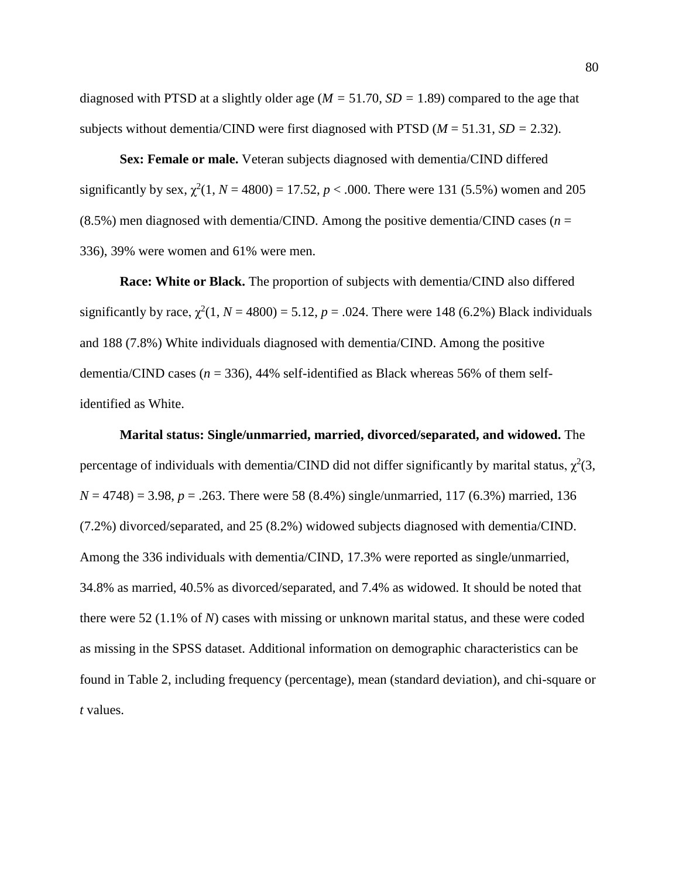diagnosed with PTSD at a slightly older age (*M* = 51.70, *SD* = 1.89) compared to the age that subjects without dementia/CIND were first diagnosed with PTSD (*M* = 51.31, *SD* = 2.32).

**Sex: Female or male.** Veteran subjects diagnosed with dementia/CIND differed significantly by sex, $\chi^2(1, N = 4800) = 17.52$, $p < .000$. There were 131 (5.5%) women and 205 (8.5%) men diagnosed with dementia/CIND. Among the positive dementia/CIND cases ($n$ = 336), 39% were women and 61% were men.

**Race: White or Black.** The proportion of subjects with dementia/CIND also differed significantly by race, $\chi^2(1, N = 4800) = 5.12$, $p = .024$. There were 148 (6.2%) Black individuals and 188 (7.8%) White individuals diagnosed with dementia/CIND. Among the positive dementia/CIND cases ($n$ = 336), 44% self-identified as Black whereas 56% of them self-identified as White.

**Marital status: Single/unmarried, married, divorced/separated, and widowed.** The percentage of individuals with dementia/CIND did not differ significantly by marital status, $\chi^2(3, N = 4748) = 3.98$, $p = .263$. There were 58 (8.4%) single/unmarried, 117 (6.3%) married, 136 (7.2%) divorced/separated, and 25 (8.2%) widowed subjects diagnosed with dementia/CIND. Among the 336 individuals with dementia/CIND, 17.3% were reported as single/unmarried, 34.8% as married, 40.5% as divorced/separated, and 7.4% as widowed. It should be noted that there were 52 (1.1% of *N*) cases with missing or unknown marital status, and these were coded as missing in the SPSS dataset. Additional information on demographic characteristics can be found in Table 2, including frequency (percentage), mean (standard deviation), and chi-square or *t* values.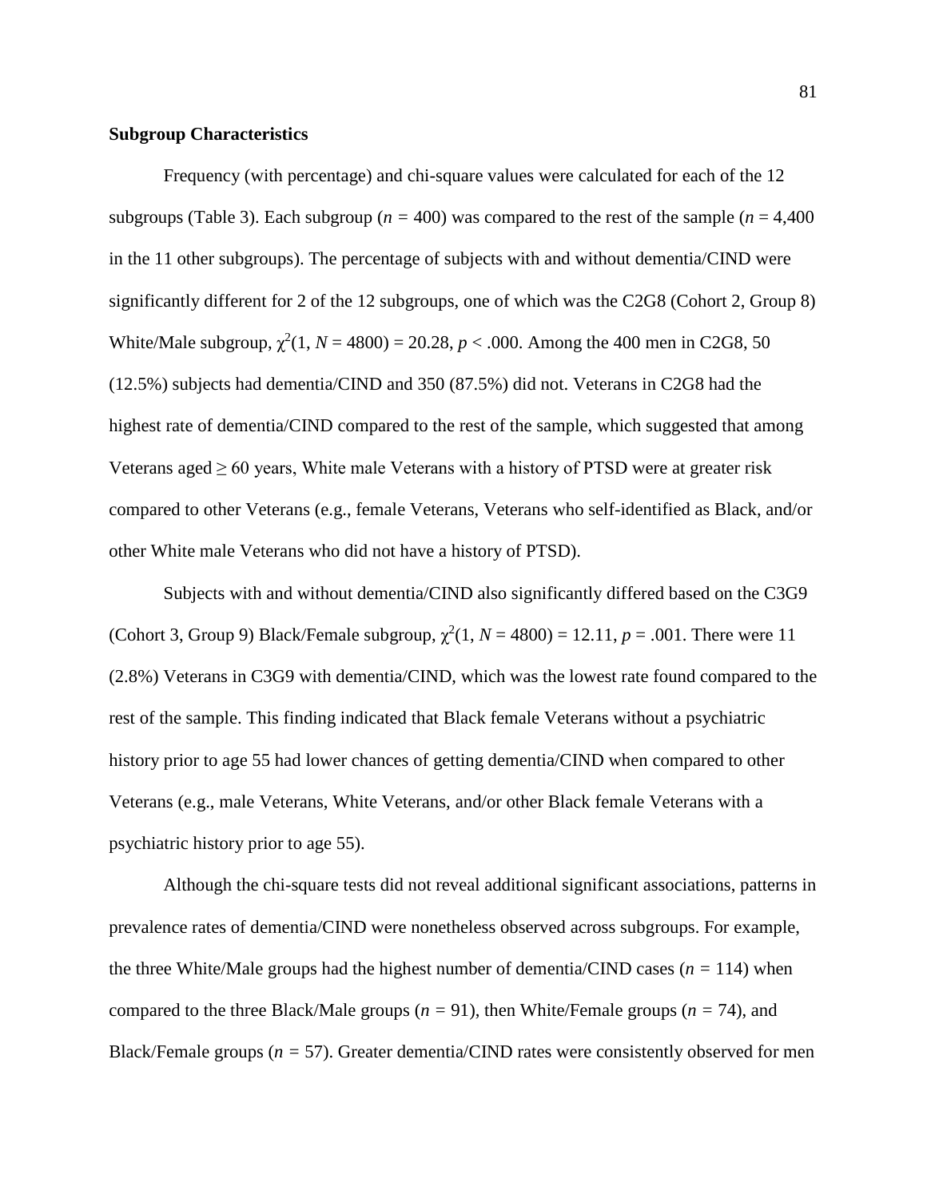**Subgroup Characteristics**

Frequency (with percentage) and chi-square values were calculated for each of the 12 subgroups (Table 3). Each subgroup ($n = 400$) was compared to the rest of the sample ($n = 4{,}400$ in the 11 other subgroups). The percentage of subjects with and without dementia/CIND were significantly different for 2 of the 12 subgroups, one of which was the C2G8 (Cohort 2, Group 8) White/Male subgroup, $\chi^2(1, N = 4800) = 20.28$, $p < .000$. Among the 400 men in C2G8, 50 (12.5%) subjects had dementia/CIND and 350 (87.5%) did not. Veterans in C2G8 had the highest rate of dementia/CIND compared to the rest of the sample, which suggested that among Veterans aged ≥ 60 years, White male Veterans with a history of PTSD were at greater risk compared to other Veterans (e.g., female Veterans, Veterans who self-identified as Black, and/or other White male Veterans who did not have a history of PTSD).

Subjects with and without dementia/CIND also significantly differed based on the C3G9 (Cohort 3, Group 9) Black/Female subgroup, $\chi^2(1, N = 4800) = 12.11$, $p = .001$. There were 11 (2.8%) Veterans in C3G9 with dementia/CIND, which was the lowest rate found compared to the rest of the sample. This finding indicated that Black female Veterans without a psychiatric history prior to age 55 had lower chances of getting dementia/CIND when compared to other Veterans (e.g., male Veterans, White Veterans, and/or other Black female Veterans with a psychiatric history prior to age 55).

Although the chi-square tests did not reveal additional significant associations, patterns in prevalence rates of dementia/CIND were nonetheless observed across subgroups. For example, the three White/Male groups had the highest number of dementia/CIND cases ($n = 114$) when compared to the three Black/Male groups ($n = 91$), then White/Female groups ($n = 74$), and Black/Female groups ($n = 57$). Greater dementia/CIND rates were consistently observed for men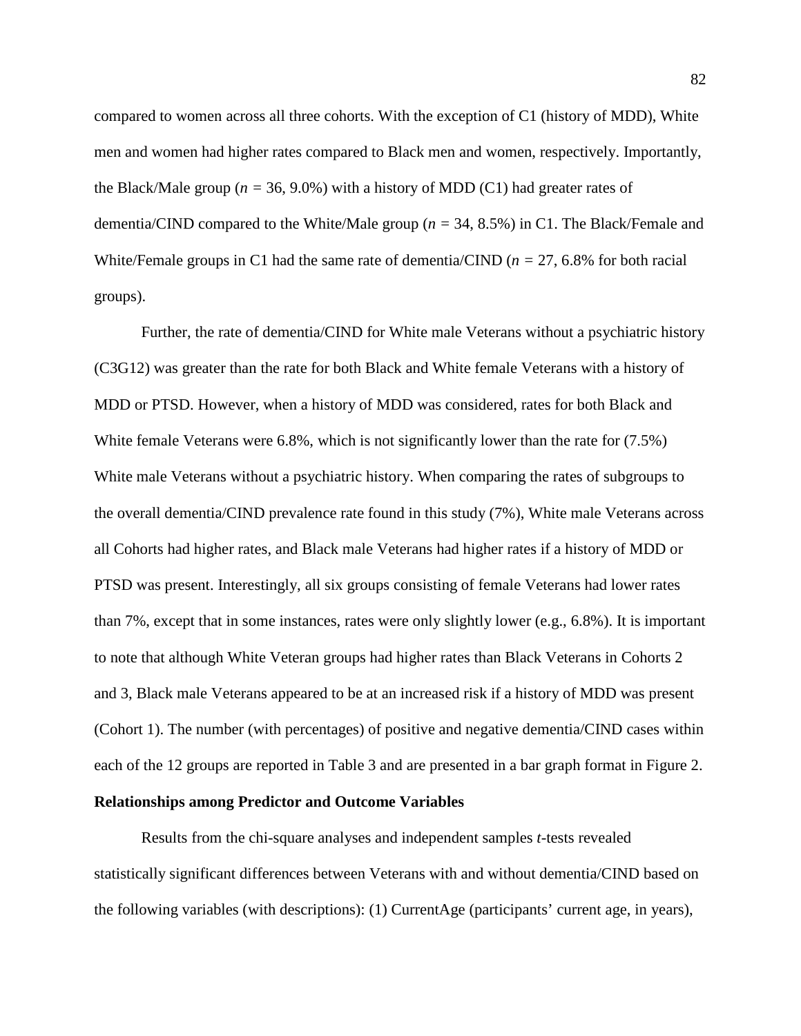compared to women across all three cohorts. With the exception of C1 (history of MDD), White men and women had higher rates compared to Black men and women, respectively. Importantly, the Black/Male group (*n* = 36, 9.0%) with a history of MDD (C1) had greater rates of dementia/CIND compared to the White/Male group (*n* = 34, 8.5%) in C1. The Black/Female and White/Female groups in C1 had the same rate of dementia/CIND (*n* = 27, 6.8% for both racial groups).

Further, the rate of dementia/CIND for White male Veterans without a psychiatric history (C3G12) was greater than the rate for both Black and White female Veterans with a history of MDD or PTSD. However, when a history of MDD was considered, rates for both Black and White female Veterans were 6.8%, which is not significantly lower than the rate for (7.5%) White male Veterans without a psychiatric history. When comparing the rates of subgroups to the overall dementia/CIND prevalence rate found in this study (7%), White male Veterans across all Cohorts had higher rates, and Black male Veterans had higher rates if a history of MDD or PTSD was present. Interestingly, all six groups consisting of female Veterans had lower rates than 7%, except that in some instances, rates were only slightly lower (e.g., 6.8%). It is important to note that although White Veteran groups had higher rates than Black Veterans in Cohorts 2 and 3, Black male Veterans appeared to be at an increased risk if a history of MDD was present (Cohort 1). The number (with percentages) of positive and negative dementia/CIND cases within each of the 12 groups are reported in Table 3 and are presented in a bar graph format in Figure 2.

**Relationships among Predictor and Outcome Variables**

Results from the chi-square analyses and independent samples *t*-tests revealed statistically significant differences between Veterans with and without dementia/CIND based on the following variables (with descriptions): (1) CurrentAge (participants' current age, in years),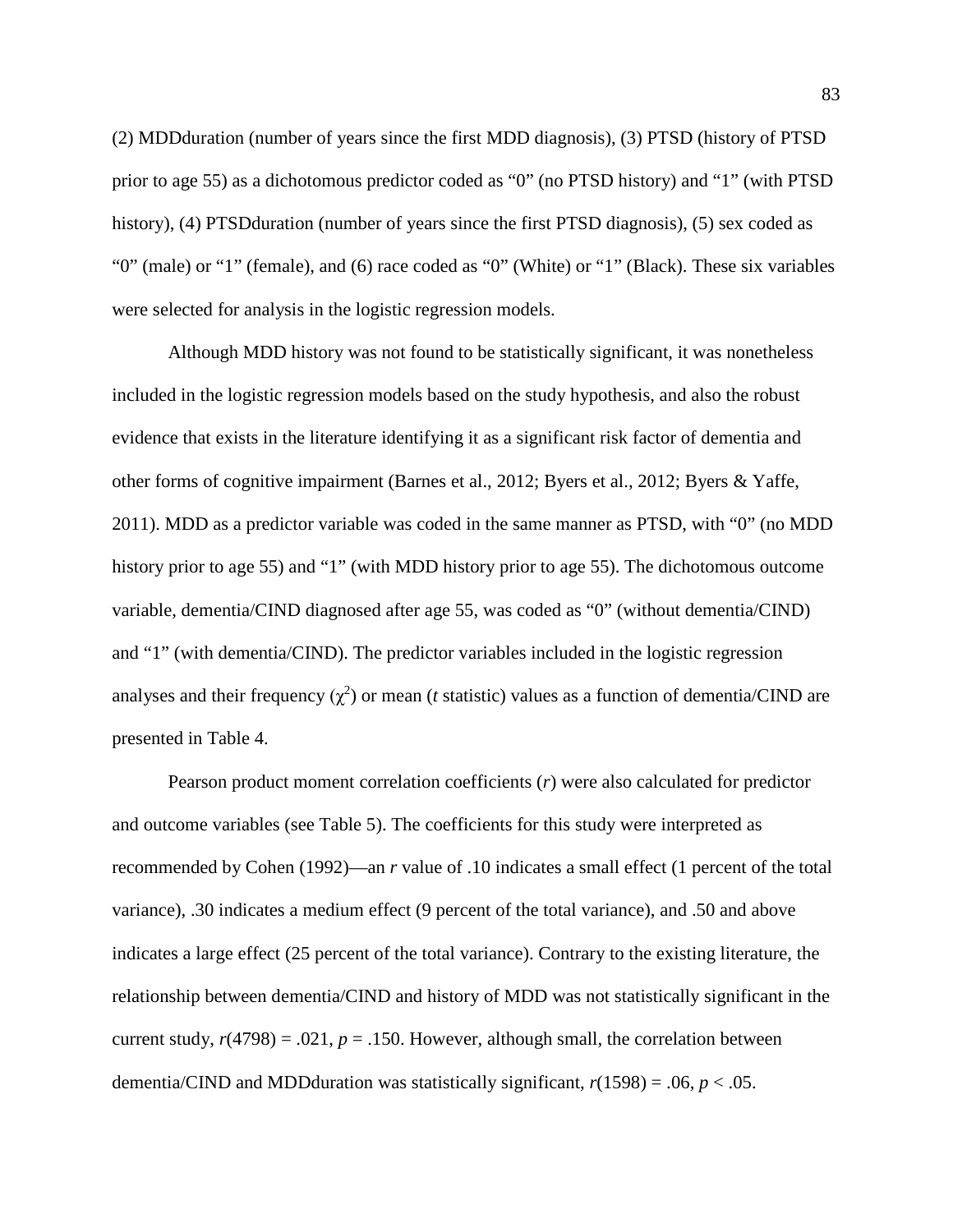(2) MDDduration (number of years since the first MDD diagnosis), (3) PTSD (history of PTSD prior to age 55) as a dichotomous predictor coded as “0” (no PTSD history) and “1” (with PTSD history), (4) PTSDduration (number of years since the first PTSD diagnosis), (5) sex coded as “0” (male) or “1” (female), and (6) race coded as “0” (White) or “1” (Black). These six variables were selected for analysis in the logistic regression models.

Although MDD history was not found to be statistically significant, it was nonetheless included in the logistic regression models based on the study hypothesis, and also the robust evidence that exists in the literature identifying it as a significant risk factor of dementia and other forms of cognitive impairment (Barnes et al., 2012; Byers et al., 2012; Byers & Yaffe, 2011). MDD as a predictor variable was coded in the same manner as PTSD, with “0” (no MDD history prior to age 55) and “1” (with MDD history prior to age 55). The dichotomous outcome variable, dementia/CIND diagnosed after age 55, was coded as “0” (without dementia/CIND) and “1” (with dementia/CIND). The predictor variables included in the logistic regression analyses and their frequency ($\chi^2$) or mean (*t* statistic) values as a function of dementia/CIND are presented in Table 4.

Pearson product moment correlation coefficients (*r*) were also calculated for predictor and outcome variables (see Table 5). The coefficients for this study were interpreted as recommended by Cohen (1992)—an *r* value of .10 indicates a small effect (1 percent of the total variance), .30 indicates a medium effect (9 percent of the total variance), and .50 and above indicates a large effect (25 percent of the total variance). Contrary to the existing literature, the relationship between dementia/CIND and history of MDD was not statistically significant in the current study, $r(4798) = .021$, $p = .150$. However, although small, the correlation between dementia/CIND and MDDduration was statistically significant, $r(1598) = .06$, $p < .05$.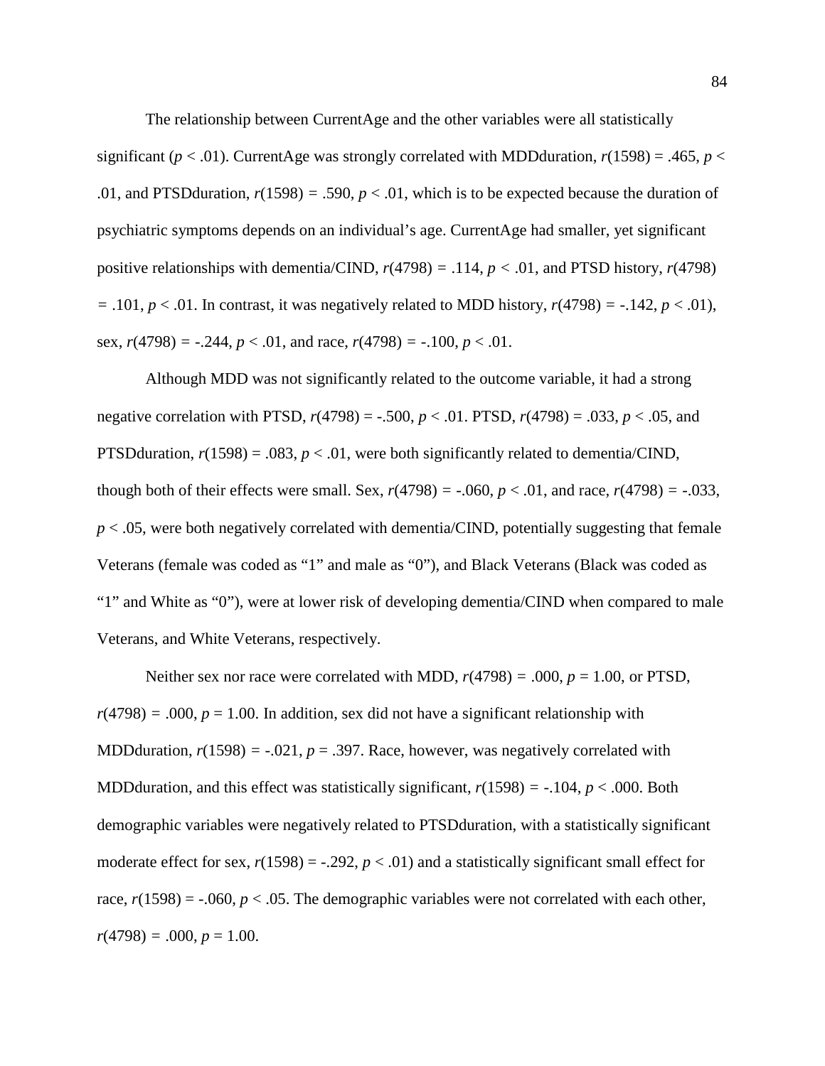The relationship between CurrentAge and the other variables were all statistically significant ($p < .01$). CurrentAge was strongly correlated with MDDduration, $r(1598) = .465$, $p < .01$, and PTSDduration, $r(1598) = .590$, $p < .01$, which is to be expected because the duration of psychiatric symptoms depends on an individual's age. CurrentAge had smaller, yet significant positive relationships with dementia/CIND, $r(4798) = .114$, $p < .01$, and PTSD history, $r(4798) = .101$, $p < .01$. In contrast, it was negatively related to MDD history, $r(4798) = -.142$, $p < .01$), sex, $r(4798) = -.244$, $p < .01$, and race, $r(4798) = -.100$, $p < .01$.

Although MDD was not significantly related to the outcome variable, it had a strong negative correlation with PTSD, $r(4798) = -.500$, $p < .01$. PTSD, $r(4798) = .033$, $p < .05$, and PTSDduration, $r(1598) = .083$, $p < .01$, were both significantly related to dementia/CIND, though both of their effects were small. Sex, $r(4798) = -.060$, $p < .01$, and race, $r(4798) = -.033$, $p < .05$, were both negatively correlated with dementia/CIND, potentially suggesting that female Veterans (female was coded as "1" and male as "0"), and Black Veterans (Black was coded as "1" and White as "0"), were at lower risk of developing dementia/CIND when compared to male Veterans, and White Veterans, respectively.

Neither sex nor race were correlated with MDD, $r(4798) = .000$, $p = 1.00$, or PTSD, $r(4798) = .000$, $p = 1.00$. In addition, sex did not have a significant relationship with MDDduration, $r(1598) = -.021$, $p = .397$. Race, however, was negatively correlated with MDDduration, and this effect was statistically significant, $r(1598) = -.104$, $p < .000$. Both demographic variables were negatively related to PTSDduration, with a statistically significant moderate effect for sex, $r(1598) = -.292$, $p < .01$) and a statistically significant small effect for race, $r(1598) = -.060$, $p < .05$. The demographic variables were not correlated with each other, $r(4798) = .000$, $p = 1.00$.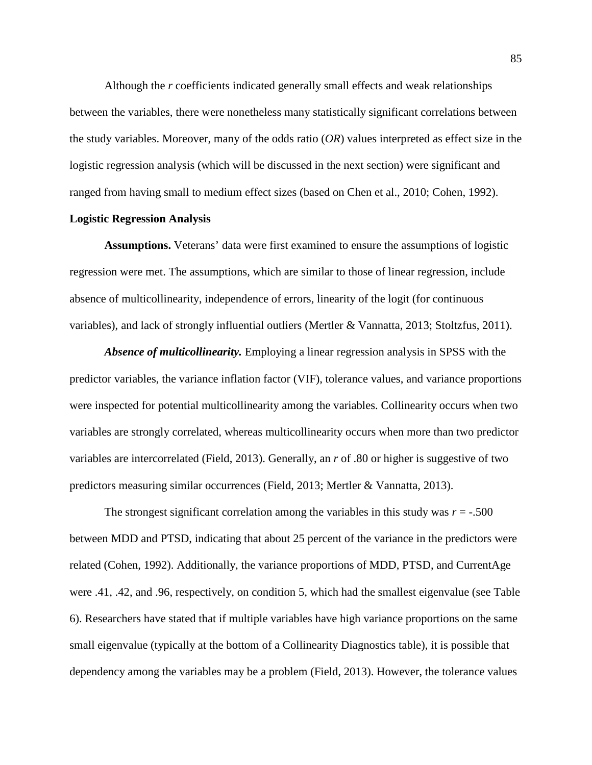Although the *r* coefficients indicated generally small effects and weak relationships between the variables, there were nonetheless many statistically significant correlations between the study variables. Moreover, many of the odds ratio (*OR*) values interpreted as effect size in the logistic regression analysis (which will be discussed in the next section) were significant and ranged from having small to medium effect sizes (based on Chen et al., 2010; Cohen, 1992).

**Logistic Regression Analysis**

**Assumptions.** Veterans' data were first examined to ensure the assumptions of logistic regression were met. The assumptions, which are similar to those of linear regression, include absence of multicollinearity, independence of errors, linearity of the logit (for continuous variables), and lack of strongly influential outliers (Mertler & Vannatta, 2013; Stoltzfus, 2011).

***Absence of multicollinearity.*** Employing a linear regression analysis in SPSS with the predictor variables, the variance inflation factor (VIF), tolerance values, and variance proportions were inspected for potential multicollinearity among the variables. Collinearity occurs when two variables are strongly correlated, whereas multicollinearity occurs when more than two predictor variables are intercorrelated (Field, 2013). Generally, an *r* of .80 or higher is suggestive of two predictors measuring similar occurrences (Field, 2013; Mertler & Vannatta, 2013).

The strongest significant correlation among the variables in this study was $r = -.500$ between MDD and PTSD, indicating that about 25 percent of the variance in the predictors were related (Cohen, 1992). Additionally, the variance proportions of MDD, PTSD, and CurrentAge were .41, .42, and .96, respectively, on condition 5, which had the smallest eigenvalue (see Table 6). Researchers have stated that if multiple variables have high variance proportions on the same small eigenvalue (typically at the bottom of a Collinearity Diagnostics table), it is possible that dependency among the variables may be a problem (Field, 2013). However, the tolerance values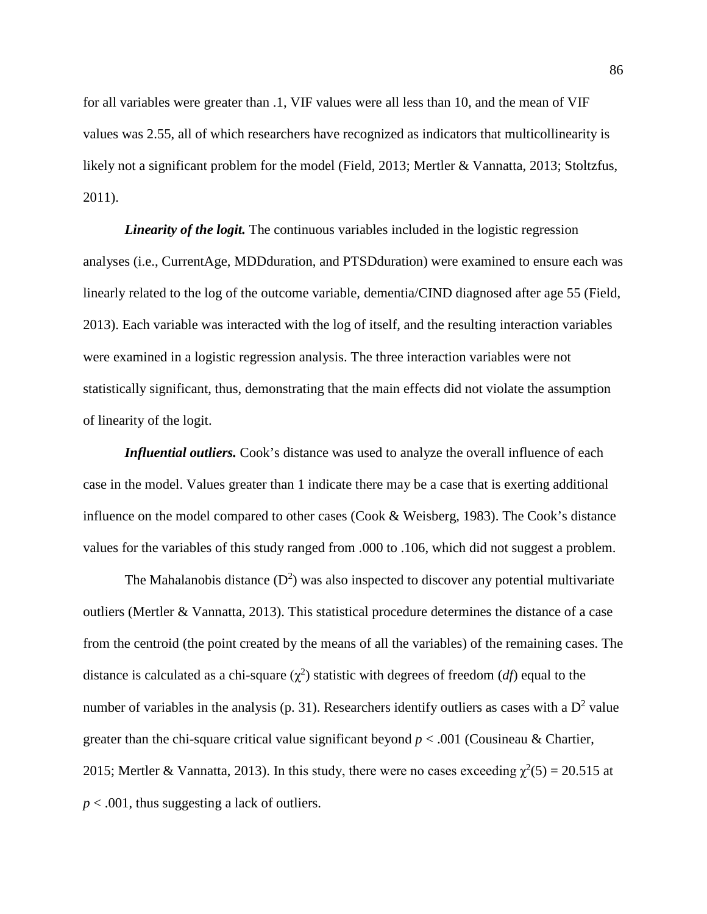for all variables were greater than .1, VIF values were all less than 10, and the mean of VIF values was 2.55, all of which researchers have recognized as indicators that multicollinearity is likely not a significant problem for the model (Field, 2013; Mertler & Vannatta, 2013; Stoltzfus, 2011).

***Linearity of the logit.*** The continuous variables included in the logistic regression analyses (i.e., CurrentAge, MDDduration, and PTSDduration) were examined to ensure each was linearly related to the log of the outcome variable, dementia/CIND diagnosed after age 55 (Field, 2013). Each variable was interacted with the log of itself, and the resulting interaction variables were examined in a logistic regression analysis. The three interaction variables were not statistically significant, thus, demonstrating that the main effects did not violate the assumption of linearity of the logit.

***Influential outliers.*** Cook's distance was used to analyze the overall influence of each case in the model. Values greater than 1 indicate there may be a case that is exerting additional influence on the model compared to other cases (Cook & Weisberg, 1983). The Cook's distance values for the variables of this study ranged from .000 to .106, which did not suggest a problem.

The Mahalanobis distance ($D^2$) was also inspected to discover any potential multivariate outliers (Mertler & Vannatta, 2013). This statistical procedure determines the distance of a case from the centroid (the point created by the means of all the variables) of the remaining cases. The distance is calculated as a chi-square ($\chi^2$) statistic with degrees of freedom (*df*) equal to the number of variables in the analysis (p. 31). Researchers identify outliers as cases with a $D^2$ value greater than the chi-square critical value significant beyond $p < .001$ (Cousineau & Chartier, 2015; Mertler & Vannatta, 2013). In this study, there were no cases exceeding $\chi^2(5) = 20.515$ at $p < .001$, thus suggesting a lack of outliers.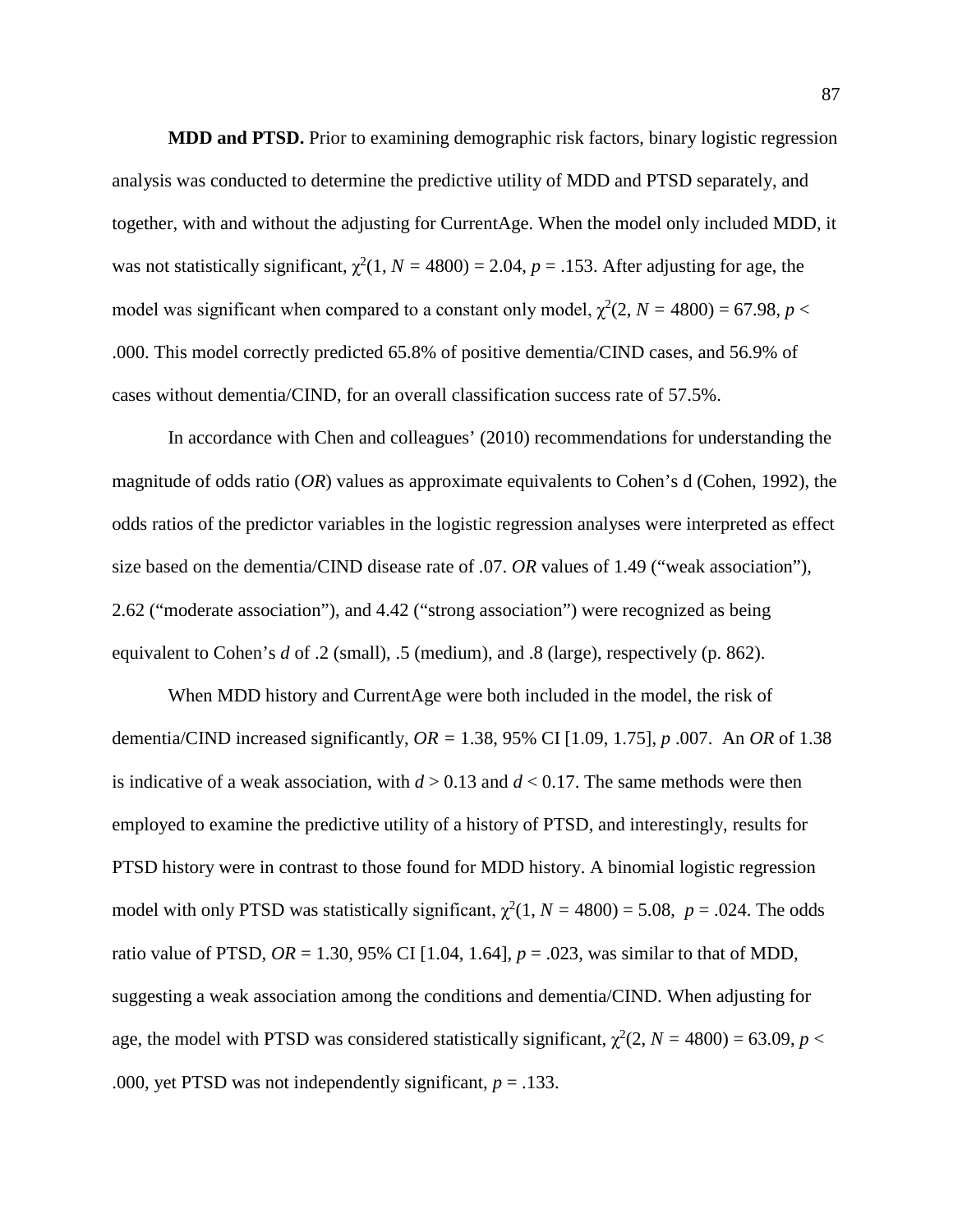**MDD and PTSD.** Prior to examining demographic risk factors, binary logistic regression analysis was conducted to determine the predictive utility of MDD and PTSD separately, and together, with and without the adjusting for CurrentAge. When the model only included MDD, it was not statistically significant, $\chi^2(1, N = 4800) = 2.04$, $p = .153$. After adjusting for age, the model was significant when compared to a constant only model, $\chi^2(2, N = 4800) = 67.98$, $p <$ .000. This model correctly predicted 65.8% of positive dementia/CIND cases, and 56.9% of cases without dementia/CIND, for an overall classification success rate of 57.5%.

In accordance with Chen and colleagues' (2010) recommendations for understanding the magnitude of odds ratio (*OR*) values as approximate equivalents to Cohen's d (Cohen, 1992), the odds ratios of the predictor variables in the logistic regression analyses were interpreted as effect size based on the dementia/CIND disease rate of .07. *OR* values of 1.49 ("weak association"), 2.62 ("moderate association"), and 4.42 ("strong association") were recognized as being equivalent to Cohen's *d* of .2 (small), .5 (medium), and .8 (large), respectively (p. 862).

When MDD history and CurrentAge were both included in the model, the risk of dementia/CIND increased significantly, $OR = 1.38$, 95% CI [1.09, 1.75], *p* .007. An *OR* of 1.38 is indicative of a weak association, with $d > 0.13$ and $d < 0.17$. The same methods were then employed to examine the predictive utility of a history of PTSD, and interestingly, results for PTSD history were in contrast to those found for MDD history. A binomial logistic regression model with only PTSD was statistically significant, $\chi^2(1, N = 4800) = 5.08$, $p = .024$. The odds ratio value of PTSD, $OR = 1.30$, 95% CI [1.04, 1.64], $p = .023$, was similar to that of MDD, suggesting a weak association among the conditions and dementia/CIND. When adjusting for age, the model with PTSD was considered statistically significant, $\chi^2(2, N = 4800) = 63.09$, $p <$ .000, yet PTSD was not independently significant, $p = .133$.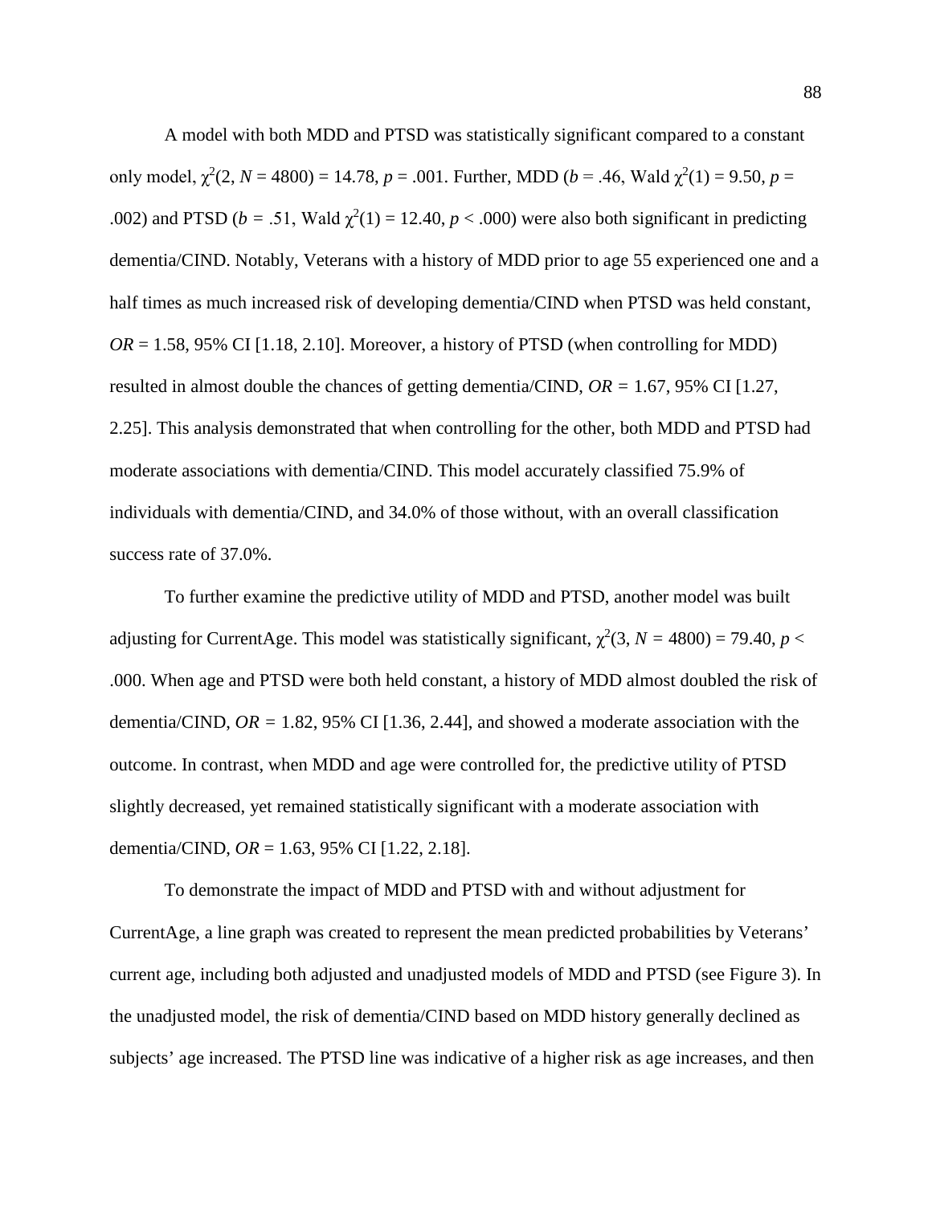A model with both MDD and PTSD was statistically significant compared to a constant only model, $\chi^2(2, N = 4800) = 14.78$, $p = .001$. Further, MDD ($b = .46$, Wald $\chi^2(1) = 9.50$, $p = .002$) and PTSD ($b = .51$, Wald $\chi^2(1) = 12.40$, $p < .000$) were also both significant in predicting dementia/CIND. Notably, Veterans with a history of MDD prior to age 55 experienced one and a half times as much increased risk of developing dementia/CIND when PTSD was held constant, $OR = 1.58$, 95% CI [1.18, 2.10]. Moreover, a history of PTSD (when controlling for MDD) resulted in almost double the chances of getting dementia/CIND, $OR = 1.67$, 95% CI [1.27, 2.25]. This analysis demonstrated that when controlling for the other, both MDD and PTSD had moderate associations with dementia/CIND. This model accurately classified 75.9% of individuals with dementia/CIND, and 34.0% of those without, with an overall classification success rate of 37.0%.

To further examine the predictive utility of MDD and PTSD, another model was built adjusting for CurrentAge. This model was statistically significant, $\chi^2(3, N = 4800) = 79.40$, $p < .000$. When age and PTSD were both held constant, a history of MDD almost doubled the risk of dementia/CIND, $OR = 1.82$, 95% CI [1.36, 2.44], and showed a moderate association with the outcome. In contrast, when MDD and age were controlled for, the predictive utility of PTSD slightly decreased, yet remained statistically significant with a moderate association with dementia/CIND, $OR = 1.63$, 95% CI [1.22, 2.18].

To demonstrate the impact of MDD and PTSD with and without adjustment for CurrentAge, a line graph was created to represent the mean predicted probabilities by Veterans' current age, including both adjusted and unadjusted models of MDD and PTSD (see Figure 3). In the unadjusted model, the risk of dementia/CIND based on MDD history generally declined as subjects' age increased. The PTSD line was indicative of a higher risk as age increases, and then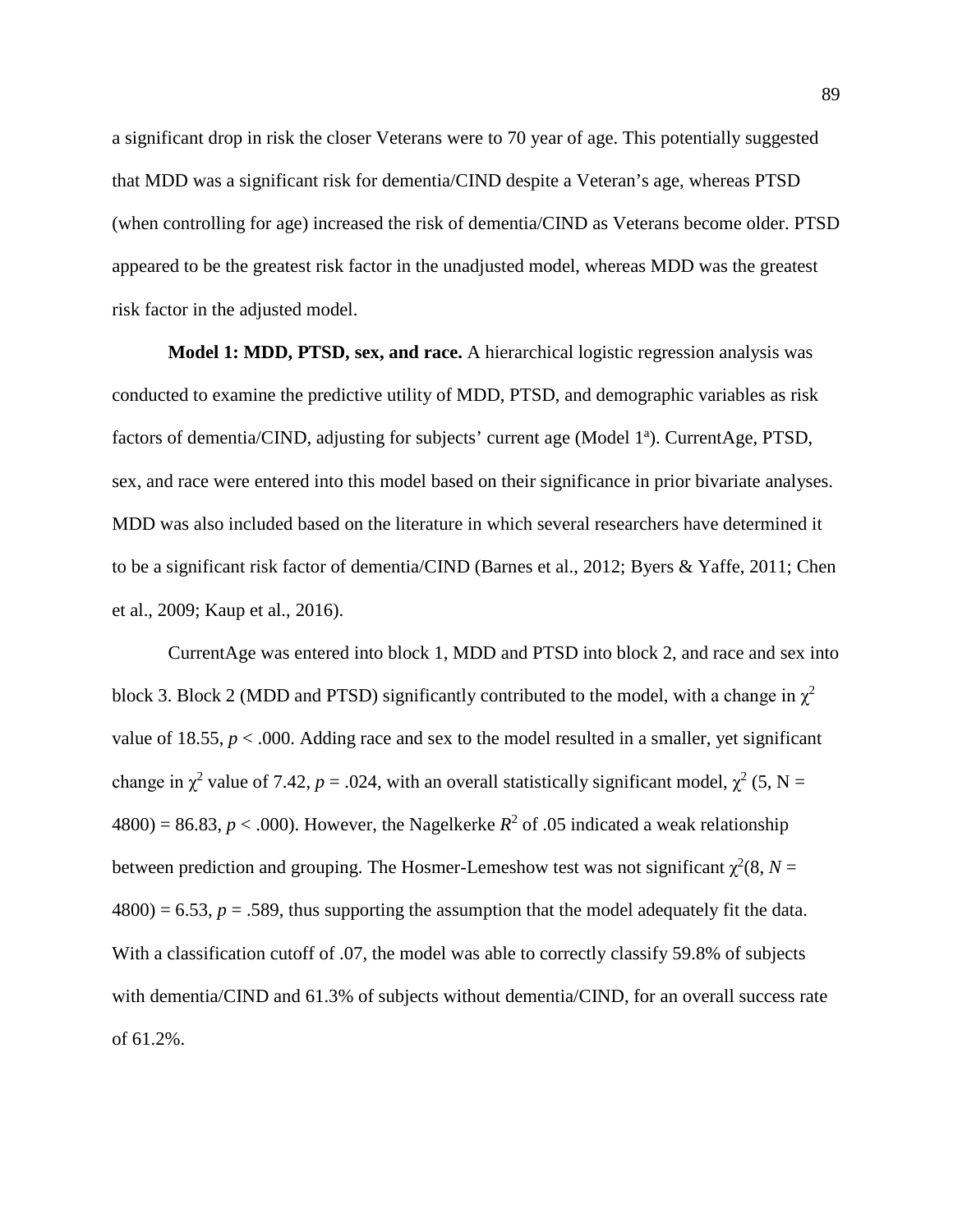a significant drop in risk the closer Veterans were to 70 year of age. This potentially suggested that MDD was a significant risk for dementia/CIND despite a Veteran's age, whereas PTSD (when controlling for age) increased the risk of dementia/CIND as Veterans become older. PTSD appeared to be the greatest risk factor in the unadjusted model, whereas MDD was the greatest risk factor in the adjusted model.

**Model 1: MDD, PTSD, sex, and race.** A hierarchical logistic regression analysis was conducted to examine the predictive utility of MDD, PTSD, and demographic variables as risk factors of dementia/CIND, adjusting for subjects' current age (Model 1[a]). CurrentAge, PTSD, sex, and race were entered into this model based on their significance in prior bivariate analyses. MDD was also included based on the literature in which several researchers have determined it to be a significant risk factor of dementia/CIND (Barnes et al., 2012; Byers & Yaffe, 2011; Chen et al., 2009; Kaup et al., 2016).

CurrentAge was entered into block 1, MDD and PTSD into block 2, and race and sex into block 3. Block 2 (MDD and PTSD) significantly contributed to the model, with a change in $\chi^2$ value of 18.55, $p < .000$. Adding race and sex to the model resulted in a smaller, yet significant change in $\chi^2$ value of 7.42, $p = .024$, with an overall statistically significant model, $\chi^2$ (5, N = 4800) = 86.83, $p < .000$). However, the Nagelkerke $R^2$ of .05 indicated a weak relationship between prediction and grouping. The Hosmer-Lemeshow test was not significant $\chi^2(8, N = 4800) = 6.53$, $p = .589$, thus supporting the assumption that the model adequately fit the data. With a classification cutoff of .07, the model was able to correctly classify 59.8% of subjects with dementia/CIND and 61.3% of subjects without dementia/CIND, for an overall success rate of 61.2%.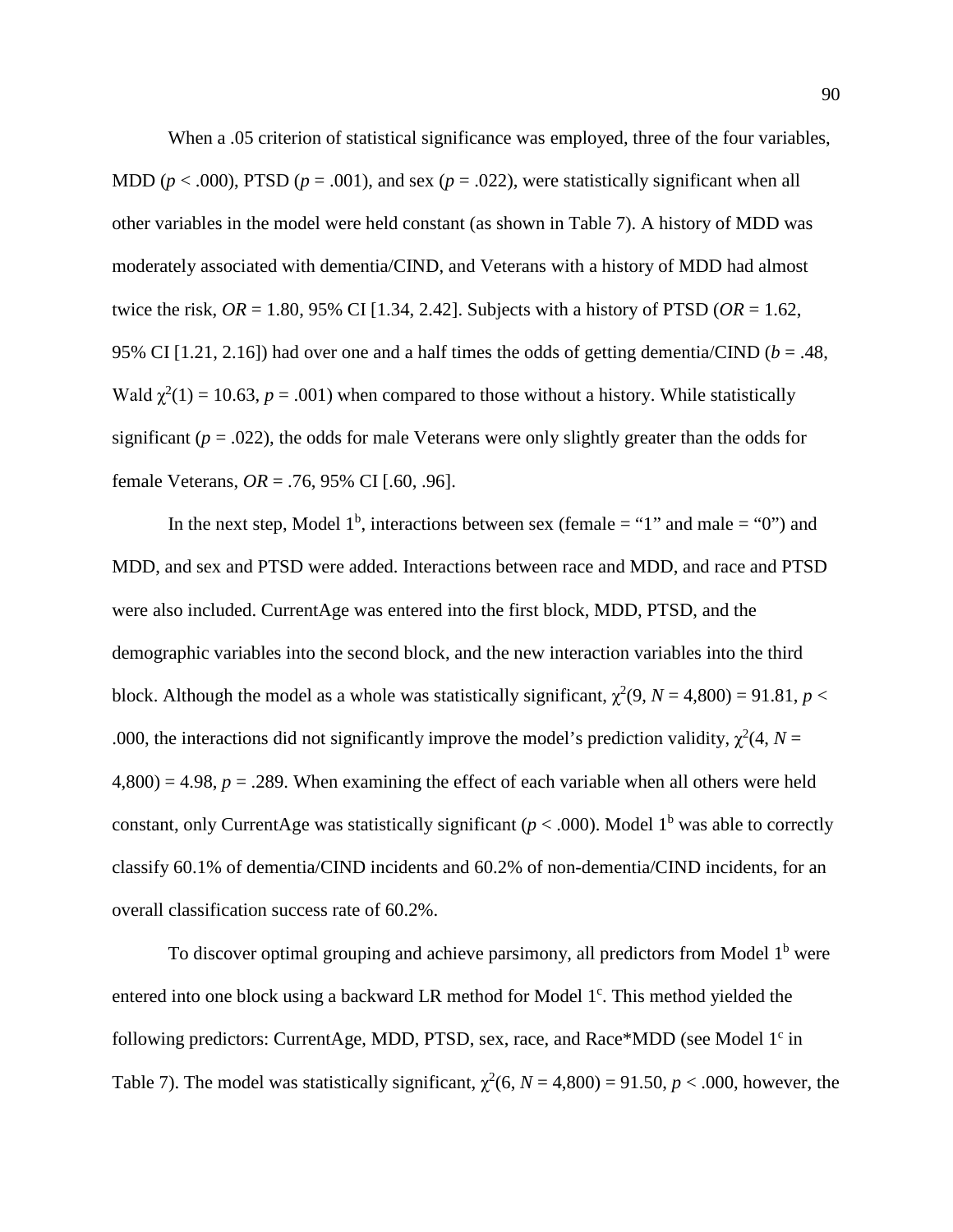When a .05 criterion of statistical significance was employed, three of the four variables, MDD ($p < .000$), PTSD ($p = .001$), and sex ($p = .022$), were statistically significant when all other variables in the model were held constant (as shown in Table 7). A history of MDD was moderately associated with dementia/CIND, and Veterans with a history of MDD had almost twice the risk, *OR* = 1.80, 95% CI [1.34, 2.42]. Subjects with a history of PTSD (*OR* = 1.62, 95% CI [1.21, 2.16]) had over one and a half times the odds of getting dementia/CIND ($b = .48$, Wald $\chi^2(1) = 10.63$, $p = .001$) when compared to those without a history. While statistically significant ($p = .022$), the odds for male Veterans were only slightly greater than the odds for female Veterans, *OR* = .76, 95% CI [.60, .96].

In the next step, Model $1^b$, interactions between sex (female = "1" and male = "0") and MDD, and sex and PTSD were added. Interactions between race and MDD, and race and PTSD were also included. CurrentAge was entered into the first block, MDD, PTSD, and the demographic variables into the second block, and the new interaction variables into the third block. Although the model as a whole was statistically significant, $\chi^2(9, N = 4{,}800) = 91.81$, $p < .000$, the interactions did not significantly improve the model's prediction validity, $\chi^2(4, N = 4{,}800) = 4.98$, $p = .289$. When examining the effect of each variable when all others were held constant, only CurrentAge was statistically significant ($p < .000$). Model $1^b$ was able to correctly classify 60.1% of dementia/CIND incidents and 60.2% of non-dementia/CIND incidents, for an overall classification success rate of 60.2%.

To discover optimal grouping and achieve parsimony, all predictors from Model $1^b$ were entered into one block using a backward LR method for Model $1^c$. This method yielded the following predictors: CurrentAge, MDD, PTSD, sex, race, and Race*MDD (see Model $1^c$ in Table 7). The model was statistically significant, $\chi^2(6, N = 4{,}800) = 91.50$, $p < .000$, however, the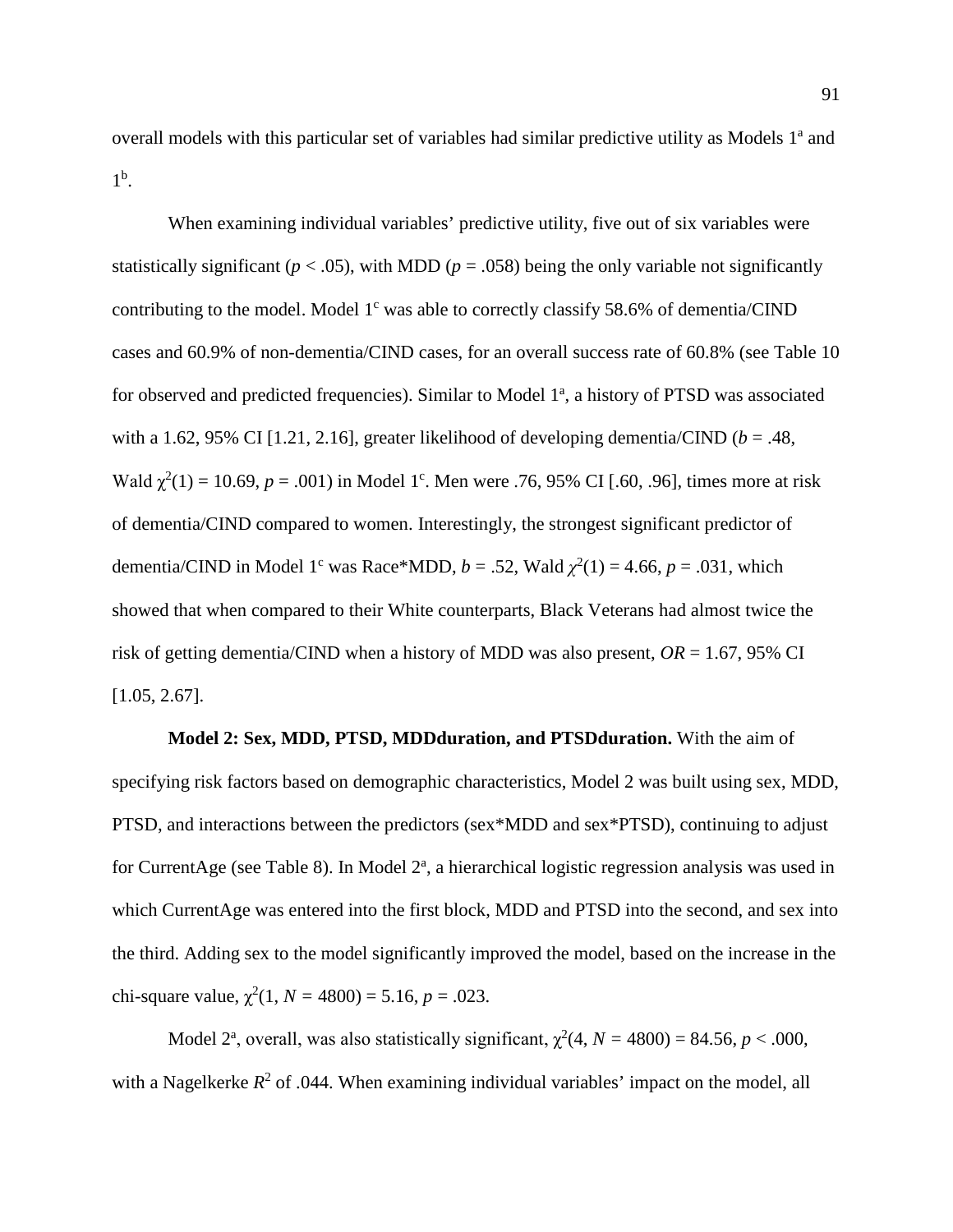overall models with this particular set of variables had similar predictive utility as Models 1[a] and 1[b].

When examining individual variables' predictive utility, five out of six variables were statistically significant ($p < .05$), with MDD ($p = .058$) being the only variable not significantly contributing to the model. Model 1[c] was able to correctly classify 58.6% of dementia/CIND cases and 60.9% of non-dementia/CIND cases, for an overall success rate of 60.8% (see Table 10 for observed and predicted frequencies). Similar to Model 1[a], a history of PTSD was associated with a 1.62, 95% CI [1.21, 2.16], greater likelihood of developing dementia/CIND ($b = .48$, Wald $\chi^2(1) = 10.69$, $p = .001$) in Model 1[c]. Men were .76, 95% CI [.60, .96], times more at risk of dementia/CIND compared to women. Interestingly, the strongest significant predictor of dementia/CIND in Model 1[c] was Race*MDD, $b = .52$, Wald $\chi^2(1) = 4.66$, $p = .031$, which showed that when compared to their White counterparts, Black Veterans had almost twice the risk of getting dementia/CIND when a history of MDD was also present, $OR = 1.67$, 95% CI [1.05, 2.67].

**Model 2: Sex, MDD, PTSD, MDDduration, and PTSDduration.** With the aim of specifying risk factors based on demographic characteristics, Model 2 was built using sex, MDD, PTSD, and interactions between the predictors (sex*MDD and sex*PTSD), continuing to adjust for CurrentAge (see Table 8). In Model 2[a], a hierarchical logistic regression analysis was used in which CurrentAge was entered into the first block, MDD and PTSD into the second, and sex into the third. Adding sex to the model significantly improved the model, based on the increase in the chi-square value, $\chi^2(1, N = 4800) = 5.16$, $p = .023$.

Model 2[a], overall, was also statistically significant, $\chi^2(4, N = 4800) = 84.56$, $p < .000$, with a Nagelkerke $R^2$ of .044. When examining individual variables' impact on the model, all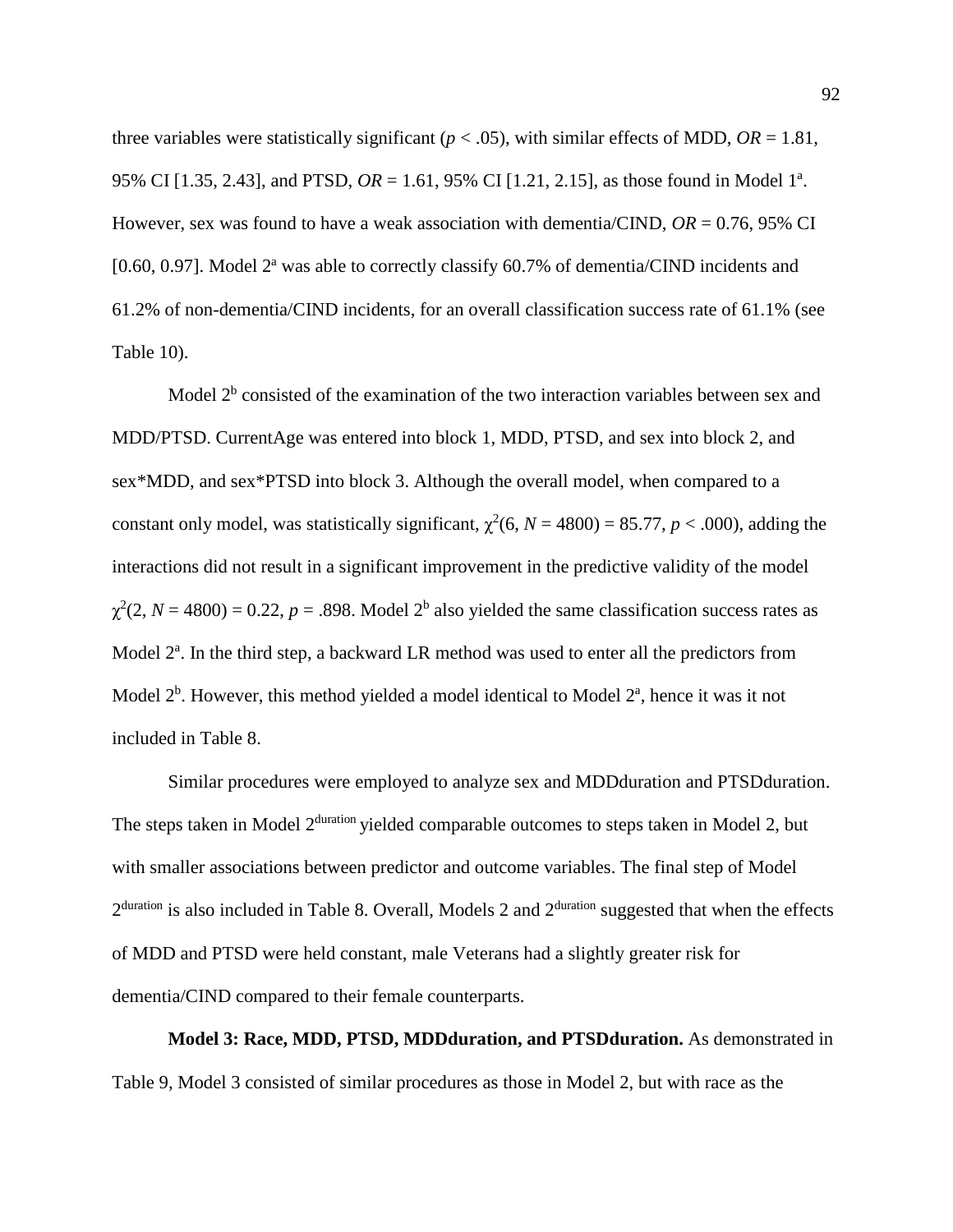three variables were statistically significant ($p < .05$), with similar effects of MDD, $OR = 1.81$, 95% CI [1.35, 2.43], and PTSD, $OR = 1.61$, 95% CI [1.21, 2.15], as those found in Model 1[a]. However, sex was found to have a weak association with dementia/CIND, $OR = 0.76$, 95% CI [0.60, 0.97]. Model 2[a] was able to correctly classify 60.7% of dementia/CIND incidents and 61.2% of non-dementia/CIND incidents, for an overall classification success rate of 61.1% (see Table 10).

Model 2[b] consisted of the examination of the two interaction variables between sex and MDD/PTSD. CurrentAge was entered into block 1, MDD, PTSD, and sex into block 2, and sex*MDD, and sex*PTSD into block 3. Although the overall model, when compared to a constant only model, was statistically significant, $\chi^2(6, N = 4800) = 85.77$, $p < .000$), adding the interactions did not result in a significant improvement in the predictive validity of the model $\chi^2(2, N = 4800) = 0.22$, $p = .898$. Model 2[b] also yielded the same classification success rates as Model 2[a]. In the third step, a backward LR method was used to enter all the predictors from Model 2[b]. However, this method yielded a model identical to Model 2[a], hence it was it not included in Table 8.

Similar procedures were employed to analyze sex and MDDduration and PTSDduration. The steps taken in Model 2[duration] yielded comparable outcomes to steps taken in Model 2, but with smaller associations between predictor and outcome variables. The final step of Model 2[duration] is also included in Table 8. Overall, Models 2 and 2[duration] suggested that when the effects of MDD and PTSD were held constant, male Veterans had a slightly greater risk for dementia/CIND compared to their female counterparts.

**Model 3: Race, MDD, PTSD, MDDduration, and PTSDduration.** As demonstrated in Table 9, Model 3 consisted of similar procedures as those in Model 2, but with race as the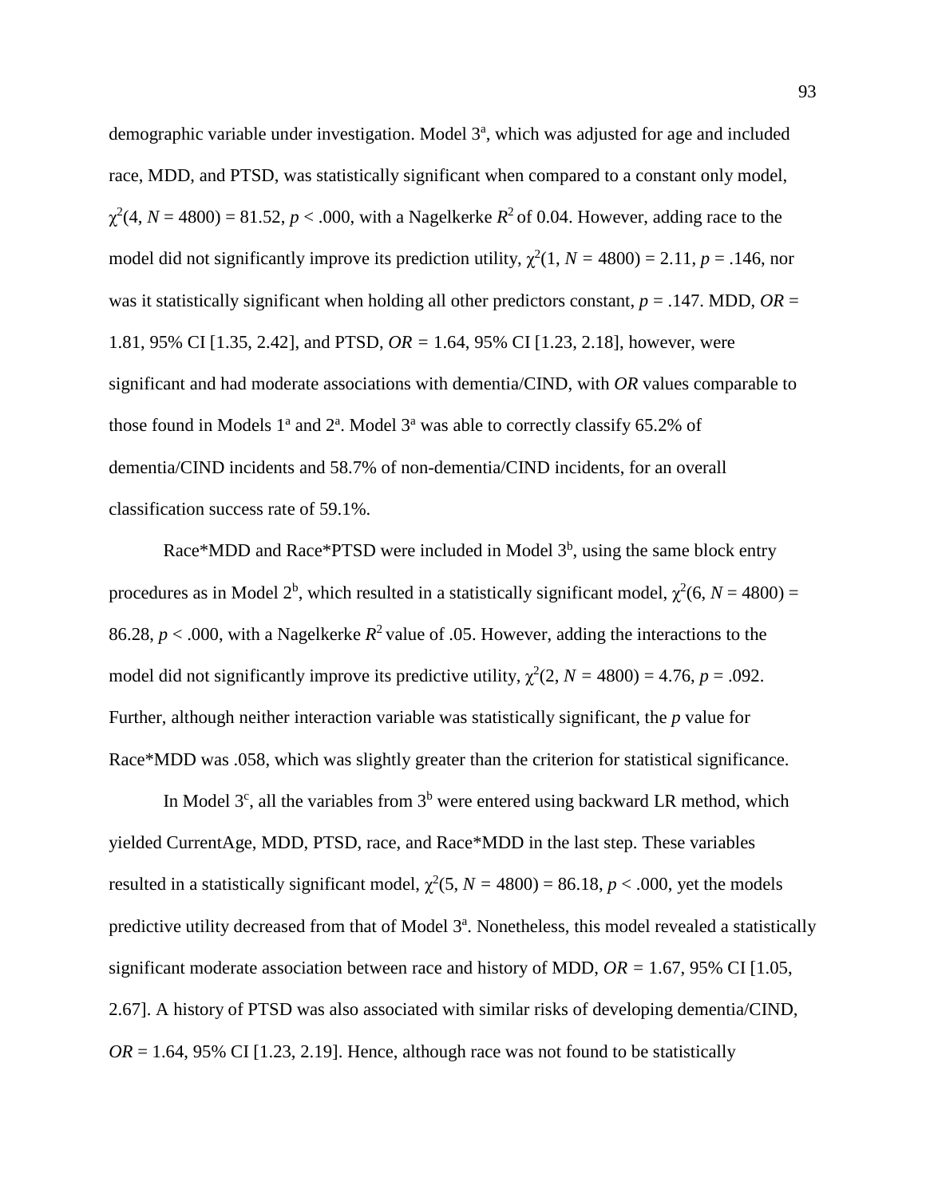demographic variable under investigation. Model 3[a], which was adjusted for age and included race, MDD, and PTSD, was statistically significant when compared to a constant only model, $\chi^2(4, N = 4800) = 81.52$, $p < .000$, with a Nagelkerke $R^2$ of 0.04. However, adding race to the model did not significantly improve its prediction utility, $\chi^2(1, N = 4800) = 2.11$, $p = .146$, nor was it statistically significant when holding all other predictors constant, $p = .147$. MDD, $OR$ = 1.81, 95% CI [1.35, 2.42], and PTSD, $OR$ = 1.64, 95% CI [1.23, 2.18], however, were significant and had moderate associations with dementia/CIND, with $OR$ values comparable to those found in Models 1[a] and 2[a]. Model 3[a] was able to correctly classify 65.2% of dementia/CIND incidents and 58.7% of non-dementia/CIND incidents, for an overall classification success rate of 59.1%.

Race*MDD and Race*PTSD were included in Model 3[b], using the same block entry procedures as in Model 2[b], which resulted in a statistically significant model, $\chi^2(6, N = 4800) = 86.28$, $p < .000$, with a Nagelkerke $R^2$ value of .05. However, adding the interactions to the model did not significantly improve its predictive utility, $\chi^2(2, N = 4800) = 4.76$, $p = .092$. Further, although neither interaction variable was statistically significant, the $p$ value for Race*MDD was .058, which was slightly greater than the criterion for statistical significance.

In Model 3[c], all the variables from 3[b] were entered using backward LR method, which yielded CurrentAge, MDD, PTSD, race, and Race*MDD in the last step. These variables resulted in a statistically significant model, $\chi^2(5, N = 4800) = 86.18$, $p < .000$, yet the models predictive utility decreased from that of Model 3[a]. Nonetheless, this model revealed a statistically significant moderate association between race and history of MDD, $OR$ = 1.67, 95% CI [1.05, 2.67]. A history of PTSD was also associated with similar risks of developing dementia/CIND, $OR$ = 1.64, 95% CI [1.23, 2.19]. Hence, although race was not found to be statistically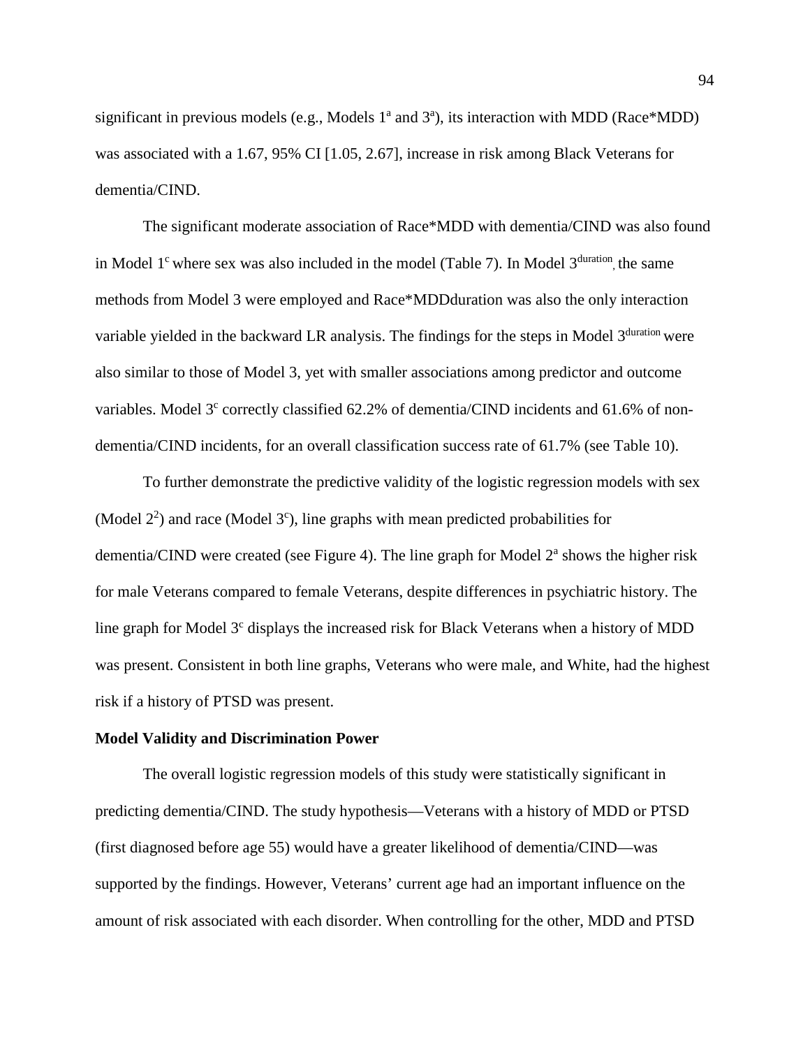significant in previous models (e.g., Models 1[a] and 3[a]), its interaction with MDD (Race*MDD) was associated with a 1.67, 95% CI [1.05, 2.67], increase in risk among Black Veterans for dementia/CIND.

The significant moderate association of Race*MDD with dementia/CIND was also found in Model 1[c] where sex was also included in the model (Table 7). In Model 3[duration], the same methods from Model 3 were employed and Race*MDDduration was also the only interaction variable yielded in the backward LR analysis. The findings for the steps in Model 3[duration] were also similar to those of Model 3, yet with smaller associations among predictor and outcome variables. Model 3[c] correctly classified 62.2% of dementia/CIND incidents and 61.6% of non-dementia/CIND incidents, for an overall classification success rate of 61.7% (see Table 10).

To further demonstrate the predictive validity of the logistic regression models with sex (Model 2[2]) and race (Model 3[c]), line graphs with mean predicted probabilities for dementia/CIND were created (see Figure 4). The line graph for Model 2[a] shows the higher risk for male Veterans compared to female Veterans, despite differences in psychiatric history. The line graph for Model 3[c] displays the increased risk for Black Veterans when a history of MDD was present. Consistent in both line graphs, Veterans who were male, and White, had the highest risk if a history of PTSD was present.

**Model Validity and Discrimination Power**

The overall logistic regression models of this study were statistically significant in predicting dementia/CIND. The study hypothesis—Veterans with a history of MDD or PTSD (first diagnosed before age 55) would have a greater likelihood of dementia/CIND—was supported by the findings. However, Veterans' current age had an important influence on the amount of risk associated with each disorder. When controlling for the other, MDD and PTSD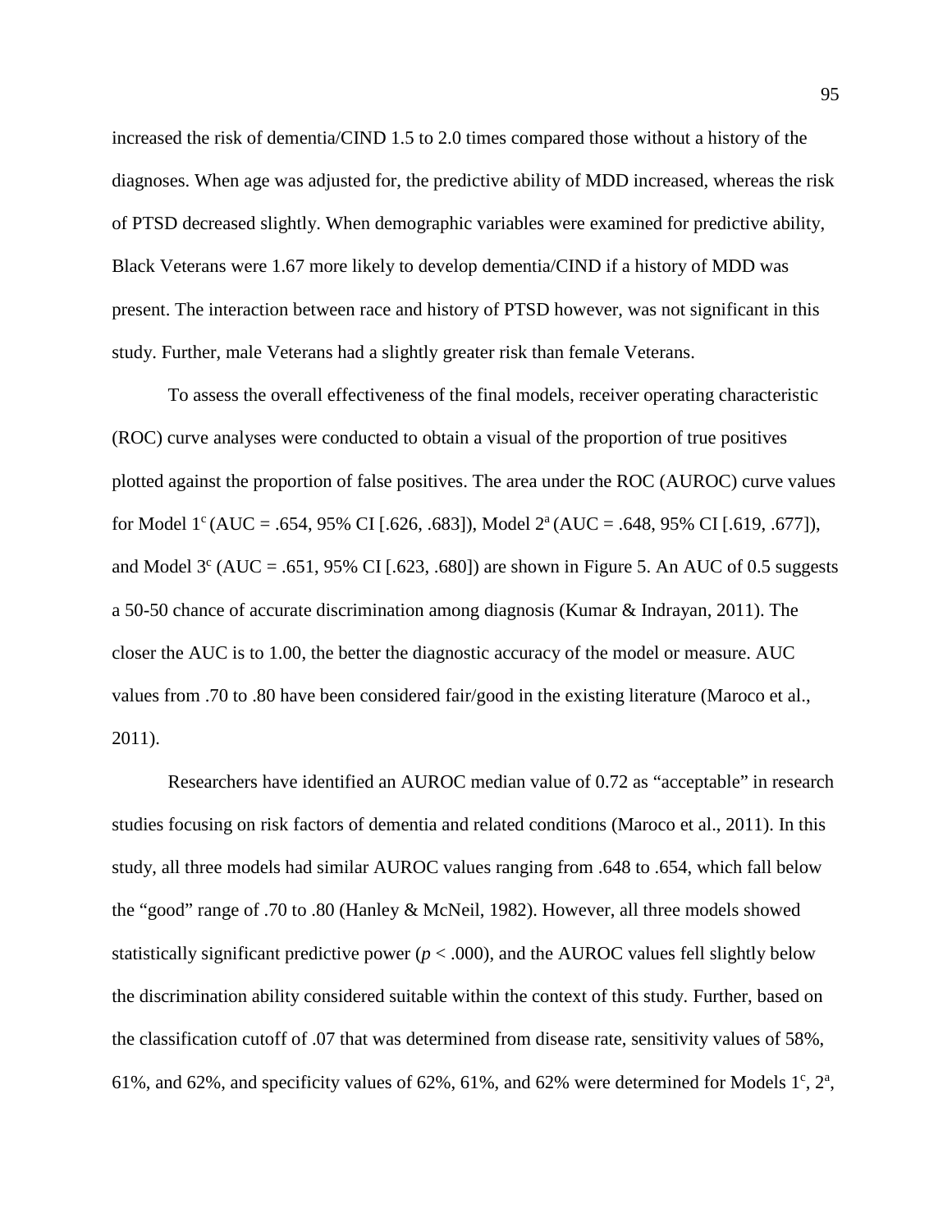increased the risk of dementia/CIND 1.5 to 2.0 times compared those without a history of the diagnoses. When age was adjusted for, the predictive ability of MDD increased, whereas the risk of PTSD decreased slightly. When demographic variables were examined for predictive ability, Black Veterans were 1.67 more likely to develop dementia/CIND if a history of MDD was present. The interaction between race and history of PTSD however, was not significant in this study. Further, male Veterans had a slightly greater risk than female Veterans.

To assess the overall effectiveness of the final models, receiver operating characteristic (ROC) curve analyses were conducted to obtain a visual of the proportion of true positives plotted against the proportion of false positives. The area under the ROC (AUROC) curve values for Model 1[c] (AUC = .654, 95% CI [.626, .683]), Model 2[a] (AUC = .648, 95% CI [.619, .677]), and Model 3[c] (AUC = .651, 95% CI [.623, .680]) are shown in Figure 5. An AUC of 0.5 suggests a 50-50 chance of accurate discrimination among diagnosis (Kumar & Indrayan, 2011). The closer the AUC is to 1.00, the better the diagnostic accuracy of the model or measure. AUC values from .70 to .80 have been considered fair/good in the existing literature (Maroco et al., 2011).

Researchers have identified an AUROC median value of 0.72 as "acceptable" in research studies focusing on risk factors of dementia and related conditions (Maroco et al., 2011). In this study, all three models had similar AUROC values ranging from .648 to .654, which fall below the "good" range of .70 to .80 (Hanley & McNeil, 1982). However, all three models showed statistically significant predictive power ($p < .000$), and the AUROC values fell slightly below the discrimination ability considered suitable within the context of this study. Further, based on the classification cutoff of .07 that was determined from disease rate, sensitivity values of 58%, 61%, and 62%, and specificity values of 62%, 61%, and 62% were determined for Models 1[c], 2[a],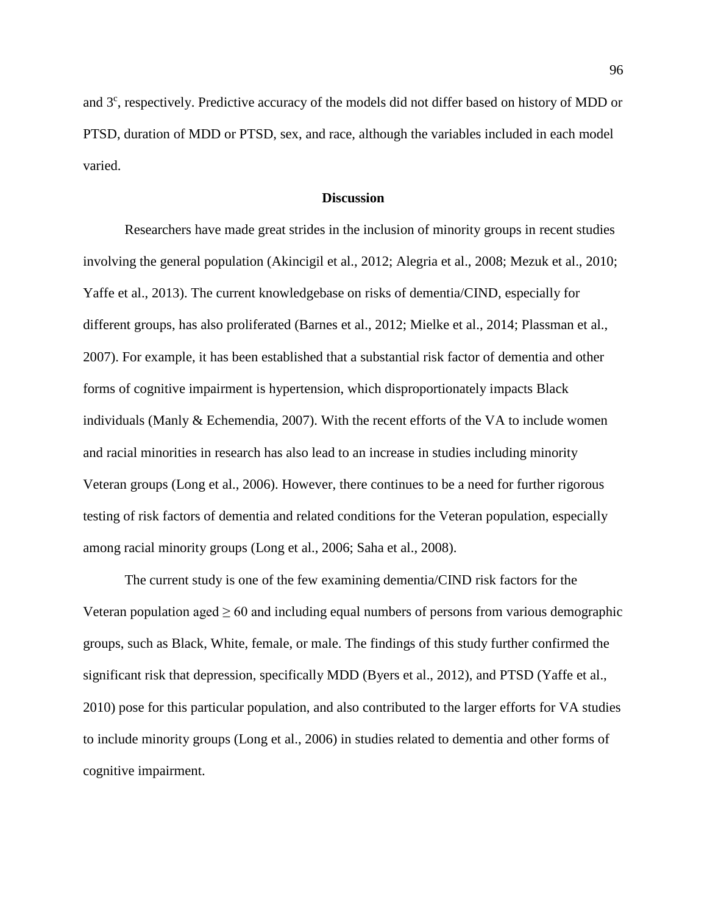and 3[c], respectively. Predictive accuracy of the models did not differ based on history of MDD or PTSD, duration of MDD or PTSD, sex, and race, although the variables included in each model varied.

## Discussion

Researchers have made great strides in the inclusion of minority groups in recent studies involving the general population (Akincigil et al., 2012; Alegria et al., 2008; Mezuk et al., 2010; Yaffe et al., 2013). The current knowledgebase on risks of dementia/CIND, especially for different groups, has also proliferated (Barnes et al., 2012; Mielke et al., 2014; Plassman et al., 2007). For example, it has been established that a substantial risk factor of dementia and other forms of cognitive impairment is hypertension, which disproportionately impacts Black individuals (Manly & Echemendia, 2007). With the recent efforts of the VA to include women and racial minorities in research has also lead to an increase in studies including minority Veteran groups (Long et al., 2006). However, there continues to be a need for further rigorous testing of risk factors of dementia and related conditions for the Veteran population, especially among racial minority groups (Long et al., 2006; Saha et al., 2008).

The current study is one of the few examining dementia/CIND risk factors for the Veteran population aged ≥ 60 and including equal numbers of persons from various demographic groups, such as Black, White, female, or male. The findings of this study further confirmed the significant risk that depression, specifically MDD (Byers et al., 2012), and PTSD (Yaffe et al., 2010) pose for this particular population, and also contributed to the larger efforts for VA studies to include minority groups (Long et al., 2006) in studies related to dementia and other forms of cognitive impairment.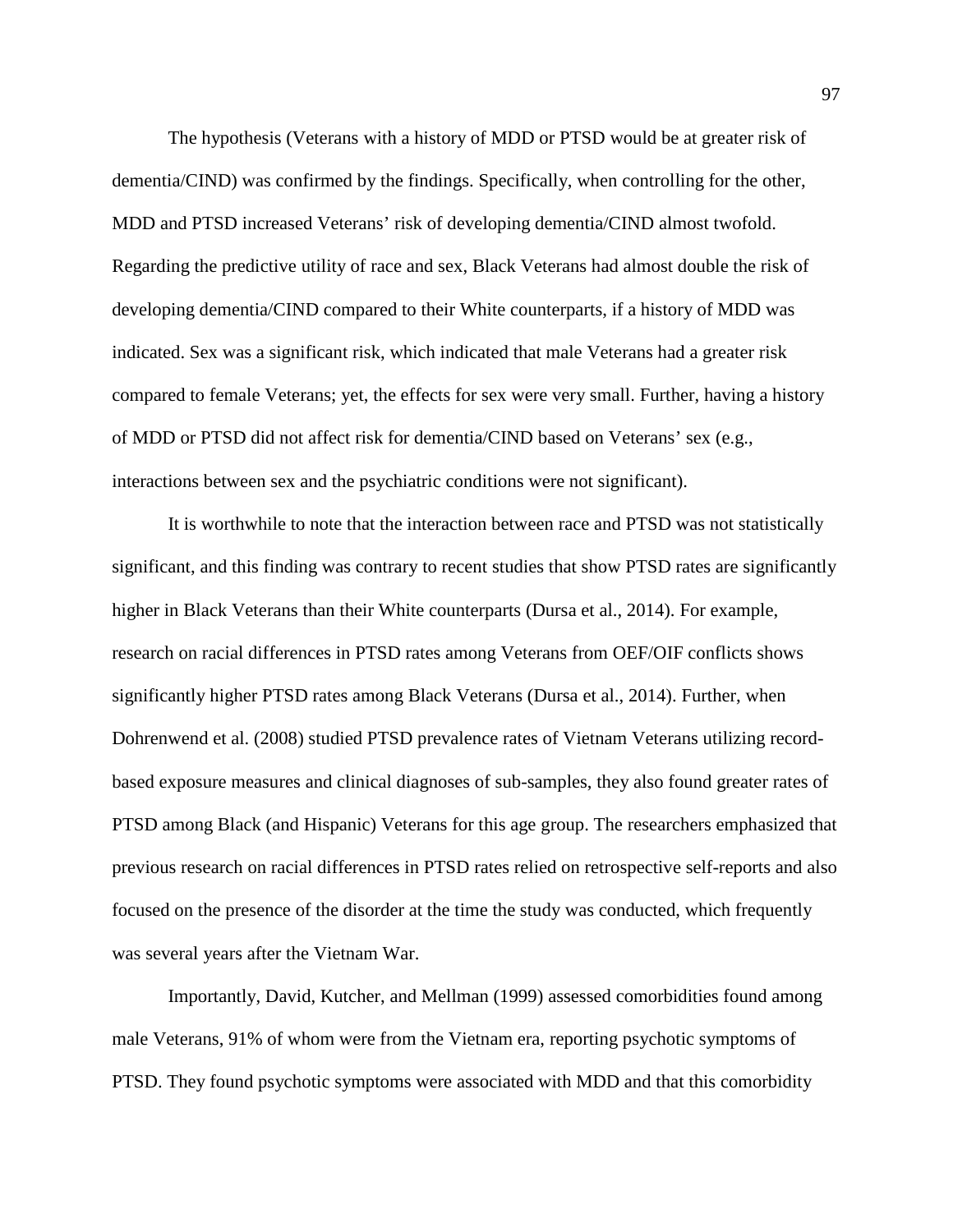The hypothesis (Veterans with a history of MDD or PTSD would be at greater risk of dementia/CIND) was confirmed by the findings. Specifically, when controlling for the other, MDD and PTSD increased Veterans' risk of developing dementia/CIND almost twofold. Regarding the predictive utility of race and sex, Black Veterans had almost double the risk of developing dementia/CIND compared to their White counterparts, if a history of MDD was indicated. Sex was a significant risk, which indicated that male Veterans had a greater risk compared to female Veterans; yet, the effects for sex were very small. Further, having a history of MDD or PTSD did not affect risk for dementia/CIND based on Veterans' sex (e.g., interactions between sex and the psychiatric conditions were not significant).

It is worthwhile to note that the interaction between race and PTSD was not statistically significant, and this finding was contrary to recent studies that show PTSD rates are significantly higher in Black Veterans than their White counterparts (Dursa et al., 2014). For example, research on racial differences in PTSD rates among Veterans from OEF/OIF conflicts shows significantly higher PTSD rates among Black Veterans (Dursa et al., 2014). Further, when Dohrenwend et al. (2008) studied PTSD prevalence rates of Vietnam Veterans utilizing record-based exposure measures and clinical diagnoses of sub-samples, they also found greater rates of PTSD among Black (and Hispanic) Veterans for this age group. The researchers emphasized that previous research on racial differences in PTSD rates relied on retrospective self-reports and also focused on the presence of the disorder at the time the study was conducted, which frequently was several years after the Vietnam War.

Importantly, David, Kutcher, and Mellman (1999) assessed comorbidities found among male Veterans, 91% of whom were from the Vietnam era, reporting psychotic symptoms of PTSD. They found psychotic symptoms were associated with MDD and that this comorbidity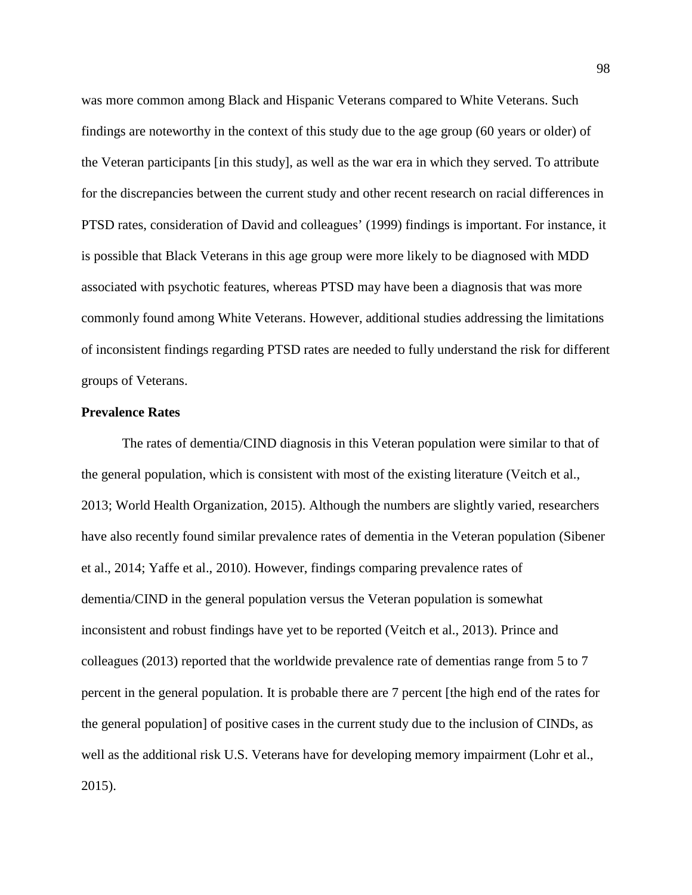was more common among Black and Hispanic Veterans compared to White Veterans. Such findings are noteworthy in the context of this study due to the age group (60 years or older) of the Veteran participants [in this study], as well as the war era in which they served. To attribute for the discrepancies between the current study and other recent research on racial differences in PTSD rates, consideration of David and colleagues' (1999) findings is important. For instance, it is possible that Black Veterans in this age group were more likely to be diagnosed with MDD associated with psychotic features, whereas PTSD may have been a diagnosis that was more commonly found among White Veterans. However, additional studies addressing the limitations of inconsistent findings regarding PTSD rates are needed to fully understand the risk for different groups of Veterans.

**Prevalence Rates**

The rates of dementia/CIND diagnosis in this Veteran population were similar to that of the general population, which is consistent with most of the existing literature (Veitch et al., 2013; World Health Organization, 2015). Although the numbers are slightly varied, researchers have also recently found similar prevalence rates of dementia in the Veteran population (Sibener et al., 2014; Yaffe et al., 2010). However, findings comparing prevalence rates of dementia/CIND in the general population versus the Veteran population is somewhat inconsistent and robust findings have yet to be reported (Veitch et al., 2013). Prince and colleagues (2013) reported that the worldwide prevalence rate of dementias range from 5 to 7 percent in the general population. It is probable there are 7 percent [the high end of the rates for the general population] of positive cases in the current study due to the inclusion of CINDs, as well as the additional risk U.S. Veterans have for developing memory impairment (Lohr et al., 2015).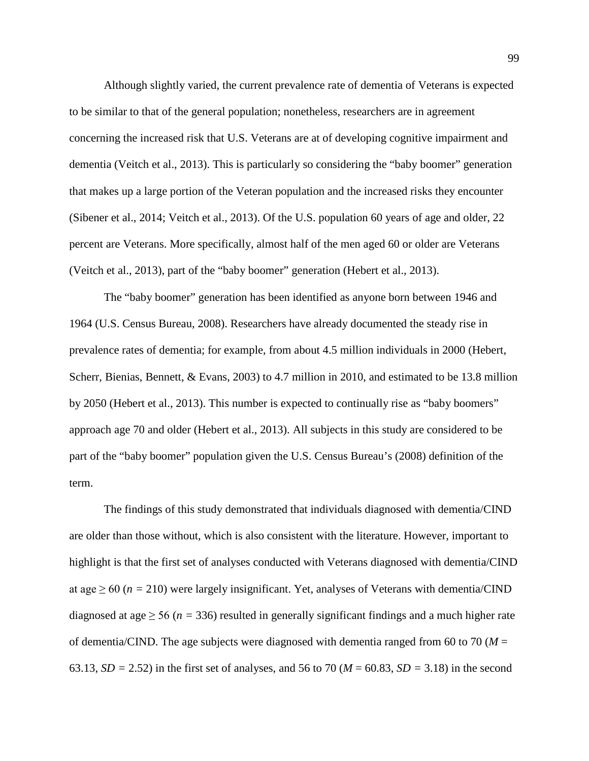Although slightly varied, the current prevalence rate of dementia of Veterans is expected to be similar to that of the general population; nonetheless, researchers are in agreement concerning the increased risk that U.S. Veterans are at of developing cognitive impairment and dementia (Veitch et al., 2013). This is particularly so considering the “baby boomer” generation that makes up a large portion of the Veteran population and the increased risks they encounter (Sibener et al., 2014; Veitch et al., 2013). Of the U.S. population 60 years of age and older, 22 percent are Veterans. More specifically, almost half of the men aged 60 or older are Veterans (Veitch et al., 2013), part of the “baby boomer” generation (Hebert et al., 2013).

The “baby boomer” generation has been identified as anyone born between 1946 and 1964 (U.S. Census Bureau, 2008). Researchers have already documented the steady rise in prevalence rates of dementia; for example, from about 4.5 million individuals in 2000 (Hebert, Scherr, Bienias, Bennett, & Evans, 2003) to 4.7 million in 2010, and estimated to be 13.8 million by 2050 (Hebert et al., 2013). This number is expected to continually rise as “baby boomers” approach age 70 and older (Hebert et al., 2013). All subjects in this study are considered to be part of the “baby boomer” population given the U.S. Census Bureau’s (2008) definition of the term.

The findings of this study demonstrated that individuals diagnosed with dementia/CIND are older than those without, which is also consistent with the literature. However, important to highlight is that the first set of analyses conducted with Veterans diagnosed with dementia/CIND at age $\geq 60$ ($n = 210$) were largely insignificant. Yet, analyses of Veterans with dementia/CIND diagnosed at age $\geq 56$ ($n = 336$) resulted in generally significant findings and a much higher rate of dementia/CIND. The age subjects were diagnosed with dementia ranged from 60 to 70 ($M = 63.13$, $SD = 2.52$) in the first set of analyses, and 56 to 70 ($M = 60.83$, $SD = 3.18$) in the second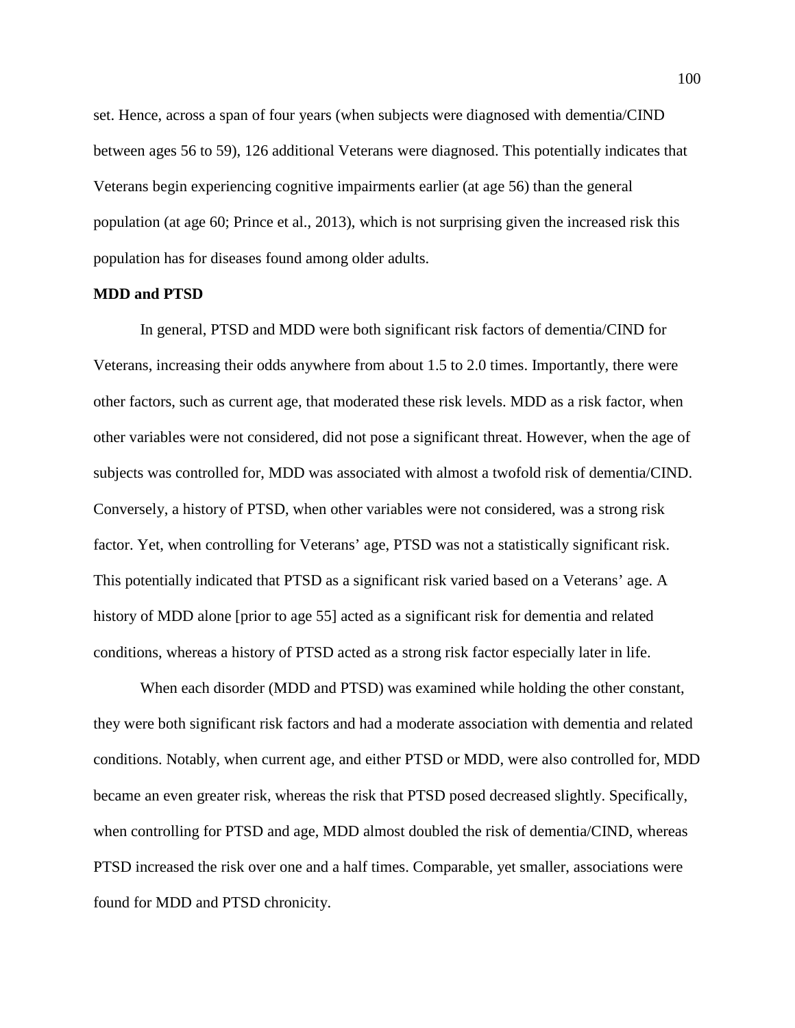set. Hence, across a span of four years (when subjects were diagnosed with dementia/CIND between ages 56 to 59), 126 additional Veterans were diagnosed. This potentially indicates that Veterans begin experiencing cognitive impairments earlier (at age 56) than the general population (at age 60; Prince et al., 2013), which is not surprising given the increased risk this population has for diseases found among older adults.

**MDD and PTSD**

In general, PTSD and MDD were both significant risk factors of dementia/CIND for Veterans, increasing their odds anywhere from about 1.5 to 2.0 times. Importantly, there were other factors, such as current age, that moderated these risk levels. MDD as a risk factor, when other variables were not considered, did not pose a significant threat. However, when the age of subjects was controlled for, MDD was associated with almost a twofold risk of dementia/CIND. Conversely, a history of PTSD, when other variables were not considered, was a strong risk factor. Yet, when controlling for Veterans' age, PTSD was not a statistically significant risk. This potentially indicated that PTSD as a significant risk varied based on a Veterans' age. A history of MDD alone [prior to age 55] acted as a significant risk for dementia and related conditions, whereas a history of PTSD acted as a strong risk factor especially later in life.

When each disorder (MDD and PTSD) was examined while holding the other constant, they were both significant risk factors and had a moderate association with dementia and related conditions. Notably, when current age, and either PTSD or MDD, were also controlled for, MDD became an even greater risk, whereas the risk that PTSD posed decreased slightly. Specifically, when controlling for PTSD and age, MDD almost doubled the risk of dementia/CIND, whereas PTSD increased the risk over one and a half times. Comparable, yet smaller, associations were found for MDD and PTSD chronicity.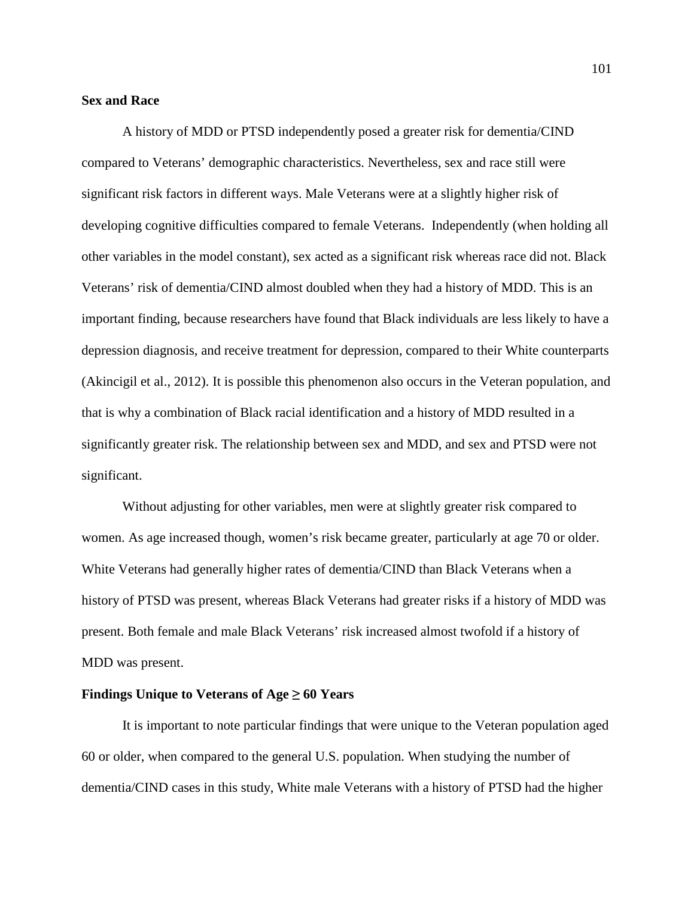## Sex and Race

A history of MDD or PTSD independently posed a greater risk for dementia/CIND compared to Veterans' demographic characteristics. Nevertheless, sex and race still were significant risk factors in different ways. Male Veterans were at a slightly higher risk of developing cognitive difficulties compared to female Veterans. Independently (when holding all other variables in the model constant), sex acted as a significant risk whereas race did not. Black Veterans' risk of dementia/CIND almost doubled when they had a history of MDD. This is an important finding, because researchers have found that Black individuals are less likely to have a depression diagnosis, and receive treatment for depression, compared to their White counterparts (Akincigil et al., 2012). It is possible this phenomenon also occurs in the Veteran population, and that is why a combination of Black racial identification and a history of MDD resulted in a significantly greater risk. The relationship between sex and MDD, and sex and PTSD were not significant.

Without adjusting for other variables, men were at slightly greater risk compared to women. As age increased though, women's risk became greater, particularly at age 70 or older. White Veterans had generally higher rates of dementia/CIND than Black Veterans when a history of PTSD was present, whereas Black Veterans had greater risks if a history of MDD was present. Both female and male Black Veterans' risk increased almost twofold if a history of MDD was present.

## Findings Unique to Veterans of Age ≥ 60 Years

It is important to note particular findings that were unique to the Veteran population aged 60 or older, when compared to the general U.S. population. When studying the number of dementia/CIND cases in this study, White male Veterans with a history of PTSD had the higher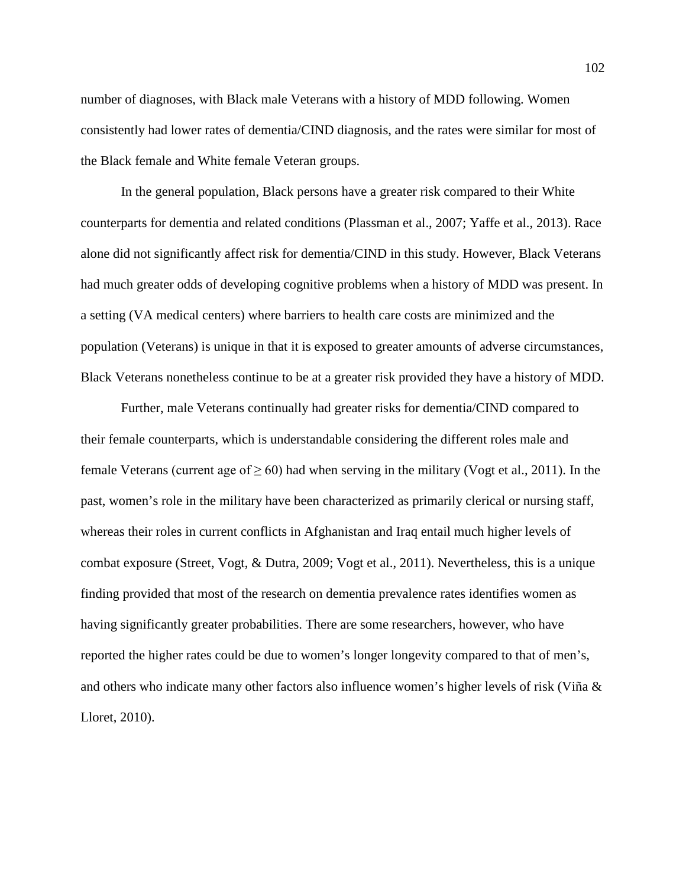number of diagnoses, with Black male Veterans with a history of MDD following. Women consistently had lower rates of dementia/CIND diagnosis, and the rates were similar for most of the Black female and White female Veteran groups.

In the general population, Black persons have a greater risk compared to their White counterparts for dementia and related conditions (Plassman et al., 2007; Yaffe et al., 2013). Race alone did not significantly affect risk for dementia/CIND in this study. However, Black Veterans had much greater odds of developing cognitive problems when a history of MDD was present. In a setting (VA medical centers) where barriers to health care costs are minimized and the population (Veterans) is unique in that it is exposed to greater amounts of adverse circumstances, Black Veterans nonetheless continue to be at a greater risk provided they have a history of MDD.

Further, male Veterans continually had greater risks for dementia/CIND compared to their female counterparts, which is understandable considering the different roles male and female Veterans (current age of $\geq 60$) had when serving in the military (Vogt et al., 2011). In the past, women's role in the military have been characterized as primarily clerical or nursing staff, whereas their roles in current conflicts in Afghanistan and Iraq entail much higher levels of combat exposure (Street, Vogt, & Dutra, 2009; Vogt et al., 2011). Nevertheless, this is a unique finding provided that most of the research on dementia prevalence rates identifies women as having significantly greater probabilities. There are some researchers, however, who have reported the higher rates could be due to women's longer longevity compared to that of men's, and others who indicate many other factors also influence women's higher levels of risk (Viña & Lloret, 2010).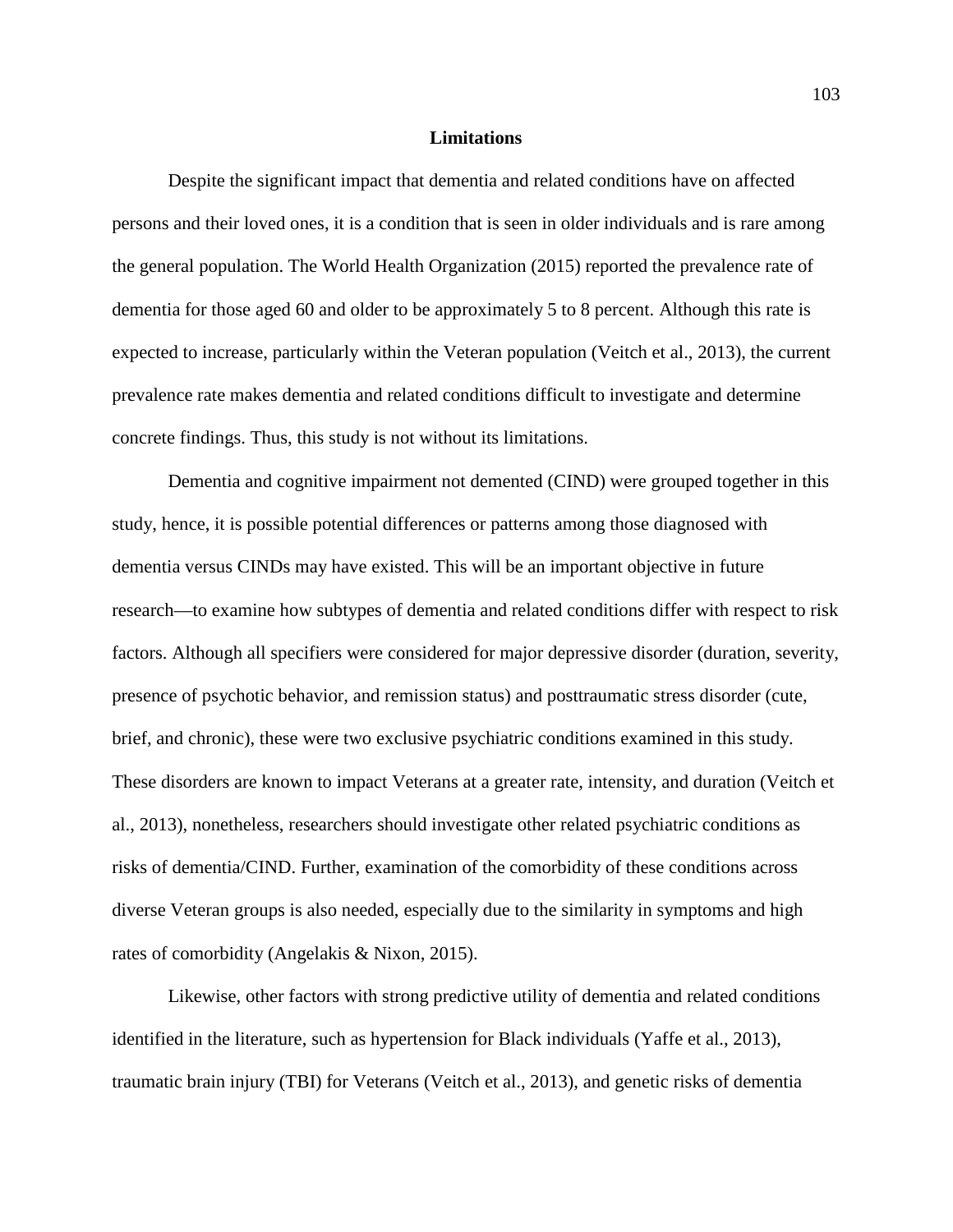## Limitations

Despite the significant impact that dementia and related conditions have on affected persons and their loved ones, it is a condition that is seen in older individuals and is rare among the general population. The World Health Organization (2015) reported the prevalence rate of dementia for those aged 60 and older to be approximately 5 to 8 percent. Although this rate is expected to increase, particularly within the Veteran population (Veitch et al., 2013), the current prevalence rate makes dementia and related conditions difficult to investigate and determine concrete findings. Thus, this study is not without its limitations.

Dementia and cognitive impairment not demented (CIND) were grouped together in this study, hence, it is possible potential differences or patterns among those diagnosed with dementia versus CINDs may have existed. This will be an important objective in future research—to examine how subtypes of dementia and related conditions differ with respect to risk factors. Although all specifiers were considered for major depressive disorder (duration, severity, presence of psychotic behavior, and remission status) and posttraumatic stress disorder (cute, brief, and chronic), these were two exclusive psychiatric conditions examined in this study. These disorders are known to impact Veterans at a greater rate, intensity, and duration (Veitch et al., 2013), nonetheless, researchers should investigate other related psychiatric conditions as risks of dementia/CIND. Further, examination of the comorbidity of these conditions across diverse Veteran groups is also needed, especially due to the similarity in symptoms and high rates of comorbidity (Angelakis & Nixon, 2015).

Likewise, other factors with strong predictive utility of dementia and related conditions identified in the literature, such as hypertension for Black individuals (Yaffe et al., 2013), traumatic brain injury (TBI) for Veterans (Veitch et al., 2013), and genetic risks of dementia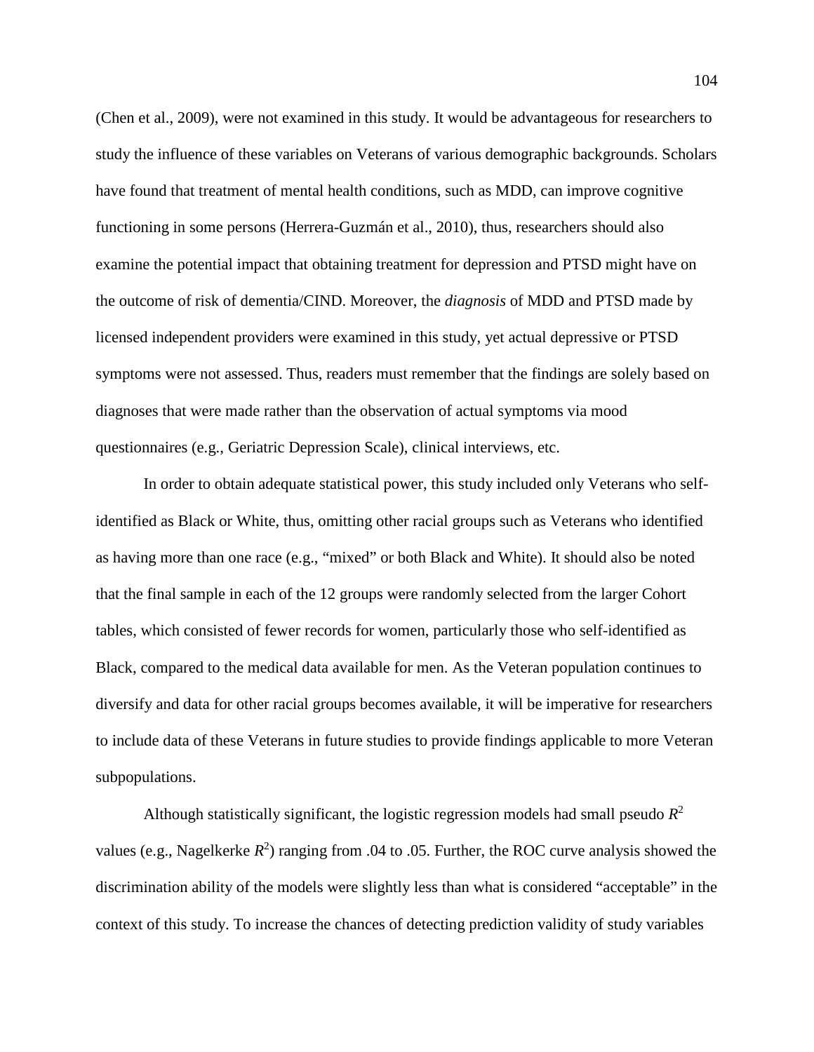(Chen et al., 2009), were not examined in this study. It would be advantageous for researchers to study the influence of these variables on Veterans of various demographic backgrounds. Scholars have found that treatment of mental health conditions, such as MDD, can improve cognitive functioning in some persons (Herrera-Guzmán et al., 2010), thus, researchers should also examine the potential impact that obtaining treatment for depression and PTSD might have on the outcome of risk of dementia/CIND. Moreover, the *diagnosis* of MDD and PTSD made by licensed independent providers were examined in this study, yet actual depressive or PTSD symptoms were not assessed. Thus, readers must remember that the findings are solely based on diagnoses that were made rather than the observation of actual symptoms via mood questionnaires (e.g., Geriatric Depression Scale), clinical interviews, etc.

In order to obtain adequate statistical power, this study included only Veterans who self-identified as Black or White, thus, omitting other racial groups such as Veterans who identified as having more than one race (e.g., "mixed" or both Black and White). It should also be noted that the final sample in each of the 12 groups were randomly selected from the larger Cohort tables, which consisted of fewer records for women, particularly those who self-identified as Black, compared to the medical data available for men. As the Veteran population continues to diversify and data for other racial groups becomes available, it will be imperative for researchers to include data of these Veterans in future studies to provide findings applicable to more Veteran subpopulations.

Although statistically significant, the logistic regression models had small pseudo $R^2$ values (e.g., Nagelkerke $R^2$) ranging from .04 to .05. Further, the ROC curve analysis showed the discrimination ability of the models were slightly less than what is considered "acceptable" in the context of this study. To increase the chances of detecting prediction validity of study variables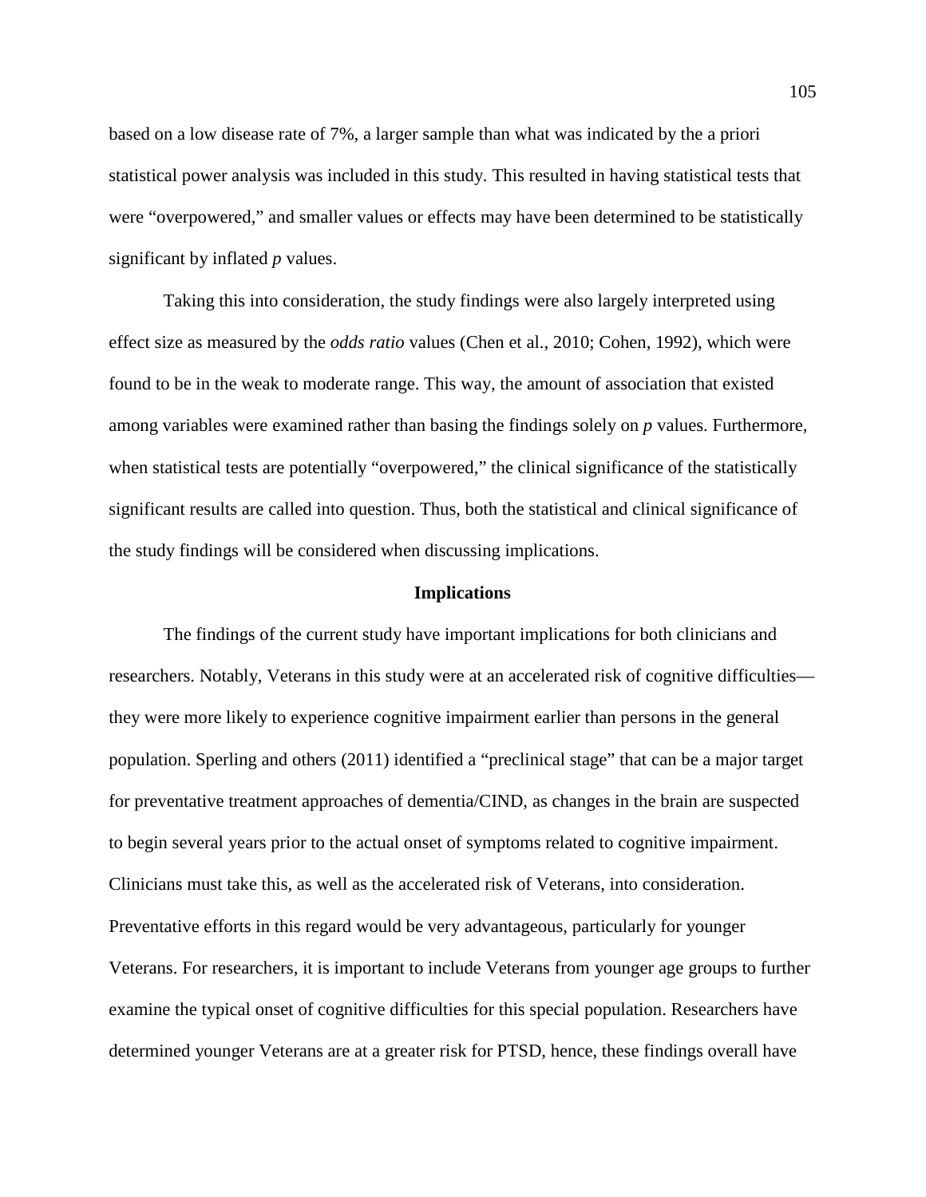based on a low disease rate of 7%, a larger sample than what was indicated by the a priori statistical power analysis was included in this study. This resulted in having statistical tests that were "overpowered," and smaller values or effects may have been determined to be statistically significant by inflated *p* values.

Taking this into consideration, the study findings were also largely interpreted using effect size as measured by the *odds ratio* values (Chen et al., 2010; Cohen, 1992), which were found to be in the weak to moderate range. This way, the amount of association that existed among variables were examined rather than basing the findings solely on *p* values. Furthermore, when statistical tests are potentially "overpowered," the clinical significance of the statistically significant results are called into question. Thus, both the statistical and clinical significance of the study findings will be considered when discussing implications.

## Implications

The findings of the current study have important implications for both clinicians and researchers. Notably, Veterans in this study were at an accelerated risk of cognitive difficulties—they were more likely to experience cognitive impairment earlier than persons in the general population. Sperling and others (2011) identified a "preclinical stage" that can be a major target for preventative treatment approaches of dementia/CIND, as changes in the brain are suspected to begin several years prior to the actual onset of symptoms related to cognitive impairment. Clinicians must take this, as well as the accelerated risk of Veterans, into consideration. Preventative efforts in this regard would be very advantageous, particularly for younger Veterans. For researchers, it is important to include Veterans from younger age groups to further examine the typical onset of cognitive difficulties for this special population. Researchers have determined younger Veterans are at a greater risk for PTSD, hence, these findings overall have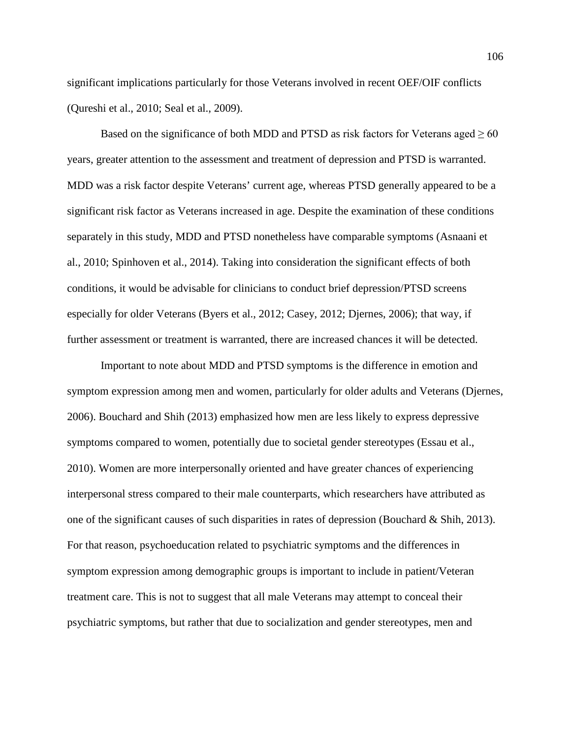significant implications particularly for those Veterans involved in recent OEF/OIF conflicts (Qureshi et al., 2010; Seal et al., 2009).

Based on the significance of both MDD and PTSD as risk factors for Veterans aged ≥ 60 years, greater attention to the assessment and treatment of depression and PTSD is warranted. MDD was a risk factor despite Veterans' current age, whereas PTSD generally appeared to be a significant risk factor as Veterans increased in age. Despite the examination of these conditions separately in this study, MDD and PTSD nonetheless have comparable symptoms (Asnaani et al., 2010; Spinhoven et al., 2014). Taking into consideration the significant effects of both conditions, it would be advisable for clinicians to conduct brief depression/PTSD screens especially for older Veterans (Byers et al., 2012; Casey, 2012; Djernes, 2006); that way, if further assessment or treatment is warranted, there are increased chances it will be detected.

Important to note about MDD and PTSD symptoms is the difference in emotion and symptom expression among men and women, particularly for older adults and Veterans (Djernes, 2006). Bouchard and Shih (2013) emphasized how men are less likely to express depressive symptoms compared to women, potentially due to societal gender stereotypes (Essau et al., 2010). Women are more interpersonally oriented and have greater chances of experiencing interpersonal stress compared to their male counterparts, which researchers have attributed as one of the significant causes of such disparities in rates of depression (Bouchard & Shih, 2013). For that reason, psychoeducation related to psychiatric symptoms and the differences in symptom expression among demographic groups is important to include in patient/Veteran treatment care. This is not to suggest that all male Veterans may attempt to conceal their psychiatric symptoms, but rather that due to socialization and gender stereotypes, men and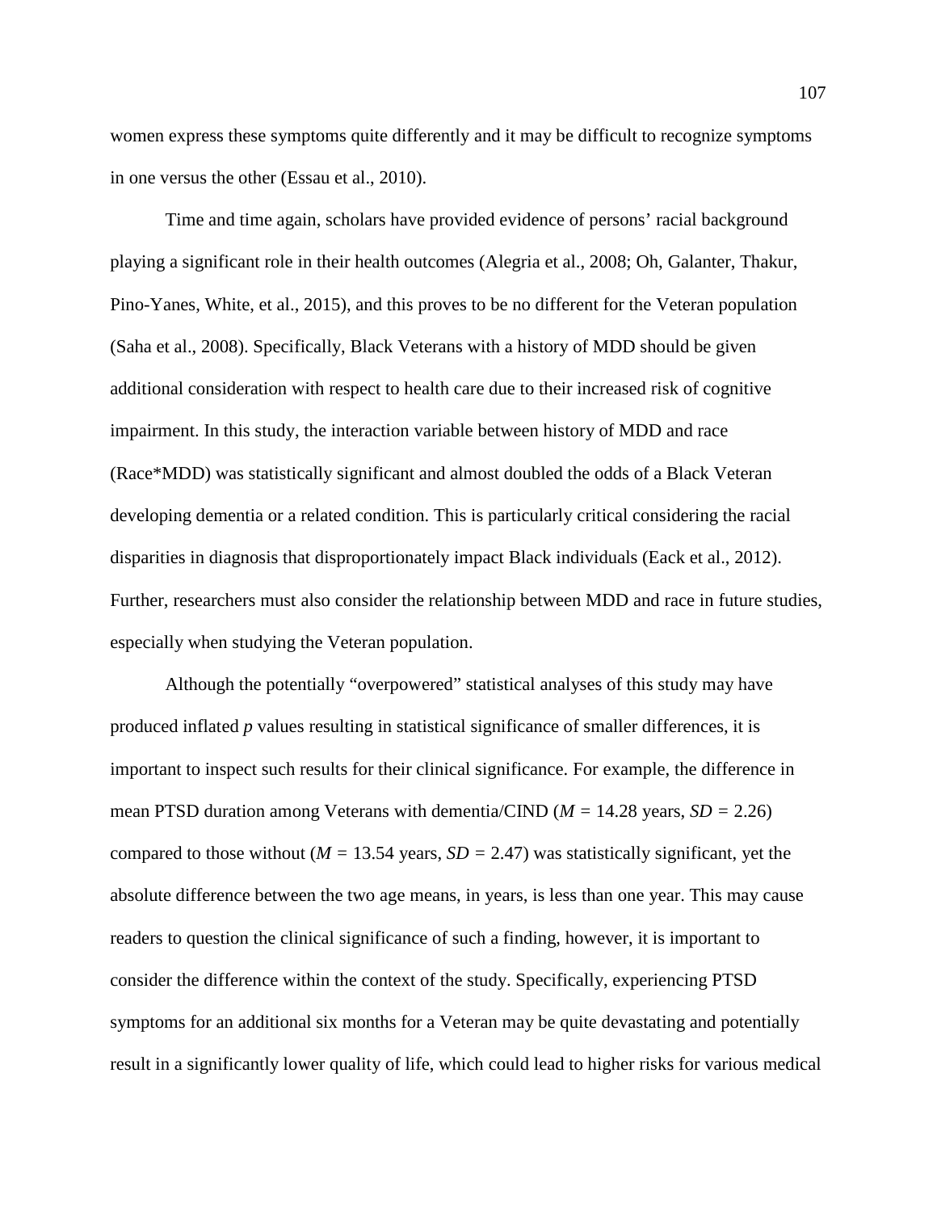women express these symptoms quite differently and it may be difficult to recognize symptoms in one versus the other (Essau et al., 2010).

Time and time again, scholars have provided evidence of persons' racial background playing a significant role in their health outcomes (Alegria et al., 2008; Oh, Galanter, Thakur, Pino-Yanes, White, et al., 2015), and this proves to be no different for the Veteran population (Saha et al., 2008). Specifically, Black Veterans with a history of MDD should be given additional consideration with respect to health care due to their increased risk of cognitive impairment. In this study, the interaction variable between history of MDD and race (Race*MDD) was statistically significant and almost doubled the odds of a Black Veteran developing dementia or a related condition. This is particularly critical considering the racial disparities in diagnosis that disproportionately impact Black individuals (Eack et al., 2012). Further, researchers must also consider the relationship between MDD and race in future studies, especially when studying the Veteran population.

Although the potentially "overpowered" statistical analyses of this study may have produced inflated *p* values resulting in statistical significance of smaller differences, it is important to inspect such results for their clinical significance. For example, the difference in mean PTSD duration among Veterans with dementia/CIND ($M$ = 14.28 years, $SD$ = 2.26) compared to those without ($M$ = 13.54 years, $SD$ = 2.47) was statistically significant, yet the absolute difference between the two age means, in years, is less than one year. This may cause readers to question the clinical significance of such a finding, however, it is important to consider the difference within the context of the study. Specifically, experiencing PTSD symptoms for an additional six months for a Veteran may be quite devastating and potentially result in a significantly lower quality of life, which could lead to higher risks for various medical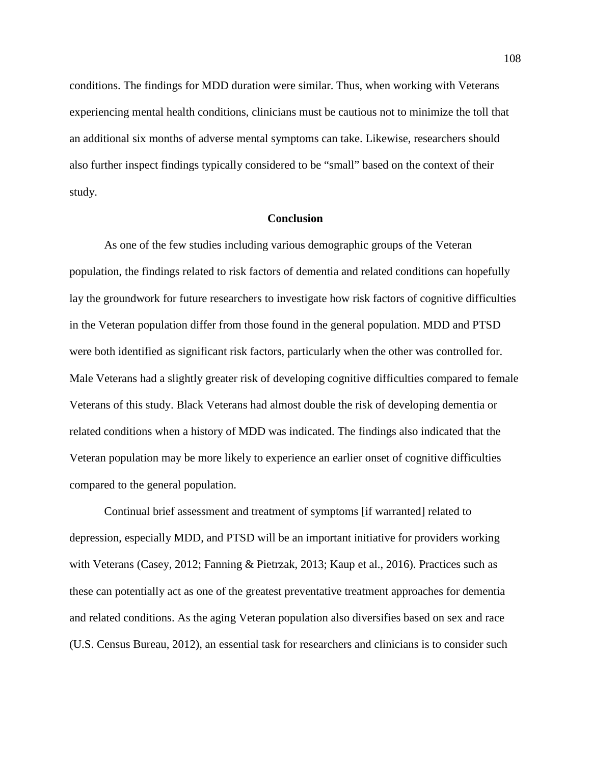conditions. The findings for MDD duration were similar. Thus, when working with Veterans experiencing mental health conditions, clinicians must be cautious not to minimize the toll that an additional six months of adverse mental symptoms can take. Likewise, researchers should also further inspect findings typically considered to be “small” based on the context of their study.

## Conclusion

As one of the few studies including various demographic groups of the Veteran population, the findings related to risk factors of dementia and related conditions can hopefully lay the groundwork for future researchers to investigate how risk factors of cognitive difficulties in the Veteran population differ from those found in the general population. MDD and PTSD were both identified as significant risk factors, particularly when the other was controlled for. Male Veterans had a slightly greater risk of developing cognitive difficulties compared to female Veterans of this study. Black Veterans had almost double the risk of developing dementia or related conditions when a history of MDD was indicated. The findings also indicated that the Veteran population may be more likely to experience an earlier onset of cognitive difficulties compared to the general population.

Continual brief assessment and treatment of symptoms [if warranted] related to depression, especially MDD, and PTSD will be an important initiative for providers working with Veterans (Casey, 2012; Fanning & Pietrzak, 2013; Kaup et al., 2016). Practices such as these can potentially act as one of the greatest preventative treatment approaches for dementia and related conditions. As the aging Veteran population also diversifies based on sex and race (U.S. Census Bureau, 2012), an essential task for researchers and clinicians is to consider such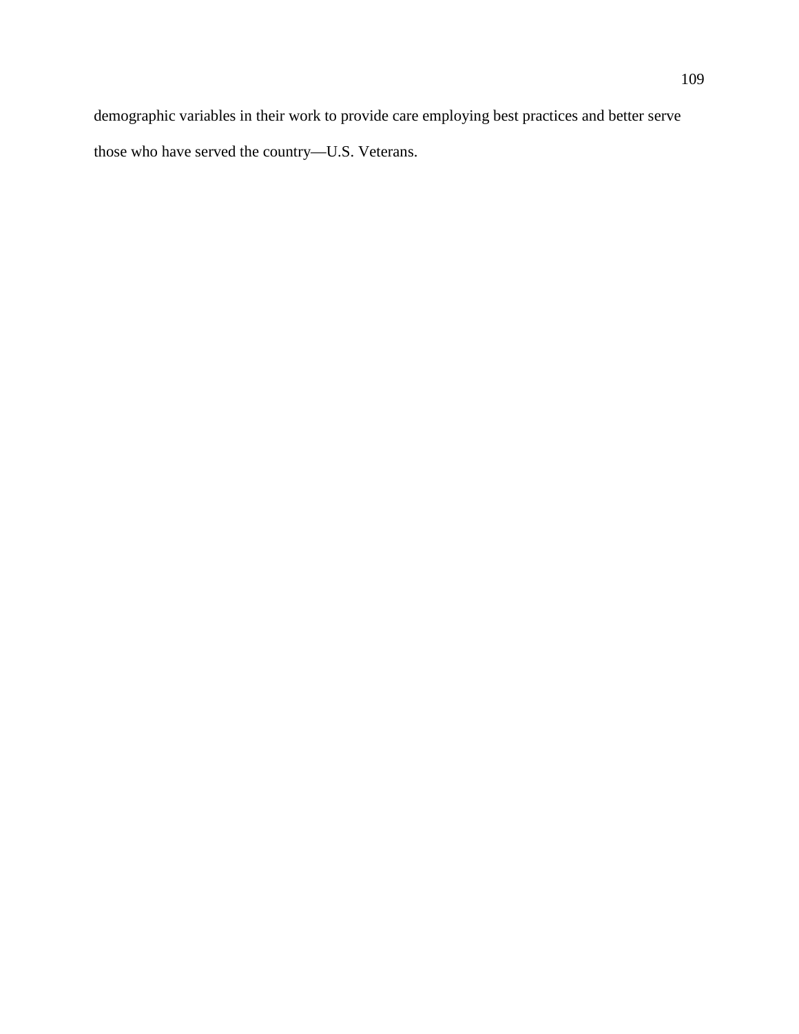demographic variables in their work to provide care employing best practices and better serve those who have served the country—U.S. Veterans.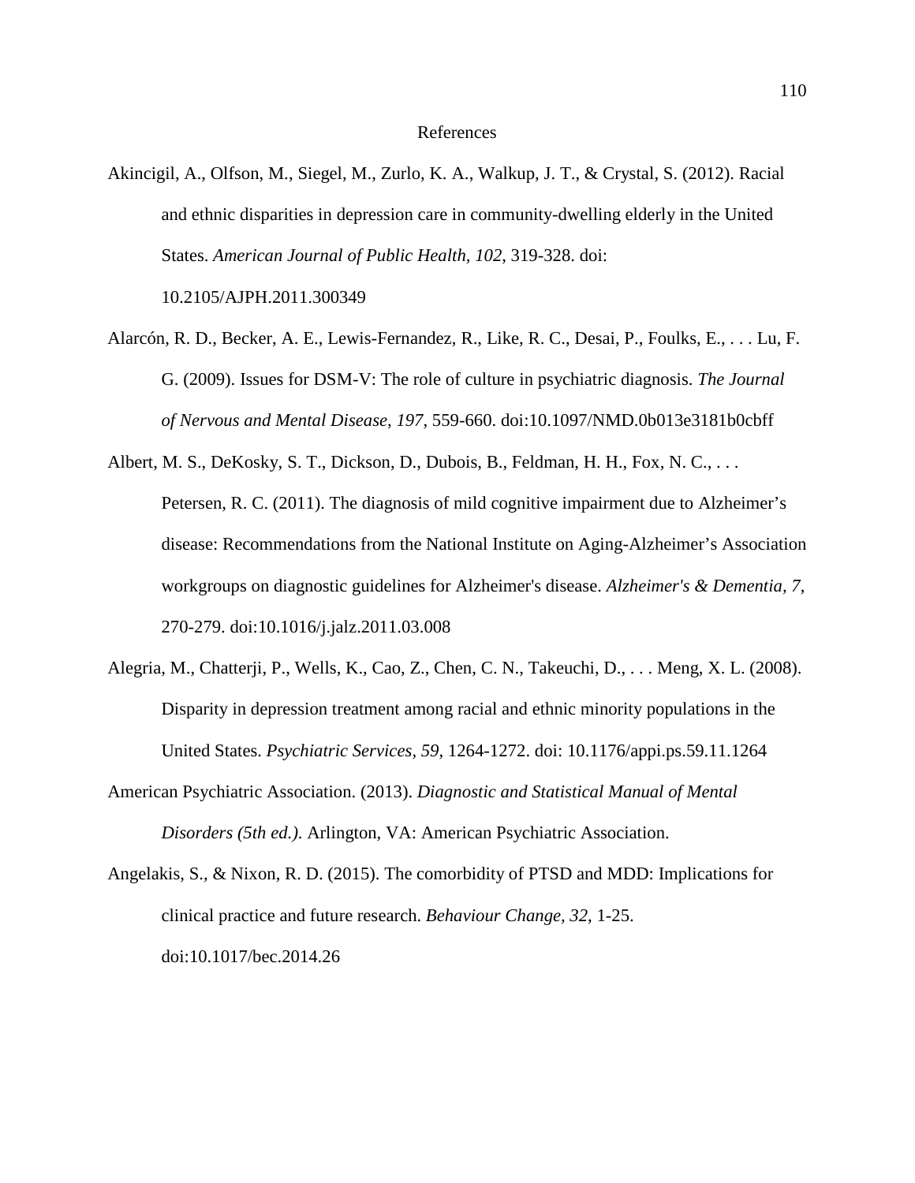# References

Akincigil, A., Olfson, M., Siegel, M., Zurlo, K. A., Walkup, J. T., & Crystal, S. (2012). Racial and ethnic disparities in depression care in community-dwelling elderly in the United States. *American Journal of Public Health, 102*, 319-328. doi: 10.2105/AJPH.2011.300349

Alarcón, R. D., Becker, A. E., Lewis-Fernandez, R., Like, R. C., Desai, P., Foulks, E., . . . Lu, F. G. (2009). Issues for DSM-V: The role of culture in psychiatric diagnosis. *The Journal of Nervous and Mental Disease, 197*, 559-660. doi:10.1097/NMD.0b013e3181b0cbff

Albert, M. S., DeKosky, S. T., Dickson, D., Dubois, B., Feldman, H. H., Fox, N. C., . . . Petersen, R. C. (2011). The diagnosis of mild cognitive impairment due to Alzheimer's disease: Recommendations from the National Institute on Aging-Alzheimer's Association workgroups on diagnostic guidelines for Alzheimer's disease. *Alzheimer's & Dementia, 7*, 270-279. doi:10.1016/j.jalz.2011.03.008

Alegria, M., Chatterji, P., Wells, K., Cao, Z., Chen, C. N., Takeuchi, D., . . . Meng, X. L. (2008). Disparity in depression treatment among racial and ethnic minority populations in the United States. *Psychiatric Services, 59*, 1264-1272. doi: 10.1176/appi.ps.59.11.1264

American Psychiatric Association. (2013). *Diagnostic and Statistical Manual of Mental Disorders (5th ed.).* Arlington, VA: American Psychiatric Association.

Angelakis, S., & Nixon, R. D. (2015). The comorbidity of PTSD and MDD: Implications for clinical practice and future research. *Behaviour Change, 32*, 1-25. doi:10.1017/bec.2014.26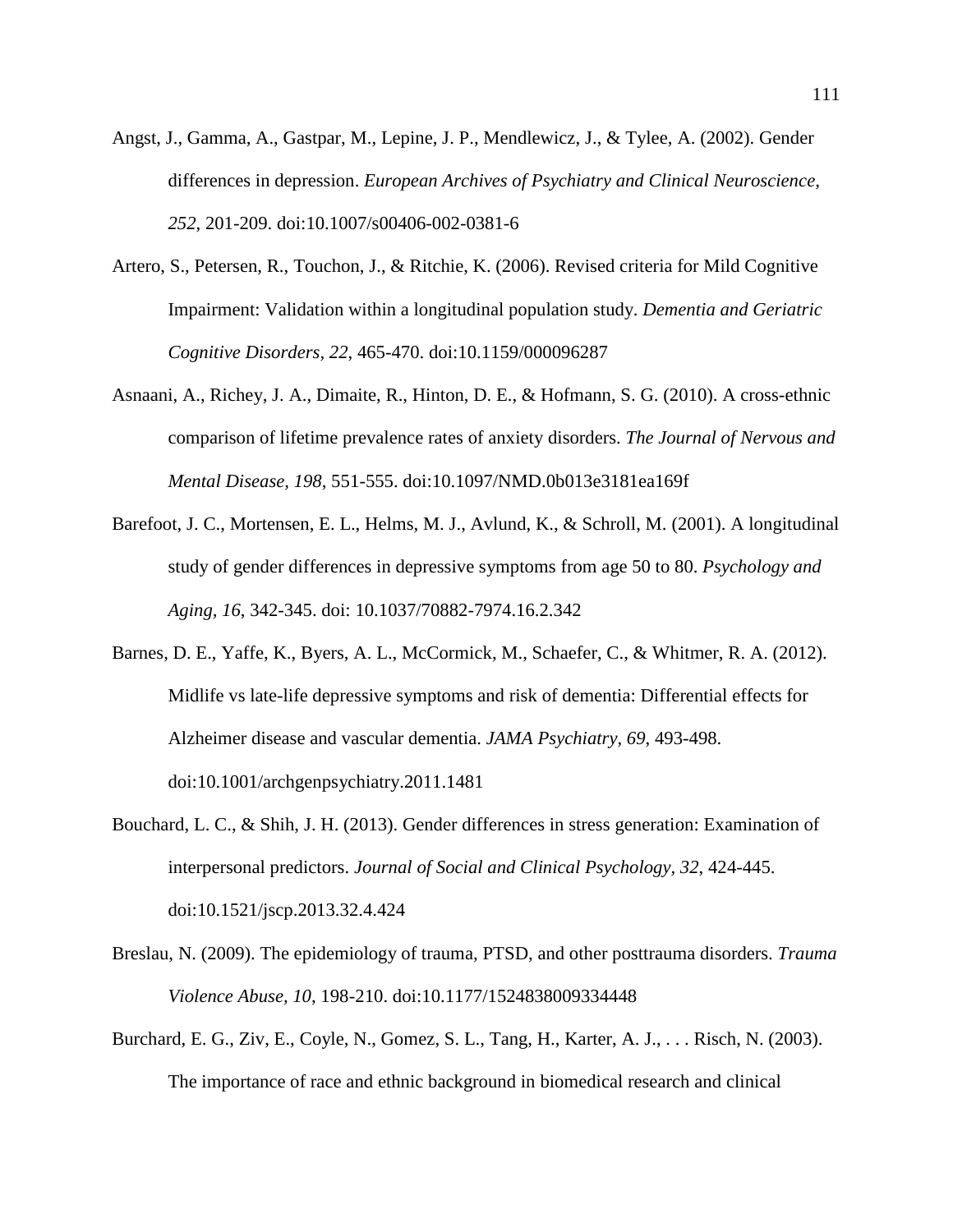Angst, J., Gamma, A., Gastpar, M., Lepine, J. P., Mendlewicz, J., & Tylee, A. (2002). Gender differences in depression. *European Archives of Psychiatry and Clinical Neuroscience, 252*, 201-209. doi:10.1007/s00406-002-0381-6

Artero, S., Petersen, R., Touchon, J., & Ritchie, K. (2006). Revised criteria for Mild Cognitive Impairment: Validation within a longitudinal population study. *Dementia and Geriatric Cognitive Disorders, 22*, 465-470. doi:10.1159/000096287

Asnaani, A., Richey, J. A., Dimaite, R., Hinton, D. E., & Hofmann, S. G. (2010). A cross-ethnic comparison of lifetime prevalence rates of anxiety disorders. *The Journal of Nervous and Mental Disease, 198*, 551-555. doi:10.1097/NMD.0b013e3181ea169f

Barefoot, J. C., Mortensen, E. L., Helms, M. J., Avlund, K., & Schroll, M. (2001). A longitudinal study of gender differences in depressive symptoms from age 50 to 80. *Psychology and Aging, 16*, 342-345. doi: 10.1037/70882-7974.16.2.342

Barnes, D. E., Yaffe, K., Byers, A. L., McCormick, M., Schaefer, C., & Whitmer, R. A. (2012). Midlife vs late-life depressive symptoms and risk of dementia: Differential effects for Alzheimer disease and vascular dementia. *JAMA Psychiatry, 69*, 493-498. doi:10.1001/archgenpsychiatry.2011.1481

Bouchard, L. C., & Shih, J. H. (2013). Gender differences in stress generation: Examination of interpersonal predictors. *Journal of Social and Clinical Psychology, 32*, 424-445. doi:10.1521/jscp.2013.32.4.424

Breslau, N. (2009). The epidemiology of trauma, PTSD, and other posttrauma disorders. *Trauma Violence Abuse, 10*, 198-210. doi:10.1177/1524838009334448

Burchard, E. G., Ziv, E., Coyle, N., Gomez, S. L., Tang, H., Karter, A. J., . . . Risch, N. (2003). The importance of race and ethnic background in biomedical research and clinical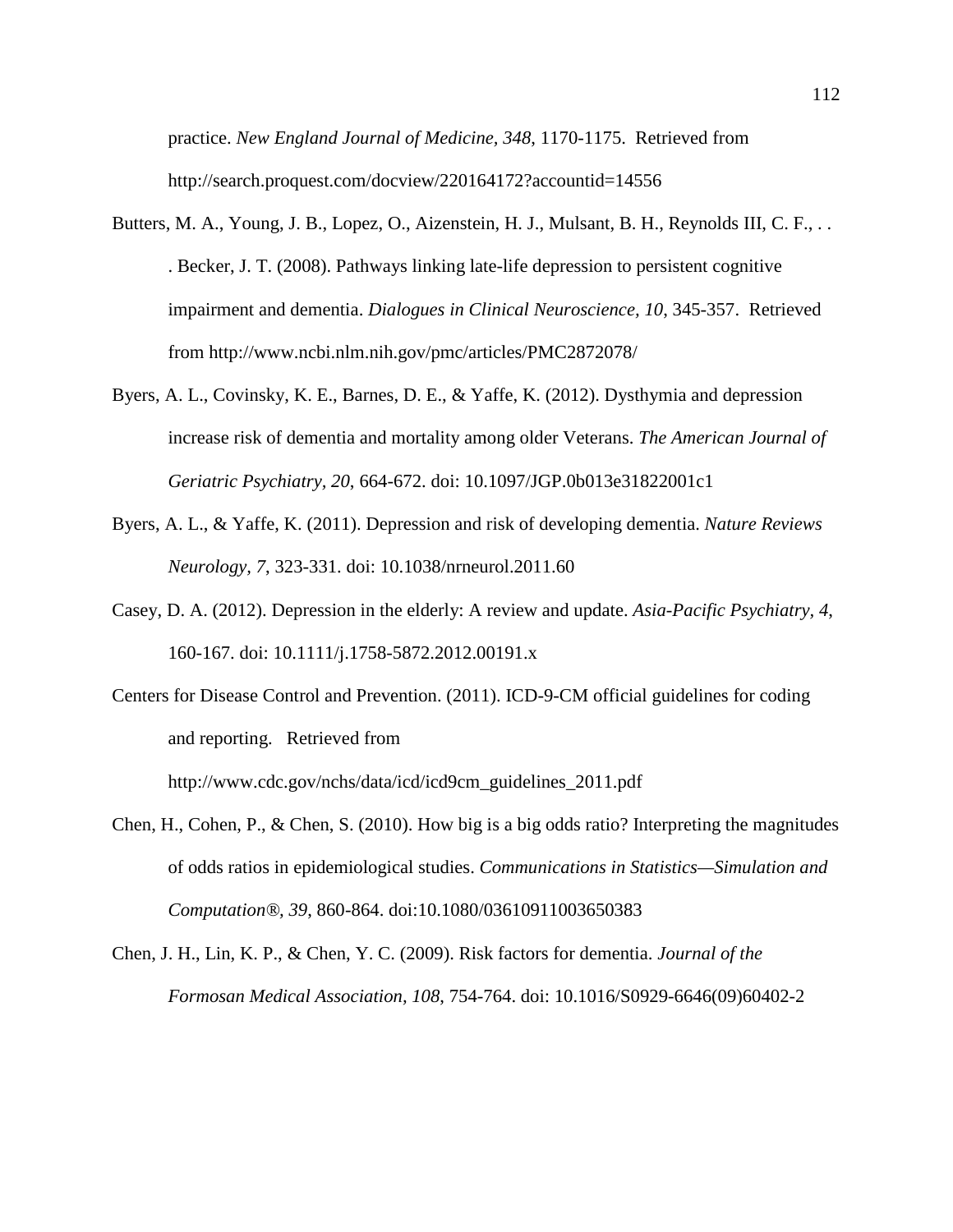practice. *New England Journal of Medicine, 348*, 1170-1175. Retrieved from http://search.proquest.com/docview/220164172?accountid=14556

Butters, M. A., Young, J. B., Lopez, O., Aizenstein, H. J., Mulsant, B. H., Reynolds III, C. F., . . . Becker, J. T. (2008). Pathways linking late-life depression to persistent cognitive impairment and dementia. *Dialogues in Clinical Neuroscience, 10*, 345-357. Retrieved from http://www.ncbi.nlm.nih.gov/pmc/articles/PMC2872078/

Byers, A. L., Covinsky, K. E., Barnes, D. E., & Yaffe, K. (2012). Dysthymia and depression increase risk of dementia and mortality among older Veterans. *The American Journal of Geriatric Psychiatry, 20*, 664-672. doi: 10.1097/JGP.0b013e31822001c1

Byers, A. L., & Yaffe, K. (2011). Depression and risk of developing dementia. *Nature Reviews Neurology, 7*, 323-331. doi: 10.1038/nrneurol.2011.60

Casey, D. A. (2012). Depression in the elderly: A review and update. *Asia-Pacific Psychiatry, 4*, 160-167. doi: 10.1111/j.1758-5872.2012.00191.x

Centers for Disease Control and Prevention. (2011). ICD-9-CM official guidelines for coding and reporting. Retrieved from http://www.cdc.gov/nchs/data/icd/icd9cm_guidelines_2011.pdf

Chen, H., Cohen, P., & Chen, S. (2010). How big is a big odds ratio? Interpreting the magnitudes of odds ratios in epidemiological studies. *Communications in Statistics—Simulation and Computation®, 39*, 860-864. doi:10.1080/03610911003650383

Chen, J. H., Lin, K. P., & Chen, Y. C. (2009). Risk factors for dementia. *Journal of the Formosan Medical Association, 108*, 754-764. doi: 10.1016/S0929-6646(09)60402-2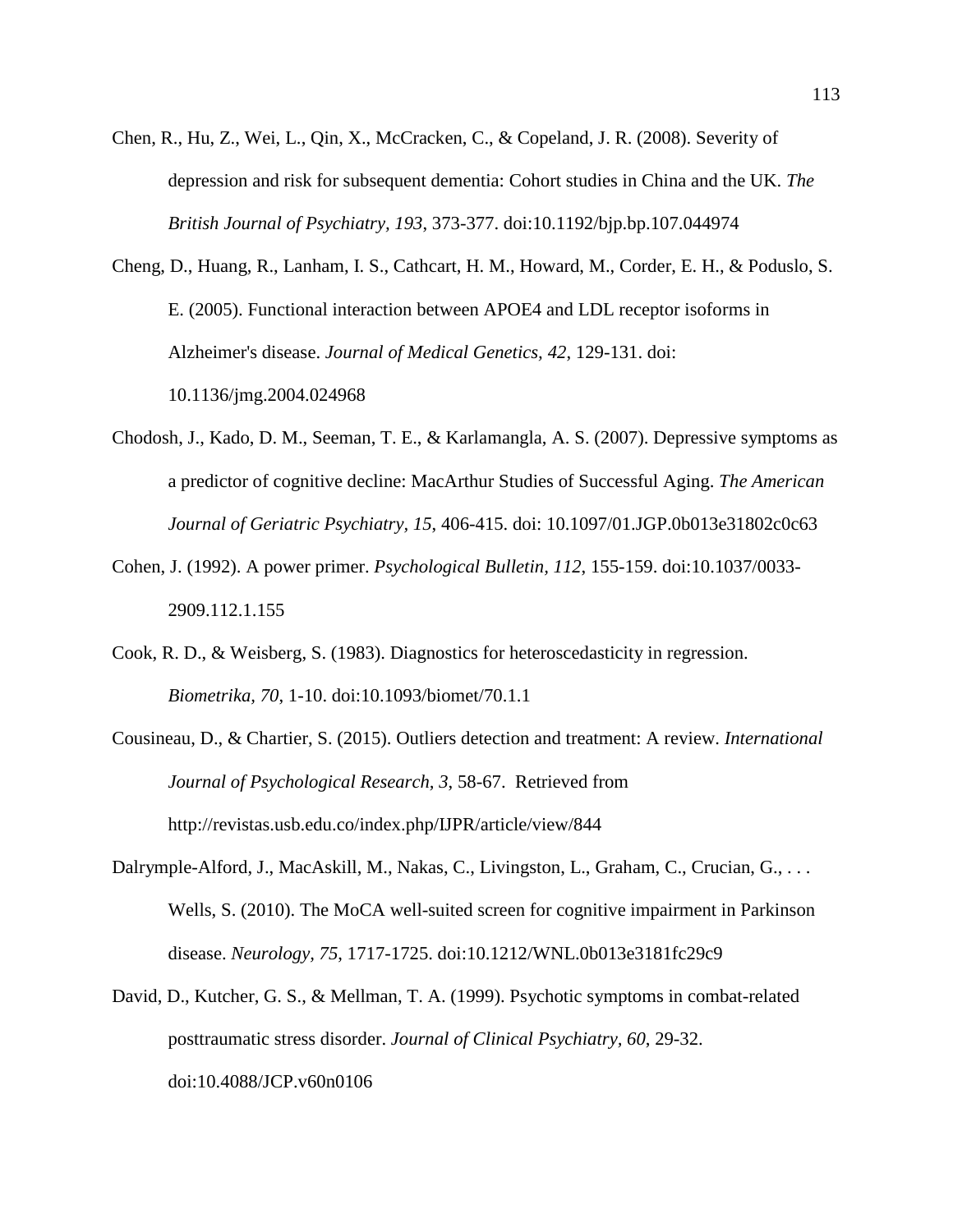Chen, R., Hu, Z., Wei, L., Qin, X., McCracken, C., & Copeland, J. R. (2008). Severity of depression and risk for subsequent dementia: Cohort studies in China and the UK. *The British Journal of Psychiatry, 193*, 373-377. doi:10.1192/bjp.bp.107.044974

Cheng, D., Huang, R., Lanham, I. S., Cathcart, H. M., Howard, M., Corder, E. H., & Poduslo, S. E. (2005). Functional interaction between APOE4 and LDL receptor isoforms in Alzheimer's disease. *Journal of Medical Genetics, 42*, 129-131. doi: 10.1136/jmg.2004.024968

Chodosh, J., Kado, D. M., Seeman, T. E., & Karlamangla, A. S. (2007). Depressive symptoms as a predictor of cognitive decline: MacArthur Studies of Successful Aging. *The American Journal of Geriatric Psychiatry, 15*, 406-415. doi: 10.1097/01.JGP.0b013e31802c0c63

Cohen, J. (1992). A power primer. *Psychological Bulletin, 112*, 155-159. doi:10.1037/0033-2909.112.1.155

Cook, R. D., & Weisberg, S. (1983). Diagnostics for heteroscedasticity in regression. *Biometrika, 70*, 1-10. doi:10.1093/biomet/70.1.1

Cousineau, D., & Chartier, S. (2015). Outliers detection and treatment: A review. *International Journal of Psychological Research, 3*, 58-67. Retrieved from http://revistas.usb.edu.co/index.php/IJPR/article/view/844

Dalrymple-Alford, J., MacAskill, M., Nakas, C., Livingston, L., Graham, C., Crucian, G., . . . Wells, S. (2010). The MoCA well-suited screen for cognitive impairment in Parkinson disease. *Neurology, 75*, 1717-1725. doi:10.1212/WNL.0b013e3181fc29c9

David, D., Kutcher, G. S., & Mellman, T. A. (1999). Psychotic symptoms in combat-related posttraumatic stress disorder. *Journal of Clinical Psychiatry, 60*, 29-32. doi:10.4088/JCP.v60n0106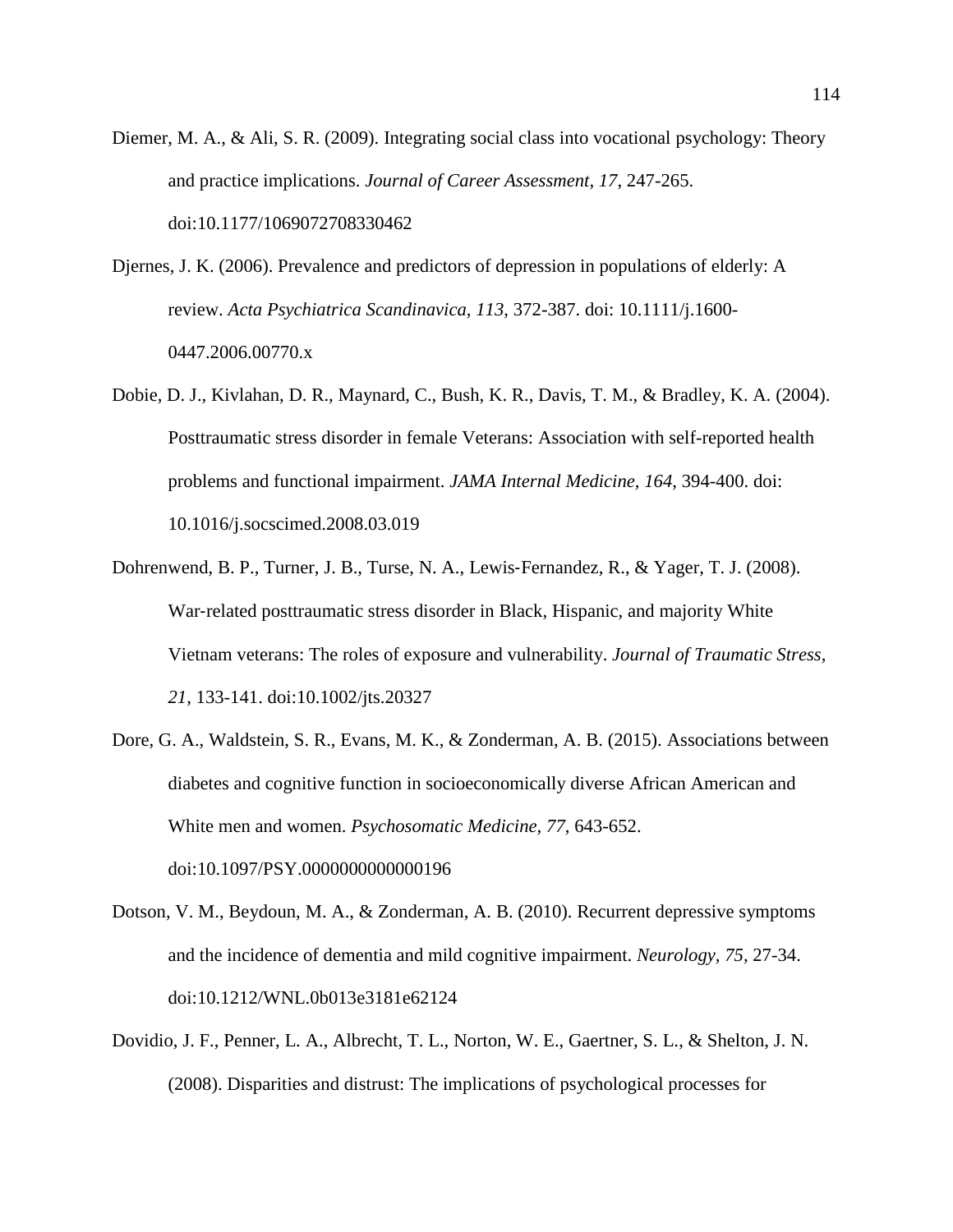Diemer, M. A., & Ali, S. R. (2009). Integrating social class into vocational psychology: Theory and practice implications. *Journal of Career Assessment, 17*, 247-265. doi:10.1177/1069072708330462

Djernes, J. K. (2006). Prevalence and predictors of depression in populations of elderly: A review. *Acta Psychiatrica Scandinavica, 113,* 372-387. doi: 10.1111/j.1600-0447.2006.00770.x

Dobie, D. J., Kivlahan, D. R., Maynard, C., Bush, K. R., Davis, T. M., & Bradley, K. A. (2004). Posttraumatic stress disorder in female Veterans: Association with self-reported health problems and functional impairment. *JAMA Internal Medicine, 164*, 394-400. doi: 10.1016/j.socscimed.2008.03.019

Dohrenwend, B. P., Turner, J. B., Turse, N. A., Lewis‐Fernandez, R., & Yager, T. J. (2008). War‐related posttraumatic stress disorder in Black, Hispanic, and majority White Vietnam veterans: The roles of exposure and vulnerability. *Journal of Traumatic Stress, 21*, 133-141. doi:10.1002/jts.20327

Dore, G. A., Waldstein, S. R., Evans, M. K., & Zonderman, A. B. (2015). Associations between diabetes and cognitive function in socioeconomically diverse African American and White men and women. *Psychosomatic Medicine, 77*, 643-652. doi:10.1097/PSY.0000000000000196

Dotson, V. M., Beydoun, M. A., & Zonderman, A. B. (2010). Recurrent depressive symptoms and the incidence of dementia and mild cognitive impairment. *Neurology, 75*, 27-34. doi:10.1212/WNL.0b013e3181e62124

Dovidio, J. F., Penner, L. A., Albrecht, T. L., Norton, W. E., Gaertner, S. L., & Shelton, J. N. (2008). Disparities and distrust: The implications of psychological processes for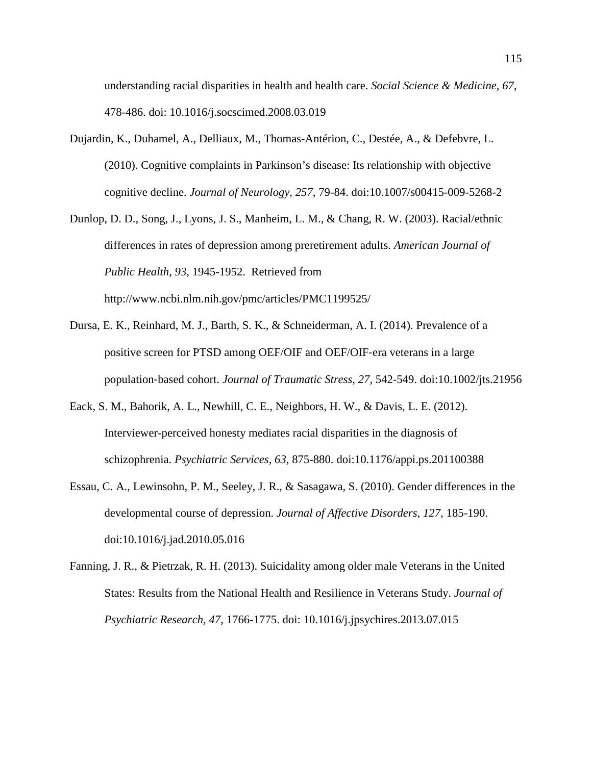understanding racial disparities in health and health care. *Social Science & Medicine, 67*, 478-486. doi: 10.1016/j.socscimed.2008.03.019

Dujardin, K., Duhamel, A., Delliaux, M., Thomas-Antérion, C., Destée, A., & Defebvre, L. (2010). Cognitive complaints in Parkinson's disease: Its relationship with objective cognitive decline. *Journal of Neurology, 257*, 79-84. doi:10.1007/s00415-009-5268-2

Dunlop, D. D., Song, J., Lyons, J. S., Manheim, L. M., & Chang, R. W. (2003). Racial/ethnic differences in rates of depression among preretirement adults. *American Journal of Public Health, 93*, 1945-1952. Retrieved from http://www.ncbi.nlm.nih.gov/pmc/articles/PMC1199525/

Dursa, E. K., Reinhard, M. J., Barth, S. K., & Schneiderman, A. I. (2014). Prevalence of a positive screen for PTSD among OEF/OIF and OEF/OIF-era veterans in a large population-based cohort. *Journal of Traumatic Stress, 27*, 542-549. doi:10.1002/jts.21956

Eack, S. M., Bahorik, A. L., Newhill, C. E., Neighbors, H. W., & Davis, L. E. (2012). Interviewer-perceived honesty mediates racial disparities in the diagnosis of schizophrenia. *Psychiatric Services, 63*, 875-880. doi:10.1176/appi.ps.201100388

Essau, C. A., Lewinsohn, P. M., Seeley, J. R., & Sasagawa, S. (2010). Gender differences in the developmental course of depression. *Journal of Affective Disorders, 127*, 185-190. doi:10.1016/j.jad.2010.05.016

Fanning, J. R., & Pietrzak, R. H. (2013). Suicidality among older male Veterans in the United States: Results from the National Health and Resilience in Veterans Study. *Journal of Psychiatric Research, 47*, 1766-1775. doi: 10.1016/j.jpsychires.2013.07.015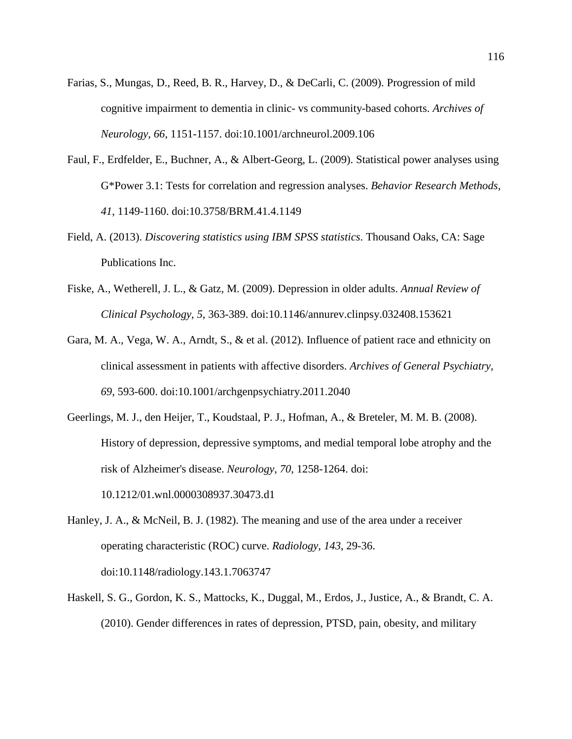Farias, S., Mungas, D., Reed, B. R., Harvey, D., & DeCarli, C. (2009). Progression of mild cognitive impairment to dementia in clinic- vs community-based cohorts. *Archives of Neurology, 66*, 1151-1157. doi:10.1001/archneurol.2009.106

Faul, F., Erdfelder, E., Buchner, A., & Albert-Georg, L. (2009). Statistical power analyses using G*Power 3.1: Tests for correlation and regression analyses. *Behavior Research Methods, 41*, 1149-1160. doi:10.3758/BRM.41.4.1149

Field, A. (2013). *Discovering statistics using IBM SPSS statistics*. Thousand Oaks, CA: Sage Publications Inc.

Fiske, A., Wetherell, J. L., & Gatz, M. (2009). Depression in older adults. *Annual Review of Clinical Psychology, 5*, 363-389. doi:10.1146/annurev.clinpsy.032408.153621

Gara, M. A., Vega, W. A., Arndt, S., & et al. (2012). Influence of patient race and ethnicity on clinical assessment in patients with affective disorders. *Archives of General Psychiatry, 69*, 593-600. doi:10.1001/archgenpsychiatry.2011.2040

Geerlings, M. J., den Heijer, T., Koudstaal, P. J., Hofman, A., & Breteler, M. M. B. (2008). History of depression, depressive symptoms, and medial temporal lobe atrophy and the risk of Alzheimer's disease. *Neurology, 70*, 1258-1264. doi: 10.1212/01.wnl.0000308937.30473.d1

Hanley, J. A., & McNeil, B. J. (1982). The meaning and use of the area under a receiver operating characteristic (ROC) curve. *Radiology, 143*, 29-36. doi:10.1148/radiology.143.1.7063747

Haskell, S. G., Gordon, K. S., Mattocks, K., Duggal, M., Erdos, J., Justice, A., & Brandt, C. A. (2010). Gender differences in rates of depression, PTSD, pain, obesity, and military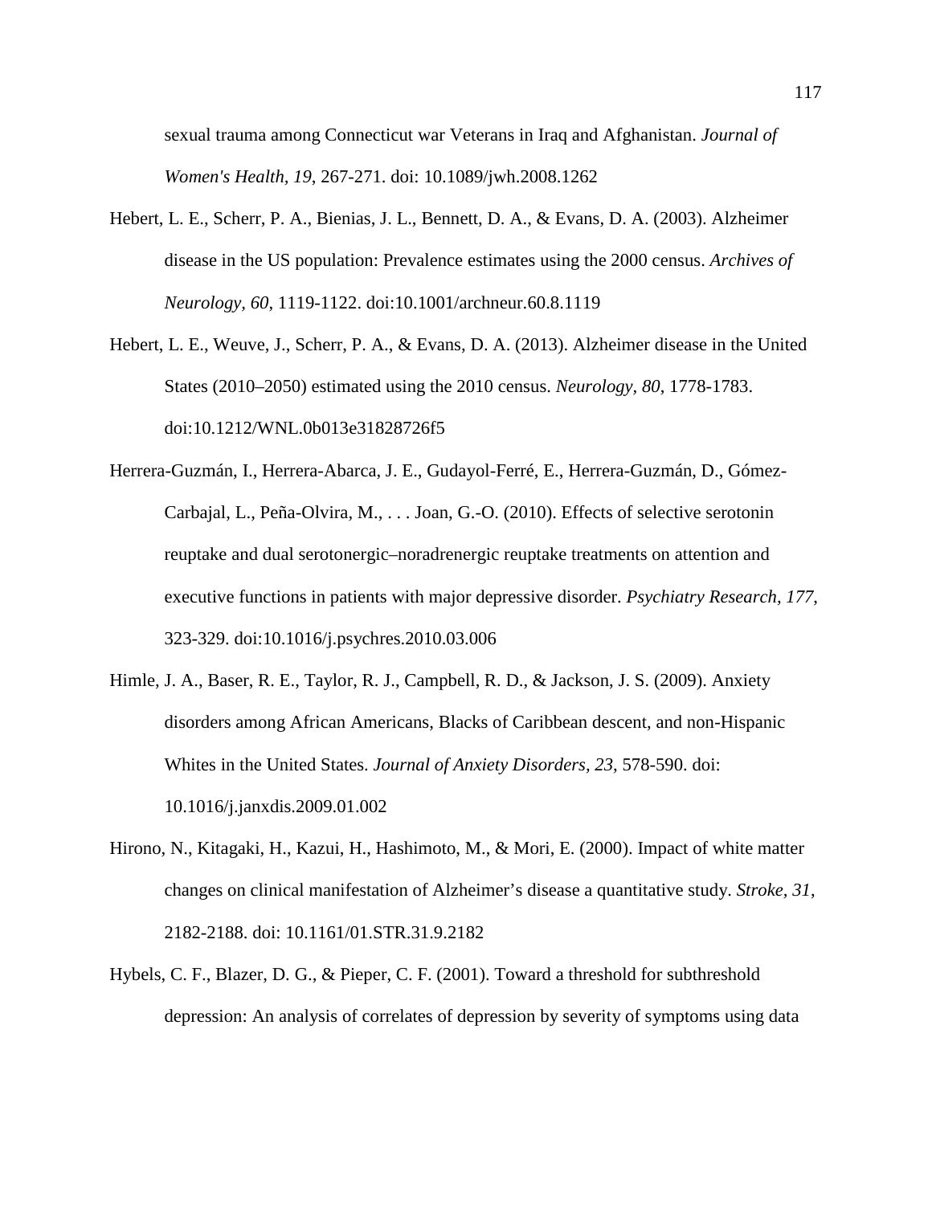sexual trauma among Connecticut war Veterans in Iraq and Afghanistan. *Journal of Women's Health, 19*, 267-271. doi: 10.1089/jwh.2008.1262

Hebert, L. E., Scherr, P. A., Bienias, J. L., Bennett, D. A., & Evans, D. A. (2003). Alzheimer disease in the US population: Prevalence estimates using the 2000 census. *Archives of Neurology*, *60*, 1119-1122. doi:10.1001/archneur.60.8.1119

Hebert, L. E., Weuve, J., Scherr, P. A., & Evans, D. A. (2013). Alzheimer disease in the United States (2010–2050) estimated using the 2010 census. *Neurology*, *80*, 1778-1783. doi:10.1212/WNL.0b013e31828726f5

Herrera-Guzmán, I., Herrera-Abarca, J. E., Gudayol-Ferré, E., Herrera-Guzmán, D., Gómez-Carbajal, L., Peña-Olvira, M., . . . Joan, G.-O. (2010). Effects of selective serotonin reuptake and dual serotonergic–noradrenergic reuptake treatments on attention and executive functions in patients with major depressive disorder. *Psychiatry Research*, *177*, 323-329. doi:10.1016/j.psychres.2010.03.006

Himle, J. A., Baser, R. E., Taylor, R. J., Campbell, R. D., & Jackson, J. S. (2009). Anxiety disorders among African Americans, Blacks of Caribbean descent, and non-Hispanic Whites in the United States. *Journal of Anxiety Disorders, 23*, 578-590. doi: 10.1016/j.janxdis.2009.01.002

Hirono, N., Kitagaki, H., Kazui, H., Hashimoto, M., & Mori, E. (2000). Impact of white matter changes on clinical manifestation of Alzheimer's disease a quantitative study. *Stroke, 31*, 2182-2188. doi: 10.1161/01.STR.31.9.2182

Hybels, C. F., Blazer, D. G., & Pieper, C. F. (2001). Toward a threshold for subthreshold depression: An analysis of correlates of depression by severity of symptoms using data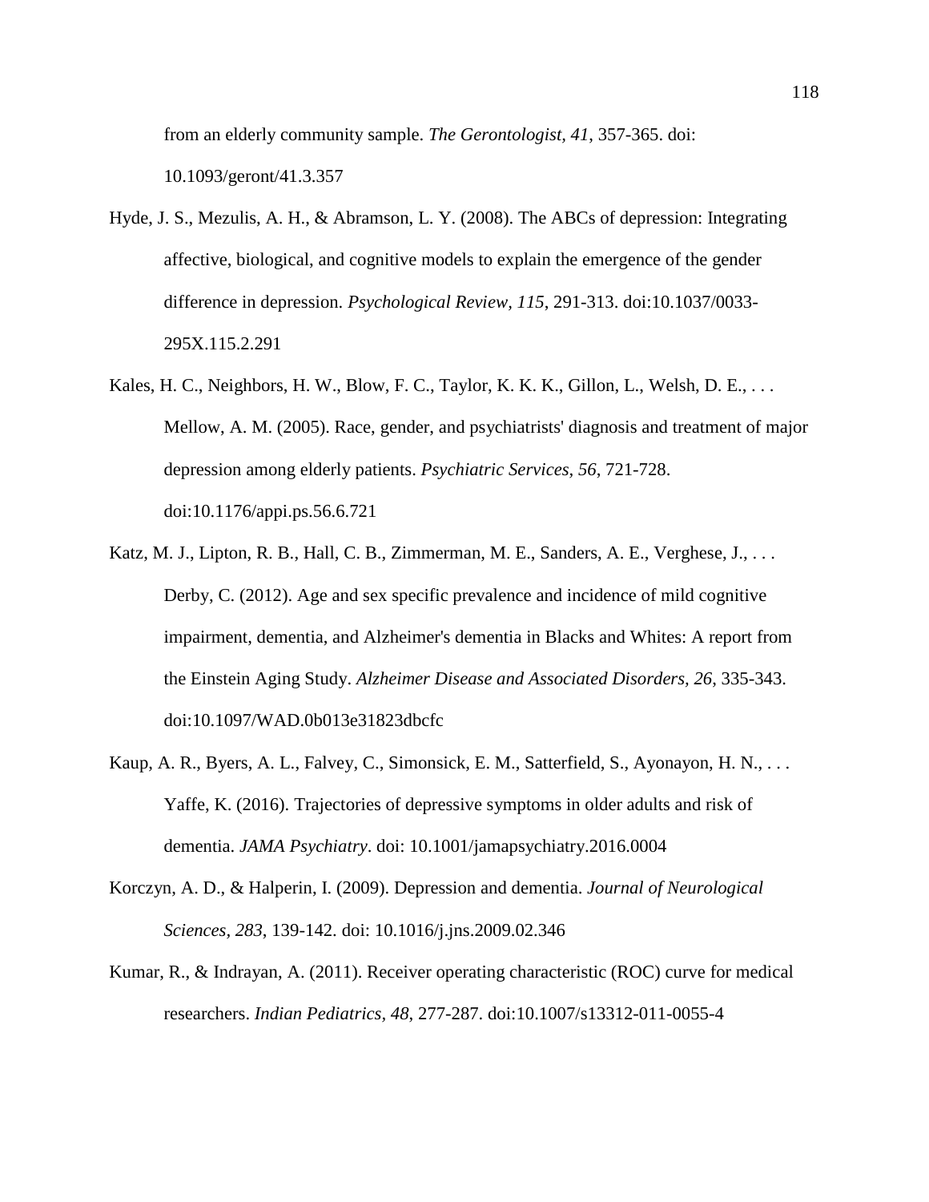from an elderly community sample. *The Gerontologist, 41*, 357-365. doi: 10.1093/geront/41.3.357

Hyde, J. S., Mezulis, A. H., & Abramson, L. Y. (2008). The ABCs of depression: Integrating affective, biological, and cognitive models to explain the emergence of the gender difference in depression. *Psychological Review, 115*, 291-313. doi:10.1037/0033-295X.115.2.291

Kales, H. C., Neighbors, H. W., Blow, F. C., Taylor, K. K. K., Gillon, L., Welsh, D. E., . . . Mellow, A. M. (2005). Race, gender, and psychiatrists' diagnosis and treatment of major depression among elderly patients. *Psychiatric Services, 56*, 721-728. doi:10.1176/appi.ps.56.6.721

Katz, M. J., Lipton, R. B., Hall, C. B., Zimmerman, M. E., Sanders, A. E., Verghese, J., . . . Derby, C. (2012). Age and sex specific prevalence and incidence of mild cognitive impairment, dementia, and Alzheimer's dementia in Blacks and Whites: A report from the Einstein Aging Study. *Alzheimer Disease and Associated Disorders, 26*, 335-343. doi:10.1097/WAD.0b013e31823dbcfc

Kaup, A. R., Byers, A. L., Falvey, C., Simonsick, E. M., Satterfield, S., Ayonayon, H. N., . . . Yaffe, K. (2016). Trajectories of depressive symptoms in older adults and risk of dementia. *JAMA Psychiatry*. doi: 10.1001/jamapsychiatry.2016.0004

Korczyn, A. D., & Halperin, I. (2009). Depression and dementia. *Journal of Neurological Sciences, 283*, 139-142. doi: 10.1016/j.jns.2009.02.346

Kumar, R., & Indrayan, A. (2011). Receiver operating characteristic (ROC) curve for medical researchers. *Indian Pediatrics, 48*, 277-287. doi:10.1007/s13312-011-0055-4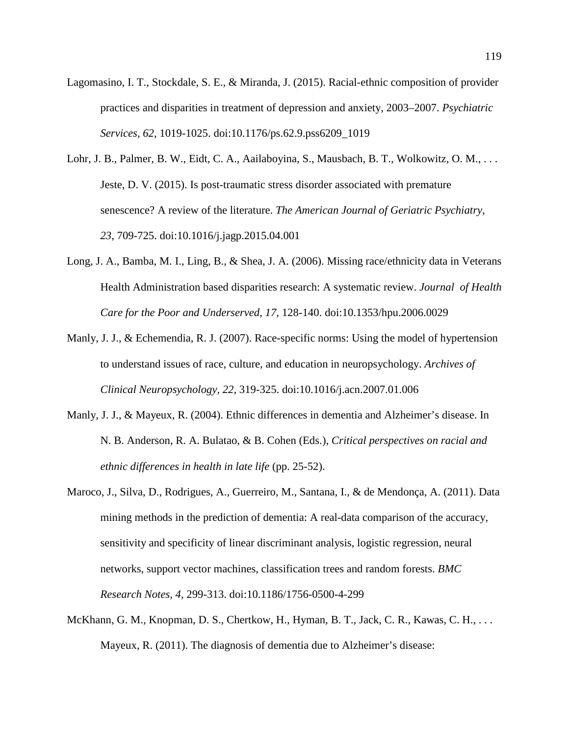Lagomasino, I. T., Stockdale, S. E., & Miranda, J. (2015). Racial-ethnic composition of provider practices and disparities in treatment of depression and anxiety, 2003–2007. *Psychiatric Services, 62*, 1019-1025. doi:10.1176/ps.62.9.pss6209_1019

Lohr, J. B., Palmer, B. W., Eidt, C. A., Aailaboyina, S., Mausbach, B. T., Wolkowitz, O. M., . . . Jeste, D. V. (2015). Is post-traumatic stress disorder associated with premature senescence? A review of the literature. *The American Journal of Geriatric Psychiatry, 23*, 709-725. doi:10.1016/j.jagp.2015.04.001

Long, J. A., Bamba, M. I., Ling, B., & Shea, J. A. (2006). Missing race/ethnicity data in Veterans Health Administration based disparities research: A systematic review. *Journal of Health Care for the Poor and Underserved, 17*, 128-140. doi:10.1353/hpu.2006.0029

Manly, J. J., & Echemendia, R. J. (2007). Race-specific norms: Using the model of hypertension to understand issues of race, culture, and education in neuropsychology. *Archives of Clinical Neuropsychology, 22*, 319-325. doi:10.1016/j.acn.2007.01.006

Manly, J. J., & Mayeux, R. (2004). Ethnic differences in dementia and Alzheimer's disease. In N. B. Anderson, R. A. Bulatao, & B. Cohen (Eds.), *Critical perspectives on racial and ethnic differences in health in late life* (pp. 25-52).

Maroco, J., Silva, D., Rodrigues, A., Guerreiro, M., Santana, I., & de Mendonça, A. (2011). Data mining methods in the prediction of dementia: A real-data comparison of the accuracy, sensitivity and specificity of linear discriminant analysis, logistic regression, neural networks, support vector machines, classification trees and random forests. *BMC Research Notes, 4*, 299-313. doi:10.1186/1756-0500-4-299

McKhann, G. M., Knopman, D. S., Chertkow, H., Hyman, B. T., Jack, C. R., Kawas, C. H., . . . Mayeux, R. (2011). The diagnosis of dementia due to Alzheimer's disease: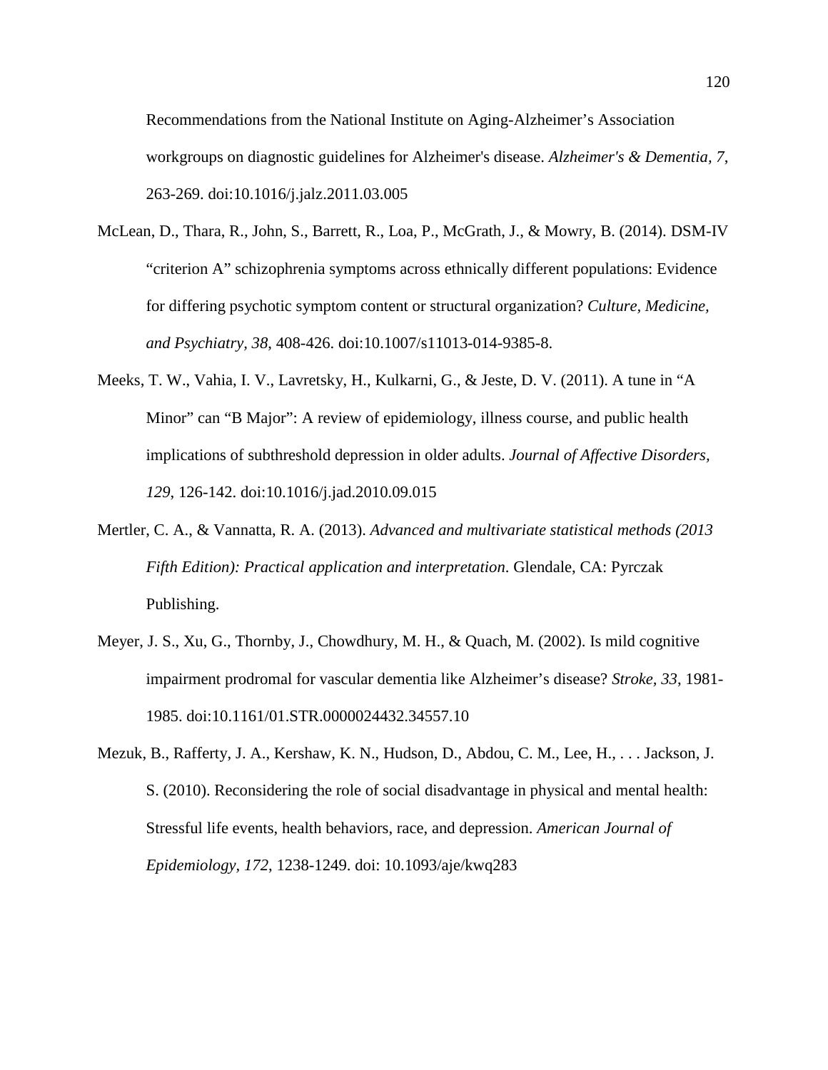Recommendations from the National Institute on Aging-Alzheimer's Association workgroups on diagnostic guidelines for Alzheimer's disease. *Alzheimer's & Dementia*, *7*, 263-269. doi:10.1016/j.jalz.2011.03.005

McLean, D., Thara, R., John, S., Barrett, R., Loa, P., McGrath, J., & Mowry, B. (2014). DSM-IV "criterion A" schizophrenia symptoms across ethnically different populations: Evidence for differing psychotic symptom content or structural organization? *Culture, Medicine, and Psychiatry*, *38*, 408-426. doi:10.1007/s11013-014-9385-8.

Meeks, T. W., Vahia, I. V., Lavretsky, H., Kulkarni, G., & Jeste, D. V. (2011). A tune in "A Minor" can "B Major": A review of epidemiology, illness course, and public health implications of subthreshold depression in older adults. *Journal of Affective Disorders*, *129*, 126-142. doi:10.1016/j.jad.2010.09.015

Mertler, C. A., & Vannatta, R. A. (2013). *Advanced and multivariate statistical methods (2013 Fifth Edition): Practical application and interpretation*. Glendale, CA: Pyrczak Publishing.

Meyer, J. S., Xu, G., Thornby, J., Chowdhury, M. H., & Quach, M. (2002). Is mild cognitive impairment prodromal for vascular dementia like Alzheimer's disease? *Stroke*, *33*, 1981-1985. doi:10.1161/01.STR.0000024432.34557.10

Mezuk, B., Rafferty, J. A., Kershaw, K. N., Hudson, D., Abdou, C. M., Lee, H., . . . Jackson, J. S. (2010). Reconsidering the role of social disadvantage in physical and mental health: Stressful life events, health behaviors, race, and depression. *American Journal of Epidemiology*, *172*, 1238-1249. doi: 10.1093/aje/kwq283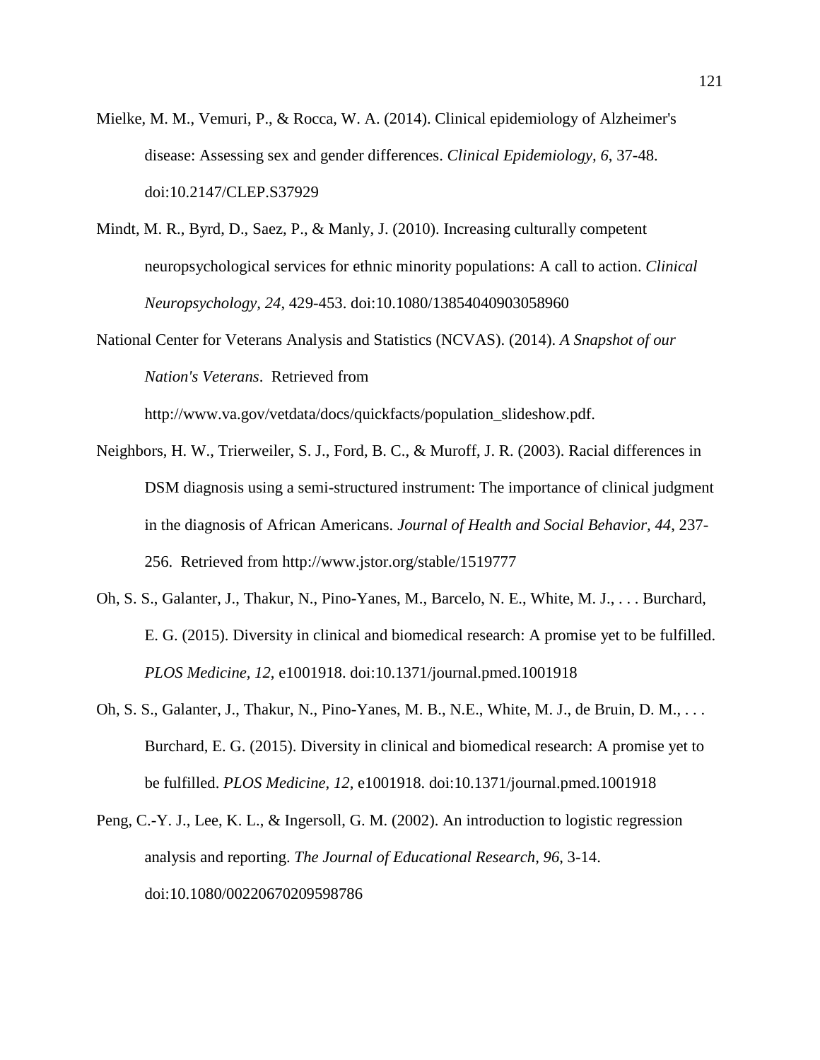Mielke, M. M., Vemuri, P., & Rocca, W. A. (2014). Clinical epidemiology of Alzheimer's disease: Assessing sex and gender differences. *Clinical Epidemiology, 6*, 37-48. doi:10.2147/CLEP.S37929

Mindt, M. R., Byrd, D., Saez, P., & Manly, J. (2010). Increasing culturally competent neuropsychological services for ethnic minority populations: A call to action. *Clinical Neuropsychology*, *24*, 429-453. doi:10.1080/13854040903058960

National Center for Veterans Analysis and Statistics (NCVAS). (2014). *A Snapshot of our Nation's Veterans*. Retrieved from http://www.va.gov/vetdata/docs/quickfacts/population_slideshow.pdf.

Neighbors, H. W., Trierweiler, S. J., Ford, B. C., & Muroff, J. R. (2003). Racial differences in DSM diagnosis using a semi-structured instrument: The importance of clinical judgment in the diagnosis of African Americans. *Journal of Health and Social Behavior, 44,* 237-256. Retrieved from http://www.jstor.org/stable/1519777

Oh, S. S., Galanter, J., Thakur, N., Pino-Yanes, M., Barcelo, N. E., White, M. J., . . . Burchard, E. G. (2015). Diversity in clinical and biomedical research: A promise yet to be fulfilled. *PLOS Medicine*, *12*, e1001918. doi:10.1371/journal.pmed.1001918

Oh, S. S., Galanter, J., Thakur, N., Pino-Yanes, M. B., N.E., White, M. J., de Bruin, D. M., . . . Burchard, E. G. (2015). Diversity in clinical and biomedical research: A promise yet to be fulfilled. *PLOS Medicine*, *12*, e1001918. doi:10.1371/journal.pmed.1001918

Peng, C.-Y. J., Lee, K. L., & Ingersoll, G. M. (2002). An introduction to logistic regression analysis and reporting. *The Journal of Educational Research, 96*, 3-14. doi:10.1080/00220670209598786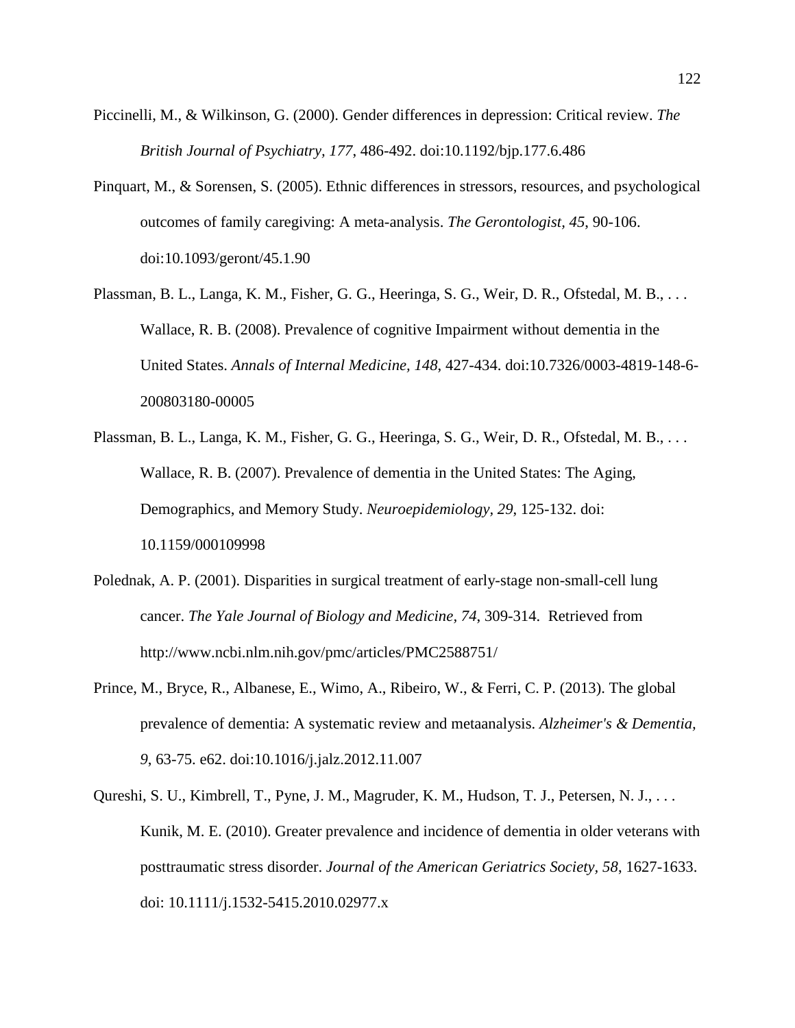Piccinelli, M., & Wilkinson, G. (2000). Gender differences in depression: Critical review. *The British Journal of Psychiatry, 177*, 486-492. doi:10.1192/bjp.177.6.486

Pinquart, M., & Sorensen, S. (2005). Ethnic differences in stressors, resources, and psychological outcomes of family caregiving: A meta-analysis. *The Gerontologist, 45*, 90-106. doi:10.1093/geront/45.1.90

Plassman, B. L., Langa, K. M., Fisher, G. G., Heeringa, S. G., Weir, D. R., Ofstedal, M. B., . . . Wallace, R. B. (2008). Prevalence of cognitive Impairment without dementia in the United States. *Annals of Internal Medicine, 148*, 427-434. doi:10.7326/0003-4819-148-6-200803180-00005

Plassman, B. L., Langa, K. M., Fisher, G. G., Heeringa, S. G., Weir, D. R., Ofstedal, M. B., . . . Wallace, R. B. (2007). Prevalence of dementia in the United States: The Aging, Demographics, and Memory Study. *Neuroepidemiology, 29*, 125-132. doi: 10.1159/000109998

Polednak, A. P. (2001). Disparities in surgical treatment of early-stage non-small-cell lung cancer. *The Yale Journal of Biology and Medicine, 74*, 309-314. Retrieved from http://www.ncbi.nlm.nih.gov/pmc/articles/PMC2588751/

Prince, M., Bryce, R., Albanese, E., Wimo, A., Ribeiro, W., & Ferri, C. P. (2013). The global prevalence of dementia: A systematic review and metaanalysis. *Alzheimer's & Dementia, 9*, 63-75. e62. doi:10.1016/j.jalz.2012.11.007

Qureshi, S. U., Kimbrell, T., Pyne, J. M., Magruder, K. M., Hudson, T. J., Petersen, N. J., . . . Kunik, M. E. (2010). Greater prevalence and incidence of dementia in older veterans with posttraumatic stress disorder. *Journal of the American Geriatrics Society, 58*, 1627-1633. doi: 10.1111/j.1532-5415.2010.02977.x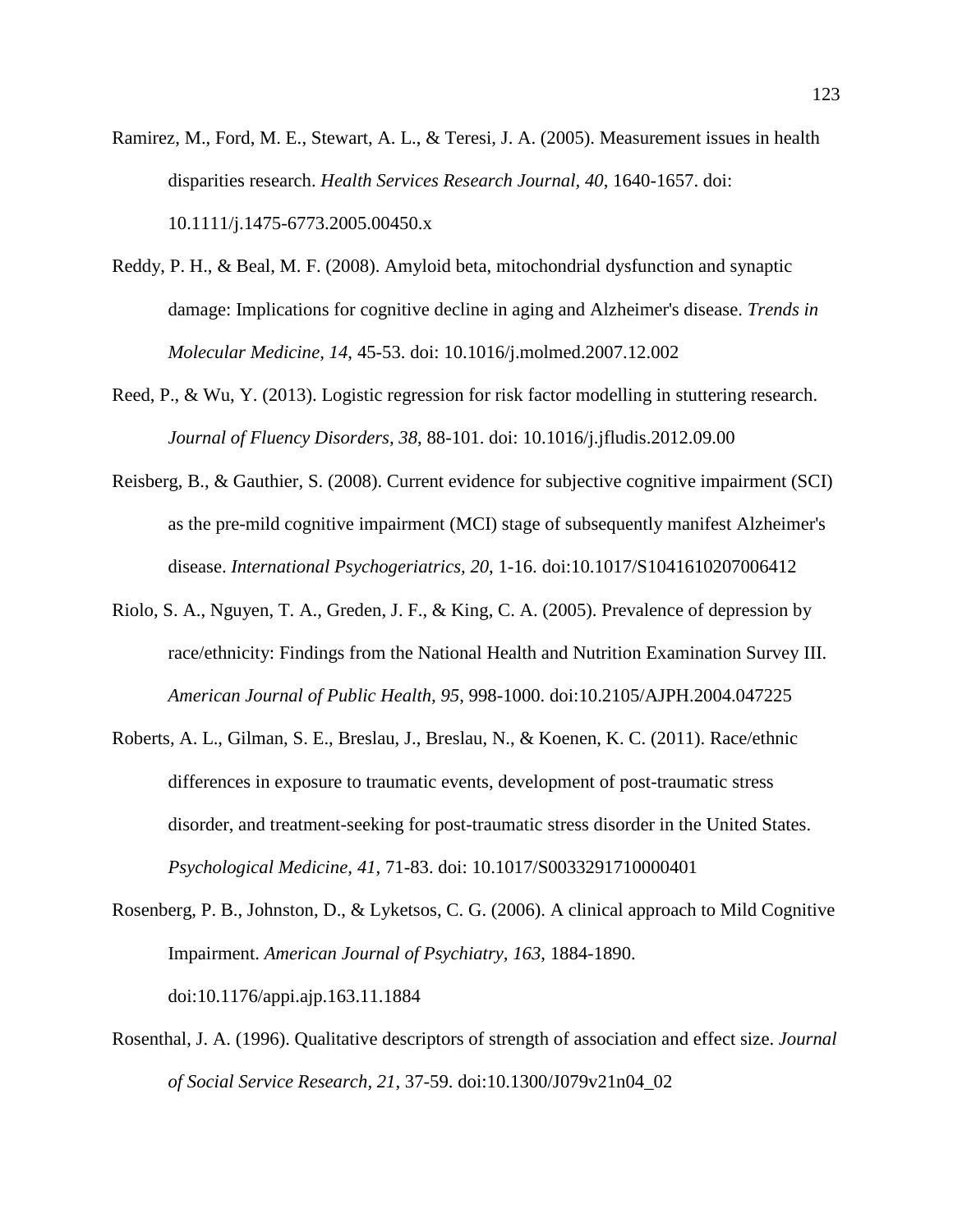Ramirez, M., Ford, M. E., Stewart, A. L., & Teresi, J. A. (2005). Measurement issues in health disparities research. *Health Services Research Journal, 40*, 1640-1657. doi: 10.1111/j.1475-6773.2005.00450.x

Reddy, P. H., & Beal, M. F. (2008). Amyloid beta, mitochondrial dysfunction and synaptic damage: Implications for cognitive decline in aging and Alzheimer's disease. *Trends in Molecular Medicine, 14*, 45-53. doi: 10.1016/j.molmed.2007.12.002

Reed, P., & Wu, Y. (2013). Logistic regression for risk factor modelling in stuttering research. *Journal of Fluency Disorders, 38*, 88-101. doi: 10.1016/j.jfludis.2012.09.00

Reisberg, B., & Gauthier, S. (2008). Current evidence for subjective cognitive impairment (SCI) as the pre-mild cognitive impairment (MCI) stage of subsequently manifest Alzheimer's disease. *International Psychogeriatrics, 20*, 1-16. doi:10.1017/S1041610207006412

Riolo, S. A., Nguyen, T. A., Greden, J. F., & King, C. A. (2005). Prevalence of depression by race/ethnicity: Findings from the National Health and Nutrition Examination Survey III. *American Journal of Public Health, 95*, 998-1000. doi:10.2105/AJPH.2004.047225

Roberts, A. L., Gilman, S. E., Breslau, J., Breslau, N., & Koenen, K. C. (2011). Race/ethnic differences in exposure to traumatic events, development of post-traumatic stress disorder, and treatment-seeking for post-traumatic stress disorder in the United States. *Psychological Medicine, 41*, 71-83. doi: 10.1017/S0033291710000401

Rosenberg, P. B., Johnston, D., & Lyketsos, C. G. (2006). A clinical approach to Mild Cognitive Impairment. *American Journal of Psychiatry, 163*, 1884-1890. doi:10.1176/appi.ajp.163.11.1884

Rosenthal, J. A. (1996). Qualitative descriptors of strength of association and effect size. *Journal of Social Service Research, 21*, 37-59. doi:10.1300/J079v21n04_02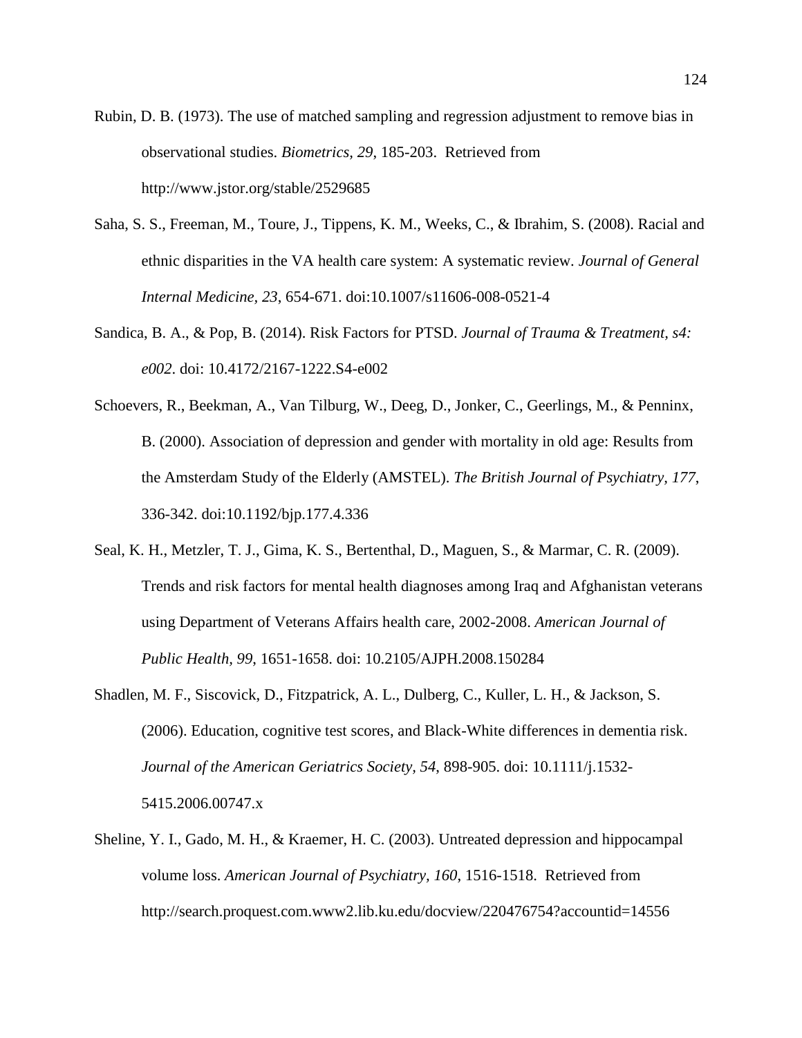Rubin, D. B. (1973). The use of matched sampling and regression adjustment to remove bias in observational studies. *Biometrics, 29*, 185-203. Retrieved from http://www.jstor.org/stable/2529685

Saha, S. S., Freeman, M., Toure, J., Tippens, K. M., Weeks, C., & Ibrahim, S. (2008). Racial and ethnic disparities in the VA health care system: A systematic review. *Journal of General Internal Medicine, 23*, 654-671. doi:10.1007/s11606-008-0521-4

Sandica, B. A., & Pop, B. (2014). Risk Factors for PTSD. *Journal of Trauma & Treatment, s4: e002*. doi: 10.4172/2167-1222.S4-e002

Schoevers, R., Beekman, A., Van Tilburg, W., Deeg, D., Jonker, C., Geerlings, M., & Penninx, B. (2000). Association of depression and gender with mortality in old age: Results from the Amsterdam Study of the Elderly (AMSTEL). *The British Journal of Psychiatry, 177*, 336-342. doi:10.1192/bjp.177.4.336

Seal, K. H., Metzler, T. J., Gima, K. S., Bertenthal, D., Maguen, S., & Marmar, C. R. (2009). Trends and risk factors for mental health diagnoses among Iraq and Afghanistan veterans using Department of Veterans Affairs health care, 2002-2008. *American Journal of Public Health, 99*, 1651-1658. doi: 10.2105/AJPH.2008.150284

Shadlen, M. F., Siscovick, D., Fitzpatrick, A. L., Dulberg, C., Kuller, L. H., & Jackson, S. (2006). Education, cognitive test scores, and Black-White differences in dementia risk. *Journal of the American Geriatrics Society, 54*, 898-905. doi: 10.1111/j.1532-5415.2006.00747.x

Sheline, Y. I., Gado, M. H., & Kraemer, H. C. (2003). Untreated depression and hippocampal volume loss. *American Journal of Psychiatry, 160*, 1516-1518. Retrieved from http://search.proquest.com.www2.lib.ku.edu/docview/220476754?accountid=14556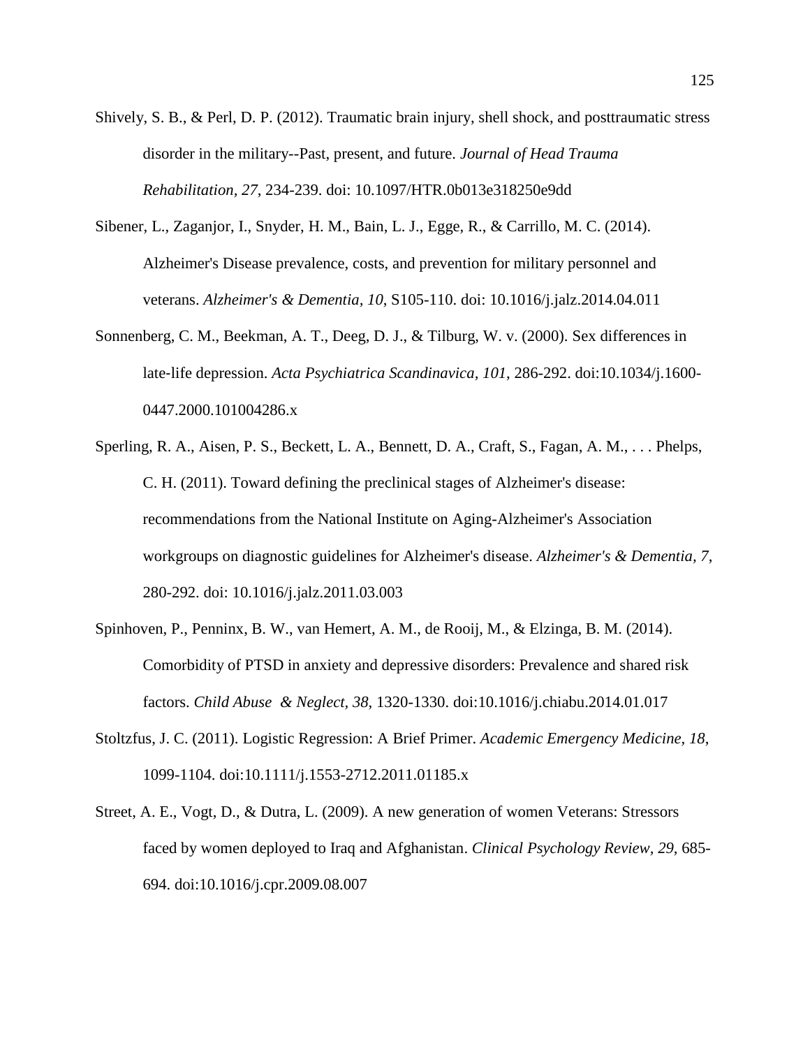Shively, S. B., & Perl, D. P. (2012). Traumatic brain injury, shell shock, and posttraumatic stress disorder in the military--Past, present, and future. *Journal of Head Trauma Rehabilitation, 27*, 234-239. doi: 10.1097/HTR.0b013e318250e9dd

Sibener, L., Zaganjor, I., Snyder, H. M., Bain, L. J., Egge, R., & Carrillo, M. C. (2014). Alzheimer's Disease prevalence, costs, and prevention for military personnel and veterans. *Alzheimer's & Dementia, 10*, S105-110. doi: 10.1016/j.jalz.2014.04.011

Sonnenberg, C. M., Beekman, A. T., Deeg, D. J., & Tilburg, W. v. (2000). Sex differences in late-life depression. *Acta Psychiatrica Scandinavica, 101*, 286-292. doi:10.1034/j.1600-0447.2000.101004286.x

Sperling, R. A., Aisen, P. S., Beckett, L. A., Bennett, D. A., Craft, S., Fagan, A. M., . . . Phelps, C. H. (2011). Toward defining the preclinical stages of Alzheimer's disease: recommendations from the National Institute on Aging-Alzheimer's Association workgroups on diagnostic guidelines for Alzheimer's disease. *Alzheimer's & Dementia, 7*, 280-292. doi: 10.1016/j.jalz.2011.03.003

Spinhoven, P., Penninx, B. W., van Hemert, A. M., de Rooij, M., & Elzinga, B. M. (2014). Comorbidity of PTSD in anxiety and depressive disorders: Prevalence and shared risk factors. *Child Abuse & Neglect, 38*, 1320-1330. doi:10.1016/j.chiabu.2014.01.017

Stoltzfus, J. C. (2011). Logistic Regression: A Brief Primer. *Academic Emergency Medicine, 18*, 1099-1104. doi:10.1111/j.1553-2712.2011.01185.x

Street, A. E., Vogt, D., & Dutra, L. (2009). A new generation of women Veterans: Stressors faced by women deployed to Iraq and Afghanistan. *Clinical Psychology Review, 29*, 685-694. doi:10.1016/j.cpr.2009.08.007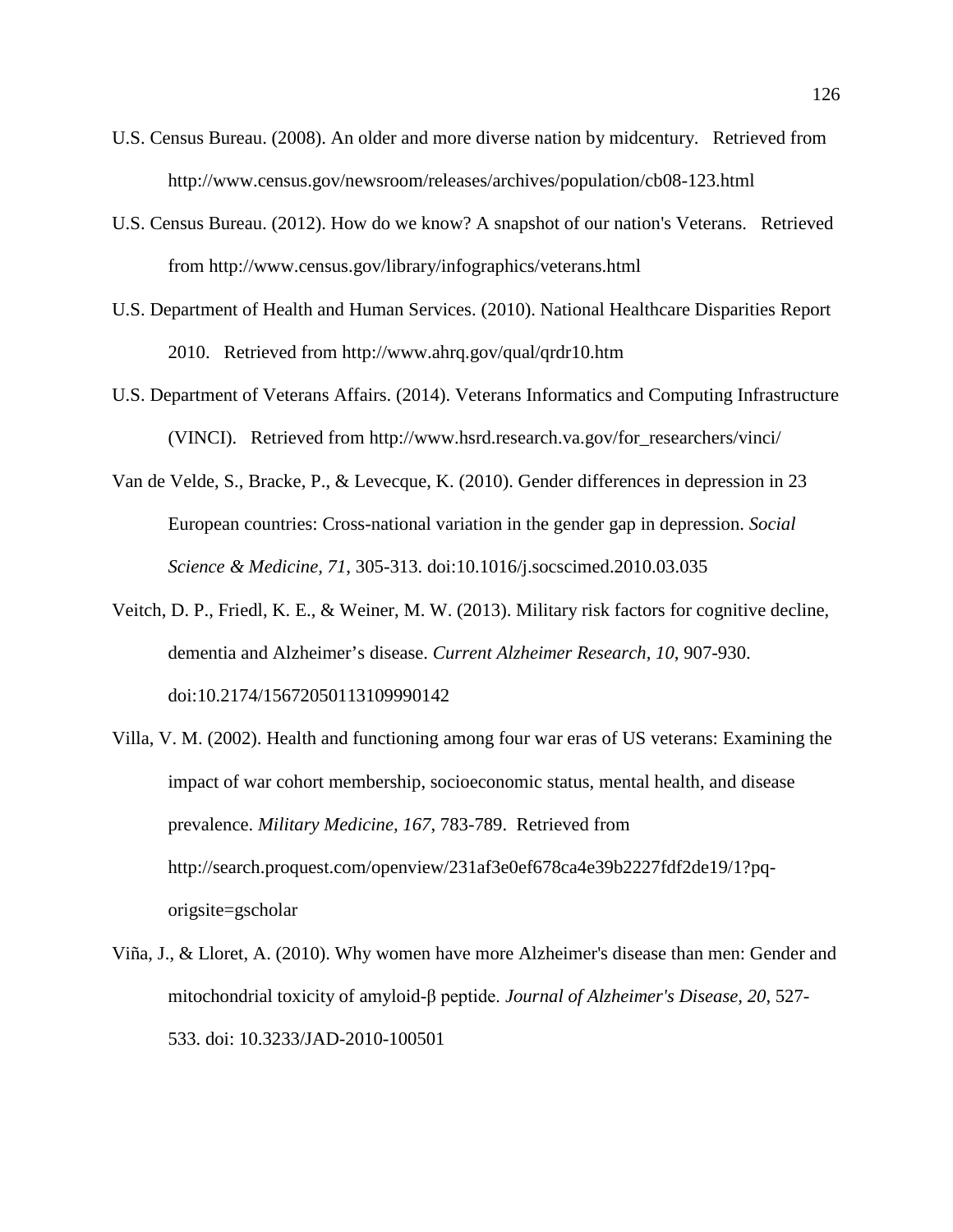U.S. Census Bureau. (2008). An older and more diverse nation by midcentury. Retrieved from http://www.census.gov/newsroom/releases/archives/population/cb08-123.html

U.S. Census Bureau. (2012). How do we know? A snapshot of our nation's Veterans. Retrieved from http://www.census.gov/library/infographics/veterans.html

U.S. Department of Health and Human Services. (2010). National Healthcare Disparities Report 2010. Retrieved from http://www.ahrq.gov/qual/qrdr10.htm

U.S. Department of Veterans Affairs. (2014). Veterans Informatics and Computing Infrastructure (VINCI). Retrieved from http://www.hsrd.research.va.gov/for_researchers/vinci/

Van de Velde, S., Bracke, P., & Levecque, K. (2010). Gender differences in depression in 23 European countries: Cross-national variation in the gender gap in depression. *Social Science & Medicine, 71*, 305-313. doi:10.1016/j.socscimed.2010.03.035

Veitch, D. P., Friedl, K. E., & Weiner, M. W. (2013). Military risk factors for cognitive decline, dementia and Alzheimer's disease. *Current Alzheimer Research, 10*, 907-930. doi:10.2174/15672050113109990142

Villa, V. M. (2002). Health and functioning among four war eras of US veterans: Examining the impact of war cohort membership, socioeconomic status, mental health, and disease prevalence. *Military Medicine, 167*, 783-789. Retrieved from http://search.proquest.com/openview/231af3e0ef678ca4e39b2227fdf2de19/1?pq-origsite=gscholar

Viña, J., & Lloret, A. (2010). Why women have more Alzheimer's disease than men: Gender and mitochondrial toxicity of amyloid-β peptide. *Journal of Alzheimer's Disease, 20*, 527-533. doi: 10.3233/JAD-2010-100501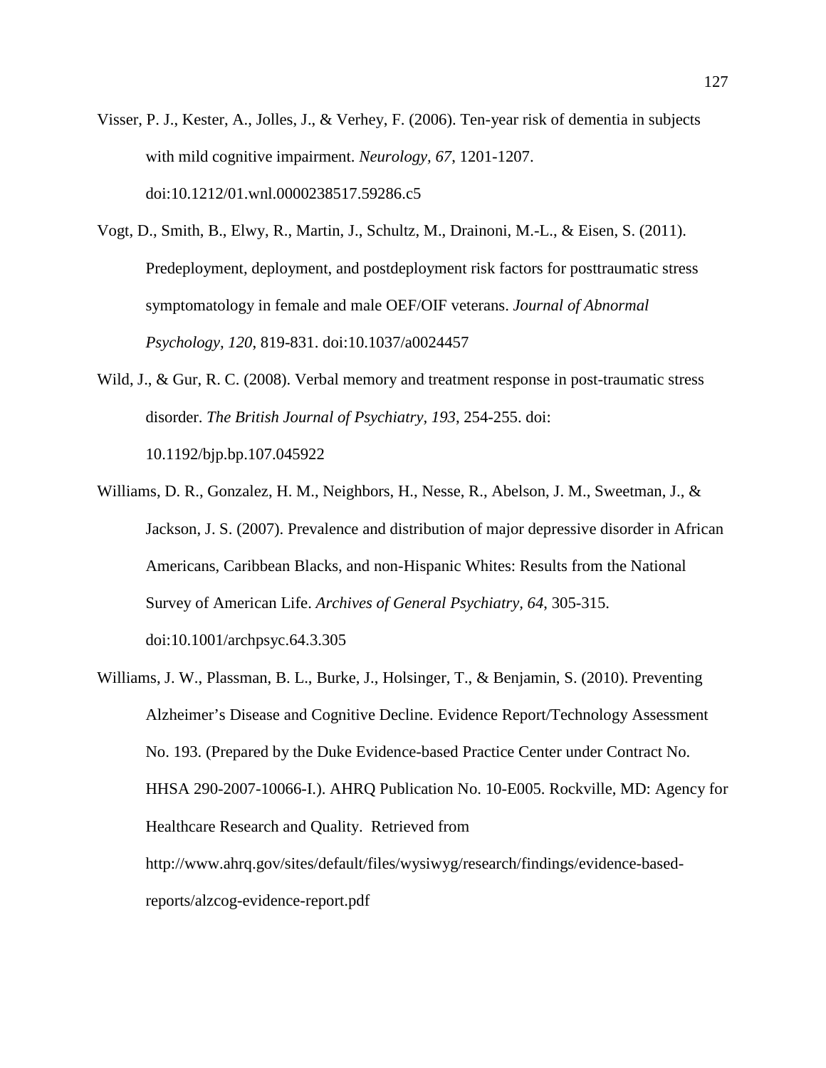Visser, P. J., Kester, A., Jolles, J., & Verhey, F. (2006). Ten-year risk of dementia in subjects with mild cognitive impairment. *Neurology, 67*, 1201-1207. doi:10.1212/01.wnl.0000238517.59286.c5

Vogt, D., Smith, B., Elwy, R., Martin, J., Schultz, M., Drainoni, M.-L., & Eisen, S. (2011). Predeployment, deployment, and postdeployment risk factors for posttraumatic stress symptomatology in female and male OEF/OIF veterans. *Journal of Abnormal Psychology, 120*, 819-831. doi:10.1037/a0024457

Wild, J., & Gur, R. C. (2008). Verbal memory and treatment response in post-traumatic stress disorder. *The British Journal of Psychiatry, 193*, 254-255. doi: 10.1192/bjp.bp.107.045922

Williams, D. R., Gonzalez, H. M., Neighbors, H., Nesse, R., Abelson, J. M., Sweetman, J., & Jackson, J. S. (2007). Prevalence and distribution of major depressive disorder in African Americans, Caribbean Blacks, and non-Hispanic Whites: Results from the National Survey of American Life. *Archives of General Psychiatry, 64,* 305-315. doi:10.1001/archpsyc.64.3.305

Williams, J. W., Plassman, B. L., Burke, J., Holsinger, T., & Benjamin, S. (2010). Preventing Alzheimer's Disease and Cognitive Decline. Evidence Report/Technology Assessment No. 193. (Prepared by the Duke Evidence-based Practice Center under Contract No. HHSA 290-2007-10066-I.). AHRQ Publication No. 10-E005. Rockville, MD: Agency for Healthcare Research and Quality. Retrieved from http://www.ahrq.gov/sites/default/files/wysiwyg/research/findings/evidence-based-reports/alzcog-evidence-report.pdf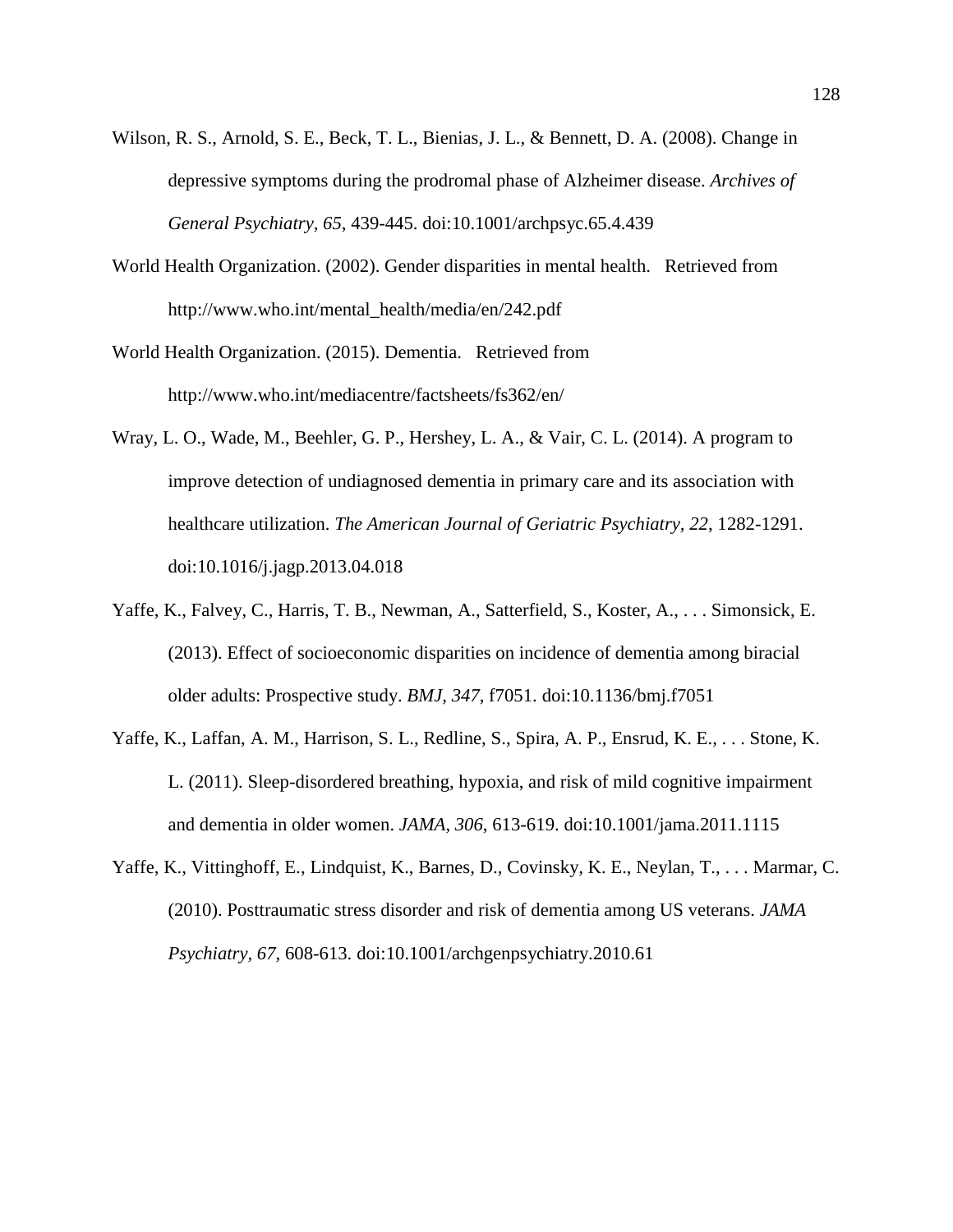Wilson, R. S., Arnold, S. E., Beck, T. L., Bienias, J. L., & Bennett, D. A. (2008). Change in depressive symptoms during the prodromal phase of Alzheimer disease. *Archives of General Psychiatry, 65*, 439-445. doi:10.1001/archpsyc.65.4.439

World Health Organization. (2002). Gender disparities in mental health. Retrieved from http://www.who.int/mental_health/media/en/242.pdf

World Health Organization. (2015). Dementia. Retrieved from http://www.who.int/mediacentre/factsheets/fs362/en/

Wray, L. O., Wade, M., Beehler, G. P., Hershey, L. A., & Vair, C. L. (2014). A program to improve detection of undiagnosed dementia in primary care and its association with healthcare utilization. *The American Journal of Geriatric Psychiatry, 22*, 1282-1291. doi:10.1016/j.jagp.2013.04.018

Yaffe, K., Falvey, C., Harris, T. B., Newman, A., Satterfield, S., Koster, A., . . . Simonsick, E. (2013). Effect of socioeconomic disparities on incidence of dementia among biracial older adults: Prospective study. *BMJ, 347*, f7051. doi:10.1136/bmj.f7051

Yaffe, K., Laffan, A. M., Harrison, S. L., Redline, S., Spira, A. P., Ensrud, K. E., . . . Stone, K. L. (2011). Sleep-disordered breathing, hypoxia, and risk of mild cognitive impairment and dementia in older women. *JAMA, 306*, 613-619. doi:10.1001/jama.2011.1115

Yaffe, K., Vittinghoff, E., Lindquist, K., Barnes, D., Covinsky, K. E., Neylan, T., . . . Marmar, C. (2010). Posttraumatic stress disorder and risk of dementia among US veterans. *JAMA Psychiatry, 67*, 608-613. doi:10.1001/archgenpsychiatry.2010.61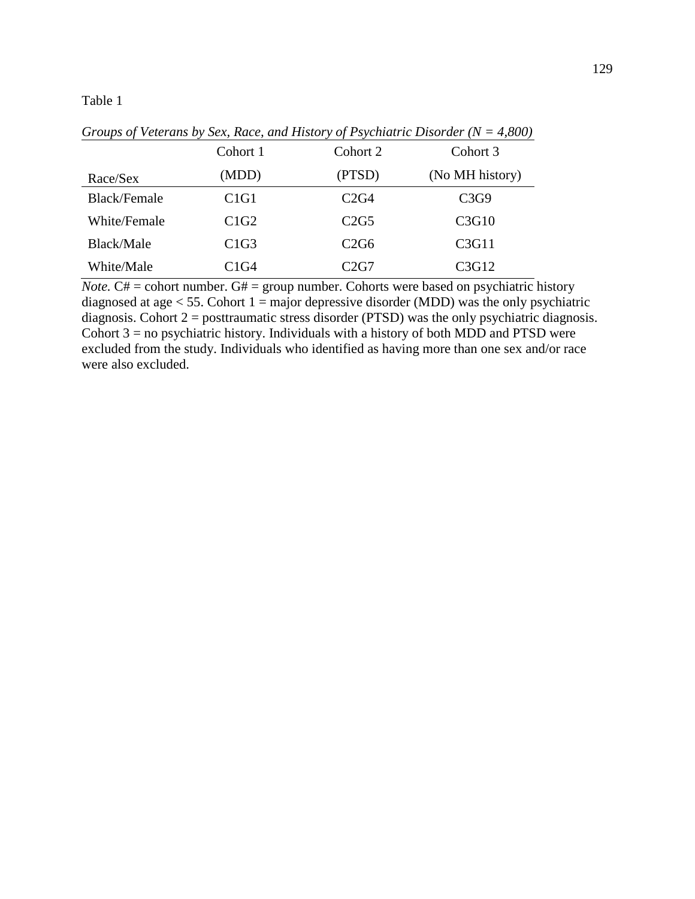Table 1

*Groups of Veterans by Sex, Race, and History of Psychiatric Disorder (N = 4,800)*

| Race/Sex | Cohort 1 (MDD) | Cohort 2 (PTSD) | Cohort 3 (No MH history) |
|---|---|---|---|
| Black/Female | C1G1 | C2G4 | C3G9 |
| White/Female | C1G2 | C2G5 | C3G10 |
| Black/Male | C1G3 | C2G6 | C3G11 |
| White/Male | C1G4 | C2G7 | C3G12 |

*Note.* C# = cohort number. G# = group number. Cohorts were based on psychiatric history diagnosed at age < 55. Cohort 1 = major depressive disorder (MDD) was the only psychiatric diagnosis. Cohort 2 = posttraumatic stress disorder (PTSD) was the only psychiatric diagnosis. Cohort 3 = no psychiatric history. Individuals with a history of both MDD and PTSD were excluded from the study. Individuals who identified as having more than one sex and/or race were also excluded.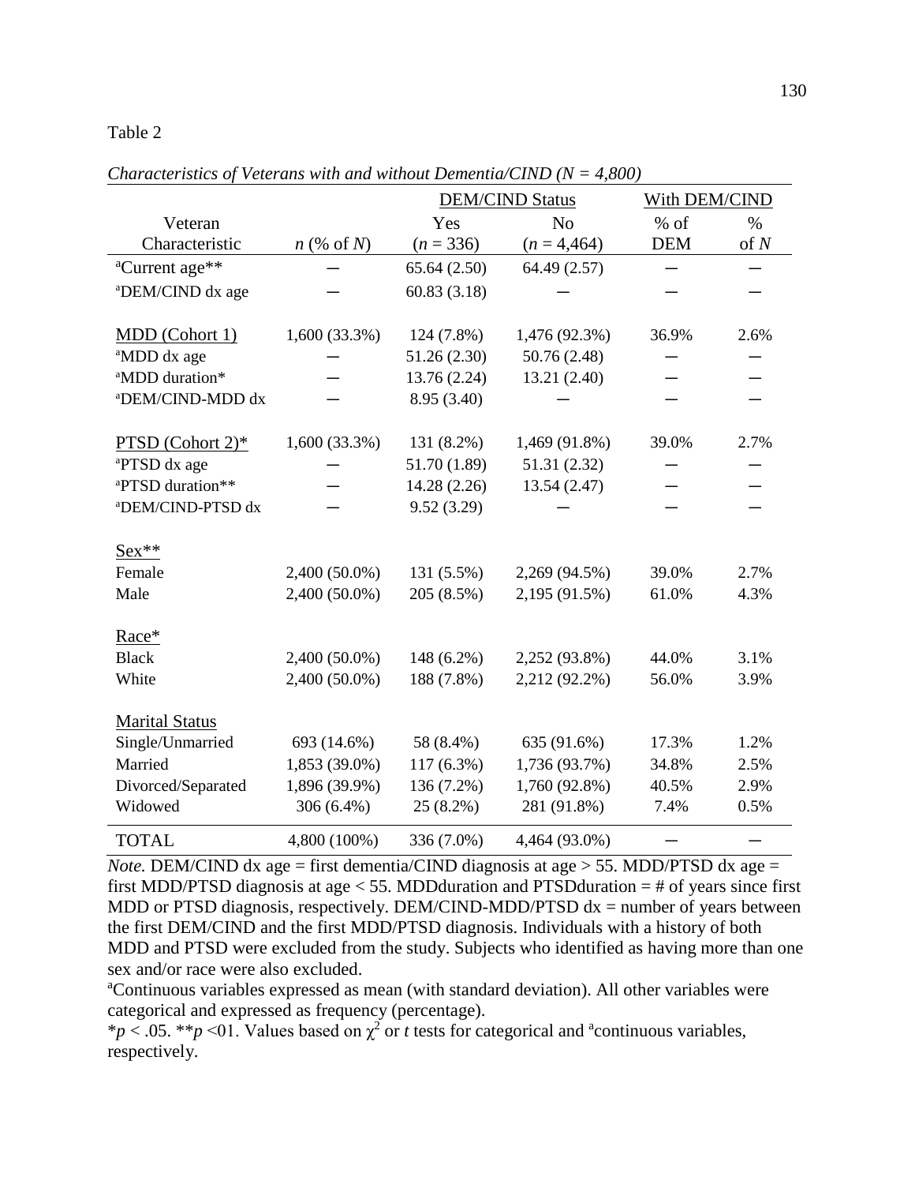Table 2

*Characteristics of Veterans with and without Dementia/CIND (N = 4,800)*

| Veteran Characteristic | *n* (% of *N*) | DEM/CIND Status: Yes (*n* = 336) | DEM/CIND Status: No (*n* = 4,464) | With DEM/CIND: % of DEM | With DEM/CIND: % of *N* |
|---|---|---|---|---|---|
| [a]Current age** | — | 65.64 (2.50) | 64.49 (2.57) | — | — |
| [a]DEM/CIND dx age | — | 60.83 (3.18) | — | — | — |
| MDD (Cohort 1) | 1,600 (33.3%) | 124 (7.8%) | 1,476 (92.3%) | 36.9% | 2.6% |
| [a]MDD dx age | — | 51.26 (2.30) | 50.76 (2.48) | — | — |
| [a]MDD duration* | — | 13.76 (2.24) | 13.21 (2.40) | — | — |
| [a]DEM/CIND-MDD dx | — | 8.95 (3.40) | — | — | — |
| PTSD (Cohort 2)* | 1,600 (33.3%) | 131 (8.2%) | 1,469 (91.8%) | 39.0% | 2.7% |
| [a]PTSD dx age | — | 51.70 (1.89) | 51.31 (2.32) | — | — |
| [a]PTSD duration** | — | 14.28 (2.26) | 13.54 (2.47) | — | — |
| [a]DEM/CIND-PTSD dx | — | 9.52 (3.29) | — | — | — |
| Sex** | | | | | |
| Female | 2,400 (50.0%) | 131 (5.5%) | 2,269 (94.5%) | 39.0% | 2.7% |
| Male | 2,400 (50.0%) | 205 (8.5%) | 2,195 (91.5%) | 61.0% | 4.3% |
| Race* | | | | | |
| Black | 2,400 (50.0%) | 148 (6.2%) | 2,252 (93.8%) | 44.0% | 3.1% |
| White | 2,400 (50.0%) | 188 (7.8%) | 2,212 (92.2%) | 56.0% | 3.9% |
| Marital Status | | | | | |
| Single/Unmarried | 693 (14.6%) | 58 (8.4%) | 635 (91.6%) | 17.3% | 1.2% |
| Married | 1,853 (39.0%) | 117 (6.3%) | 1,736 (93.7%) | 34.8% | 2.5% |
| Divorced/Separated | 1,896 (39.9%) | 136 (7.2%) | 1,760 (92.8%) | 40.5% | 2.9% |
| Widowed | 306 (6.4%) | 25 (8.2%) | 281 (91.8%) | 7.4% | 0.5% |
| TOTAL | 4,800 (100%) | 336 (7.0%) | 4,464 (93.0%) | — | — |

*Note.* DEM/CIND dx age = first dementia/CIND diagnosis at age > 55. MDD/PTSD dx age = first MDD/PTSD diagnosis at age < 55. MDDduration and PTSDduration = # of years since first MDD or PTSD diagnosis, respectively. DEM/CIND-MDD/PTSD dx = number of years between the first DEM/CIND and the first MDD/PTSD diagnosis. Individuals with a history of both MDD and PTSD were excluded from the study. Subjects who identified as having more than one sex and/or race were also excluded.

[a]Continuous variables expressed as mean (with standard deviation). All other variables were categorical and expressed as frequency (percentage).

\**p* < .05. \*\**p* <01. Values based on $\chi^2$ or *t* tests for categorical and [a]continuous variables, respectively.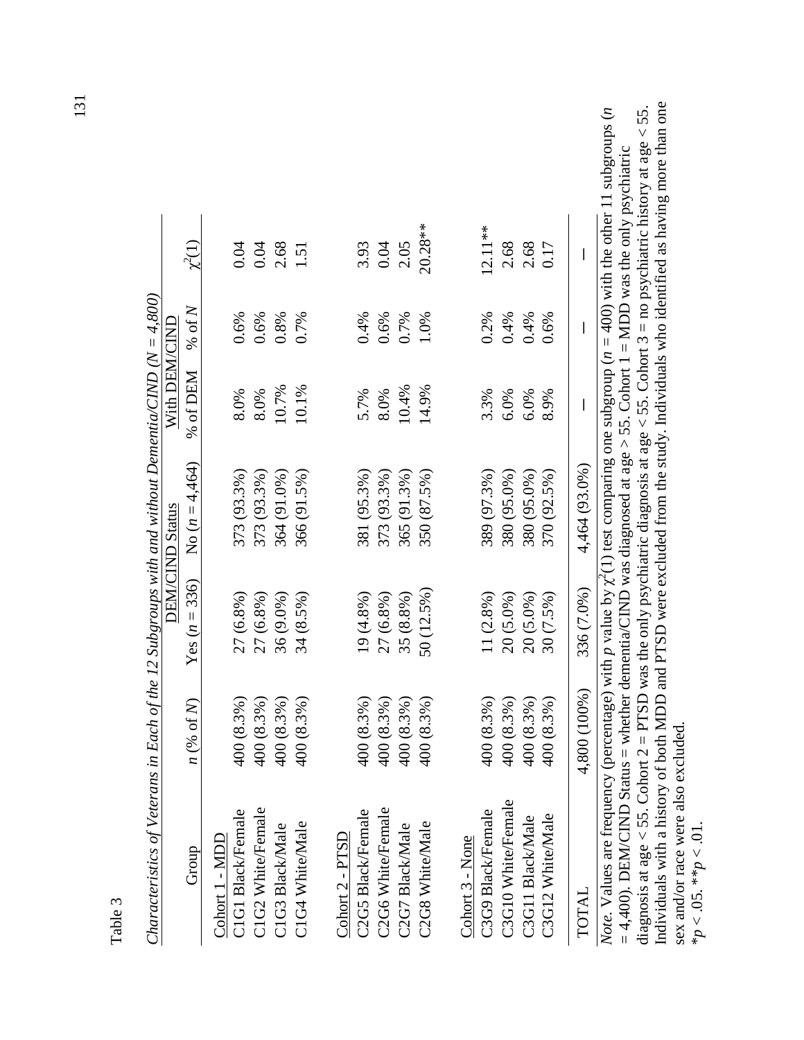Table 3

*Characteristics of Veterans in Each of the 12 Subgroups with and without Dementia/CIND (N = 4,800)*

| Group | $n$ (% of $N$) | DEM/CIND Status | | With DEM/CIND | | $\chi^2(1)$ |
|---|---|---|---|---|---|---|
| | | Yes ($n$ = 336) | No ($n$ = 4,464) | % of DEM | % of $N$ | |
| Cohort 1 - MDD | | | | | | |
| C1G1 Black/Female | 400 (8.3%) | 27 (6.8%) | 373 (93.3%) | 8.0% | 0.6% | 0.04 |
| C1G2 White/Female | 400 (8.3%) | 27 (6.8%) | 373 (93.3%) | 8.0% | 0.6% | 0.04 |
| C1G3 Black/Male | 400 (8.3%) | 36 (9.0%) | 364 (91.0%) | 10.7% | 0.8% | 2.68 |
| C1G4 White/Male | 400 (8.3%) | 34 (8.5%) | 366 (91.5%) | 10.1% | 0.7% | 1.51 |
| Cohort 2 - PTSD | | | | | | |
| C2G5 Black/Female | 400 (8.3%) | 19 (4.8%) | 381 (95.3%) | 5.7% | 0.4% | 3.93 |
| C2G6 White/Female | 400 (8.3%) | 27 (6.8%) | 373 (93.3%) | 8.0% | 0.6% | 0.04 |
| C2G7 Black/Male | 400 (8.3%) | 35 (8.8%) | 365 (91.3%) | 10.4% | 0.7% | 2.05 |
| C2G8 White/Male | 400 (8.3%) | 50 (12.5%) | 350 (87.5%) | 14.9% | 1.0% | 20.28** |
| Cohort 3 - None | | | | | | |
| C3G9 Black/Female | 400 (8.3%) | 11 (2.8%) | 389 (97.3%) | 3.3% | 0.2% | 12.11** |
| C3G10 White/Female | 400 (8.3%) | 20 (5.0%) | 380 (95.0%) | 6.0% | 0.4% | 2.68 |
| C3G11 Black/Male | 400 (8.3%) | 20 (5.0%) | 380 (95.0%) | 6.0% | 0.4% | 2.68 |
| C3G12 White/Male | 400 (8.3%) | 30 (7.5%) | 370 (92.5%) | 8.9% | 0.6% | 0.17 |
| TOTAL | 4,800 (100%) | 336 (7.0%) | 4,464 (93.0%) | — | — | — |

*Note.* Values are frequency (percentage) with $p$ value by $\chi^2(1)$ test comparing one subgroup ($n$ = 400) with the other 11 subgroups ($n$ = 4,400). DEM/CIND Status = whether dementia/CIND was diagnosed at age > 55. Cohort 1 = MDD was the only psychiatric diagnosis at age < 55. Cohort 2 = PTSD was the only psychiatric diagnosis at age < 55. Cohort 3 = no psychiatric history at age < 55. Individuals with a history of both MDD and PTSD were excluded from the study. Individuals who identified as having more than one sex and/or race were also excluded.

*$p < .05$. **$p < .01$.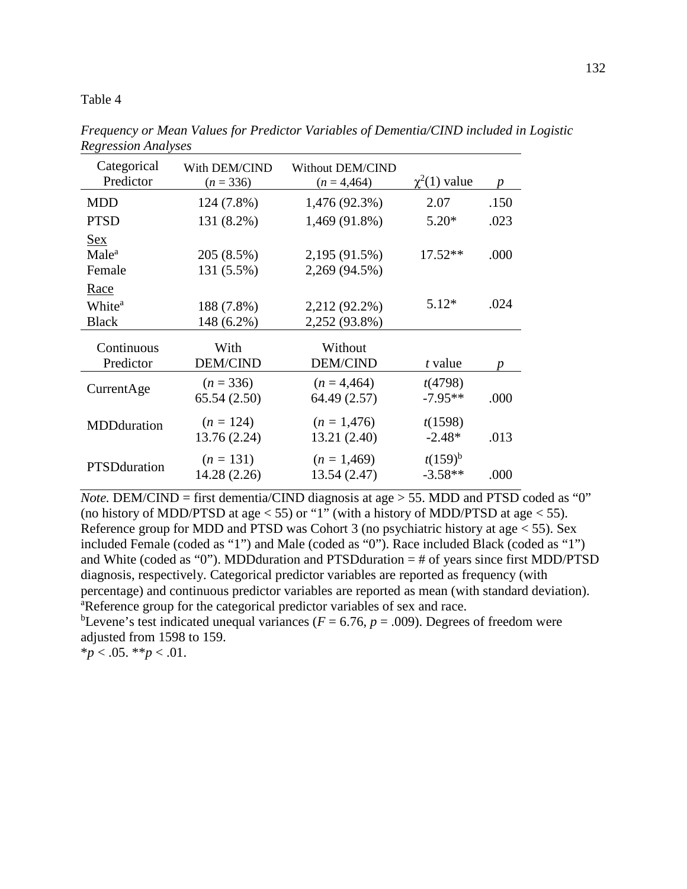Table 4

*Frequency or Mean Values for Predictor Variables of Dementia/CIND included in Logistic Regression Analyses*

| Categorical Predictor | With DEM/CIND ($n$ = 336) | Without DEM/CIND ($n$ = 4,464) | $\chi^2(1)$ value | $p$ |
|---|---|---|---|---|
| MDD | 124 (7.8%) | 1,476 (92.3%) | 2.07 | .150 |
| PTSD | 131 (8.2%) | 1,469 (91.8%) | 5.20* | .023 |
| Sex | | | | |
| Male[a] | 205 (8.5%) | 2,195 (91.5%) | 17.52** | .000 |
| Female | 131 (5.5%) | 2,269 (94.5%) | | |
| Race | | | | |
| White[a] | 188 (7.8%) | 2,212 (92.2%) | 5.12* | .024 |
| Black | 148 (6.2%) | 2,252 (93.8%) | | |
| **Continuous Predictor** | **With DEM/CIND** | **Without DEM/CIND** | ***t* value** | ***p*** |
| CurrentAge | ($n$ = 336) 65.54 (2.50) | ($n$ = 4,464) 64.49 (2.57) | $t(4798)$ -7.95** | .000 |
| MDDduration | ($n$ = 124) 13.76 (2.24) | ($n$ = 1,476) 13.21 (2.40) | $t(1598)$ -2.48* | .013 |
| PTSDduration | ($n$ = 131) 14.28 (2.26) | ($n$ = 1,469) 13.54 (2.47) | $t(159)$[b] -3.58** | .000 |

*Note.* DEM/CIND = first dementia/CIND diagnosis at age > 55. MDD and PTSD coded as "0" (no history of MDD/PTSD at age < 55) or "1" (with a history of MDD/PTSD at age < 55). Reference group for MDD and PTSD was Cohort 3 (no psychiatric history at age < 55). Sex included Female (coded as "1") and Male (coded as "0"). Race included Black (coded as "1") and White (coded as "0"). MDDduration and PTSDduration = # of years since first MDD/PTSD diagnosis, respectively. Categorical predictor variables are reported as frequency (with percentage) and continuous predictor variables are reported as mean (with standard deviation).
[a]Reference group for the categorical predictor variables of sex and race.
[b]Levene's test indicated unequal variances ($F$ = 6.76, $p$ = .009). Degrees of freedom were adjusted from 1598 to 159.
*$p$ < .05. **$p$ < .01.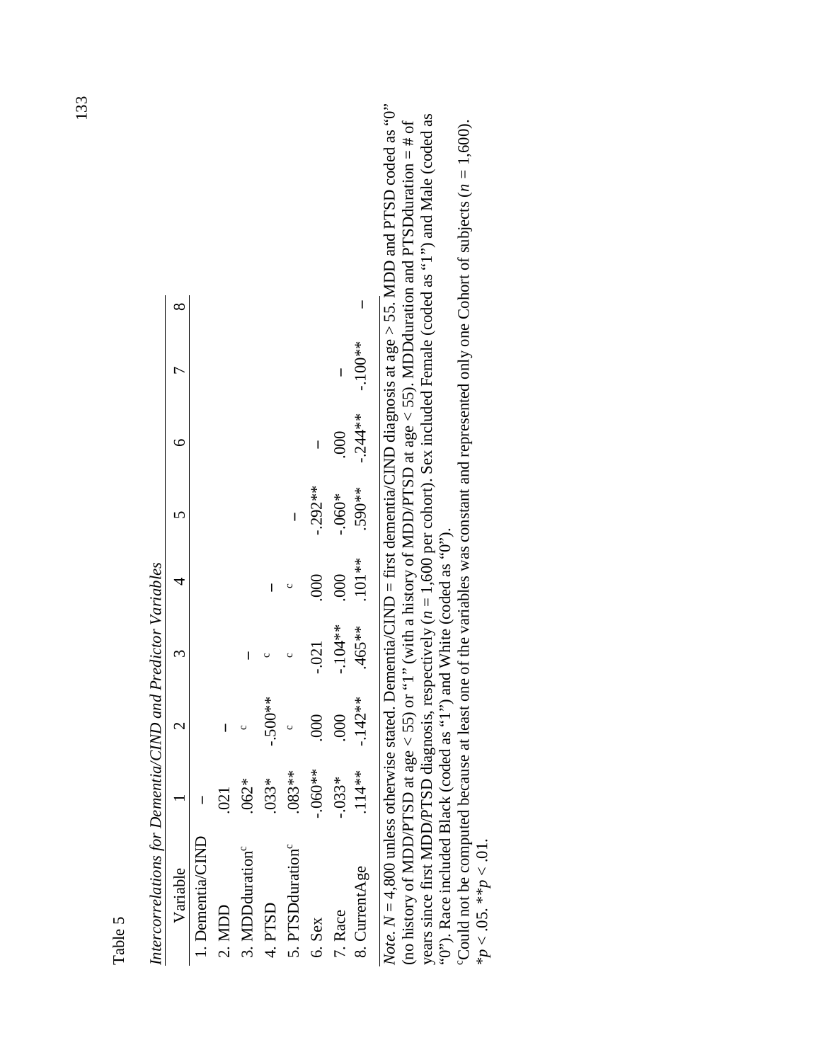Table 5

*Intercorrelations for Dementia/CIND and Predictor Variables*

| Variable | 1 | 2 | 3 | 4 | 5 | 6 | 7 | 8 |
|---|---|---|---|---|---|---|---|---|
| 1. Dementia/CIND | – | | | | | | | |
| 2. MDD | .021 | – | | | | | | |
| 3. MDDduration[c] | .062* | [c] | – | | | | | |
| 4. PTSD | .033* | -.500** | [c] | – | | | | |
| 5. PTSDduration[c] | .083** | [c] | [c] | [c] | – | | | |
| 6. Sex | -.060** | .000 | -.021 | .000 | -.292** | – | | |
| 7. Race | -.033* | .000 | -.104** | .000 | -.060* | .000 | – | |
| 8. CurrentAge | .114** | -.142** | .465** | .101** | .590** | -.244** | -.100** | – |

*Note.* $N$ = 4,800 unless otherwise stated. Dementia/CIND = first dementia/CIND diagnosis at age > 55. MDD and PTSD coded as "0" (no history of MDD/PTSD at age < 55) or "1" (with a history of MDD/PTSD at age < 55). MDDduration and PTSDduration = # of years since first MDD/PTSD diagnosis, respectively ($n$ = 1,600 per cohort). Sex included Female (coded as "1") and Male (coded as "0"). Race included Black (coded as "1") and White (coded as "0").

[c]Could not be computed because at least one of the variables was constant and represented only one Cohort of subjects ($n$ = 1,600).

*$p < .05$. **$p < .01$.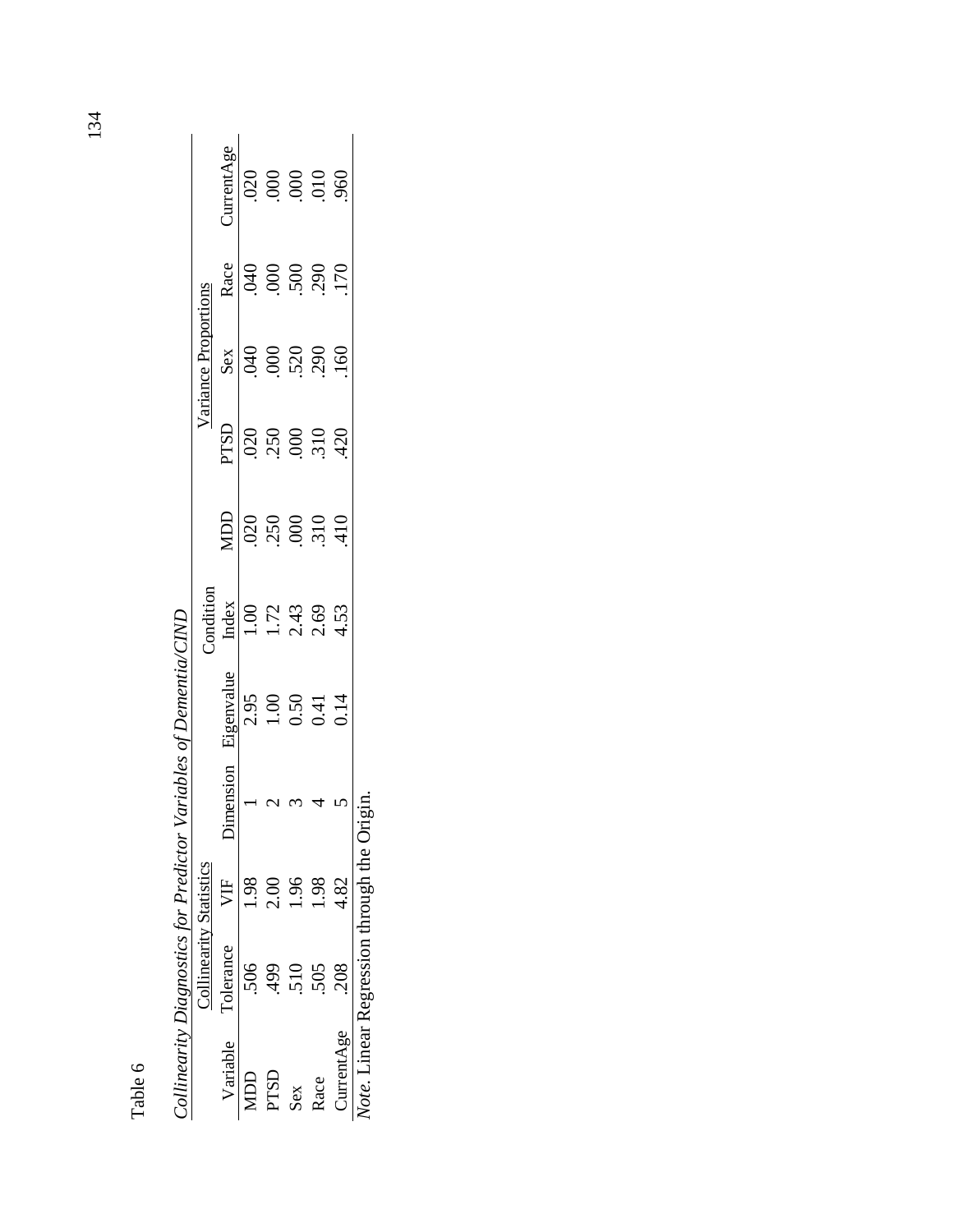Table 6

*Collinearity Diagnostics for Predictor Variables of Dementia/CIND*

| Variable | Collinearity Statistics | | Dimension | Eigenvalue | Condition Index | Variance Proportions | | | | |
|---|---|---|---|---|---|---|---|---|---|---|
| | Tolerance | VIF | | | | MDD | PTSD | Sex | Race | CurrentAge |
| MDD | .506 | 1.98 | 1 | 2.95 | 1.00 | .020 | .020 | .040 | .040 | .020 |
| PTSD | .499 | 2.00 | 2 | 1.00 | 1.72 | .250 | .250 | .000 | .000 | .000 |
| Sex | .510 | 1.96 | 3 | 0.50 | 2.43 | .000 | .000 | .520 | .500 | .000 |
| Race | .505 | 1.98 | 4 | 0.41 | 2.69 | .310 | .310 | .290 | .290 | .010 |
| CurrentAge | .208 | 4.82 | 5 | 0.14 | 4.53 | .410 | .420 | .160 | .170 | .960 |

*Note*. Linear Regression through the Origin.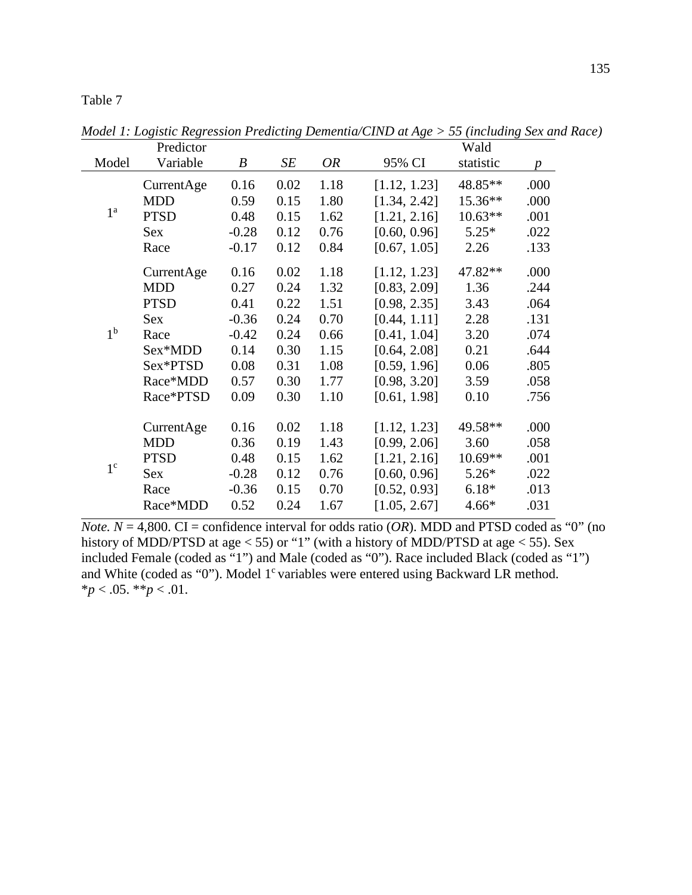Table 7

*Model 1: Logistic Regression Predicting Dementia/CIND at Age > 55 (including Sex and Race)*

| Model | Predictor Variable | *B* | *SE* | *OR* | 95% CI | Wald statistic | *p* |
|---|---|---|---|---|---|---|---|
| 1[a] | CurrentAge | 0.16 | 0.02 | 1.18 | [1.12, 1.23] | 48.85** | .000 |
| | MDD | 0.59 | 0.15 | 1.80 | [1.34, 2.42] | 15.36** | .000 |
| | PTSD | 0.48 | 0.15 | 1.62 | [1.21, 2.16] | 10.63** | .001 |
| | Sex | -0.28 | 0.12 | 0.76 | [0.60, 0.96] | 5.25* | .022 |
| | Race | -0.17 | 0.12 | 0.84 | [0.67, 1.05] | 2.26 | .133 |
| 1[b] | CurrentAge | 0.16 | 0.02 | 1.18 | [1.12, 1.23] | 47.82** | .000 |
| | MDD | 0.27 | 0.24 | 1.32 | [0.83, 2.09] | 1.36 | .244 |
| | PTSD | 0.41 | 0.22 | 1.51 | [0.98, 2.35] | 3.43 | .064 |
| | Sex | -0.36 | 0.24 | 0.70 | [0.44, 1.11] | 2.28 | .131 |
| | Race | -0.42 | 0.24 | 0.66 | [0.41, 1.04] | 3.20 | .074 |
| | Sex*MDD | 0.14 | 0.30 | 1.15 | [0.64, 2.08] | 0.21 | .644 |
| | Sex*PTSD | 0.08 | 0.31 | 1.08 | [0.59, 1.96] | 0.06 | .805 |
| | Race*MDD | 0.57 | 0.30 | 1.77 | [0.98, 3.20] | 3.59 | .058 |
| | Race*PTSD | 0.09 | 0.30 | 1.10 | [0.61, 1.98] | 0.10 | .756 |
| 1[c] | CurrentAge | 0.16 | 0.02 | 1.18 | [1.12, 1.23] | 49.58** | .000 |
| | MDD | 0.36 | 0.19 | 1.43 | [0.99, 2.06] | 3.60 | .058 |
| | PTSD | 0.48 | 0.15 | 1.62 | [1.21, 2.16] | 10.69** | .001 |
| | Sex | -0.28 | 0.12 | 0.76 | [0.60, 0.96] | 5.26* | .022 |
| | Race | -0.36 | 0.15 | 0.70 | [0.52, 0.93] | 6.18* | .013 |
| | Race*MDD | 0.52 | 0.24 | 1.67 | [1.05, 2.67] | 4.66* | .031 |

*Note.* $N$ = 4,800. CI = confidence interval for odds ratio (*OR*). MDD and PTSD coded as "0" (no history of MDD/PTSD at age < 55) or "1" (with a history of MDD/PTSD at age < 55). Sex included Female (coded as "1") and Male (coded as "0"). Race included Black (coded as "1") and White (coded as "0"). Model 1[c] variables were entered using Backward LR method.
\*$p < .05$. \*\*$p < .01$.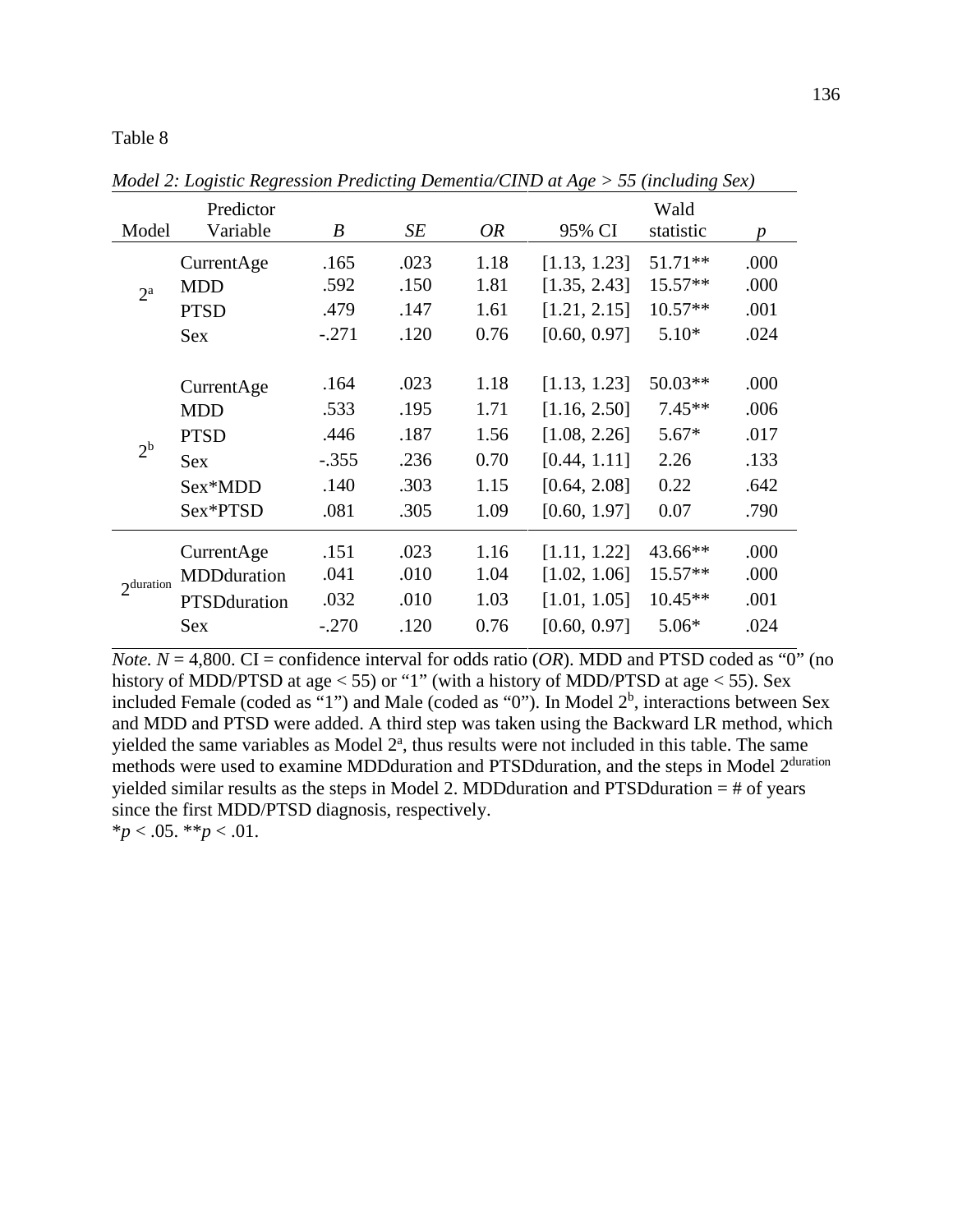Table 8

*Model 2: Logistic Regression Predicting Dementia/CIND at Age > 55 (including Sex)*

| Model | Predictor Variable | *B* | *SE* | *OR* | 95% CI | Wald statistic | *p* |
|---|---|---|---|---|---|---|---|
| 2[a] | CurrentAge | .165 | .023 | 1.18 | [1.13, 1.23] | 51.71** | .000 |
| | MDD | .592 | .150 | 1.81 | [1.35, 2.43] | 15.57** | .000 |
| | PTSD | .479 | .147 | 1.61 | [1.21, 2.15] | 10.57** | .001 |
| | Sex | -.271 | .120 | 0.76 | [0.60, 0.97] | 5.10* | .024 |
| 2[b] | CurrentAge | .164 | .023 | 1.18 | [1.13, 1.23] | 50.03** | .000 |
| | MDD | .533 | .195 | 1.71 | [1.16, 2.50] | 7.45** | .006 |
| | PTSD | .446 | .187 | 1.56 | [1.08, 2.26] | 5.67* | .017 |
| | Sex | -.355 | .236 | 0.70 | [0.44, 1.11] | 2.26 | .133 |
| | Sex*MDD | .140 | .303 | 1.15 | [0.64, 2.08] | 0.22 | .642 |
| | Sex*PTSD | .081 | .305 | 1.09 | [0.60, 1.97] | 0.07 | .790 |
| 2[duration] | CurrentAge | .151 | .023 | 1.16 | [1.11, 1.22] | 43.66** | .000 |
| | MDDduration | .041 | .010 | 1.04 | [1.02, 1.06] | 15.57** | .000 |
| | PTSDduration | .032 | .010 | 1.03 | [1.01, 1.05] | 10.45** | .001 |
| | Sex | -.270 | .120 | 0.76 | [0.60, 0.97] | 5.06* | .024 |

*Note. N* = 4,800. CI = confidence interval for odds ratio (*OR*). MDD and PTSD coded as "0" (no history of MDD/PTSD at age < 55) or "1" (with a history of MDD/PTSD at age < 55). Sex included Female (coded as "1") and Male (coded as "0"). In Model 2[b], interactions between Sex and MDD and PTSD were added. A third step was taken using the Backward LR method, which yielded the same variables as Model 2[a], thus results were not included in this table. The same methods were used to examine MDDduration and PTSDduration, and the steps in Model 2[duration] yielded similar results as the steps in Model 2. MDDduration and PTSDduration = # of years since the first MDD/PTSD diagnosis, respectively.
\**p* < .05. \*\**p* < .01.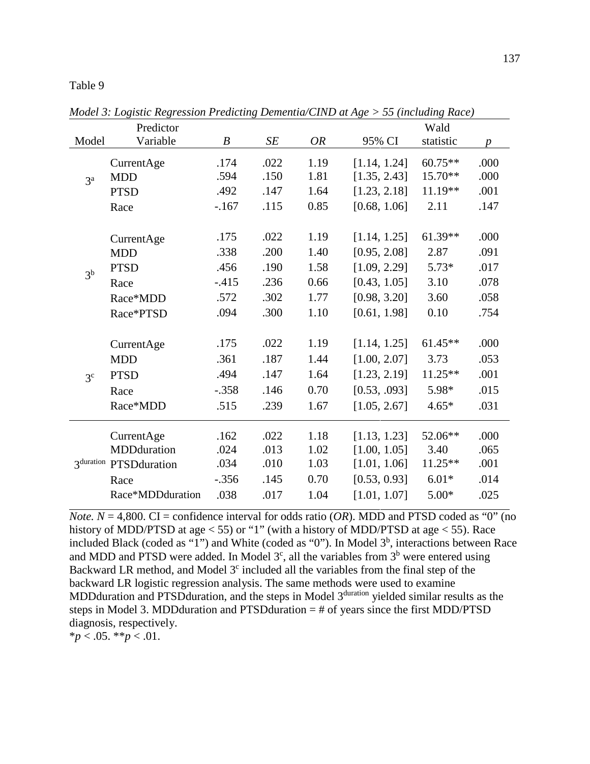Table 9

*Model 3: Logistic Regression Predicting Dementia/CIND at Age > 55 (including Race)*

| Model | Predictor Variable | *B* | *SE* | *OR* | 95% CI | Wald statistic | *p* |
|---|---|---|---|---|---|---|---|
| $3^a$ | CurrentAge | .174 | .022 | 1.19 | [1.14, 1.24] | 60.75** | .000 |
| | MDD | .594 | .150 | 1.81 | [1.35, 2.43] | 15.70** | .000 |
| | PTSD | .492 | .147 | 1.64 | [1.23, 2.18] | 11.19** | .001 |
| | Race | -.167 | .115 | 0.85 | [0.68, 1.06] | 2.11 | .147 |
| $3^b$ | CurrentAge | .175 | .022 | 1.19 | [1.14, 1.25] | 61.39** | .000 |
| | MDD | .338 | .200 | 1.40 | [0.95, 2.08] | 2.87 | .091 |
| | PTSD | .456 | .190 | 1.58 | [1.09, 2.29] | 5.73* | .017 |
| | Race | -.415 | .236 | 0.66 | [0.43, 1.05] | 3.10 | .078 |
| | Race*MDD | .572 | .302 | 1.77 | [0.98, 3.20] | 3.60 | .058 |
| | Race*PTSD | .094 | .300 | 1.10 | [0.61, 1.98] | 0.10 | .754 |
| $3^c$ | CurrentAge | .175 | .022 | 1.19 | [1.14, 1.25] | 61.45** | .000 |
| | MDD | .361 | .187 | 1.44 | [1.00, 2.07] | 3.73 | .053 |
| | PTSD | .494 | .147 | 1.64 | [1.23, 2.19] | 11.25** | .001 |
| | Race | -.358 | .146 | 0.70 | [0.53, .093] | 5.98* | .015 |
| | Race*MDD | .515 | .239 | 1.67 | [1.05, 2.67] | 4.65* | .031 |
| $3^{duration}$ | CurrentAge | .162 | .022 | 1.18 | [1.13, 1.23] | 52.06** | .000 |
| | MDDduration | .024 | .013 | 1.02 | [1.00, 1.05] | 3.40 | .065 |
| | PTSDduration | .034 | .010 | 1.03 | [1.01, 1.06] | 11.25** | .001 |
| | Race | -.356 | .145 | 0.70 | [0.53, 0.93] | 6.01* | .014 |
| | Race*MDDduration | .038 | .017 | 1.04 | [1.01, 1.07] | 5.00* | .025 |

*Note.* $N$ = 4,800. CI = confidence interval for odds ratio (*OR*). MDD and PTSD coded as "0" (no history of MDD/PTSD at age < 55) or "1" (with a history of MDD/PTSD at age < 55). Race included Black (coded as "1") and White (coded as "0"). In Model $3^b$, interactions between Race and MDD and PTSD were added. In Model $3^c$, all the variables from $3^b$ were entered using Backward LR method, and Model $3^c$ included all the variables from the final step of the backward LR logistic regression analysis. The same methods were used to examine MDDduration and PTSDduration, and the steps in Model $3^{duration}$ yielded similar results as the steps in Model 3. MDDduration and PTSDduration = # of years since the first MDD/PTSD diagnosis, respectively.

\*$p < .05$. \*\*$p < .01$.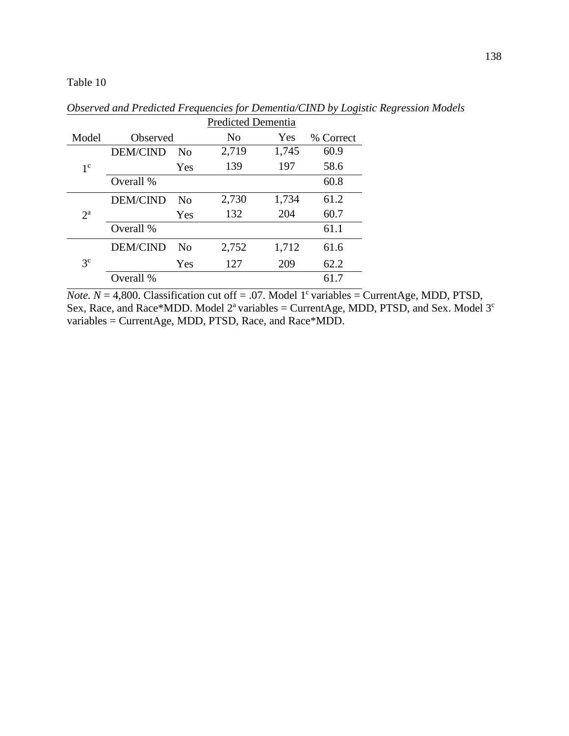Table 10

*Observed and Predicted Frequencies for Dementia/CIND by Logistic Regression Models*

| Model | Observed | | Predicted Dementia | | |
|---|---|---|---|---|---|
| | | | No | Yes | % Correct |
| 1[c] | DEM/CIND | No | 2,719 | 1,745 | 60.9 |
| | | Yes | 139 | 197 | 58.6 |
| | Overall % | | | | 60.8 |
| 2[a] | DEM/CIND | No | 2,730 | 1,734 | 61.2 |
| | | Yes | 132 | 204 | 60.7 |
| | Overall % | | | | 61.1 |
| 3[c] | DEM/CIND | No | 2,752 | 1,712 | 61.6 |
| | | Yes | 127 | 209 | 62.2 |
| | Overall % | | | | 61.7 |

*Note.* $N$ = 4,800. Classification cut off = .07. Model 1[c] variables = CurrentAge, MDD, PTSD, Sex, Race, and Race*MDD. Model 2[a] variables = CurrentAge, MDD, PTSD, and Sex. Model 3[c] variables = CurrentAge, MDD, PTSD, Race, and Race*MDD.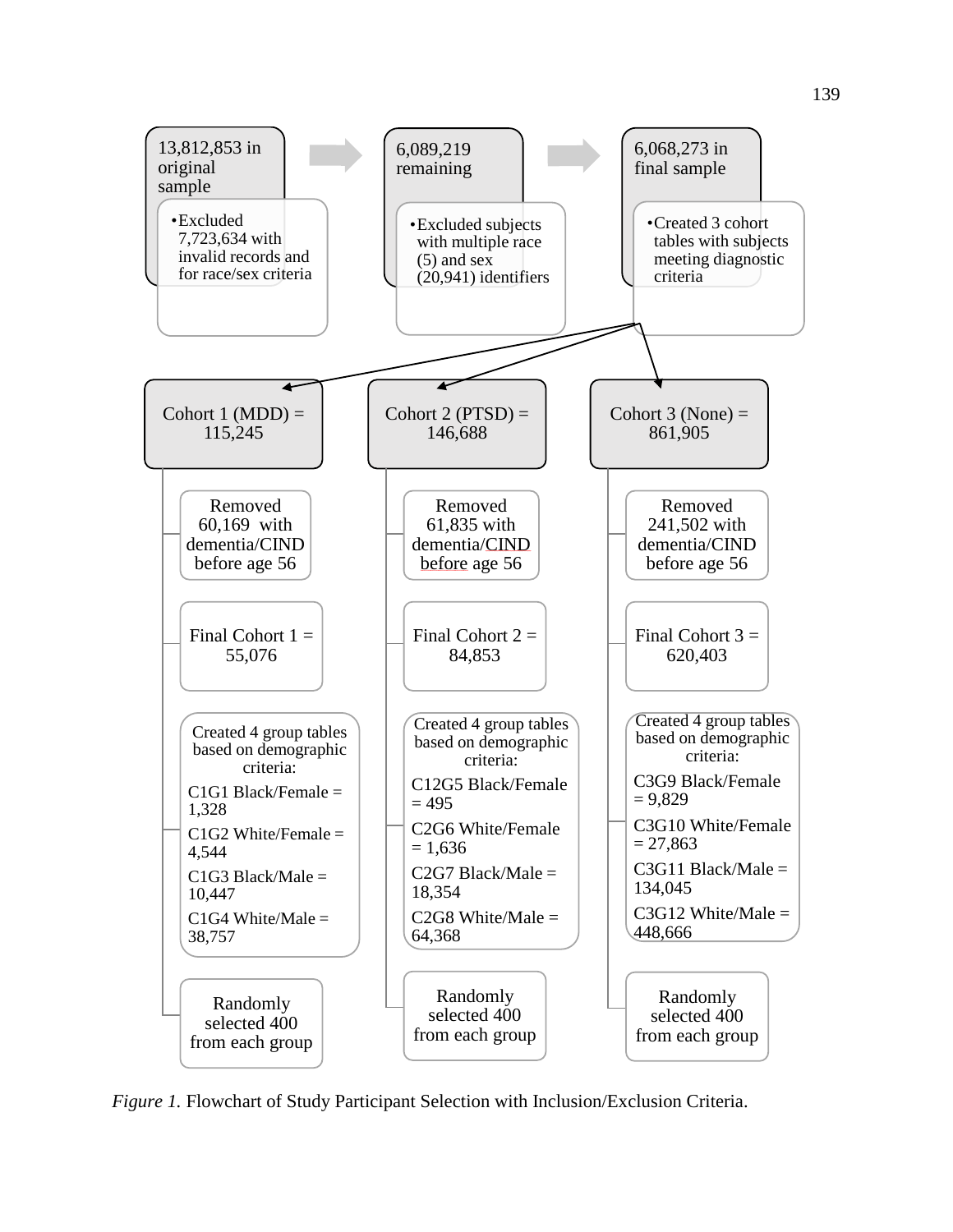13,812,853 in original sample

- Excluded 7,723,634 with invalid records and for race/sex criteria

6,089,219 remaining

- Excluded subjects with multiple race (5) and sex (20,941) identifiers

6,068,273 in final sample

- Created 3 cohort tables with subjects meeting diagnostic criteria

Cohort 1 (MDD) = 115,245

- Removed 60,169 with dementia/CIND before age 56
- Final Cohort 1 = 55,076
- Created 4 group tables based on demographic criteria:
  - C1G1 Black/Female = 1,328
  - C1G2 White/Female = 4,544
  - C1G3 Black/Male = 10,447
  - C1G4 White/Male = 38,757
- Randomly selected 400 from each group

Cohort 2 (PTSD) = 146,688

- Removed 61,835 with dementia/CIND before age 56
- Final Cohort 2 = 84,853
- Created 4 group tables based on demographic criteria:
  - C12G5 Black/Female = 495
  - C2G6 White/Female = 1,636
  - C2G7 Black/Male = 18,354
  - C2G8 White/Male = 64,368
- Randomly selected 400 from each group

Cohort 3 (None) = 861,905

- Removed 241,502 with dementia/CIND before age 56
- Final Cohort 3 = 620,403
- Created 4 group tables based on demographic criteria:
  - C3G9 Black/Female = 9,829
  - C3G10 White/Female = 27,863
  - C3G11 Black/Male = 134,045
  - C3G12 White/Male = 448,666
- Randomly selected 400 from each group

*Figure 1.* Flowchart of Study Participant Selection with Inclusion/Exclusion Criteria.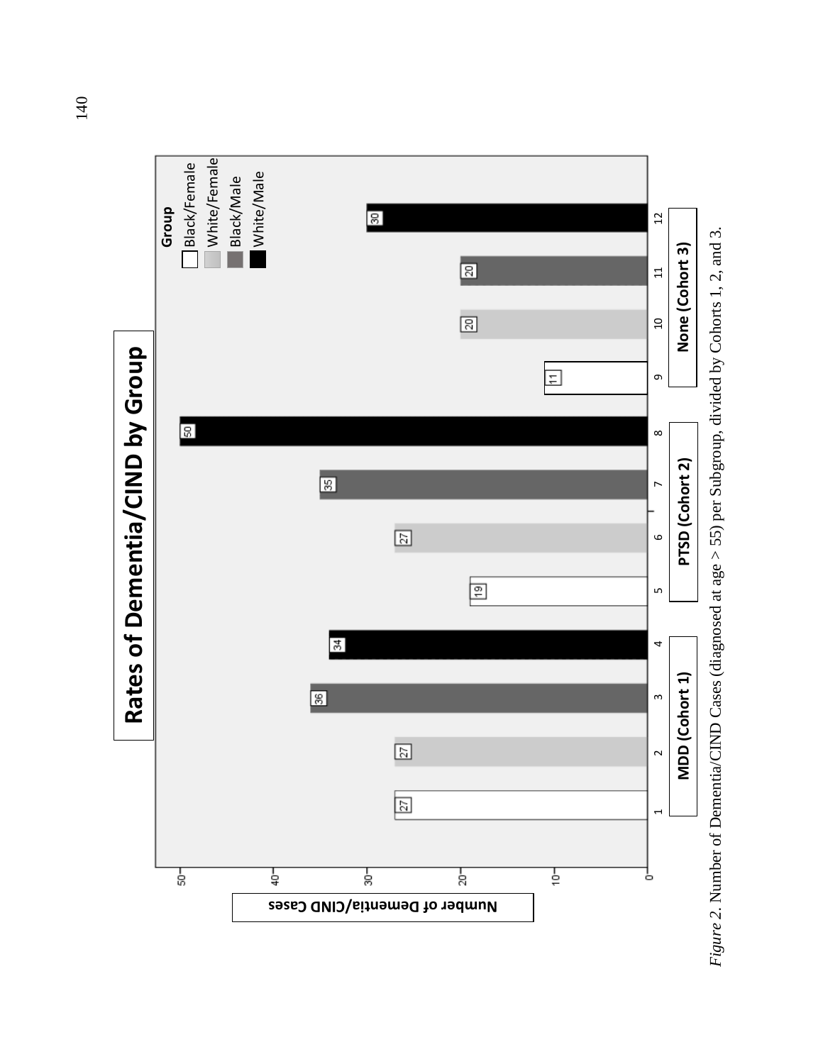*Figure 2*. Number of Dementia/CIND Cases (diagnosed at age > 55) per Subgroup, divided by Cohorts 1, 2, and 3.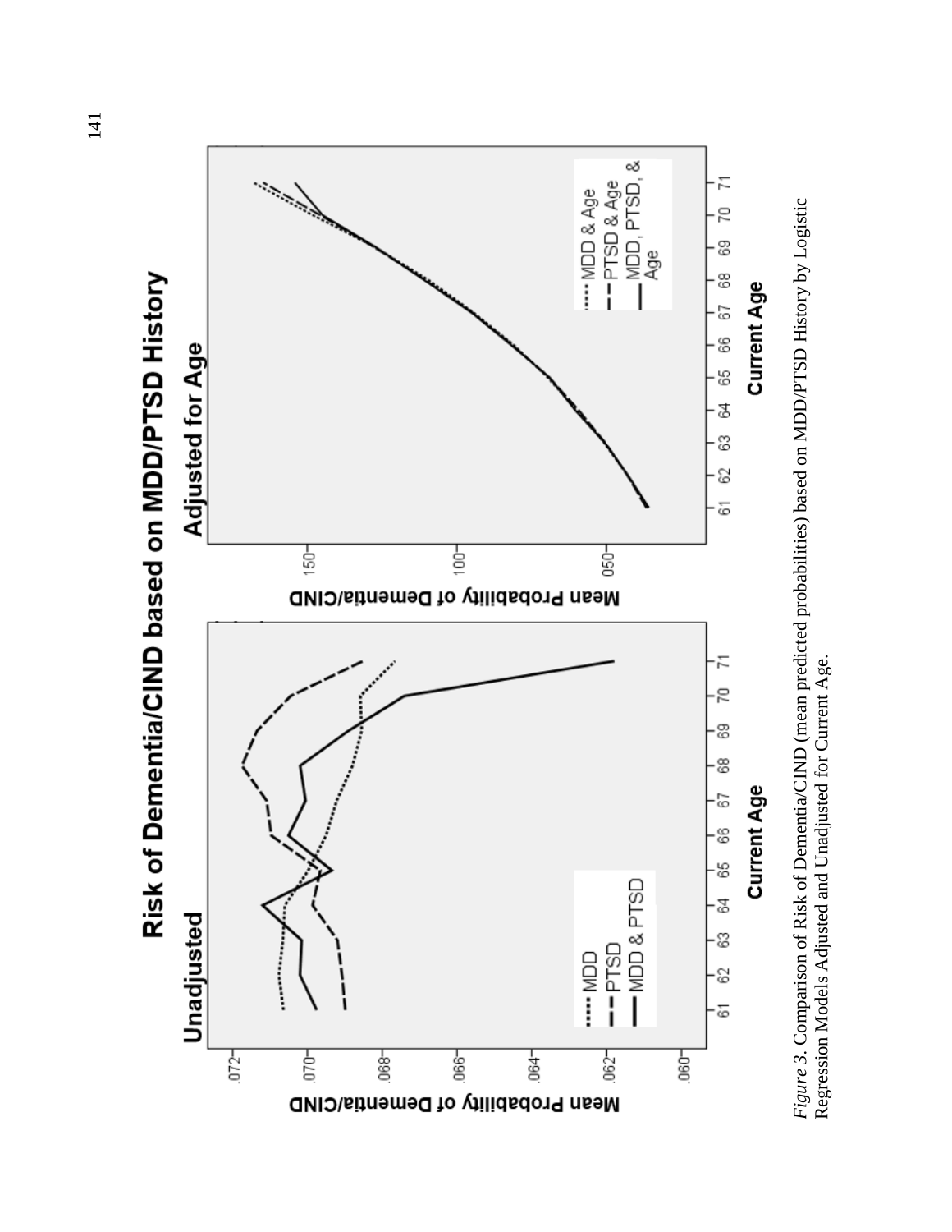# Risk of Dementia/CIND based on MDD/PTSD History

*Figure 3.* Comparison of Risk of Dementia/CIND (mean predicted probabilities) based on MDD/PTSD History by Logistic Regression Models Adjusted and Unadjusted for Current Age.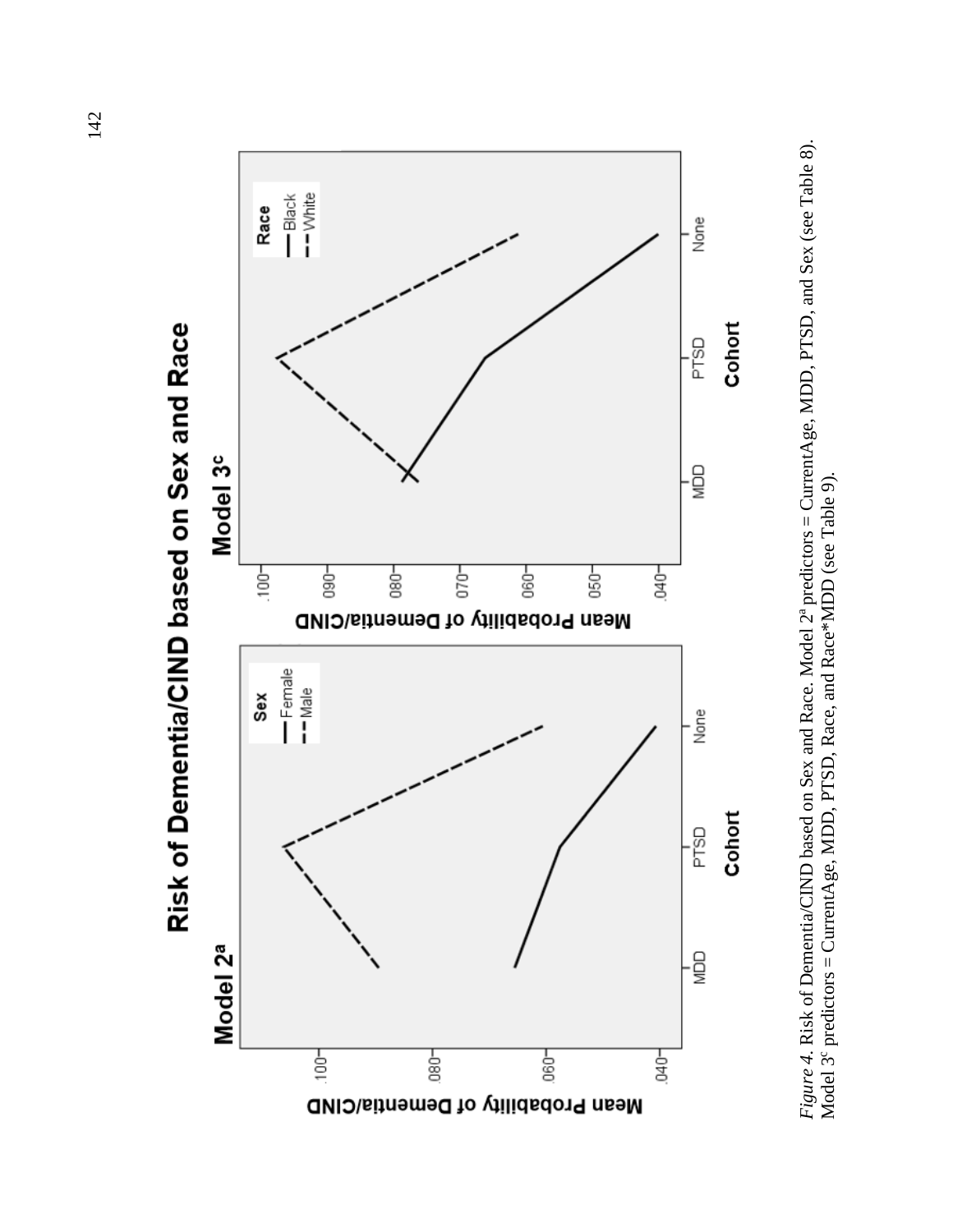**Risk of Dementia/CIND based on Sex and Race**

**Model 2[a]**

**Model 3[c]**

*Figure 4.* Risk of Dementia/CIND based on Sex and Race. Model 2[a] predictors = CurrentAge, MDD, PTSD, and Sex (see Table 8). Model 3[c] predictors = CurrentAge, MDD, PTSD, Race, and Race*MDD (see Table 9).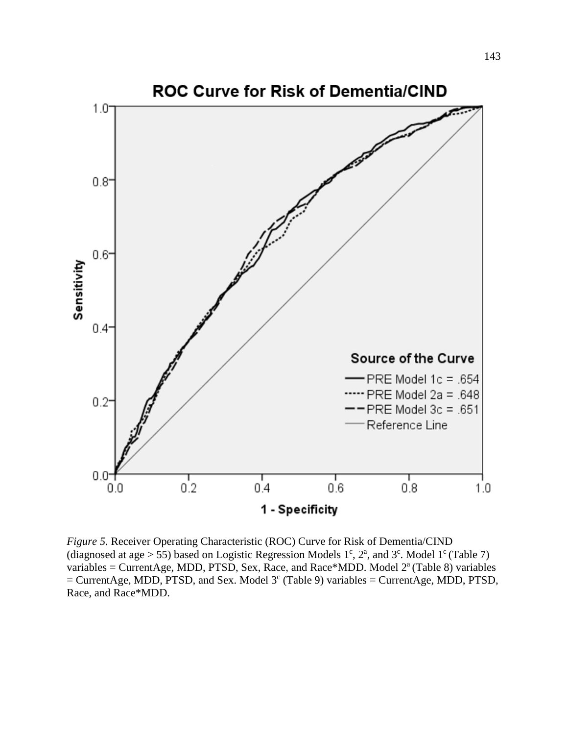*Figure 5.* Receiver Operating Characteristic (ROC) Curve for Risk of Dementia/CIND (diagnosed at age > 55) based on Logistic Regression Models 1[c], 2[a], and 3[c]. Model 1[c] (Table 7) variables = CurrentAge, MDD, PTSD, Sex, Race, and Race*MDD. Model 2[a] (Table 8) variables = CurrentAge, MDD, PTSD, and Sex. Model 3[c] (Table 9) variables = CurrentAge, MDD, PTSD, Race, and Race*MDD.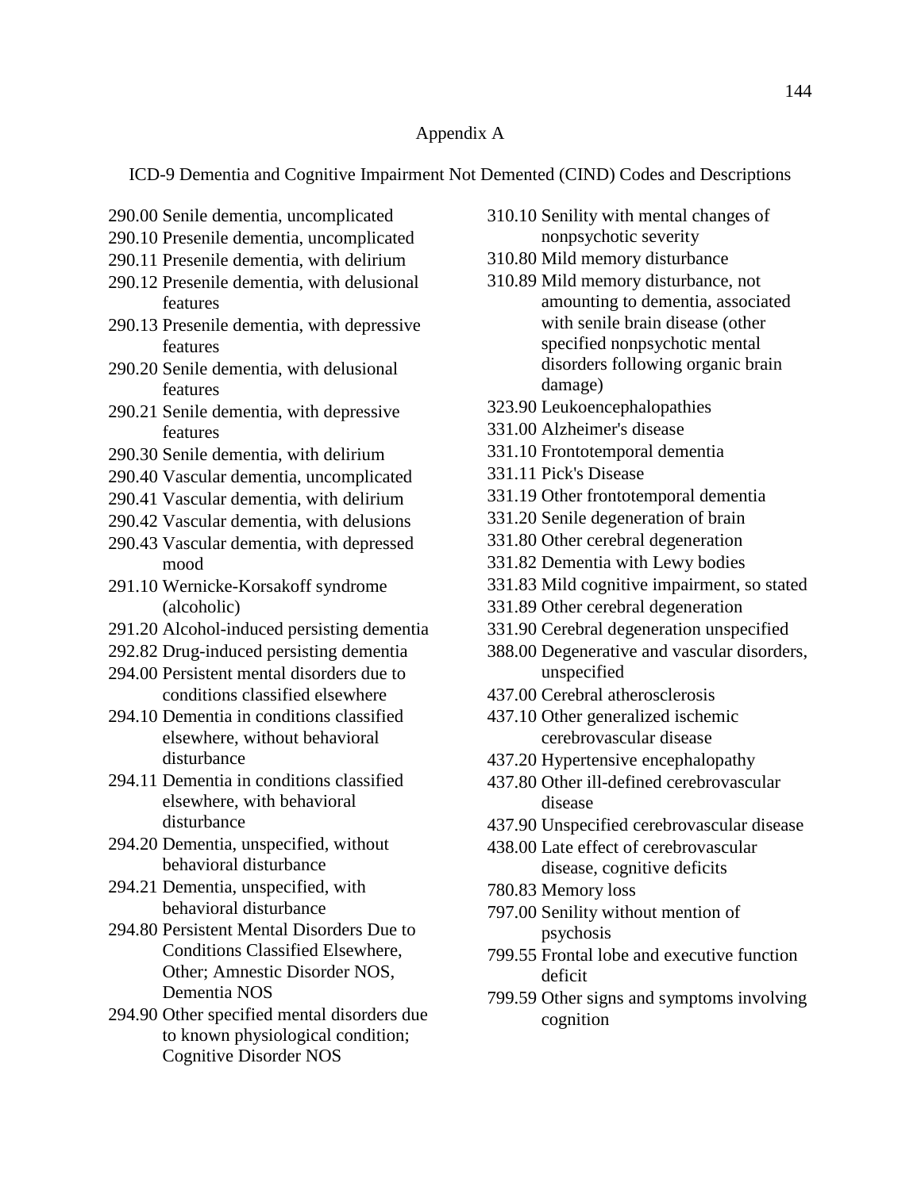# Appendix A

## ICD-9 Dementia and Cognitive Impairment Not Demented (CIND) Codes and Descriptions

290.00 Senile dementia, uncomplicated
290.10 Presenile dementia, uncomplicated
290.11 Presenile dementia, with delirium
290.12 Presenile dementia, with delusional features
290.13 Presenile dementia, with depressive features
290.20 Senile dementia, with delusional features
290.21 Senile dementia, with depressive features
290.30 Senile dementia, with delirium
290.40 Vascular dementia, uncomplicated
290.41 Vascular dementia, with delirium
290.42 Vascular dementia, with delusions
290.43 Vascular dementia, with depressed mood
291.10 Wernicke-Korsakoff syndrome (alcoholic)
291.20 Alcohol-induced persisting dementia
292.82 Drug-induced persisting dementia
294.00 Persistent mental disorders due to conditions classified elsewhere
294.10 Dementia in conditions classified elsewhere, without behavioral disturbance
294.11 Dementia in conditions classified elsewhere, with behavioral disturbance
294.20 Dementia, unspecified, without behavioral disturbance
294.21 Dementia, unspecified, with behavioral disturbance
294.80 Persistent Mental Disorders Due to Conditions Classified Elsewhere, Other; Amnestic Disorder NOS, Dementia NOS
294.90 Other specified mental disorders due to known physiological condition; Cognitive Disorder NOS
310.10 Senility with mental changes of nonpsychotic severity
310.80 Mild memory disturbance
310.89 Mild memory disturbance, not amounting to dementia, associated with senile brain disease (other specified nonpsychotic mental disorders following organic brain damage)
323.90 Leukoencephalopathies
331.00 Alzheimer's disease
331.10 Frontotemporal dementia
331.11 Pick's Disease
331.19 Other frontotemporal dementia
331.20 Senile degeneration of brain
331.80 Other cerebral degeneration
331.82 Dementia with Lewy bodies
331.83 Mild cognitive impairment, so stated
331.89 Other cerebral degeneration
331.90 Cerebral degeneration unspecified
388.00 Degenerative and vascular disorders, unspecified
437.00 Cerebral atherosclerosis
437.10 Other generalized ischemic cerebrovascular disease
437.20 Hypertensive encephalopathy
437.80 Other ill-defined cerebrovascular disease
437.90 Unspecified cerebrovascular disease
438.00 Late effect of cerebrovascular disease, cognitive deficits
780.83 Memory loss
797.00 Senility without mention of psychosis
799.55 Frontal lobe and executive function deficit
799.59 Other signs and symptoms involving cognition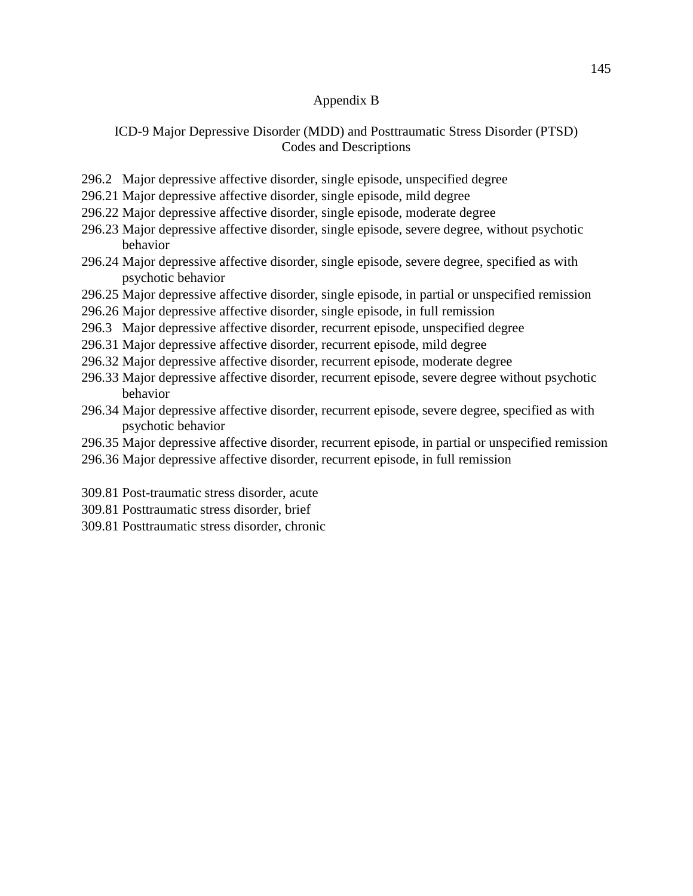# Appendix B

## ICD-9 Major Depressive Disorder (MDD) and Posttraumatic Stress Disorder (PTSD) Codes and Descriptions

296.2 Major depressive affective disorder, single episode, unspecified degree  
296.21 Major depressive affective disorder, single episode, mild degree  
296.22 Major depressive affective disorder, single episode, moderate degree  
296.23 Major depressive affective disorder, single episode, severe degree, without psychotic behavior  
296.24 Major depressive affective disorder, single episode, severe degree, specified as with psychotic behavior  
296.25 Major depressive affective disorder, single episode, in partial or unspecified remission  
296.26 Major depressive affective disorder, single episode, in full remission  
296.3 Major depressive affective disorder, recurrent episode, unspecified degree  
296.31 Major depressive affective disorder, recurrent episode, mild degree  
296.32 Major depressive affective disorder, recurrent episode, moderate degree  
296.33 Major depressive affective disorder, recurrent episode, severe degree without psychotic behavior  
296.34 Major depressive affective disorder, recurrent episode, severe degree, specified as with psychotic behavior  
296.35 Major depressive affective disorder, recurrent episode, in partial or unspecified remission  
296.36 Major depressive affective disorder, recurrent episode, in full remission

309.81 Post-traumatic stress disorder, acute  
309.81 Posttraumatic stress disorder, brief  
309.81 Posttraumatic stress disorder, chronic